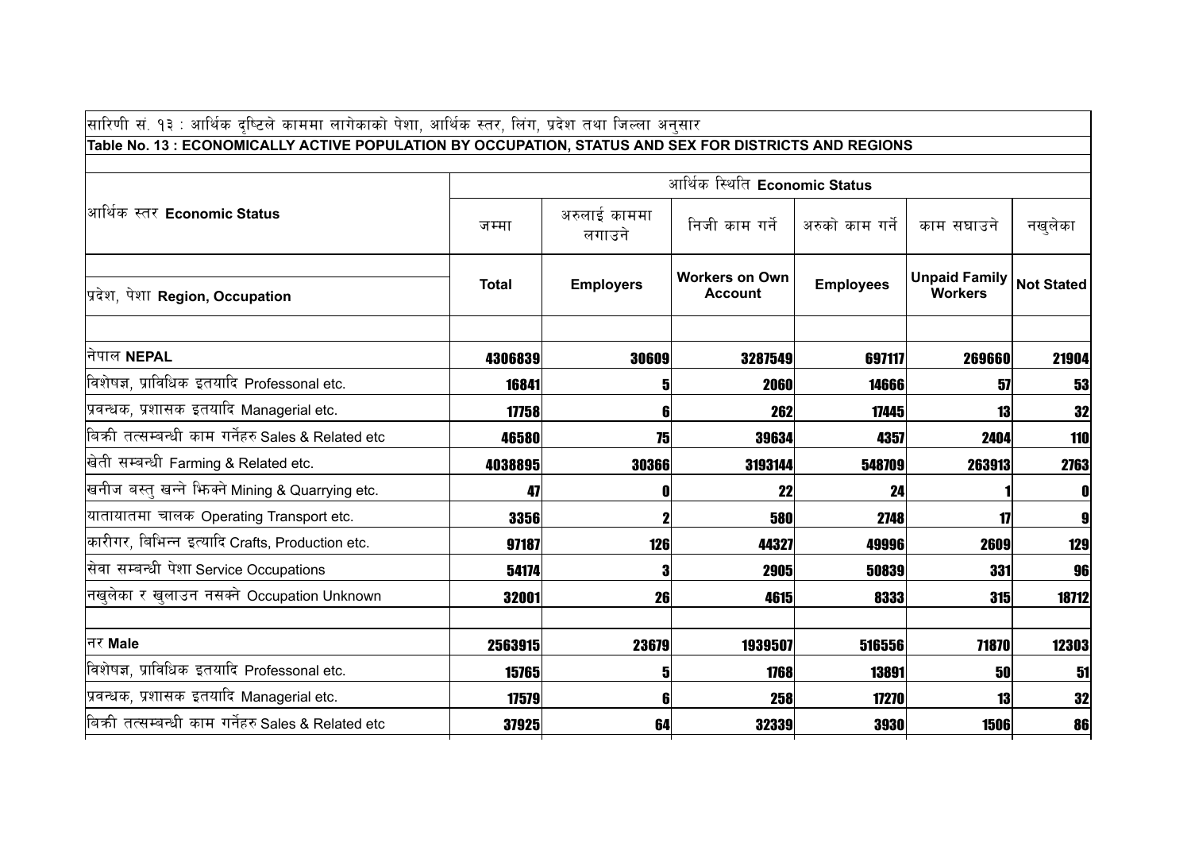सारिणी सं. १३ : आर्थिक दृष्टिले काममा लागेकाको पेशा, आर्थिक स्तर, लिंग, प्रदेश तथा जिल्ला अनुसार

**Table No. 13 : ECONOMICALLY ACTIVE POPULATION BY OCCUPATION, STATUS AND SEX FOR DISTRICTS AND REGIONS**

| आर्थिक स्तर **Economic Status** | आर्थिक स्थिति **Economic Status** | | | | | |
|---|---|---|---|---|---|---|
| | जम्मा | अरुलाई काममा लगाउने | निजी काम गर्ने | अरुको काम गर्ने | काम सघाउने | नखुलेका |
| प्रदेश, पेशा **Region, Occupation** | **Total** | **Employers** | **Workers on Own Account** | **Employees** | **Unpaid Family Workers** | **Not Stated** |
| नेपाल **NEPAL** | **4306839** | **30609** | **3287549** | **697117** | **269660** | **21904** |
| विशेषज्ञ, प्राविधिक इतयादि Professonal etc. | **16841** | **5** | **2060** | **14666** | **57** | **53** |
| प्रवन्धक, प्रशासक इतयादि Managerial etc. | **17758** | **6** | **262** | **17445** | **13** | **32** |
| बिक्री तत्सम्बन्धी काम गर्नेहरु Sales & Related etc | **46580** | **75** | **39634** | **4357** | **2404** | **110** |
| खेती सम्बन्धी Farming & Related etc. | **4038895** | **30366** | **3193144** | **548709** | **263913** | **2763** |
| खनीज बस्तु खन्ने झिक्ने Mining & Quarrying etc. | **47** | **0** | **22** | **24** | **1** | **0** |
| यातायातमा चालक Operating Transport etc. | **3356** | **2** | **580** | **2748** | **17** | **9** |
| कारीगर, बिभिन्न इत्यादि Crafts, Production etc. | **97187** | **126** | **44327** | **49996** | **2609** | **129** |
| सेवा सम्बन्धी पेशा Service Occupations | **54174** | **3** | **2905** | **50839** | **331** | **96** |
| नखुलेका र खुलाउन नसक्ने Occupation Unknown | **32001** | **26** | **4615** | **8333** | **315** | **18712** |
| नर **Male** | **2563915** | **23679** | **1939507** | **516556** | **71870** | **12303** |
| विशेषज्ञ, प्राविधिक इतयादि Professonal etc. | **15765** | **5** | **1768** | **13891** | **50** | **51** |
| प्रवन्धक, प्रशासक इतयादि Managerial etc. | **17579** | **6** | **258** | **17270** | **13** | **32** |
| बिक्री तत्सम्बन्धी काम गर्नेहरु Sales & Related etc | **37925** | **64** | **32339** | **3930** | **1506** | **86** |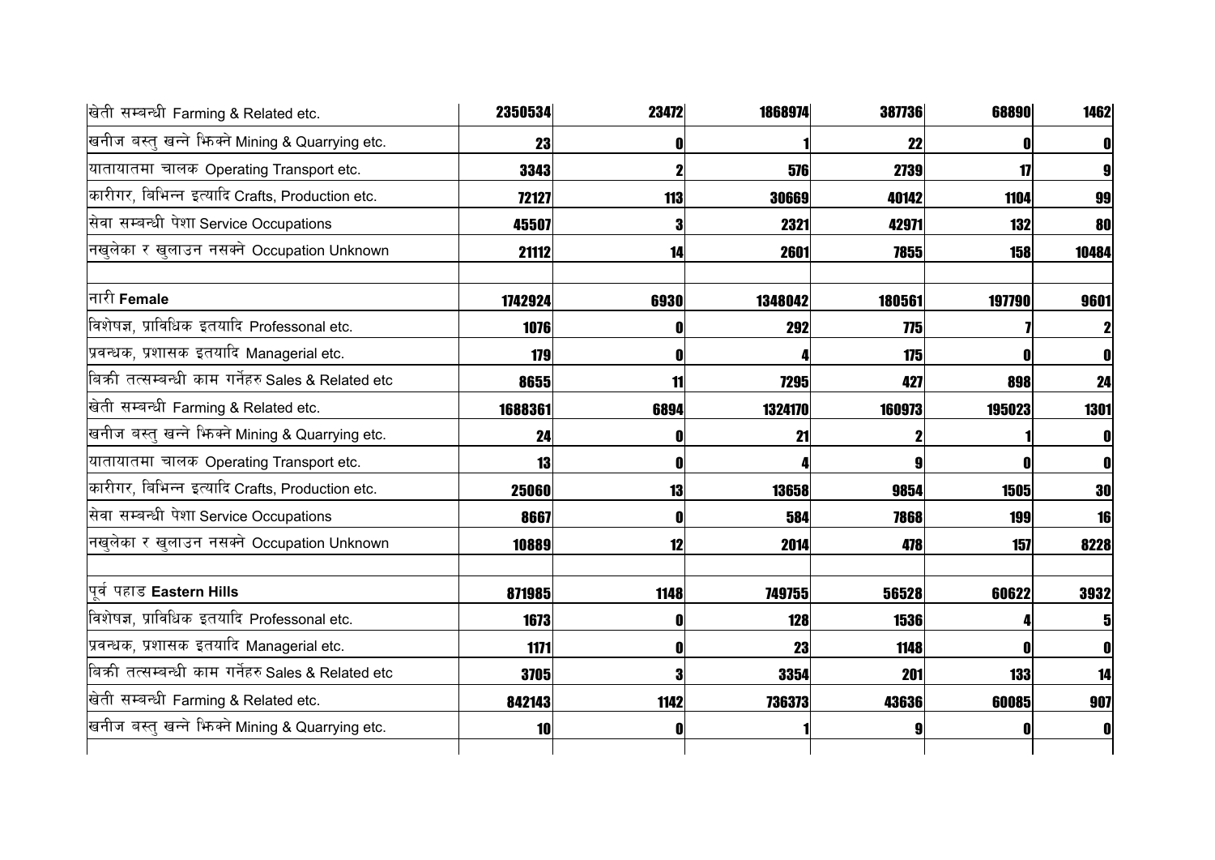| | | | | | | |
|---|---|---|---|---|---|---|
| खेती सम्बन्धी Farming & Related etc. | **2350534** | **23472** | **1868974** | **387736** | **68890** | **1462** |
| खनीज बस्तु खन्ने भिक्ने Mining & Quarrying etc. | **23** | **0** | **1** | **22** | **0** | **0** |
| यातायातमा चालक Operating Transport etc. | **3343** | **2** | **576** | **2739** | **17** | **9** |
| कारीगर, बिभिन्न इत्यादि Crafts, Production etc. | **72127** | **113** | **30669** | **40142** | **1104** | **99** |
| सेवा सम्बन्धी पेशा Service Occupations | **45507** | **3** | **2321** | **42971** | **132** | **80** |
| नखुलेका र खुलाउन नसक्ने Occupation Unknown | **21112** | **14** | **2601** | **7855** | **158** | **10484** |
| | | | | | | |
| नारी **Female** | **1742924** | **6930** | **1348042** | **180561** | **197790** | **9601** |
| विशेषज्ञ, प्राविधिक इतयादि Professonal etc. | **1076** | **0** | **292** | **775** | **7** | **2** |
| प्रवन्धक, प्रशासक इतयादि Managerial etc. | **179** | **0** | **4** | **175** | **0** | **0** |
| बिक्री तत्सम्बन्धी काम गर्नेहरु Sales & Related etc | **8655** | **11** | **7295** | **427** | **898** | **24** |
| खेती सम्बन्धी Farming & Related etc. | **1688361** | **6894** | **1324170** | **160973** | **195023** | **1301** |
| खनीज बस्तु खन्ने भिक्ने Mining & Quarrying etc. | **24** | **0** | **21** | **2** | **1** | **0** |
| यातायातमा चालक Operating Transport etc. | **13** | **0** | **4** | **9** | **0** | **0** |
| कारीगर, बिभिन्न इत्यादि Crafts, Production etc. | **25060** | **13** | **13658** | **9854** | **1505** | **30** |
| सेवा सम्बन्धी पेशा Service Occupations | **8667** | **0** | **584** | **7868** | **199** | **16** |
| नखुलेका र खुलाउन नसक्ने Occupation Unknown | **10889** | **12** | **2014** | **478** | **157** | **8228** |
| | | | | | | |
| पूर्व पहाड **Eastern Hills** | **871985** | **1148** | **749755** | **56528** | **60622** | **3932** |
| विशेषज्ञ, प्राविधिक इतयादि Professonal etc. | **1673** | **0** | **128** | **1536** | **4** | **5** |
| प्रवन्धक, प्रशासक इतयादि Managerial etc. | **1171** | **0** | **23** | **1148** | **0** | **0** |
| बिक्री तत्सम्बन्धी काम गर्नेहरु Sales & Related etc | **3705** | **3** | **3354** | **201** | **133** | **14** |
| खेती सम्बन्धी Farming & Related etc. | **842143** | **1142** | **736373** | **43636** | **60085** | **907** |
| खनीज बस्तु खन्ने भिक्ने Mining & Quarrying etc. | **10** | **0** | **1** | **9** | **0** | **0** |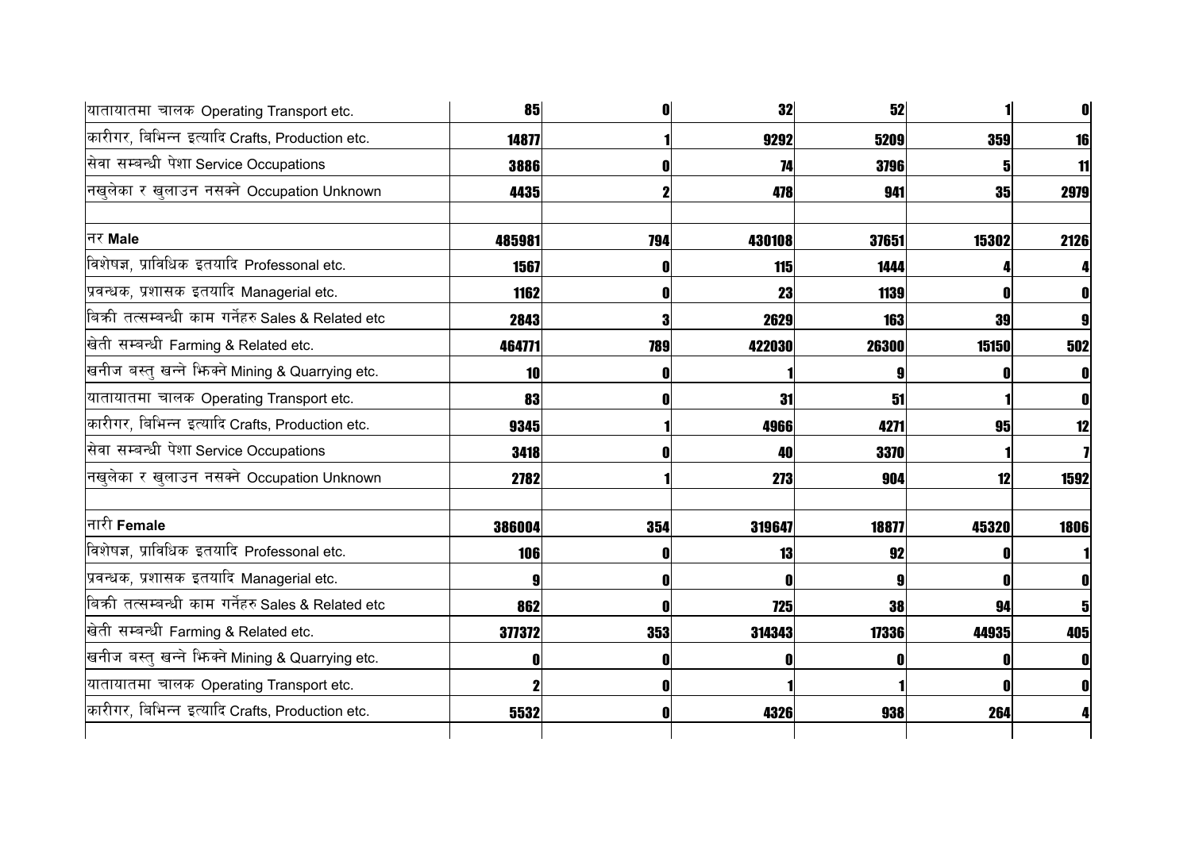| | | | | | | |
|---|---|---|---|---|---|---|
| यातायातमा चालक Operating Transport etc. | **85** | **0** | **32** | **52** | **1** | **0** |
| कारीगर, बिभिन्न इत्यादि Crafts, Production etc. | **14877** | **1** | **9292** | **5209** | **359** | **16** |
| सेवा सम्बन्धी पेशा Service Occupations | **3886** | **0** | **74** | **3796** | **5** | **11** |
| नखुलेका र खुलाउन नसक्ने Occupation Unknown | **4435** | **2** | **478** | **941** | **35** | **2979** |
| | | | | | | |
| नर **Male** | **485981** | **794** | **430108** | **37651** | **15302** | **2126** |
| विशेषज्ञ, प्राविधिक इतयादि Professonal etc. | **1567** | **0** | **115** | **1444** | **4** | **4** |
| प्रवन्धक, प्रशासक इतयादि Managerial etc. | **1162** | **0** | **23** | **1139** | **0** | **0** |
| बिक्री तत्सम्बन्धी काम गर्नेहरु Sales & Related etc | **2843** | **3** | **2629** | **163** | **39** | **9** |
| खेती सम्बन्धी Farming & Related etc. | **464771** | **789** | **422030** | **26300** | **15150** | **502** |
| खनीज बस्तु खन्ने झिक्ने Mining & Quarrying etc. | **10** | **0** | **1** | **9** | **0** | **0** |
| यातायातमा चालक Operating Transport etc. | **83** | **0** | **31** | **51** | **1** | **0** |
| कारीगर, बिभिन्न इत्यादि Crafts, Production etc. | **9345** | **1** | **4966** | **4271** | **95** | **12** |
| सेवा सम्बन्धी पेशा Service Occupations | **3418** | **0** | **40** | **3370** | **1** | **7** |
| नखुलेका र खुलाउन नसक्ने Occupation Unknown | **2782** | **1** | **273** | **904** | **12** | **1592** |
| | | | | | | |
| नारी **Female** | **386004** | **354** | **319647** | **18877** | **45320** | **1806** |
| विशेषज्ञ, प्राविधिक इतयादि Professonal etc. | **106** | **0** | **13** | **92** | **0** | **1** |
| प्रवन्धक, प्रशासक इतयादि Managerial etc. | **9** | **0** | **0** | **9** | **0** | **0** |
| बिक्री तत्सम्बन्धी काम गर्नेहरु Sales & Related etc | **862** | **0** | **725** | **38** | **94** | **5** |
| खेती सम्बन्धी Farming & Related etc. | **377372** | **353** | **314343** | **17336** | **44935** | **405** |
| खनीज बस्तु खन्ने झिक्ने Mining & Quarrying etc. | **0** | **0** | **0** | **0** | **0** | **0** |
| यातायातमा चालक Operating Transport etc. | **2** | **0** | **1** | **1** | **0** | **0** |
| कारीगर, बिभिन्न इत्यादि Crafts, Production etc. | **5532** | **0** | **4326** | **938** | **264** | **4** |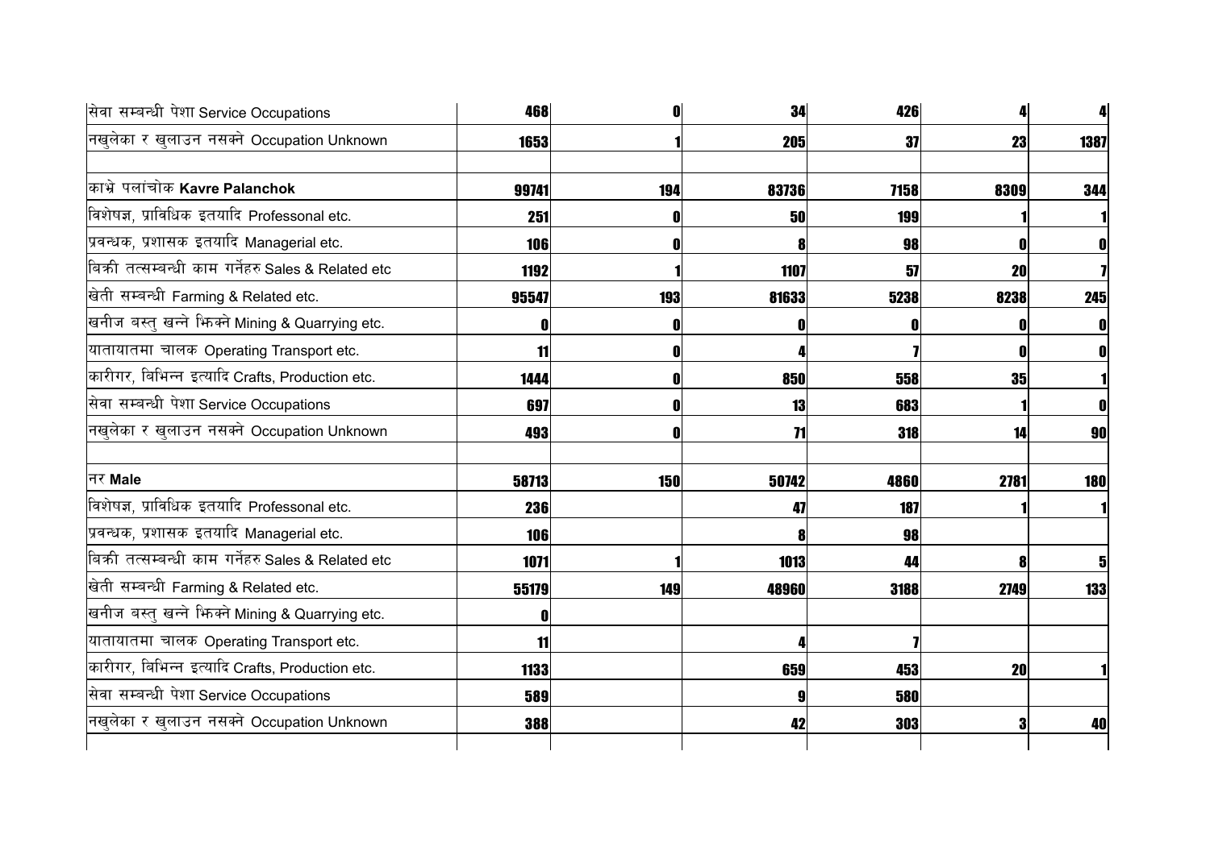| | | | | | | |
|---|---|---|---|---|---|---|
| सेवा सम्बन्धी पेशा Service Occupations | 468 | 0 | 34 | 426 | 4 | 4 |
| नखुलेका र खुलाउन नसक्ने Occupation Unknown | 1653 | 1 | 205 | 37 | 23 | 1387 |
| | | | | | | |
| काभ्रे पलांचोक **Kavre Palanchok** | 99741 | 194 | 83736 | 7158 | 8309 | 344 |
| विशेषज्ञ, प्राविधिक इतयादि Professonal etc. | 251 | 0 | 50 | 199 | 1 | 1 |
| प्रवन्धक, प्रशासक इतयादि Managerial etc. | 106 | 0 | 8 | 98 | 0 | 0 |
| बिक्री तत्सम्बन्धी काम गर्नेहरु Sales & Related etc | 1192 | 1 | 1107 | 57 | 20 | 7 |
| खेती सम्बन्धी Farming & Related etc. | 95547 | 193 | 81633 | 5238 | 8238 | 245 |
| खनीज बस्तु खन्ने झिक्ने Mining & Quarrying etc. | 0 | 0 | 0 | 0 | 0 | 0 |
| यातायातमा चालक Operating Transport etc. | 11 | 0 | 4 | 7 | 0 | 0 |
| कारीगर, बिभिन्न इत्यादि Crafts, Production etc. | 1444 | 0 | 850 | 558 | 35 | 1 |
| सेवा सम्बन्धी पेशा Service Occupations | 697 | 0 | 13 | 683 | 1 | 0 |
| नखुलेका र खुलाउन नसक्ने Occupation Unknown | 493 | 0 | 71 | 318 | 14 | 90 |
| | | | | | | |
| नर **Male** | 58713 | 150 | 50742 | 4860 | 2781 | 180 |
| विशेषज्ञ, प्राविधिक इतयादि Professonal etc. | 236 | | 47 | 187 | 1 | 1 |
| प्रवन्धक, प्रशासक इतयादि Managerial etc. | 106 | | 8 | 98 | | |
| बिक्री तत्सम्बन्धी काम गर्नेहरु Sales & Related etc | 1071 | 1 | 1013 | 44 | 8 | 5 |
| खेती सम्बन्धी Farming & Related etc. | 55179 | 149 | 48960 | 3188 | 2749 | 133 |
| खनीज बस्तु खन्ने झिक्ने Mining & Quarrying etc. | 0 | | | | | |
| यातायातमा चालक Operating Transport etc. | 11 | | 4 | 7 | | |
| कारीगर, बिभिन्न इत्यादि Crafts, Production etc. | 1133 | | 659 | 453 | 20 | 1 |
| सेवा सम्बन्धी पेशा Service Occupations | 589 | | 9 | 580 | | |
| नखुलेका र खुलाउन नसक्ने Occupation Unknown | 388 | | 42 | 303 | 3 | 40 |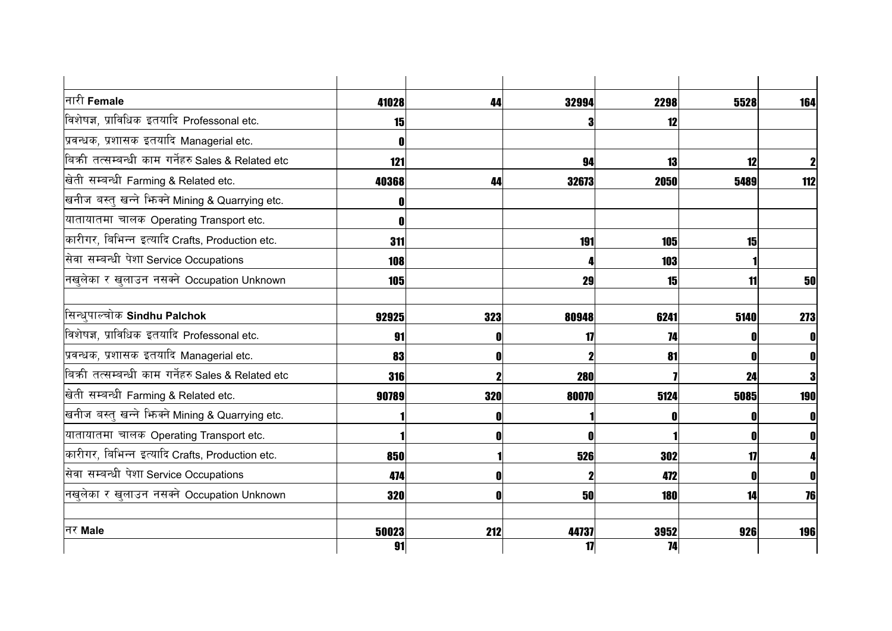| | | | | | | |
|---|---|---|---|---|---|---|
| नारी **Female** | 41028 | 44 | 32994 | 2298 | 5528 | 164 |
| विशेषज्ञ, प्राविधिक इतयादि Professonal etc. | 15 | | 3 | 12 | | |
| प्रवन्धक, प्रशासक इतयादि Managerial etc. | 0 | | | | | |
| बिक्री तत्सम्बन्धी काम गर्नेहरु Sales & Related etc | 121 | | 94 | 13 | 12 | 2 |
| खेती सम्बन्धी Farming & Related etc. | 40368 | 44 | 32673 | 2050 | 5489 | 112 |
| खनीज बस्तु खन्ने भिक्ने Mining & Quarrying etc. | 0 | | | | | |
| यातायातमा चालक Operating Transport etc. | 0 | | | | | |
| कारीगर, बिभिन्न इत्यादि Crafts, Production etc. | 311 | | 191 | 105 | 15 | |
| सेवा सम्बन्धी पेशा Service Occupations | 108 | | 4 | 103 | 1 | |
| नखुलेका र खुलाउन नसक्ने Occupation Unknown | 105 | | 29 | 15 | 11 | 50 |
| | | | | | | |
| सिन्धुपाल्चोक **Sindhu Palchok** | 92925 | 323 | 80948 | 6241 | 5140 | 273 |
| विशेषज्ञ, प्राविधिक इतयादि Professonal etc. | 91 | 0 | 17 | 74 | 0 | 0 |
| प्रवन्धक, प्रशासक इतयादि Managerial etc. | 83 | 0 | 2 | 81 | 0 | 0 |
| बिक्री तत्सम्बन्धी काम गर्नेहरु Sales & Related etc | 316 | 2 | 280 | 7 | 24 | 3 |
| खेती सम्बन्धी Farming & Related etc. | 90789 | 320 | 80070 | 5124 | 5085 | 190 |
| खनीज बस्तु खन्ने भिक्ने Mining & Quarrying etc. | 1 | 0 | 1 | 0 | 0 | 0 |
| यातायातमा चालक Operating Transport etc. | 1 | 0 | 0 | 1 | 0 | 0 |
| कारीगर, बिभिन्न इत्यादि Crafts, Production etc. | 850 | 1 | 526 | 302 | 17 | 4 |
| सेवा सम्बन्धी पेशा Service Occupations | 474 | 0 | 2 | 472 | 0 | 0 |
| नखुलेका र खुलाउन नसक्ने Occupation Unknown | 320 | 0 | 50 | 180 | 14 | 76 |
| | | | | | | |
| नर **Male** | 50023 | 212 | 44737 | 3952 | 926 | 196 |
| | 91 | | 17 | 74 | | |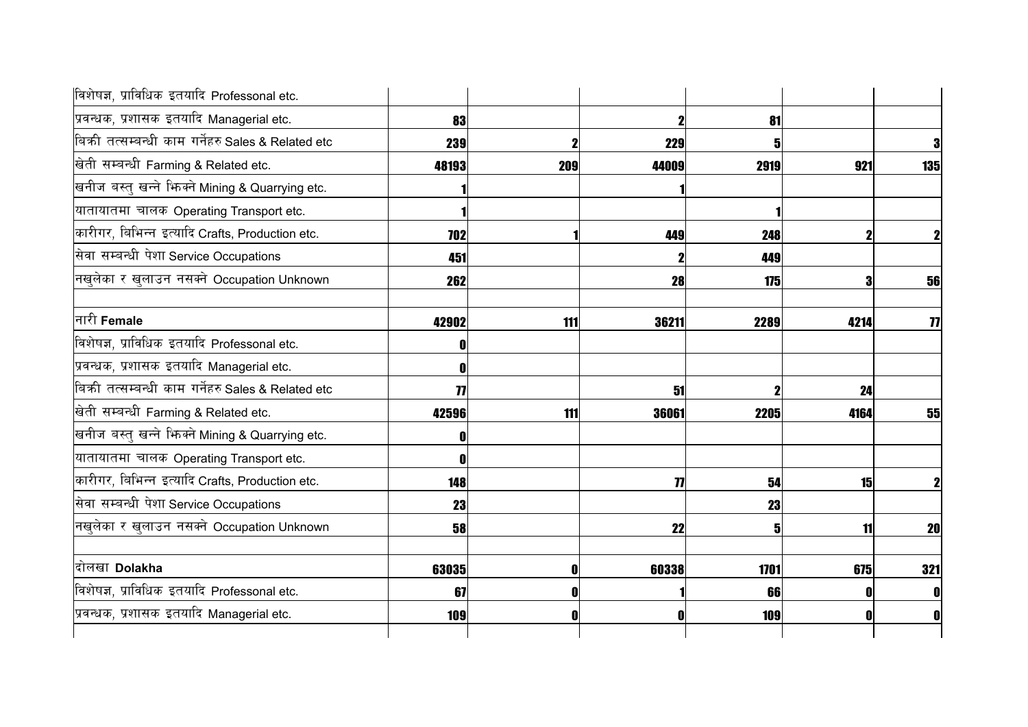| | | | | | | |
|---|---|---|---|---|---|---|
| विशेषज्ञ, प्राविधिक इतयादि Professonal etc. | | | | | | |
| प्रवन्धक, प्रशासक इतयादि Managerial etc. | **83** | | **2** | **81** | | |
| बिक्री तत्सम्बन्धी काम गर्नेहरु Sales & Related etc | **239** | **2** | **229** | **5** | | **3** |
| खेती सम्बन्धी Farming & Related etc. | **48193** | **209** | **44009** | **2919** | **921** | **135** |
| खनीज बस्तु खन्ने भिक्ने Mining & Quarrying etc. | **1** | | **1** | | | |
| यातायातमा चालक Operating Transport etc. | **1** | | | **1** | | |
| कारीगर, बिभिन्न इत्यादि Crafts, Production etc. | **702** | **1** | **449** | **248** | **2** | **2** |
| सेवा सम्बन्धी पेशा Service Occupations | **451** | | **2** | **449** | | |
| नखुलेका र खुलाउन नसक्ने Occupation Unknown | **262** | | **28** | **175** | **3** | **56** |
| | | | | | | |
| नारी **Female** | **42902** | **111** | **36211** | **2289** | **4214** | **77** |
| विशेषज्ञ, प्राविधिक इतयादि Professonal etc. | **0** | | | | | |
| प्रवन्धक, प्रशासक इतयादि Managerial etc. | **0** | | | | | |
| बिक्री तत्सम्बन्धी काम गर्नेहरु Sales & Related etc | **77** | | **51** | **2** | **24** | |
| खेती सम्बन्धी Farming & Related etc. | **42596** | **111** | **36061** | **2205** | **4164** | **55** |
| खनीज बस्तु खन्ने भिक्ने Mining & Quarrying etc. | **0** | | | | | |
| यातायातमा चालक Operating Transport etc. | **0** | | | | | |
| कारीगर, बिभिन्न इत्यादि Crafts, Production etc. | **148** | | **77** | **54** | **15** | **2** |
| सेवा सम्बन्धी पेशा Service Occupations | **23** | | | **23** | | |
| नखुलेका र खुलाउन नसक्ने Occupation Unknown | **58** | | **22** | **5** | **11** | **20** |
| | | | | | | |
| दोलखा **Dolakha** | **63035** | **0** | **60338** | **1701** | **675** | **321** |
| विशेषज्ञ, प्राविधिक इतयादि Professonal etc. | **67** | **0** | **1** | **66** | **0** | **0** |
| प्रवन्धक, प्रशासक इतयादि Managerial etc. | **109** | **0** | **0** | **109** | **0** | **0** |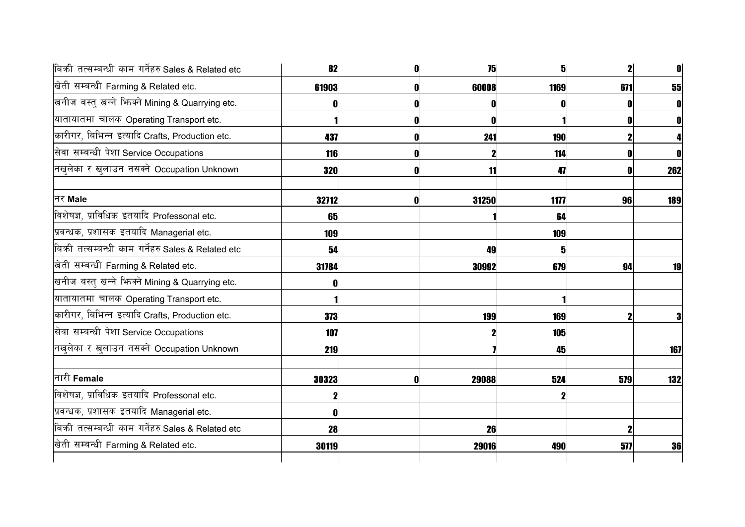| | | | | | | |
|---|---|---|---|---|---|---|
| बिक्री तत्सम्बन्धी काम गर्नेहरु Sales & Related etc | 82 | 0 | 75 | 5 | 2 | 0 |
| खेती सम्बन्धी Farming & Related etc. | 61903 | 0 | 60008 | 1169 | 671 | 55 |
| खनीज बस्तु खन्ने झिक्ने Mining & Quarrying etc. | 0 | 0 | 0 | 0 | 0 | 0 |
| यातायातमा चालक Operating Transport etc. | 1 | 0 | 0 | 1 | 0 | 0 |
| कारीगर, बिभिन्न इत्यादि Crafts, Production etc. | 437 | 0 | 241 | 190 | 2 | 4 |
| सेवा सम्बन्धी पेशा Service Occupations | 116 | 0 | 2 | 114 | 0 | 0 |
| नखुलेका र खुलाउन नसक्ने Occupation Unknown | 320 | 0 | 11 | 47 | 0 | 262 |
| | | | | | | |
| नर **Male** | 32712 | 0 | 31250 | 1177 | 96 | 189 |
| विशेषज्ञ, प्राविधिक इतयादि Professonal etc. | 65 | | 1 | 64 | | |
| प्रवन्धक, प्रशासक इतयादि Managerial etc. | 109 | | | 109 | | |
| बिक्री तत्सम्बन्धी काम गर्नेहरु Sales & Related etc | 54 | | 49 | 5 | | |
| खेती सम्बन्धी Farming & Related etc. | 31784 | | 30992 | 679 | 94 | 19 |
| खनीज बस्तु खन्ने झिक्ने Mining & Quarrying etc. | 0 | | | | | |
| यातायातमा चालक Operating Transport etc. | 1 | | | 1 | | |
| कारीगर, बिभिन्न इत्यादि Crafts, Production etc. | 373 | | 199 | 169 | 2 | 3 |
| सेवा सम्बन्धी पेशा Service Occupations | 107 | | 2 | 105 | | |
| नखुलेका र खुलाउन नसक्ने Occupation Unknown | 219 | | 7 | 45 | | 167 |
| | | | | | | |
| नारी **Female** | 30323 | 0 | 29088 | 524 | 579 | 132 |
| विशेषज्ञ, प्राविधिक इतयादि Professonal etc. | 2 | | | 2 | | |
| प्रवन्धक, प्रशासक इतयादि Managerial etc. | 0 | | | | | |
| बिक्री तत्सम्बन्धी काम गर्नेहरु Sales & Related etc | 28 | | 26 | | 2 | |
| खेती सम्बन्धी Farming & Related etc. | 30119 | | 29016 | 490 | 577 | 36 |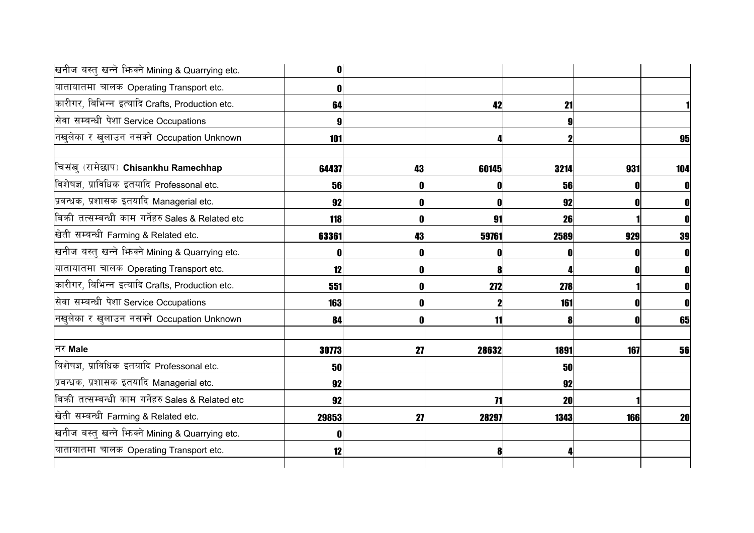| | | | | | | |
|---|---|---|---|---|---|---|
| खनीज बस्तु खन्ने भिक्ने Mining & Quarrying etc. | 0 | | | | | |
| यातायातमा चालक Operating Transport etc. | 0 | | | | | |
| कारीगर, बिभिन्न इत्यादि Crafts, Production etc. | 64 | | 42 | 21 | | 1 |
| सेवा सम्बन्धी पेशा Service Occupations | 9 | | | 9 | | |
| नखुलेका र खुलाउन नसक्ने Occupation Unknown | 101 | | 4 | 2 | | 95 |
| | | | | | | |
| चिसंखु (रामेछाप) **Chisankhu Ramechhap** | 64437 | 43 | 60145 | 3214 | 931 | 104 |
| विशेषज्ञ, प्राविधिक इतयादि Professonal etc. | 56 | 0 | 0 | 56 | 0 | 0 |
| प्रवन्धक, प्रशासक इतयादि Managerial etc. | 92 | 0 | 0 | 92 | 0 | 0 |
| बिक्री तत्सम्बन्धी काम गर्नेहरु Sales & Related etc | 118 | 0 | 91 | 26 | 1 | 0 |
| खेती सम्बन्धी Farming & Related etc. | 63361 | 43 | 59761 | 2589 | 929 | 39 |
| खनीज बस्तु खन्ने भिक्ने Mining & Quarrying etc. | 0 | 0 | 0 | 0 | 0 | 0 |
| यातायातमा चालक Operating Transport etc. | 12 | 0 | 8 | 4 | 0 | 0 |
| कारीगर, बिभिन्न इत्यादि Crafts, Production etc. | 551 | 0 | 272 | 278 | 1 | 0 |
| सेवा सम्बन्धी पेशा Service Occupations | 163 | 0 | 2 | 161 | 0 | 0 |
| नखुलेका र खुलाउन नसक्ने Occupation Unknown | 84 | 0 | 11 | 8 | 0 | 65 |
| | | | | | | |
| नर **Male** | 30773 | 27 | 28632 | 1891 | 167 | 56 |
| विशेषज्ञ, प्राविधिक इतयादि Professonal etc. | 50 | | | 50 | | |
| प्रवन्धक, प्रशासक इतयादि Managerial etc. | 92 | | | 92 | | |
| बिक्री तत्सम्बन्धी काम गर्नेहरु Sales & Related etc | 92 | | 71 | 20 | 1 | |
| खेती सम्बन्धी Farming & Related etc. | 29853 | 27 | 28297 | 1343 | 166 | 20 |
| खनीज बस्तु खन्ने भिक्ने Mining & Quarrying etc. | 0 | | | | | |
| यातायातमा चालक Operating Transport etc. | 12 | | 8 | 4 | | |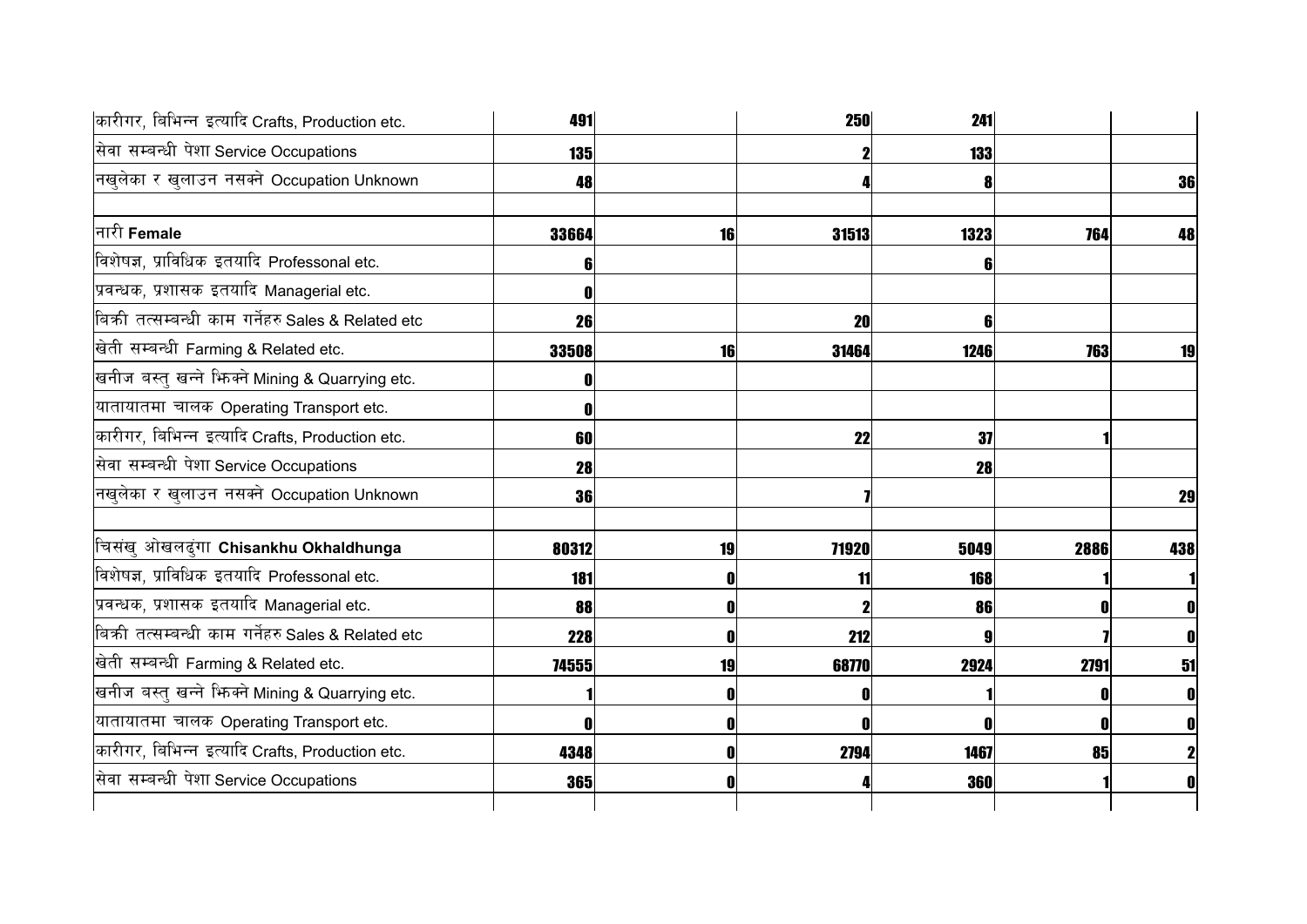| | | | | | | |
|---|---|---|---|---|---|---|
| कारीगर, बिभिन्न इत्यादि Crafts, Production etc. | 491 | | 250 | 241 | | |
| सेवा सम्बन्धी पेशा Service Occupations | 135 | | 2 | 133 | | |
| नखुलेका र खुलाउन नसक्ने Occupation Unknown | 48 | | 4 | 8 | | 36 |
| | | | | | | |
| नारी **Female** | 33664 | 16 | 31513 | 1323 | 764 | 48 |
| विशेषज्ञ, प्राविधिक इतयादि Professonal etc. | 6 | | | 6 | | |
| प्रवन्धक, प्रशासक इतयादि Managerial etc. | 0 | | | | | |
| बिक्री तत्सम्बन्धी काम गर्नेहरु Sales & Related etc | 26 | | 20 | 6 | | |
| खेती सम्बन्धी Farming & Related etc. | 33508 | 16 | 31464 | 1246 | 763 | 19 |
| खनीज बस्तु खन्ने झिक्ने Mining & Quarrying etc. | 0 | | | | | |
| यातायातमा चालक Operating Transport etc. | 0 | | | | | |
| कारीगर, बिभिन्न इत्यादि Crafts, Production etc. | 60 | | 22 | 37 | 1 | |
| सेवा सम्बन्धी पेशा Service Occupations | 28 | | | 28 | | |
| नखुलेका र खुलाउन नसक्ने Occupation Unknown | 36 | | 7 | | | 29 |
| | | | | | | |
| चिसंखु ओखलढुंगा **Chisankhu Okhaldhunga** | 80312 | 19 | 71920 | 5049 | 2886 | 438 |
| विशेषज्ञ, प्राविधिक इतयादि Professonal etc. | 181 | 0 | 11 | 168 | 1 | 1 |
| प्रवन्धक, प्रशासक इतयादि Managerial etc. | 88 | 0 | 2 | 86 | 0 | 0 |
| बिक्री तत्सम्बन्धी काम गर्नेहरु Sales & Related etc | 228 | 0 | 212 | 9 | 7 | 0 |
| खेती सम्बन्धी Farming & Related etc. | 74555 | 19 | 68770 | 2924 | 2791 | 51 |
| खनीज बस्तु खन्ने झिक्ने Mining & Quarrying etc. | 1 | 0 | 0 | 1 | 0 | 0 |
| यातायातमा चालक Operating Transport etc. | 0 | 0 | 0 | 0 | 0 | 0 |
| कारीगर, बिभिन्न इत्यादि Crafts, Production etc. | 4348 | 0 | 2794 | 1467 | 85 | 2 |
| सेवा सम्बन्धी पेशा Service Occupations | 365 | 0 | 4 | 360 | 1 | 0 |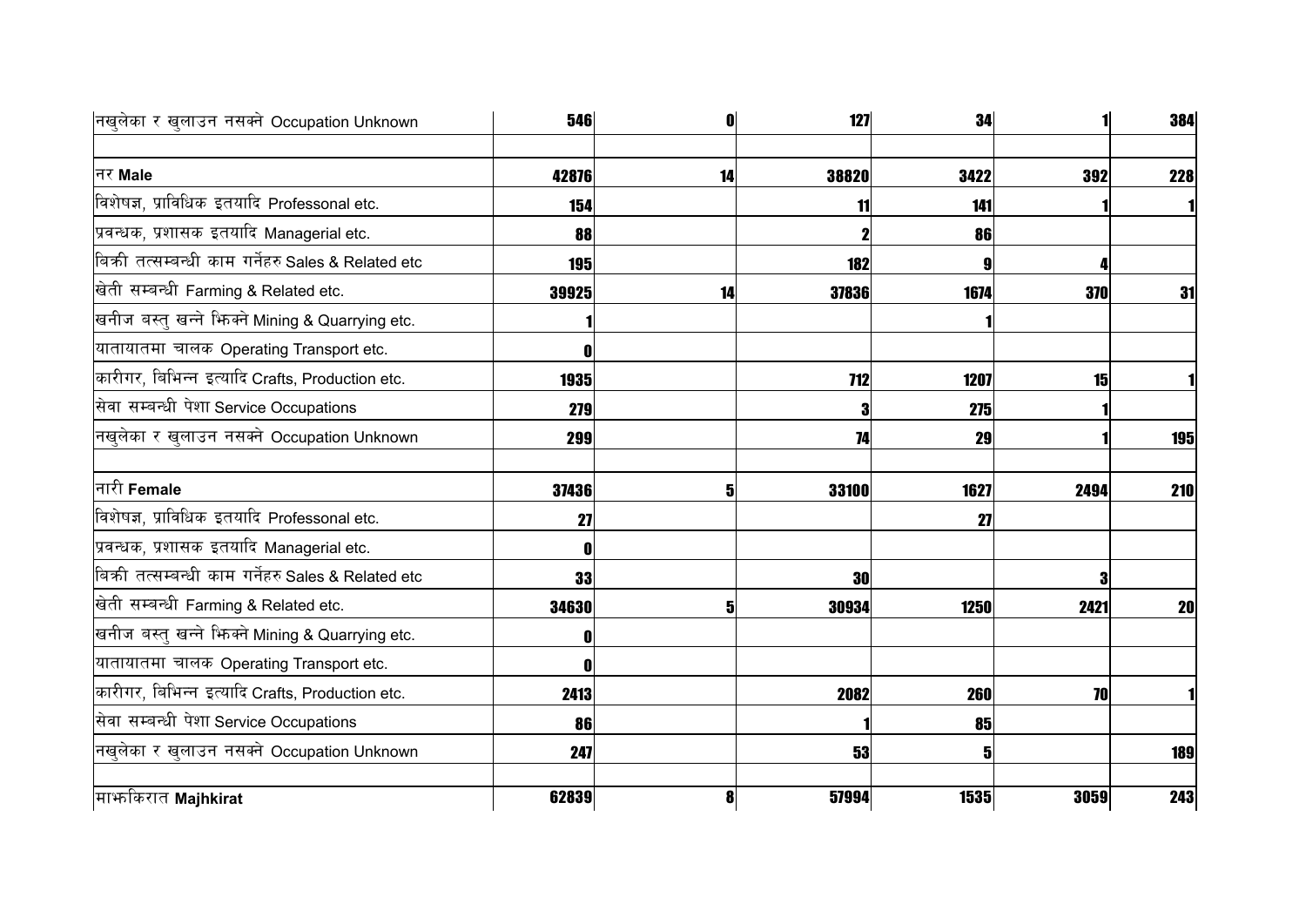| | | | | | | |
|---|---|---|---|---|---|---|
| नखुलेका र खुलाउन नसक्ने Occupation Unknown | 546 | 0 | 127 | 34 | 1 | 384 |
| | | | | | | |
| नर **Male** | 42876 | 14 | 38820 | 3422 | 392 | 228 |
| विशेषज्ञ, प्राविधिक इतयादि Professonal etc. | 154 | | 11 | 141 | 1 | 1 |
| प्रवन्धक, प्रशासक इतयादि Managerial etc. | 88 | | 2 | 86 | | |
| बिक्री तत्सम्बन्धी काम गर्नेहरु Sales & Related etc | 195 | | 182 | 9 | 4 | |
| खेती सम्बन्धी Farming & Related etc. | 39925 | 14 | 37836 | 1674 | 370 | 31 |
| खनीज बस्तु खन्ने झिक्ने Mining & Quarrying etc. | 1 | | | 1 | | |
| यातायातमा चालक Operating Transport etc. | 0 | | | | | |
| कारीगर, बिभिन्न इत्यादि Crafts, Production etc. | 1935 | | 712 | 1207 | 15 | 1 |
| सेवा सम्बन्धी पेशा Service Occupations | 279 | | 3 | 275 | 1 | |
| नखुलेका र खुलाउन नसक्ने Occupation Unknown | 299 | | 74 | 29 | 1 | 195 |
| | | | | | | |
| नारी **Female** | 37436 | 5 | 33100 | 1627 | 2494 | 210 |
| विशेषज्ञ, प्राविधिक इतयादि Professonal etc. | 27 | | | 27 | | |
| प्रवन्धक, प्रशासक इतयादि Managerial etc. | 0 | | | | | |
| बिक्री तत्सम्बन्धी काम गर्नेहरु Sales & Related etc | 33 | | 30 | | 3 | |
| खेती सम्बन्धी Farming & Related etc. | 34630 | 5 | 30934 | 1250 | 2421 | 20 |
| खनीज बस्तु खन्ने झिक्ने Mining & Quarrying etc. | 0 | | | | | |
| यातायातमा चालक Operating Transport etc. | 0 | | | | | |
| कारीगर, बिभिन्न इत्यादि Crafts, Production etc. | 2413 | | 2082 | 260 | 70 | 1 |
| सेवा सम्बन्धी पेशा Service Occupations | 86 | | 1 | 85 | | |
| नखुलेका र खुलाउन नसक्ने Occupation Unknown | 247 | | 53 | 5 | | 189 |
| | | | | | | |
| माझकिरात **Majhkirat** | 62839 | 8 | 57994 | 1535 | 3059 | 243 |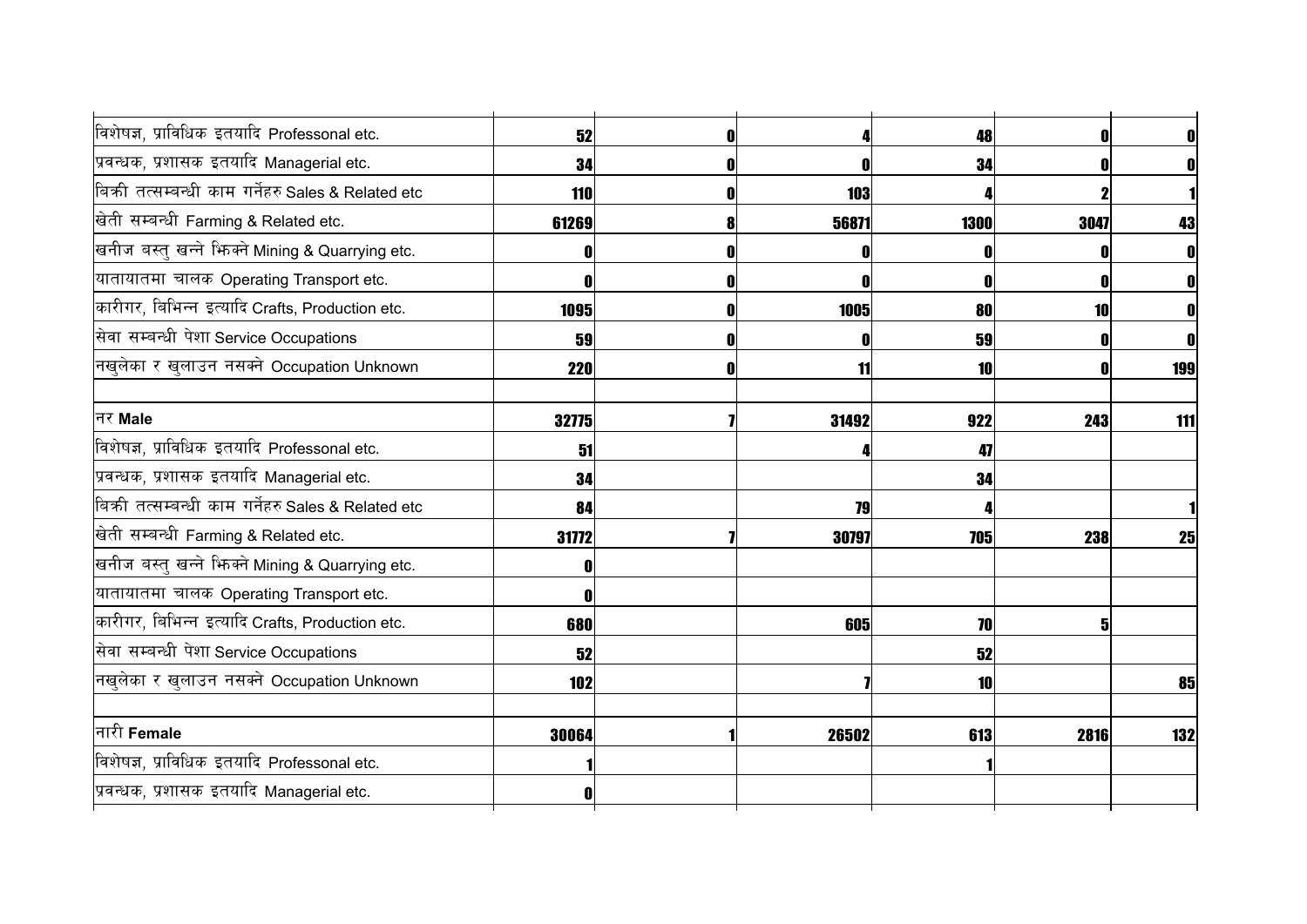| | | | | | | |
|---|---|---|---|---|---|---|
| विशेषज्ञ, प्राविधिक इतयादि Professonal etc. | 52 | 0 | 4 | 48 | 0 | 0 |
| प्रवन्धक, प्रशासक इतयादि Managerial etc. | 34 | 0 | 0 | 34 | 0 | 0 |
| बिक्री तत्सम्बन्धी काम गर्नेहरु Sales & Related etc | 110 | 0 | 103 | 4 | 2 | 1 |
| खेती सम्बन्धी Farming & Related etc. | 61269 | 8 | 56871 | 1300 | 3047 | 43 |
| खनीज बस्तु खन्ने झिक्ने Mining & Quarrying etc. | 0 | 0 | 0 | 0 | 0 | 0 |
| यातायातमा चालक Operating Transport etc. | 0 | 0 | 0 | 0 | 0 | 0 |
| कारीगर, बिभिन्न इत्यादि Crafts, Production etc. | 1095 | 0 | 1005 | 80 | 10 | 0 |
| सेवा सम्बन्धी पेशा Service Occupations | 59 | 0 | 0 | 59 | 0 | 0 |
| नखुलेका र खुलाउन नसक्ने Occupation Unknown | 220 | 0 | 11 | 10 | 0 | 199 |
| | | | | | | |
| नर **Male** | 32775 | 7 | 31492 | 922 | 243 | 111 |
| विशेषज्ञ, प्राविधिक इतयादि Professonal etc. | 51 | | 4 | 47 | | |
| प्रवन्धक, प्रशासक इतयादि Managerial etc. | 34 | | | 34 | | |
| बिक्री तत्सम्बन्धी काम गर्नेहरु Sales & Related etc | 84 | | 79 | 4 | | 1 |
| खेती सम्बन्धी Farming & Related etc. | 31772 | 7 | 30797 | 705 | 238 | 25 |
| खनीज बस्तु खन्ने झिक्ने Mining & Quarrying etc. | 0 | | | | | |
| यातायातमा चालक Operating Transport etc. | 0 | | | | | |
| कारीगर, बिभिन्न इत्यादि Crafts, Production etc. | 680 | | 605 | 70 | 5 | |
| सेवा सम्बन्धी पेशा Service Occupations | 52 | | | 52 | | |
| नखुलेका र खुलाउन नसक्ने Occupation Unknown | 102 | | 7 | 10 | | 85 |
| | | | | | | |
| नारी **Female** | 30064 | 1 | 26502 | 613 | 2816 | 132 |
| विशेषज्ञ, प्राविधिक इतयादि Professonal etc. | 1 | | | 1 | | |
| प्रवन्धक, प्रशासक इतयादि Managerial etc. | 0 | | | | | |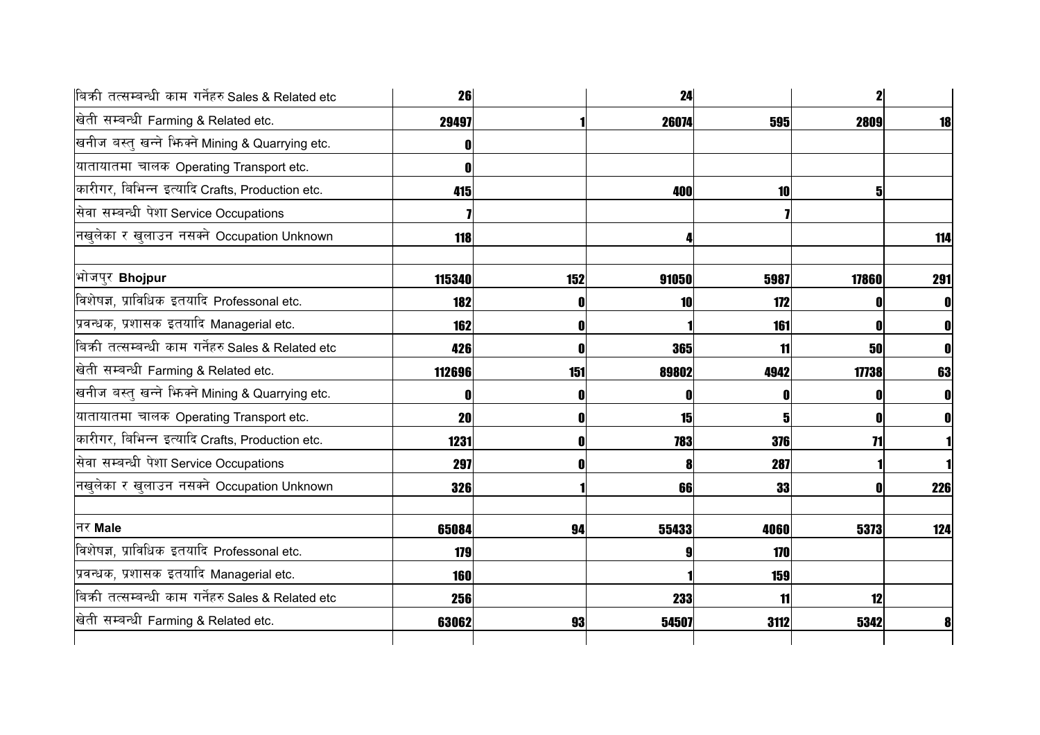| | | | | | | |
|---|---|---|---|---|---|---|
| बिक्री तत्सम्बन्धी काम गर्नेहरु Sales & Related etc | 26 | | 24 | | 2 | |
| खेती सम्बन्धी Farming & Related etc. | 29497 | 1 | 26074 | 595 | 2809 | 18 |
| खनीज बस्तु खन्ने भिक्ने Mining & Quarrying etc. | 0 | | | | | |
| यातायातमा चालक Operating Transport etc. | 0 | | | | | |
| कारीगर, बिभिन्न इत्यादि Crafts, Production etc. | 415 | | 400 | 10 | 5 | |
| सेवा सम्बन्धी पेशा Service Occupations | 7 | | | 7 | | |
| नखुलेका र खुलाउन नसक्ने Occupation Unknown | 118 | | 4 | | | 114 |
| | | | | | | |
| भोजपुर **Bhojpur** | 115340 | 152 | 91050 | 5987 | 17860 | 291 |
| विशेषज्ञ, प्राविधिक इतयादि Professonal etc. | 182 | 0 | 10 | 172 | 0 | 0 |
| प्रवन्धक, प्रशासक इतयादि Managerial etc. | 162 | 0 | 1 | 161 | 0 | 0 |
| बिक्री तत्सम्बन्धी काम गर्नेहरु Sales & Related etc | 426 | 0 | 365 | 11 | 50 | 0 |
| खेती सम्बन्धी Farming & Related etc. | 112696 | 151 | 89802 | 4942 | 17738 | 63 |
| खनीज बस्तु खन्ने भिक्ने Mining & Quarrying etc. | 0 | 0 | 0 | 0 | 0 | 0 |
| यातायातमा चालक Operating Transport etc. | 20 | 0 | 15 | 5 | 0 | 0 |
| कारीगर, बिभिन्न इत्यादि Crafts, Production etc. | 1231 | 0 | 783 | 376 | 71 | 1 |
| सेवा सम्बन्धी पेशा Service Occupations | 297 | 0 | 8 | 287 | 1 | 1 |
| नखुलेका र खुलाउन नसक्ने Occupation Unknown | 326 | 1 | 66 | 33 | 0 | 226 |
| | | | | | | |
| नर **Male** | 65084 | 94 | 55433 | 4060 | 5373 | 124 |
| विशेषज्ञ, प्राविधिक इतयादि Professonal etc. | 179 | | 9 | 170 | | |
| प्रवन्धक, प्रशासक इतयादि Managerial etc. | 160 | | 1 | 159 | | |
| बिक्री तत्सम्बन्धी काम गर्नेहरु Sales & Related etc | 256 | | 233 | 11 | 12 | |
| खेती सम्बन्धी Farming & Related etc. | 63062 | 93 | 54507 | 3112 | 5342 | 8 |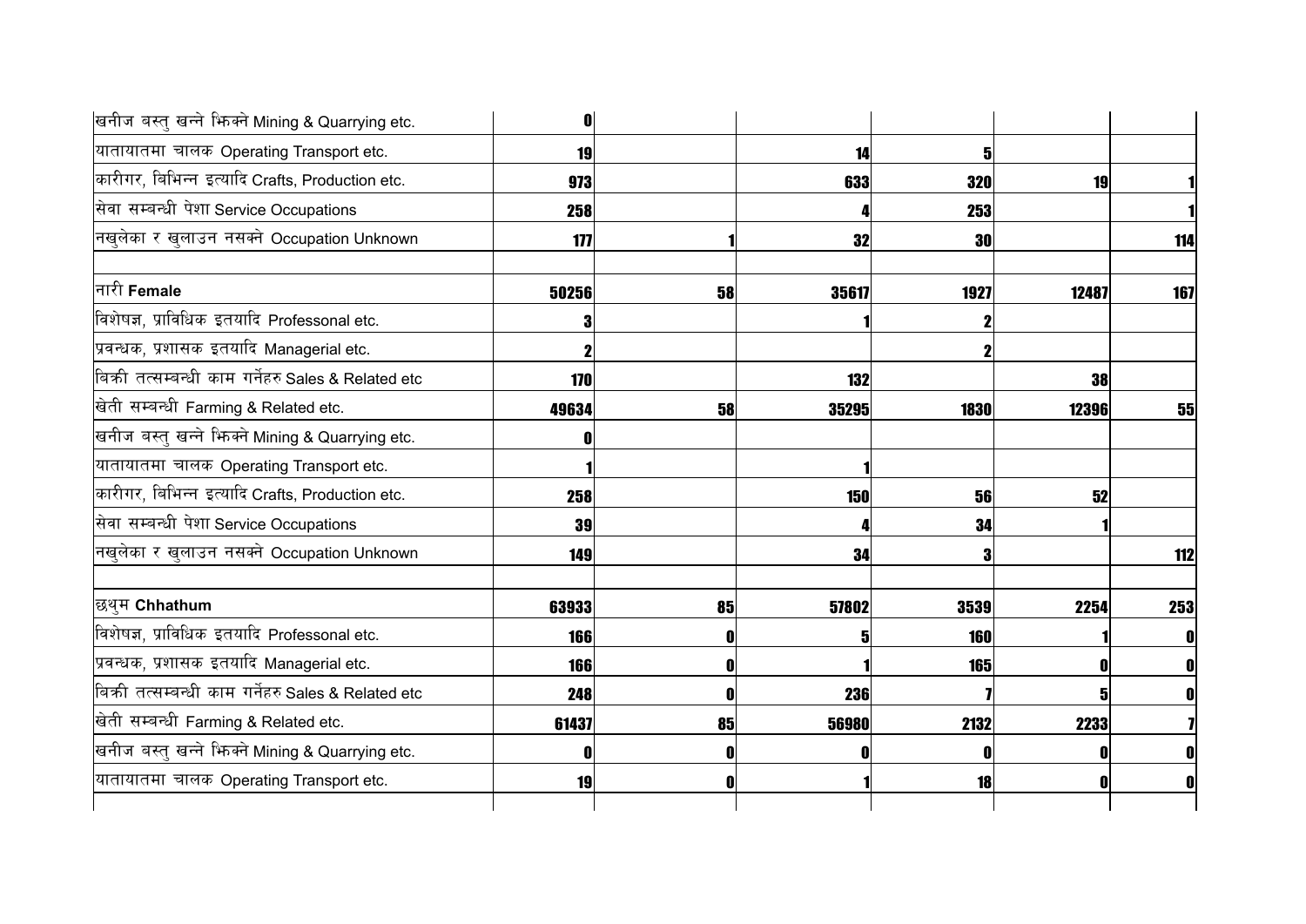| | | | | | | |
|---|---|---|---|---|---|---|
| खनीज बस्तु खन्ने भिक्ने Mining & Quarrying etc. | 0 | | | | | |
| यातायातमा चालक Operating Transport etc. | 19 | | 14 | 5 | | |
| कारीगर, बिभिन्न इत्यादि Crafts, Production etc. | 973 | | 633 | 320 | 19 | 1 |
| सेवा सम्बन्धी पेशा Service Occupations | 258 | | 4 | 253 | | 1 |
| नखुलेका र खुलाउन नसक्ने Occupation Unknown | 177 | 1 | 32 | 30 | | 114 |
| | | | | | | |
| नारी **Female** | 50256 | 58 | 35617 | 1927 | 12487 | 167 |
| विशेषज्ञ, प्राविधिक इतयादि Professonal etc. | 3 | | 1 | 2 | | |
| प्रवन्धक, प्रशासक इतयादि Managerial etc. | 2 | | | 2 | | |
| बिक्री तत्सम्बन्धी काम गर्नेहरु Sales & Related etc | 170 | | 132 | | 38 | |
| खेती सम्बन्धी Farming & Related etc. | 49634 | 58 | 35295 | 1830 | 12396 | 55 |
| खनीज बस्तु खन्ने भिक्ने Mining & Quarrying etc. | 0 | | | | | |
| यातायातमा चालक Operating Transport etc. | 1 | | 1 | | | |
| कारीगर, बिभिन्न इत्यादि Crafts, Production etc. | 258 | | 150 | 56 | 52 | |
| सेवा सम्बन्धी पेशा Service Occupations | 39 | | 4 | 34 | 1 | |
| नखुलेका र खुलाउन नसक्ने Occupation Unknown | 149 | | 34 | 3 | | 112 |
| | | | | | | |
| छथुम **Chhathum** | 63933 | 85 | 57802 | 3539 | 2254 | 253 |
| विशेषज्ञ, प्राविधिक इतयादि Professonal etc. | 166 | 0 | 5 | 160 | 1 | 0 |
| प्रवन्धक, प्रशासक इतयादि Managerial etc. | 166 | 0 | 1 | 165 | 0 | 0 |
| बिक्री तत्सम्बन्धी काम गर्नेहरु Sales & Related etc | 248 | 0 | 236 | 7 | 5 | 0 |
| खेती सम्बन्धी Farming & Related etc. | 61437 | 85 | 56980 | 2132 | 2233 | 7 |
| खनीज बस्तु खन्ने भिक्ने Mining & Quarrying etc. | 0 | 0 | 0 | 0 | 0 | 0 |
| यातायातमा चालक Operating Transport etc. | 19 | 0 | 1 | 18 | 0 | 0 |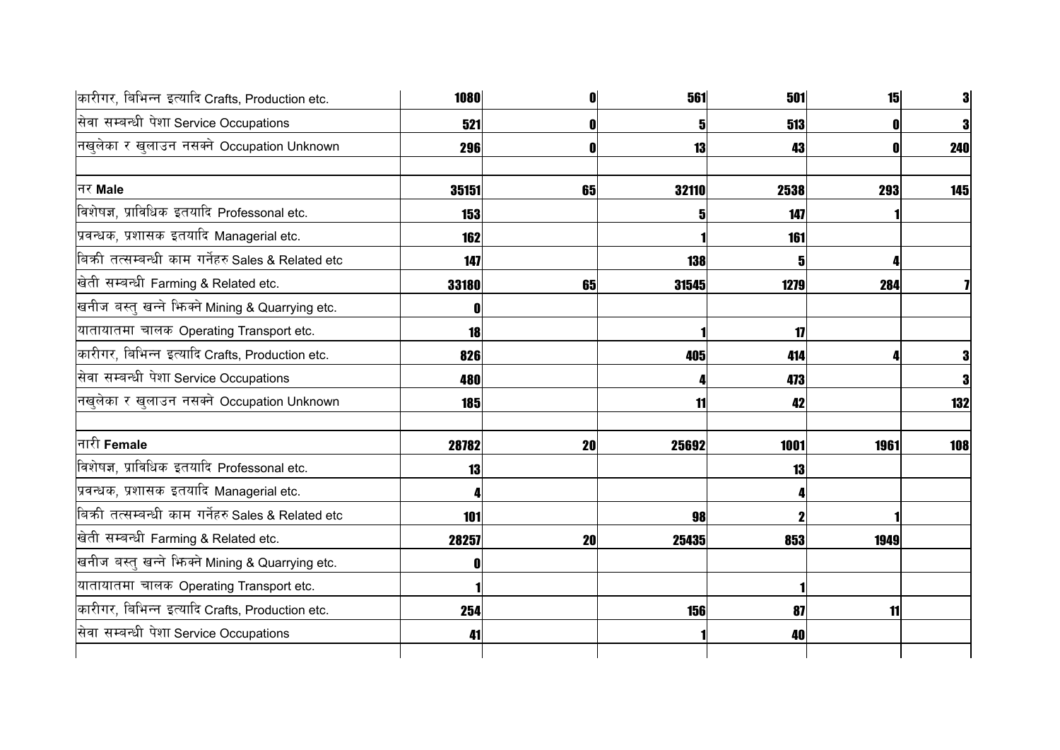| | | | | | | |
|---|---|---|---|---|---|---|
| कारीगर, बिभिन्न इत्यादि Crafts, Production etc. | **1080** | **0** | **561** | **501** | **15** | **3** |
| सेवा सम्बन्धी पेशा Service Occupations | **521** | **0** | **5** | **513** | **0** | **3** |
| नखुलेका र खुलाउन नसक्ने Occupation Unknown | **296** | **0** | **13** | **43** | **0** | **240** |
| | | | | | | |
| नर **Male** | **35151** | **65** | **32110** | **2538** | **293** | **145** |
| विशेषज्ञ, प्राविधिक इतयादि Professonal etc. | **153** | | **5** | **147** | **1** | |
| प्रवन्धक, प्रशासक इतयादि Managerial etc. | **162** | | **1** | **161** | | |
| बिक्री तत्सम्बन्धी काम गर्नेहरु Sales & Related etc | **147** | | **138** | **5** | **4** | |
| खेती सम्बन्धी Farming & Related etc. | **33180** | **65** | **31545** | **1279** | **284** | **7** |
| खनीज बस्तु खन्ने झिक्ने Mining & Quarrying etc. | **0** | | | | | |
| यातायातमा चालक Operating Transport etc. | **18** | | **1** | **17** | | |
| कारीगर, बिभिन्न इत्यादि Crafts, Production etc. | **826** | | **405** | **414** | **4** | **3** |
| सेवा सम्बन्धी पेशा Service Occupations | **480** | | **4** | **473** | | **3** |
| नखुलेका र खुलाउन नसक्ने Occupation Unknown | **185** | | **11** | **42** | | **132** |
| | | | | | | |
| नारी **Female** | **28782** | **20** | **25692** | **1001** | **1961** | **108** |
| विशेषज्ञ, प्राविधिक इतयादि Professonal etc. | **13** | | | **13** | | |
| प्रवन्धक, प्रशासक इतयादि Managerial etc. | **4** | | | **4** | | |
| बिक्री तत्सम्बन्धी काम गर्नेहरु Sales & Related etc | **101** | | **98** | **2** | **1** | |
| खेती सम्बन्धी Farming & Related etc. | **28257** | **20** | **25435** | **853** | **1949** | |
| खनीज बस्तु खन्ने झिक्ने Mining & Quarrying etc. | **0** | | | | | |
| यातायातमा चालक Operating Transport etc. | **1** | | | **1** | | |
| कारीगर, बिभिन्न इत्यादि Crafts, Production etc. | **254** | | **156** | **87** | **11** | |
| सेवा सम्बन्धी पेशा Service Occupations | **41** | | **1** | **40** | | |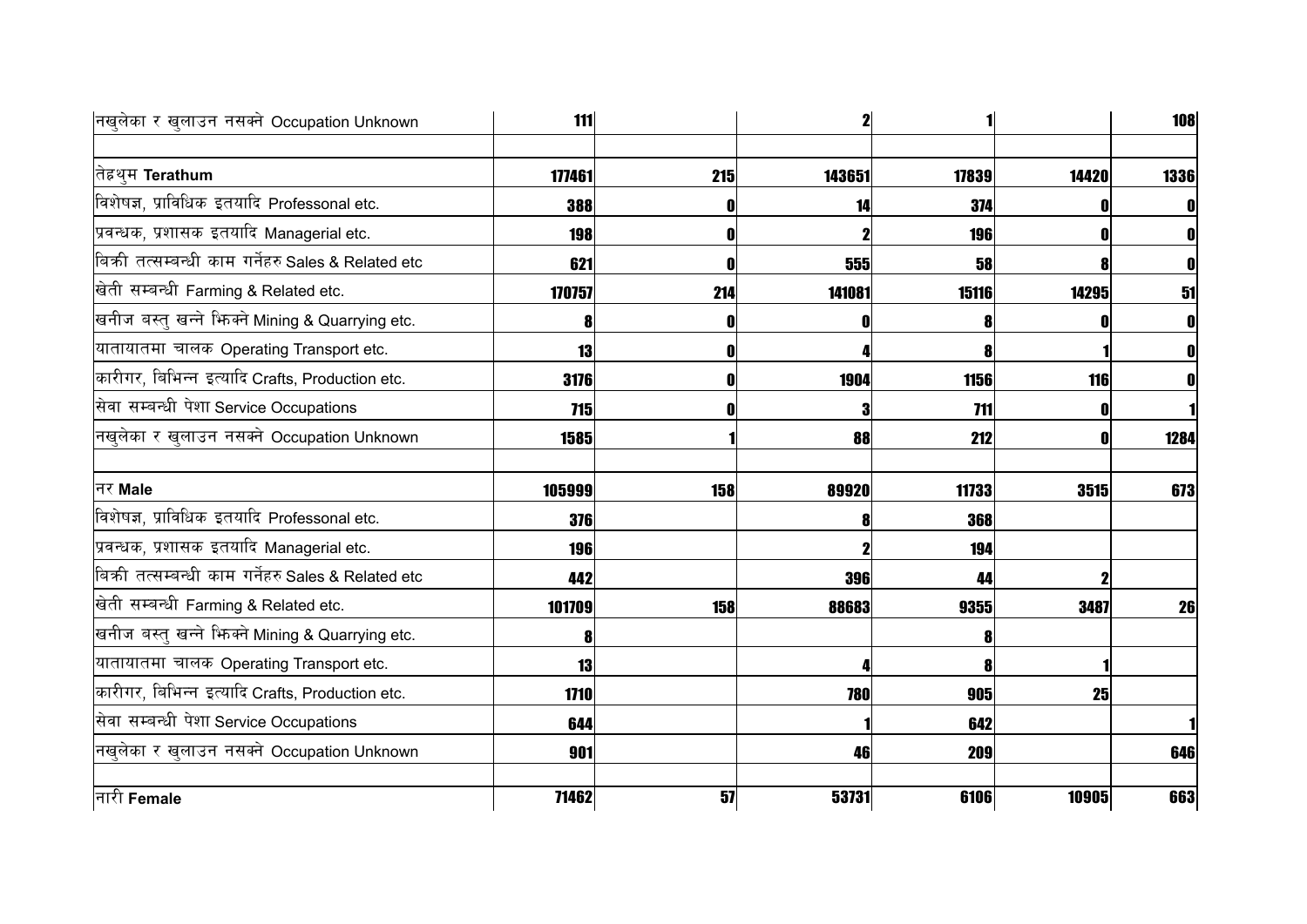| | | | | | | |
|---|---|---|---|---|---|---|
| नखुलेका र खुलाउन नसक्ने Occupation Unknown | 111 | | 2 | 1 | | 108 |
| | | | | | | |
| तेह्रथुम **Terathum** | 177461 | 215 | 143651 | 17839 | 14420 | 1336 |
| विशेषज्ञ, प्राविधिक इतयादि Professonal etc. | 388 | 0 | 14 | 374 | 0 | 0 |
| प्रवन्धक, प्रशासक इतयादि Managerial etc. | 198 | 0 | 2 | 196 | 0 | 0 |
| बिक्री तत्सम्बन्धी काम गर्नेहरु Sales & Related etc | 621 | 0 | 555 | 58 | 8 | 0 |
| खेती सम्बन्धी Farming & Related etc. | 170757 | 214 | 141081 | 15116 | 14295 | 51 |
| खनीज बस्तु खन्ने झिक्ने Mining & Quarrying etc. | 8 | 0 | 0 | 8 | 0 | 0 |
| यातायातमा चालक Operating Transport etc. | 13 | 0 | 4 | 8 | 1 | 0 |
| कारीगर, बिभिन्न इत्यादि Crafts, Production etc. | 3176 | 0 | 1904 | 1156 | 116 | 0 |
| सेवा सम्बन्धी पेशा Service Occupations | 715 | 0 | 3 | 711 | 0 | 1 |
| नखुलेका र खुलाउन नसक्ने Occupation Unknown | 1585 | 1 | 88 | 212 | 0 | 1284 |
| | | | | | | |
| नर **Male** | 105999 | 158 | 89920 | 11733 | 3515 | 673 |
| विशेषज्ञ, प्राविधिक इतयादि Professonal etc. | 376 | | 8 | 368 | | |
| प्रवन्धक, प्रशासक इतयादि Managerial etc. | 196 | | 2 | 194 | | |
| बिक्री तत्सम्बन्धी काम गर्नेहरु Sales & Related etc | 442 | | 396 | 44 | 2 | |
| खेती सम्बन्धी Farming & Related etc. | 101709 | 158 | 88683 | 9355 | 3487 | 26 |
| खनीज बस्तु खन्ने झिक्ने Mining & Quarrying etc. | 8 | | | 8 | | |
| यातायातमा चालक Operating Transport etc. | 13 | | 4 | 8 | 1 | |
| कारीगर, बिभिन्न इत्यादि Crafts, Production etc. | 1710 | | 780 | 905 | 25 | |
| सेवा सम्बन्धी पेशा Service Occupations | 644 | | 1 | 642 | | 1 |
| नखुलेका र खुलाउन नसक्ने Occupation Unknown | 901 | | 46 | 209 | | 646 |
| | | | | | | |
| नारी **Female** | 71462 | 57 | 53731 | 6106 | 10905 | 663 |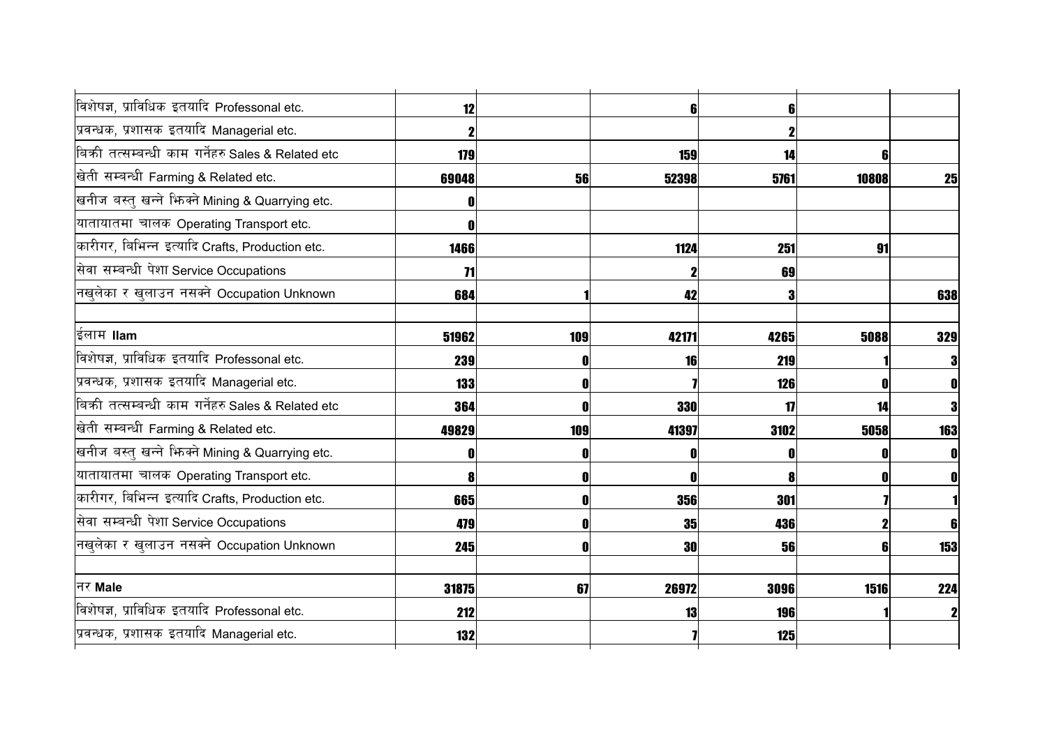| | | | | | | |
|---|---|---|---|---|---|---|
| विशेषज्ञ, प्राविधिक इतयादि Professonal etc. | 12 | | 6 | 6 | | |
| प्रवन्धक, प्रशासक इतयादि Managerial etc. | 2 | | | 2 | | |
| बिक्री तत्सम्बन्धी काम गर्नेहरु Sales & Related etc | 179 | | 159 | 14 | 6 | |
| खेती सम्बन्धी Farming & Related etc. | 69048 | 56 | 52398 | 5761 | 10808 | 25 |
| खनीज बस्तु खन्ने झिक्ने Mining & Quarrying etc. | 0 | | | | | |
| यातायातमा चालक Operating Transport etc. | 0 | | | | | |
| कारीगर, बिभिन्न इत्यादि Crafts, Production etc. | 1466 | | 1124 | 251 | 91 | |
| सेवा सम्बन्धी पेशा Service Occupations | 71 | | 2 | 69 | | |
| नखुलेका र खुलाउन नसक्ने Occupation Unknown | 684 | 1 | 42 | 3 | | 638 |
| | | | | | | |
| ईलाम **Ilam** | 51962 | 109 | 42171 | 4265 | 5088 | 329 |
| विशेषज्ञ, प्राविधिक इतयादि Professonal etc. | 239 | 0 | 16 | 219 | 1 | 3 |
| प्रवन्धक, प्रशासक इतयादि Managerial etc. | 133 | 0 | 7 | 126 | 0 | 0 |
| बिक्री तत्सम्बन्धी काम गर्नेहरु Sales & Related etc | 364 | 0 | 330 | 17 | 14 | 3 |
| खेती सम्बन्धी Farming & Related etc. | 49829 | 109 | 41397 | 3102 | 5058 | 163 |
| खनीज बस्तु खन्ने झिक्ने Mining & Quarrying etc. | 0 | 0 | 0 | 0 | 0 | 0 |
| यातायातमा चालक Operating Transport etc. | 8 | 0 | 0 | 8 | 0 | 0 |
| कारीगर, बिभिन्न इत्यादि Crafts, Production etc. | 665 | 0 | 356 | 301 | 7 | 1 |
| सेवा सम्बन्धी पेशा Service Occupations | 479 | 0 | 35 | 436 | 2 | 6 |
| नखुलेका र खुलाउन नसक्ने Occupation Unknown | 245 | 0 | 30 | 56 | 6 | 153 |
| | | | | | | |
| नर **Male** | 31875 | 67 | 26972 | 3096 | 1516 | 224 |
| विशेषज्ञ, प्राविधिक इतयादि Professonal etc. | 212 | | 13 | 196 | 1 | 2 |
| प्रवन्धक, प्रशासक इतयादि Managerial etc. | 132 | | 7 | 125 | | |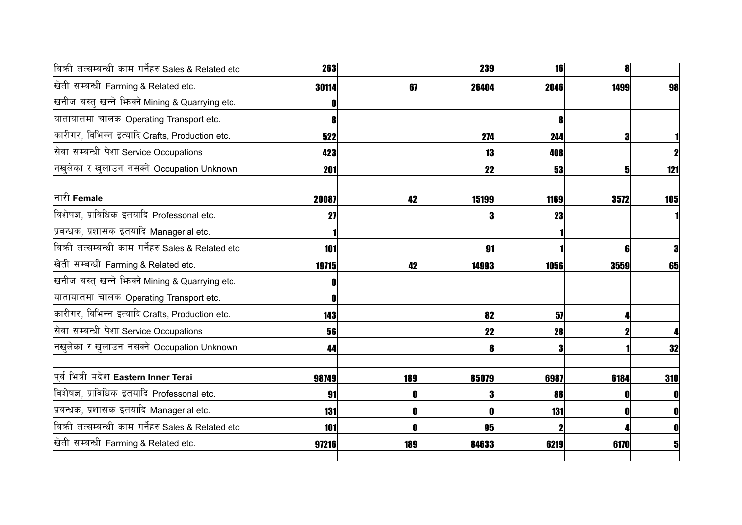| | | | | | | |
|---|---|---|---|---|---|---|
| बिक्री तत्सम्बन्धी काम गर्नेहरु Sales & Related etc | 263 | | 239 | 16 | 8 | |
| खेती सम्बन्धी Farming & Related etc. | 30114 | 67 | 26404 | 2046 | 1499 | 98 |
| खनीज बस्तु खन्ने झिक्ने Mining & Quarrying etc. | 0 | | | | | |
| यातायातमा चालक Operating Transport etc. | 8 | | | 8 | | |
| कारीगर, बिभिन्न इत्यादि Crafts, Production etc. | 522 | | 274 | 244 | 3 | 1 |
| सेवा सम्बन्धी पेशा Service Occupations | 423 | | 13 | 408 | | 2 |
| नखुलेका र खुलाउन नसक्ने Occupation Unknown | 201 | | 22 | 53 | 5 | 121 |
| | | | | | | |
| नारी **Female** | 20087 | 42 | 15199 | 1169 | 3572 | 105 |
| विशेषज्ञ, प्राविधिक इतयादि Professonal etc. | 27 | | 3 | 23 | | 1 |
| प्रवन्धक, प्रशासक इतयादि Managerial etc. | 1 | | | 1 | | |
| बिक्री तत्सम्बन्धी काम गर्नेहरु Sales & Related etc | 101 | | 91 | 1 | 6 | 3 |
| खेती सम्बन्धी Farming & Related etc. | 19715 | 42 | 14993 | 1056 | 3559 | 65 |
| खनीज बस्तु खन्ने झिक्ने Mining & Quarrying etc. | 0 | | | | | |
| यातायातमा चालक Operating Transport etc. | 0 | | | | | |
| कारीगर, बिभिन्न इत्यादि Crafts, Production etc. | 143 | | 82 | 57 | 4 | |
| सेवा सम्बन्धी पेशा Service Occupations | 56 | | 22 | 28 | 2 | 4 |
| नखुलेका र खुलाउन नसक्ने Occupation Unknown | 44 | | 8 | 3 | 1 | 32 |
| | | | | | | |
| पूर्व भित्री मदेश **Eastern Inner Terai** | 98749 | 189 | 85079 | 6987 | 6184 | 310 |
| विशेषज्ञ, प्राविधिक इतयादि Professonal etc. | 91 | 0 | 3 | 88 | 0 | 0 |
| प्रवन्धक, प्रशासक इतयादि Managerial etc. | 131 | 0 | 0 | 131 | 0 | 0 |
| बिक्री तत्सम्बन्धी काम गर्नेहरु Sales & Related etc | 101 | 0 | 95 | 2 | 4 | 0 |
| खेती सम्बन्धी Farming & Related etc. | 97216 | 189 | 84633 | 6219 | 6170 | 5 |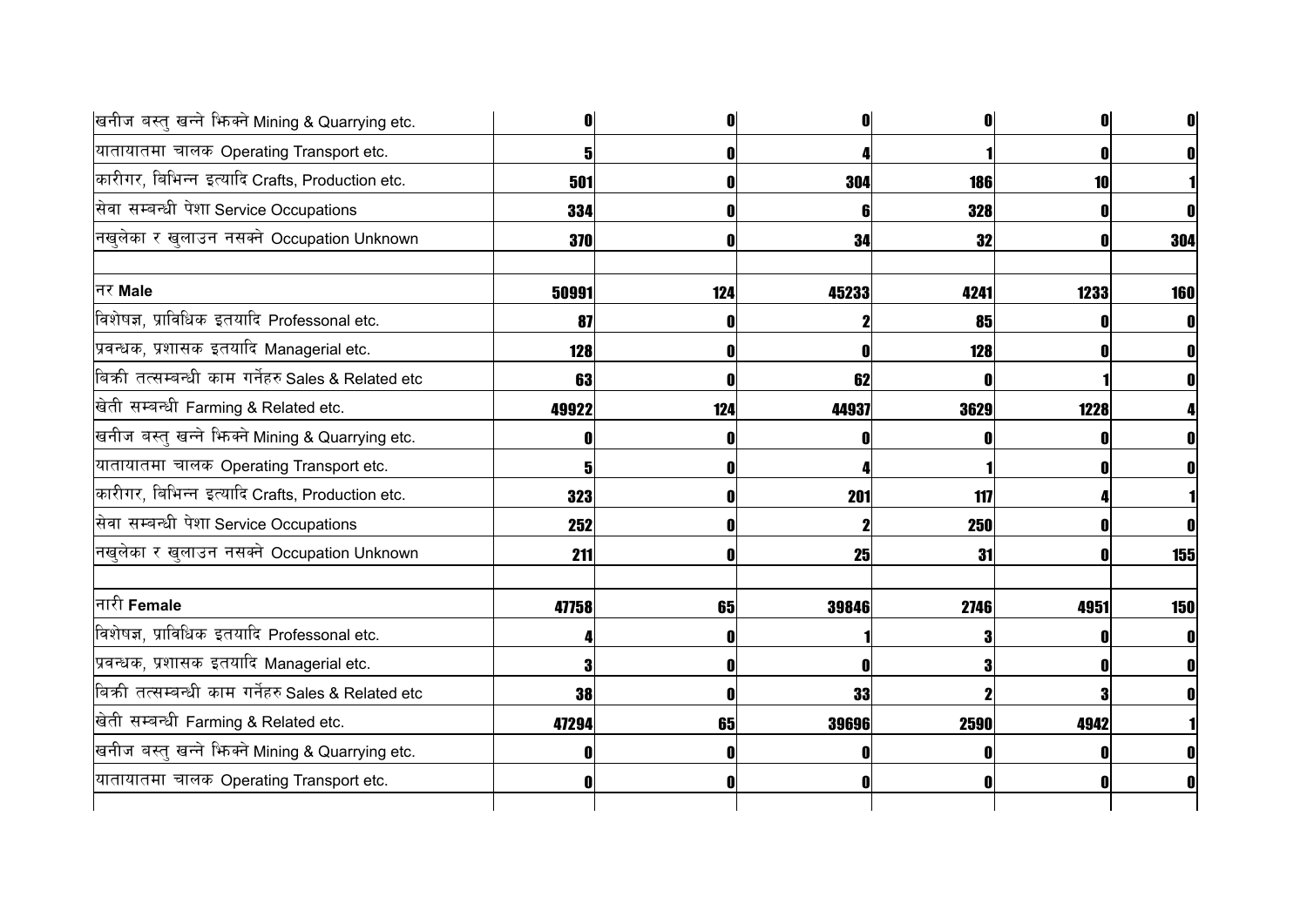| | | | | | | |
|---|---|---|---|---|---|---|
| खनीज बस्तु खन्ने भिक्ने Mining & Quarrying etc. | 0 | 0 | 0 | 0 | 0 | 0 |
| यातायातमा चालक Operating Transport etc. | 5 | 0 | 4 | 1 | 0 | 0 |
| कारीगर, बिभिन्न इत्यादि Crafts, Production etc. | 501 | 0 | 304 | 186 | 10 | 1 |
| सेवा सम्बन्धी पेशा Service Occupations | 334 | 0 | 6 | 328 | 0 | 0 |
| नखुलेका र खुलाउन नसक्ने Occupation Unknown | 370 | 0 | 34 | 32 | 0 | 304 |
| | | | | | | |
| नर **Male** | 50991 | 124 | 45233 | 4241 | 1233 | 160 |
| विशेषज्ञ, प्राविधिक इतयादि Professonal etc. | 87 | 0 | 2 | 85 | 0 | 0 |
| प्रवन्धक, प्रशासक इतयादि Managerial etc. | 128 | 0 | 0 | 128 | 0 | 0 |
| बिक्री तत्सम्बन्धी काम गर्नेहरु Sales & Related etc | 63 | 0 | 62 | 0 | 1 | 0 |
| खेती सम्बन्धी Farming & Related etc. | 49922 | 124 | 44937 | 3629 | 1228 | 4 |
| खनीज बस्तु खन्ने भिक्ने Mining & Quarrying etc. | 0 | 0 | 0 | 0 | 0 | 0 |
| यातायातमा चालक Operating Transport etc. | 5 | 0 | 4 | 1 | 0 | 0 |
| कारीगर, बिभिन्न इत्यादि Crafts, Production etc. | 323 | 0 | 201 | 117 | 4 | 1 |
| सेवा सम्बन्धी पेशा Service Occupations | 252 | 0 | 2 | 250 | 0 | 0 |
| नखुलेका र खुलाउन नसक्ने Occupation Unknown | 211 | 0 | 25 | 31 | 0 | 155 |
| | | | | | | |
| नारी **Female** | 47758 | 65 | 39846 | 2746 | 4951 | 150 |
| विशेषज्ञ, प्राविधिक इतयादि Professonal etc. | 4 | 0 | 1 | 3 | 0 | 0 |
| प्रवन्धक, प्रशासक इतयादि Managerial etc. | 3 | 0 | 0 | 3 | 0 | 0 |
| बिक्री तत्सम्बन्धी काम गर्नेहरु Sales & Related etc | 38 | 0 | 33 | 2 | 3 | 0 |
| खेती सम्बन्धी Farming & Related etc. | 47294 | 65 | 39696 | 2590 | 4942 | 1 |
| खनीज बस्तु खन्ने भिक्ने Mining & Quarrying etc. | 0 | 0 | 0 | 0 | 0 | 0 |
| यातायातमा चालक Operating Transport etc. | 0 | 0 | 0 | 0 | 0 | 0 |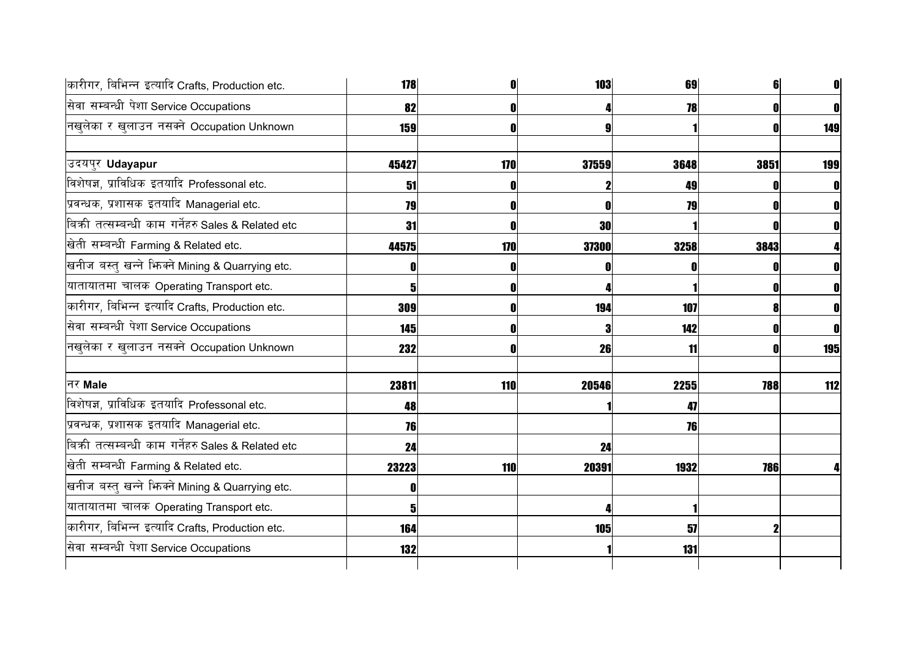| | | | | | | |
|---|---|---|---|---|---|---|
| कारीगर, बिभिन्न इत्यादि Crafts, Production etc. | 178 | 0 | 103 | 69 | 6 | 0 |
| सेवा सम्बन्धी पेशा Service Occupations | 82 | 0 | 4 | 78 | 0 | 0 |
| नखुलेका र खुलाउन नसक्ने Occupation Unknown | 159 | 0 | 9 | 1 | 0 | 149 |
| | | | | | | |
| उदयपुर **Udayapur** | 45427 | 170 | 37559 | 3648 | 3851 | 199 |
| विशेषज्ञ, प्राविधिक इतयादि Professonal etc. | 51 | 0 | 2 | 49 | 0 | 0 |
| प्रवन्धक, प्रशासक इतयादि Managerial etc. | 79 | 0 | 0 | 79 | 0 | 0 |
| बिक्री तत्सम्बन्धी काम गर्नेहरु Sales & Related etc | 31 | 0 | 30 | 1 | 0 | 0 |
| खेती सम्बन्धी Farming & Related etc. | 44575 | 170 | 37300 | 3258 | 3843 | 4 |
| खनीज बस्तु खन्ने झिक्ने Mining & Quarrying etc. | 0 | 0 | 0 | 0 | 0 | 0 |
| यातायातमा चालक Operating Transport etc. | 5 | 0 | 4 | 1 | 0 | 0 |
| कारीगर, बिभिन्न इत्यादि Crafts, Production etc. | 309 | 0 | 194 | 107 | 8 | 0 |
| सेवा सम्बन्धी पेशा Service Occupations | 145 | 0 | 3 | 142 | 0 | 0 |
| नखुलेका र खुलाउन नसक्ने Occupation Unknown | 232 | 0 | 26 | 11 | 0 | 195 |
| | | | | | | |
| नर **Male** | 23811 | 110 | 20546 | 2255 | 788 | 112 |
| विशेषज्ञ, प्राविधिक इतयादि Professonal etc. | 48 | | 1 | 47 | | |
| प्रवन्धक, प्रशासक इतयादि Managerial etc. | 76 | | | 76 | | |
| बिक्री तत्सम्बन्धी काम गर्नेहरु Sales & Related etc | 24 | | 24 | | | |
| खेती सम्बन्धी Farming & Related etc. | 23223 | 110 | 20391 | 1932 | 786 | 4 |
| खनीज बस्तु खन्ने झिक्ने Mining & Quarrying etc. | 0 | | | | | |
| यातायातमा चालक Operating Transport etc. | 5 | | 4 | 1 | | |
| कारीगर, बिभिन्न इत्यादि Crafts, Production etc. | 164 | | 105 | 57 | 2 | |
| सेवा सम्बन्धी पेशा Service Occupations | 132 | | 1 | 131 | | |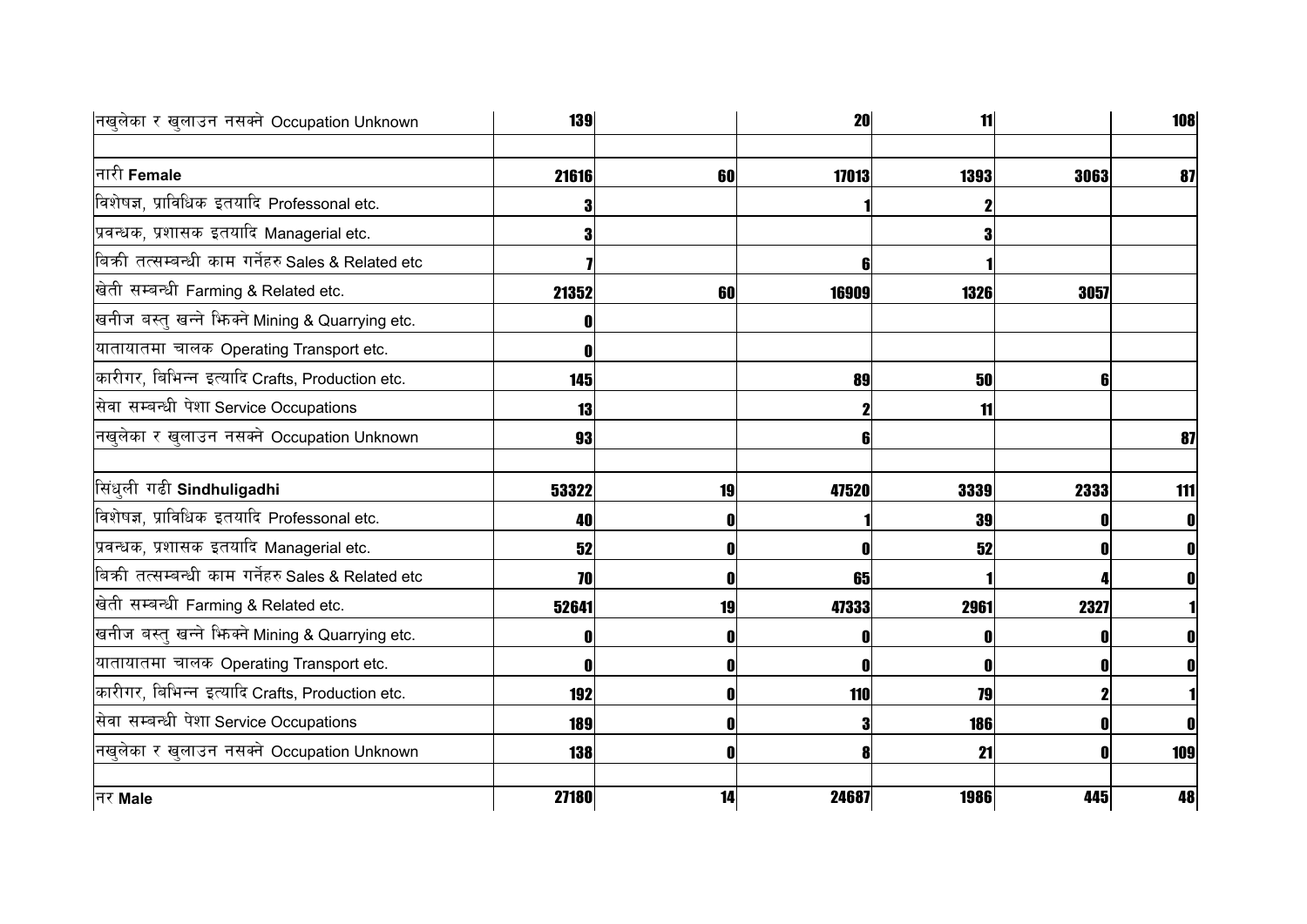| | | | | | | |
|---|---|---|---|---|---|---|
| नखुलेका र खुलाउन नसक्ने Occupation Unknown | 139 | | 20 | 11 | | 108 |
| | | | | | | |
| नारी **Female** | 21616 | 60 | 17013 | 1393 | 3063 | 87 |
| विशेषज्ञ, प्राविधिक इतयादि Professonal etc. | 3 | | 1 | 2 | | |
| प्रवन्धक, प्रशासक इतयादि Managerial etc. | 3 | | | 3 | | |
| बिक्री तत्सम्बन्धी काम गर्नेहरु Sales & Related etc | 7 | | 6 | 1 | | |
| खेती सम्बन्धी Farming & Related etc. | 21352 | 60 | 16909 | 1326 | 3057 | |
| खनीज बस्तु खन्ने झिक्ने Mining & Quarrying etc. | 0 | | | | | |
| यातायातमा चालक Operating Transport etc. | 0 | | | | | |
| कारीगर, बिभिन्न इत्यादि Crafts, Production etc. | 145 | | 89 | 50 | 6 | |
| सेवा सम्बन्धी पेशा Service Occupations | 13 | | 2 | 11 | | |
| नखुलेका र खुलाउन नसक्ने Occupation Unknown | 93 | | 6 | | | 87 |
| | | | | | | |
| सिंधुली गढी **Sindhuligadhi** | 53322 | 19 | 47520 | 3339 | 2333 | 111 |
| विशेषज्ञ, प्राविधिक इतयादि Professonal etc. | 40 | 0 | 1 | 39 | 0 | 0 |
| प्रवन्धक, प्रशासक इतयादि Managerial etc. | 52 | 0 | 0 | 52 | 0 | 0 |
| बिक्री तत्सम्बन्धी काम गर्नेहरु Sales & Related etc | 70 | 0 | 65 | 1 | 4 | 0 |
| खेती सम्बन्धी Farming & Related etc. | 52641 | 19 | 47333 | 2961 | 2327 | 1 |
| खनीज बस्तु खन्ने झिक्ने Mining & Quarrying etc. | 0 | 0 | 0 | 0 | 0 | 0 |
| यातायातमा चालक Operating Transport etc. | 0 | 0 | 0 | 0 | 0 | 0 |
| कारीगर, बिभिन्न इत्यादि Crafts, Production etc. | 192 | 0 | 110 | 79 | 2 | 1 |
| सेवा सम्बन्धी पेशा Service Occupations | 189 | 0 | 3 | 186 | 0 | 0 |
| नखुलेका र खुलाउन नसक्ने Occupation Unknown | 138 | 0 | 8 | 21 | 0 | 109 |
| | | | | | | |
| नर **Male** | 27180 | 14 | 24687 | 1986 | 445 | 48 |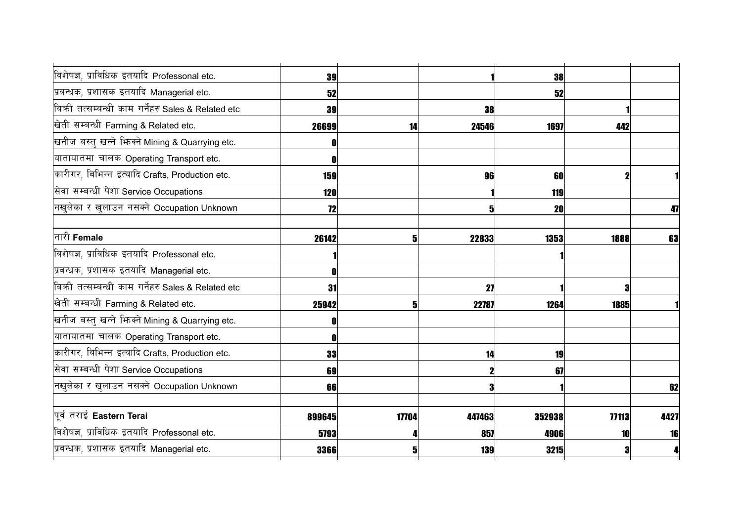| | | | | | | |
|---|---|---|---|---|---|---|
| विशेषज्ञ, प्राविधिक इतयादि Professonal etc. | **39** | | **1** | **38** | | |
| प्रवन्धक, प्रशासक इतयादि Managerial etc. | **52** | | | **52** | | |
| बिक्री तत्सम्बन्धी काम गर्नेहरु Sales & Related etc | **39** | | **38** | | **1** | |
| खेती सम्बन्धी Farming & Related etc. | **26699** | **14** | **24546** | **1697** | **442** | |
| खनीज बस्तु खन्ने भिक्ने Mining & Quarrying etc. | **0** | | | | | |
| यातायातमा चालक Operating Transport etc. | **0** | | | | | |
| कारीगर, बिभिन्न इत्यादि Crafts, Production etc. | **159** | | **96** | **60** | **2** | **1** |
| सेवा सम्बन्धी पेशा Service Occupations | **120** | | **1** | **119** | | |
| नखुलेका र खुलाउन नसक्ने Occupation Unknown | **72** | | **5** | **20** | | **47** |
| | | | | | | |
| नारी **Female** | **26142** | **5** | **22833** | **1353** | **1888** | **63** |
| विशेषज्ञ, प्राविधिक इतयादि Professonal etc. | **1** | | | **1** | | |
| प्रवन्धक, प्रशासक इतयादि Managerial etc. | **0** | | | | | |
| बिक्री तत्सम्बन्धी काम गर्नेहरु Sales & Related etc | **31** | | **27** | **1** | **3** | |
| खेती सम्बन्धी Farming & Related etc. | **25942** | **5** | **22787** | **1264** | **1885** | **1** |
| खनीज बस्तु खन्ने भिक्ने Mining & Quarrying etc. | **0** | | | | | |
| यातायातमा चालक Operating Transport etc. | **0** | | | | | |
| कारीगर, बिभिन्न इत्यादि Crafts, Production etc. | **33** | | **14** | **19** | | |
| सेवा सम्बन्धी पेशा Service Occupations | **69** | | **2** | **67** | | |
| नखुलेका र खुलाउन नसक्ने Occupation Unknown | **66** | | **3** | **1** | | **62** |
| | | | | | | |
| पूर्व तराई **Eastern Terai** | **899645** | **17704** | **447463** | **352938** | **77113** | **4427** |
| विशेषज्ञ, प्राविधिक इतयादि Professonal etc. | **5793** | **4** | **857** | **4906** | **10** | **16** |
| प्रवन्धक, प्रशासक इतयादि Managerial etc. | **3366** | **5** | **139** | **3215** | **3** | **4** |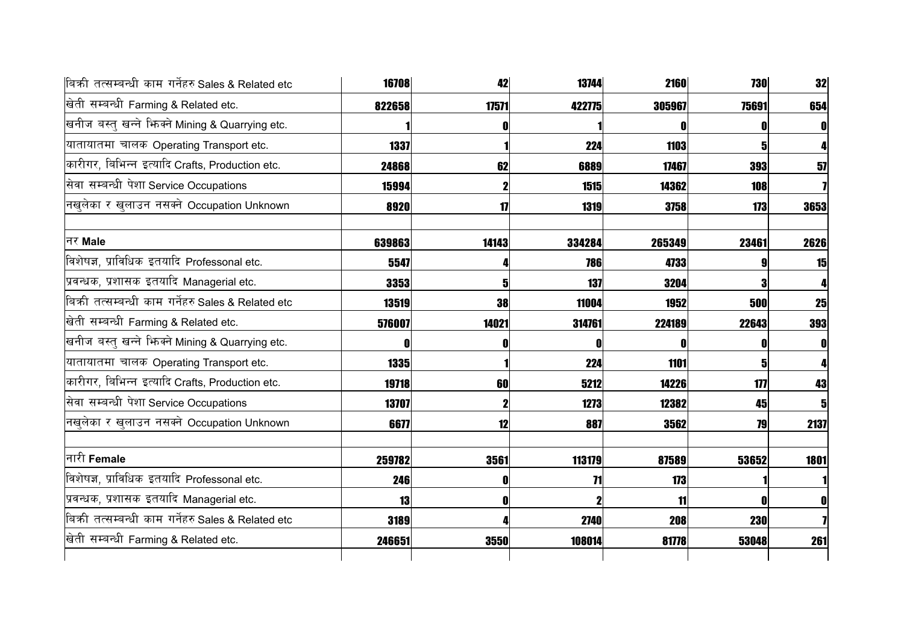| | | | | | | |
|---|---|---|---|---|---|---|
| बिक्री तत्सम्बन्धी काम गर्नेहरु Sales & Related etc | **16708** | **42** | **13744** | **2160** | **730** | **32** |
| खेती सम्बन्धी Farming & Related etc. | **822658** | **17571** | **422775** | **305967** | **75691** | **654** |
| खनीज बस्तु खन्ने झिक्ने Mining & Quarrying etc. | **1** | **0** | **1** | **0** | **0** | **0** |
| यातायातमा चालक Operating Transport etc. | **1337** | **1** | **224** | **1103** | **5** | **4** |
| कारीगर, बिभिन्न इत्यादि Crafts, Production etc. | **24868** | **62** | **6889** | **17467** | **393** | **57** |
| सेवा सम्बन्धी पेशा Service Occupations | **15994** | **2** | **1515** | **14362** | **108** | **7** |
| नखुलेका र खुलाउन नसक्ने Occupation Unknown | **8920** | **17** | **1319** | **3758** | **173** | **3653** |
| | | | | | | |
| नर **Male** | **639863** | **14143** | **334284** | **265349** | **23461** | **2626** |
| विशेषज्ञ, प्राविधिक इतयादि Professonal etc. | **5547** | **4** | **786** | **4733** | **9** | **15** |
| प्रवन्धक, प्रशासक इतयादि Managerial etc. | **3353** | **5** | **137** | **3204** | **3** | **4** |
| बिक्री तत्सम्बन्धी काम गर्नेहरु Sales & Related etc | **13519** | **38** | **11004** | **1952** | **500** | **25** |
| खेती सम्बन्धी Farming & Related etc. | **576007** | **14021** | **314761** | **224189** | **22643** | **393** |
| खनीज बस्तु खन्ने झिक्ने Mining & Quarrying etc. | **0** | **0** | **0** | **0** | **0** | **0** |
| यातायातमा चालक Operating Transport etc. | **1335** | **1** | **224** | **1101** | **5** | **4** |
| कारीगर, बिभिन्न इत्यादि Crafts, Production etc. | **19718** | **60** | **5212** | **14226** | **177** | **43** |
| सेवा सम्बन्धी पेशा Service Occupations | **13707** | **2** | **1273** | **12382** | **45** | **5** |
| नखुलेका र खुलाउन नसक्ने Occupation Unknown | **6677** | **12** | **887** | **3562** | **79** | **2137** |
| | | | | | | |
| नारी **Female** | **259782** | **3561** | **113179** | **87589** | **53652** | **1801** |
| विशेषज्ञ, प्राविधिक इतयादि Professonal etc. | **246** | **0** | **71** | **173** | **1** | **1** |
| प्रवन्धक, प्रशासक इतयादि Managerial etc. | **13** | **0** | **2** | **11** | **0** | **0** |
| बिक्री तत्सम्बन्धी काम गर्नेहरु Sales & Related etc | **3189** | **4** | **2740** | **208** | **230** | **7** |
| खेती सम्बन्धी Farming & Related etc. | **246651** | **3550** | **108014** | **81778** | **53048** | **261** |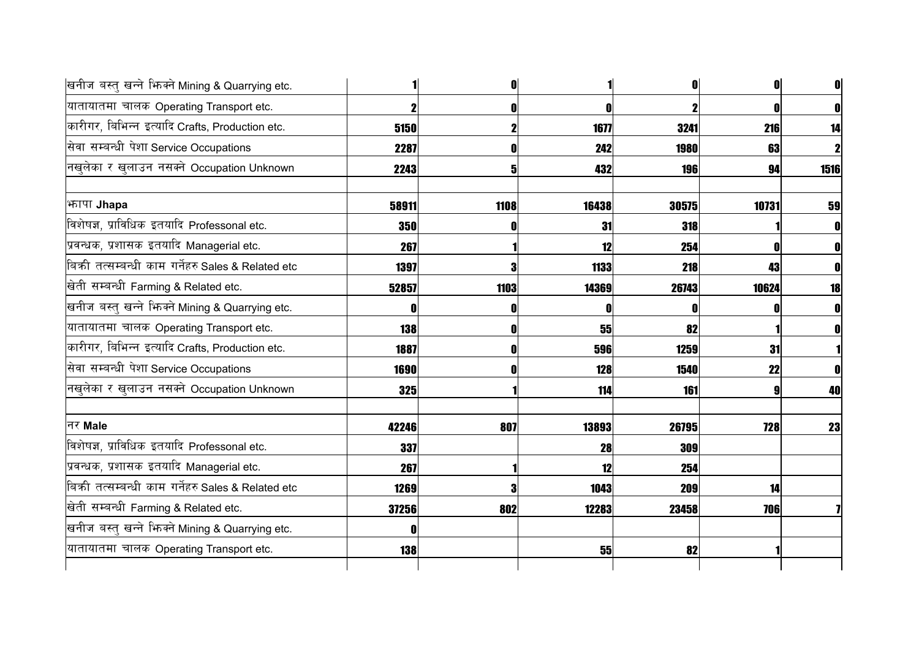| | | | | | | |
|---|---|---|---|---|---|---|
| खनीज बस्तु खन्ने भिक्ने Mining & Quarrying etc. | 1 | 0 | 1 | 0 | 0 | 0 |
| यातायातमा चालक Operating Transport etc. | 2 | 0 | 0 | 2 | 0 | 0 |
| कारीगर, बिभिन्न इत्यादि Crafts, Production etc. | 5150 | 2 | 1677 | 3241 | 216 | 14 |
| सेवा सम्बन्धी पेशा Service Occupations | 2287 | 0 | 242 | 1980 | 63 | 2 |
| नखुलेका र खुलाउन नसक्ने Occupation Unknown | 2243 | 5 | 432 | 196 | 94 | 1516 |
| | | | | | | |
| झापा **Jhapa** | 58911 | 1108 | 16438 | 30575 | 10731 | 59 |
| विशेषज्ञ, प्राविधिक इतयादि Professonal etc. | 350 | 0 | 31 | 318 | 1 | 0 |
| प्रवन्धक, प्रशासक इतयादि Managerial etc. | 267 | 1 | 12 | 254 | 0 | 0 |
| बिक्री तत्सम्बन्धी काम गर्नेहरु Sales & Related etc | 1397 | 3 | 1133 | 218 | 43 | 0 |
| खेती सम्बन्धी Farming & Related etc. | 52857 | 1103 | 14369 | 26743 | 10624 | 18 |
| खनीज बस्तु खन्ने भिक्ने Mining & Quarrying etc. | 0 | 0 | 0 | 0 | 0 | 0 |
| यातायातमा चालक Operating Transport etc. | 138 | 0 | 55 | 82 | 1 | 0 |
| कारीगर, बिभिन्न इत्यादि Crafts, Production etc. | 1887 | 0 | 596 | 1259 | 31 | 1 |
| सेवा सम्बन्धी पेशा Service Occupations | 1690 | 0 | 128 | 1540 | 22 | 0 |
| नखुलेका र खुलाउन नसक्ने Occupation Unknown | 325 | 1 | 114 | 161 | 9 | 40 |
| | | | | | | |
| नर **Male** | 42246 | 807 | 13893 | 26795 | 728 | 23 |
| विशेषज्ञ, प्राविधिक इतयादि Professonal etc. | 337 | | 28 | 309 | | |
| प्रवन्धक, प्रशासक इतयादि Managerial etc. | 267 | 1 | 12 | 254 | | |
| बिक्री तत्सम्बन्धी काम गर्नेहरु Sales & Related etc | 1269 | 3 | 1043 | 209 | 14 | |
| खेती सम्बन्धी Farming & Related etc. | 37256 | 802 | 12283 | 23458 | 706 | 7 |
| खनीज बस्तु खन्ने भिक्ने Mining & Quarrying etc. | 0 | | | | | |
| यातायातमा चालक Operating Transport etc. | 138 | | 55 | 82 | 1 | |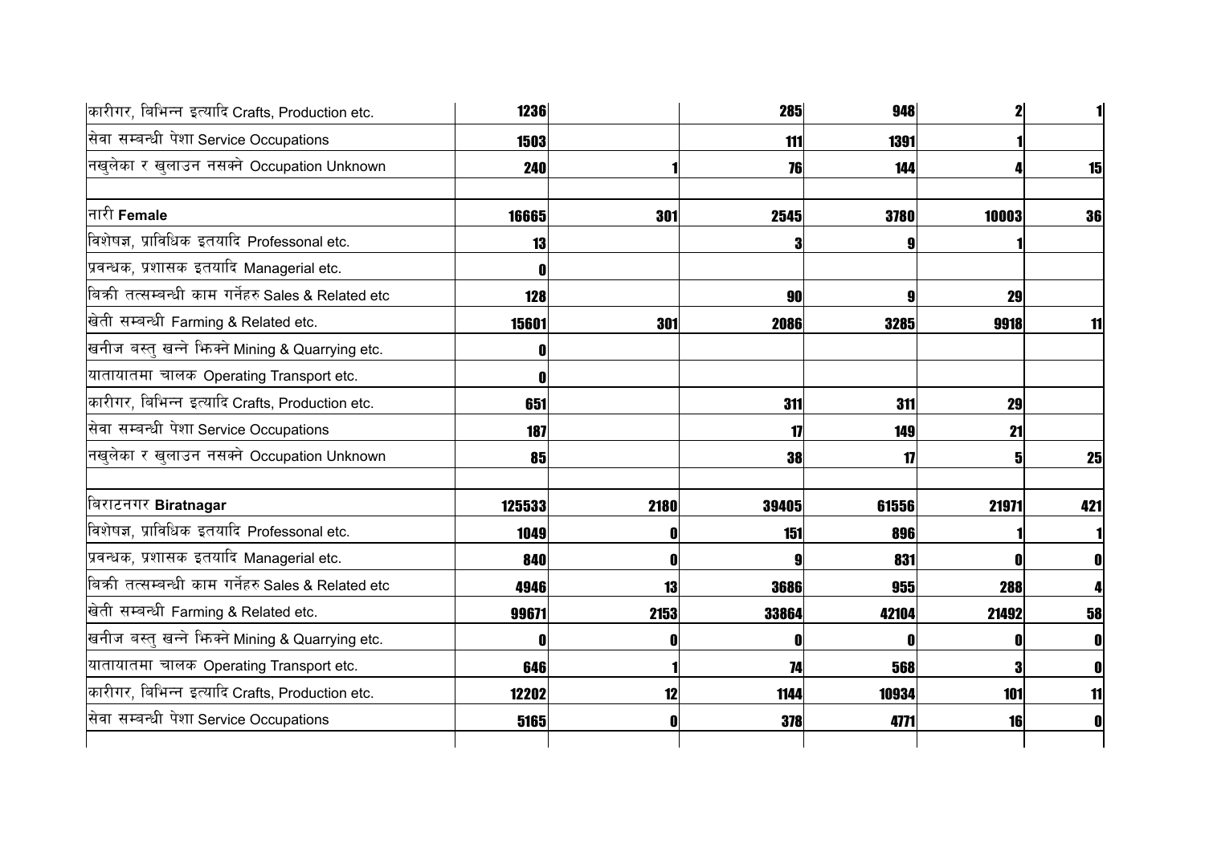| | | | | | | |
|---|---|---|---|---|---|---|
| कारीगर, विभिन्न इत्यादि Crafts, Production etc. | **1236** | | **285** | **948** | **2** | **1** |
| सेवा सम्बन्धी पेशा Service Occupations | **1503** | | **111** | **1391** | **1** | |
| नखुलेका र खुलाउन नसक्ने Occupation Unknown | **240** | **1** | **76** | **144** | **4** | **15** |
| | | | | | | |
| नारी **Female** | **16665** | **301** | **2545** | **3780** | **10003** | **36** |
| विशेषज्ञ, प्राविधिक इतयादि Professonal etc. | **13** | | **3** | **9** | **1** | |
| प्रवन्धक, प्रशासक इतयादि Managerial etc. | **0** | | | | | |
| बिक्री तत्सम्बन्धी काम गर्नेहरु Sales & Related etc | **128** | | **90** | **9** | **29** | |
| खेती सम्बन्धी Farming & Related etc. | **15601** | **301** | **2086** | **3285** | **9918** | **11** |
| खनीज बस्तु खन्ने भिक्ने Mining & Quarrying etc. | **0** | | | | | |
| यातायातमा चालक Operating Transport etc. | **0** | | | | | |
| कारीगर, विभिन्न इत्यादि Crafts, Production etc. | **651** | | **311** | **311** | **29** | |
| सेवा सम्बन्धी पेशा Service Occupations | **187** | | **17** | **149** | **21** | |
| नखुलेका र खुलाउन नसक्ने Occupation Unknown | **85** | | **38** | **17** | **5** | **25** |
| | | | | | | |
| बिराटनगर **Biratnagar** | **125533** | **2180** | **39405** | **61556** | **21971** | **421** |
| विशेषज्ञ, प्राविधिक इतयादि Professonal etc. | **1049** | **0** | **151** | **896** | **1** | **1** |
| प्रवन्धक, प्रशासक इतयादि Managerial etc. | **840** | **0** | **9** | **831** | **0** | **0** |
| बिक्री तत्सम्बन्धी काम गर्नेहरु Sales & Related etc | **4946** | **13** | **3686** | **955** | **288** | **4** |
| खेती सम्बन्धी Farming & Related etc. | **99671** | **2153** | **33864** | **42104** | **21492** | **58** |
| खनीज बस्तु खन्ने भिक्ने Mining & Quarrying etc. | **0** | **0** | **0** | **0** | **0** | **0** |
| यातायातमा चालक Operating Transport etc. | **646** | **1** | **74** | **568** | **3** | **0** |
| कारीगर, विभिन्न इत्यादि Crafts, Production etc. | **12202** | **12** | **1144** | **10934** | **101** | **11** |
| सेवा सम्बन्धी पेशा Service Occupations | **5165** | **0** | **378** | **4771** | **16** | **0** |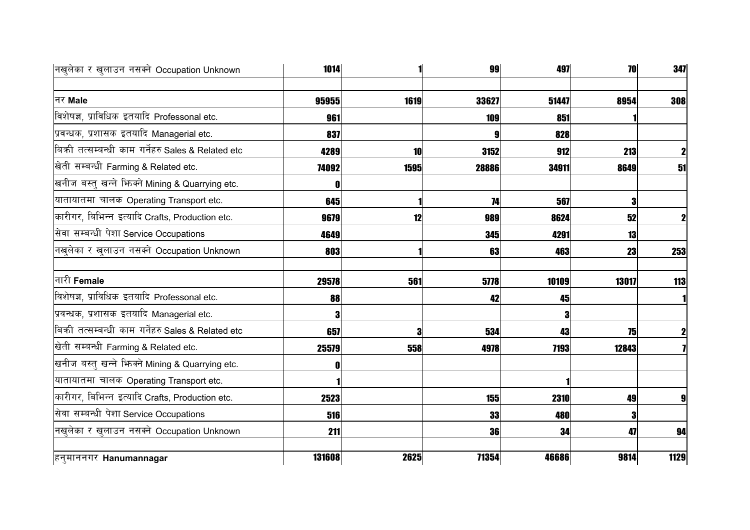| | | | | | | |
|---|---|---|---|---|---|---|
| नखुलेका र खुलाउन नसक्ने Occupation Unknown | 1014 | 1 | 99 | 497 | 70 | 347 |
| | | | | | | |
| नर **Male** | 95955 | 1619 | 33627 | 51447 | 8954 | 308 |
| विशेषज्ञ, प्राविधिक इतयादि Professonal etc. | 961 | | 109 | 851 | 1 | |
| प्रवन्धक, प्रशासक इतयादि Managerial etc. | 837 | | 9 | 828 | | |
| बिक्री तत्सम्बन्धी काम गर्नेहरु Sales & Related etc | 4289 | 10 | 3152 | 912 | 213 | 2 |
| खेती सम्बन्धी Farming & Related etc. | 74092 | 1595 | 28886 | 34911 | 8649 | 51 |
| खनीज बस्तु खन्ने झिक्ने Mining & Quarrying etc. | 0 | | | | | |
| यातायातमा चालक Operating Transport etc. | 645 | 1 | 74 | 567 | 3 | |
| कारीगर, बिभिन्न इत्यादि Crafts, Production etc. | 9679 | 12 | 989 | 8624 | 52 | 2 |
| सेवा सम्बन्धी पेशा Service Occupations | 4649 | | 345 | 4291 | 13 | |
| नखुलेका र खुलाउन नसक्ने Occupation Unknown | 803 | 1 | 63 | 463 | 23 | 253 |
| | | | | | | |
| नारी **Female** | 29578 | 561 | 5778 | 10109 | 13017 | 113 |
| विशेषज्ञ, प्राविधिक इतयादि Professonal etc. | 88 | | 42 | 45 | | 1 |
| प्रवन्धक, प्रशासक इतयादि Managerial etc. | 3 | | | 3 | | |
| बिक्री तत्सम्बन्धी काम गर्नेहरु Sales & Related etc | 657 | 3 | 534 | 43 | 75 | 2 |
| खेती सम्बन्धी Farming & Related etc. | 25579 | 558 | 4978 | 7193 | 12843 | 7 |
| खनीज बस्तु खन्ने झिक्ने Mining & Quarrying etc. | 0 | | | | | |
| यातायातमा चालक Operating Transport etc. | 1 | | | 1 | | |
| कारीगर, बिभिन्न इत्यादि Crafts, Production etc. | 2523 | | 155 | 2310 | 49 | 9 |
| सेवा सम्बन्धी पेशा Service Occupations | 516 | | 33 | 480 | 3 | |
| नखुलेका र खुलाउन नसक्ने Occupation Unknown | 211 | | 36 | 34 | 47 | 94 |
| | | | | | | |
| हनुमाननगर **Hanumannagar** | 131608 | 2625 | 71354 | 46686 | 9814 | 1129 |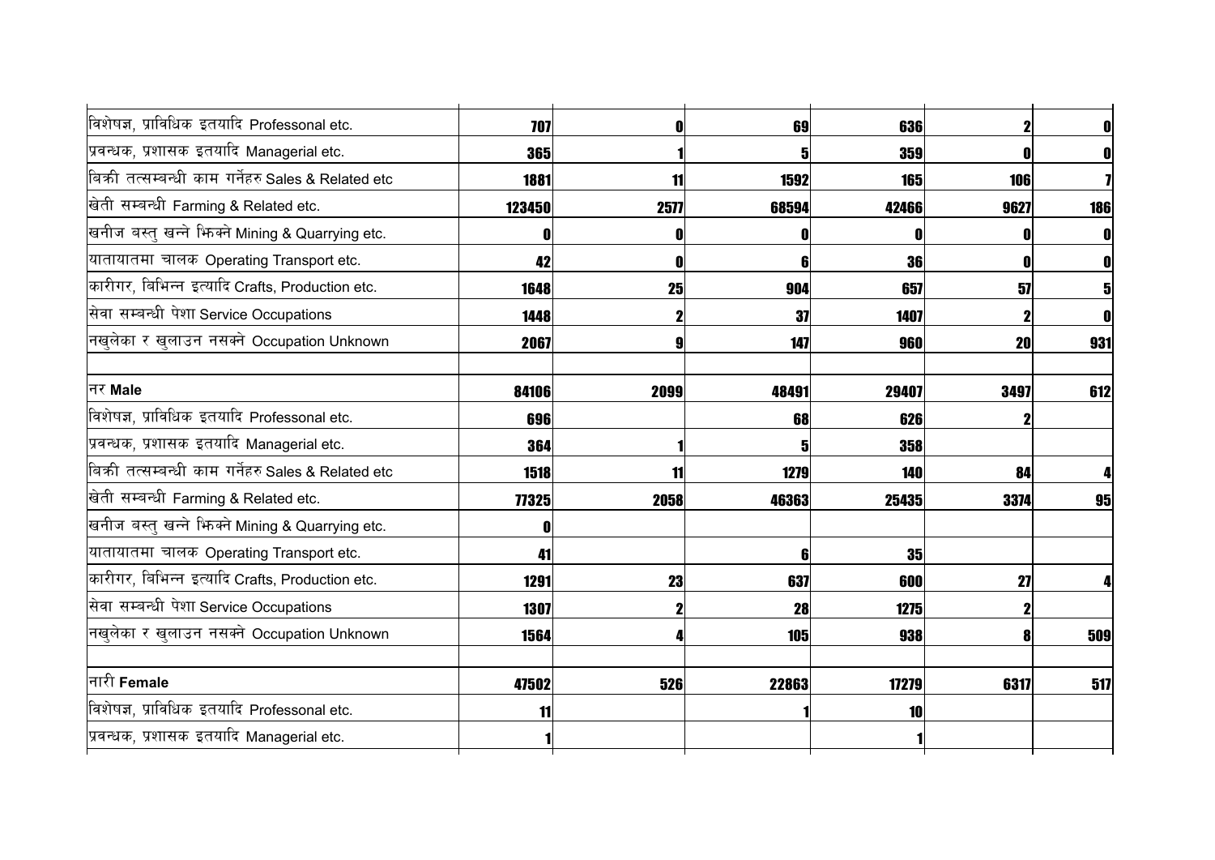| | | | | | | |
|---|---|---|---|---|---|---|
| विशेषज्ञ, प्राविधिक इतयादि Professonal etc. | 707 | 0 | 69 | 636 | 2 | 0 |
| प्रवन्धक, प्रशासक इतयादि Managerial etc. | 365 | 1 | 5 | 359 | 0 | 0 |
| बिक्री तत्सम्बन्धी काम गर्नेहरु Sales & Related etc | 1881 | 11 | 1592 | 165 | 106 | 7 |
| खेती सम्बन्धी Farming & Related etc. | 123450 | 2577 | 68594 | 42466 | 9627 | 186 |
| खनीज बस्तु खन्ने भिक्ने Mining & Quarrying etc. | 0 | 0 | 0 | 0 | 0 | 0 |
| यातायातमा चालक Operating Transport etc. | 42 | 0 | 6 | 36 | 0 | 0 |
| कारीगर, बिभिन्न इत्यादि Crafts, Production etc. | 1648 | 25 | 904 | 657 | 57 | 5 |
| सेवा सम्बन्धी पेशा Service Occupations | 1448 | 2 | 37 | 1407 | 2 | 0 |
| नखुलेका र खुलाउन नसक्ने Occupation Unknown | 2067 | 9 | 147 | 960 | 20 | 931 |
| | | | | | | |
| नर **Male** | 84106 | 2099 | 48491 | 29407 | 3497 | 612 |
| विशेषज्ञ, प्राविधिक इतयादि Professonal etc. | 696 | | 68 | 626 | 2 | |
| प्रवन्धक, प्रशासक इतयादि Managerial etc. | 364 | 1 | 5 | 358 | | |
| बिक्री तत्सम्बन्धी काम गर्नेहरु Sales & Related etc | 1518 | 11 | 1279 | 140 | 84 | 4 |
| खेती सम्बन्धी Farming & Related etc. | 77325 | 2058 | 46363 | 25435 | 3374 | 95 |
| खनीज बस्तु खन्ने भिक्ने Mining & Quarrying etc. | 0 | | | | | |
| यातायातमा चालक Operating Transport etc. | 41 | | 6 | 35 | | |
| कारीगर, बिभिन्न इत्यादि Crafts, Production etc. | 1291 | 23 | 637 | 600 | 27 | 4 |
| सेवा सम्बन्धी पेशा Service Occupations | 1307 | 2 | 28 | 1275 | 2 | |
| नखुलेका र खुलाउन नसक्ने Occupation Unknown | 1564 | 4 | 105 | 938 | 8 | 509 |
| | | | | | | |
| नारी **Female** | 47502 | 526 | 22863 | 17279 | 6317 | 517 |
| विशेषज्ञ, प्राविधिक इतयादि Professonal etc. | 11 | | 1 | 10 | | |
| प्रवन्धक, प्रशासक इतयादि Managerial etc. | 1 | | | 1 | | |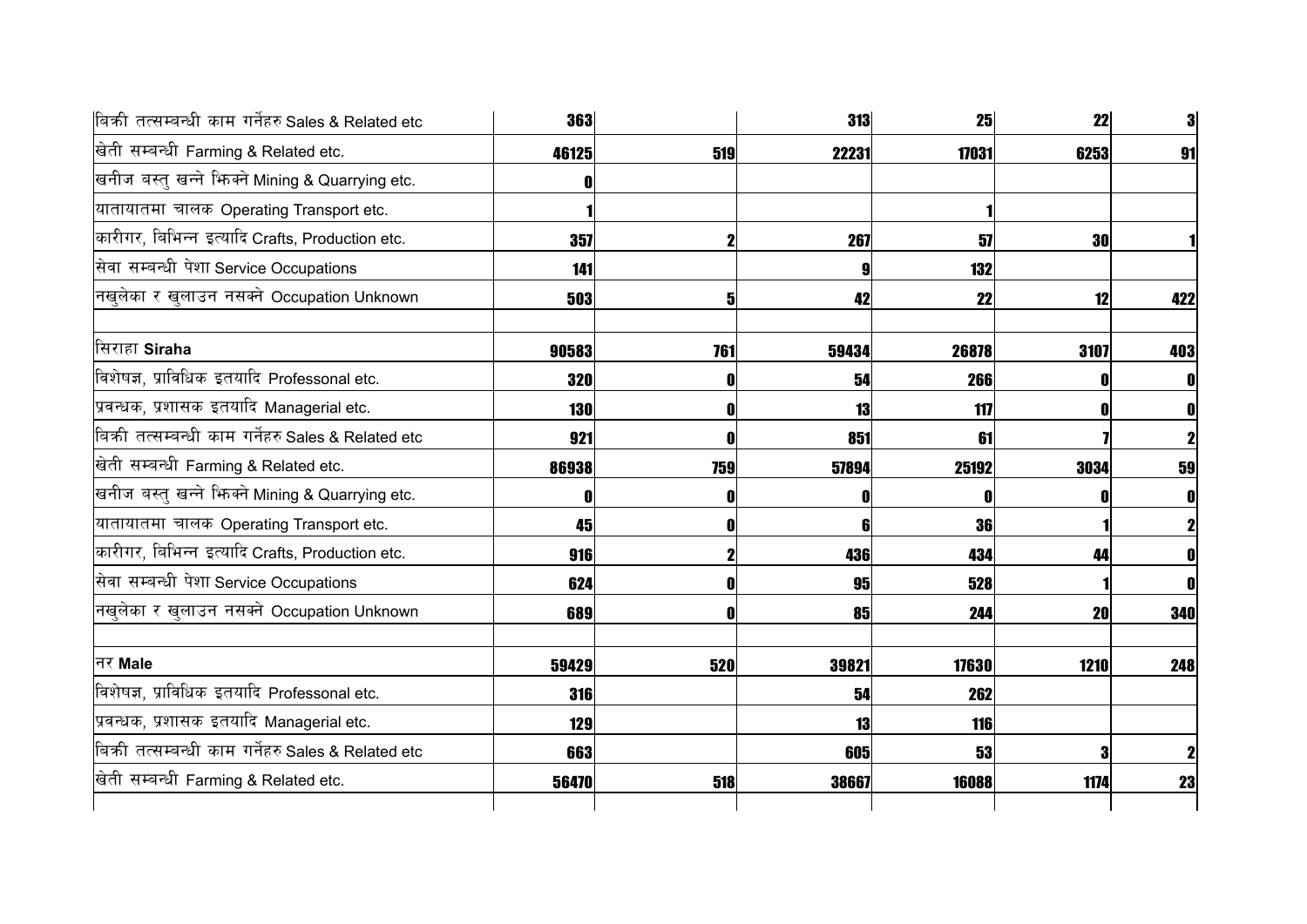| | | | | | | |
|---|---|---|---|---|---|---|
| बिक्री तत्सम्बन्धी काम गर्नेहरु Sales & Related etc | 363 | | 313 | 25 | 22 | 3 |
| खेती सम्बन्धी Farming & Related etc. | 46125 | 519 | 22231 | 17031 | 6253 | 91 |
| खनीज बस्तु खन्ने झिक्ने Mining & Quarrying etc. | 0 | | | | | |
| यातायातमा चालक Operating Transport etc. | 1 | | | 1 | | |
| कारीगर, बिभिन्न इत्यादि Crafts, Production etc. | 357 | 2 | 267 | 57 | 30 | 1 |
| सेवा सम्बन्धी पेशा Service Occupations | 141 | | 9 | 132 | | |
| नखुलेका र खुलाउन नसक्ने Occupation Unknown | 503 | 5 | 42 | 22 | 12 | 422 |
| | | | | | | |
| सिराहा **Siraha** | 90583 | 761 | 59434 | 26878 | 3107 | 403 |
| विशेषज्ञ, प्राविधिक इतयादि Professonal etc. | 320 | 0 | 54 | 266 | 0 | 0 |
| प्रवन्धक, प्रशासक इतयादि Managerial etc. | 130 | 0 | 13 | 117 | 0 | 0 |
| बिक्री तत्सम्बन्धी काम गर्नेहरु Sales & Related etc | 921 | 0 | 851 | 61 | 7 | 2 |
| खेती सम्बन्धी Farming & Related etc. | 86938 | 759 | 57894 | 25192 | 3034 | 59 |
| खनीज बस्तु खन्ने झिक्ने Mining & Quarrying etc. | 0 | 0 | 0 | 0 | 0 | 0 |
| यातायातमा चालक Operating Transport etc. | 45 | 0 | 6 | 36 | 1 | 2 |
| कारीगर, बिभिन्न इत्यादि Crafts, Production etc. | 916 | 2 | 436 | 434 | 44 | 0 |
| सेवा सम्बन्धी पेशा Service Occupations | 624 | 0 | 95 | 528 | 1 | 0 |
| नखुलेका र खुलाउन नसक्ने Occupation Unknown | 689 | 0 | 85 | 244 | 20 | 340 |
| | | | | | | |
| नर **Male** | 59429 | 520 | 39821 | 17630 | 1210 | 248 |
| विशेषज्ञ, प्राविधिक इतयादि Professonal etc. | 316 | | 54 | 262 | | |
| प्रवन्धक, प्रशासक इतयादि Managerial etc. | 129 | | 13 | 116 | | |
| बिक्री तत्सम्बन्धी काम गर्नेहरु Sales & Related etc | 663 | | 605 | 53 | 3 | 2 |
| खेती सम्बन्धी Farming & Related etc. | 56470 | 518 | 38667 | 16088 | 1174 | 23 |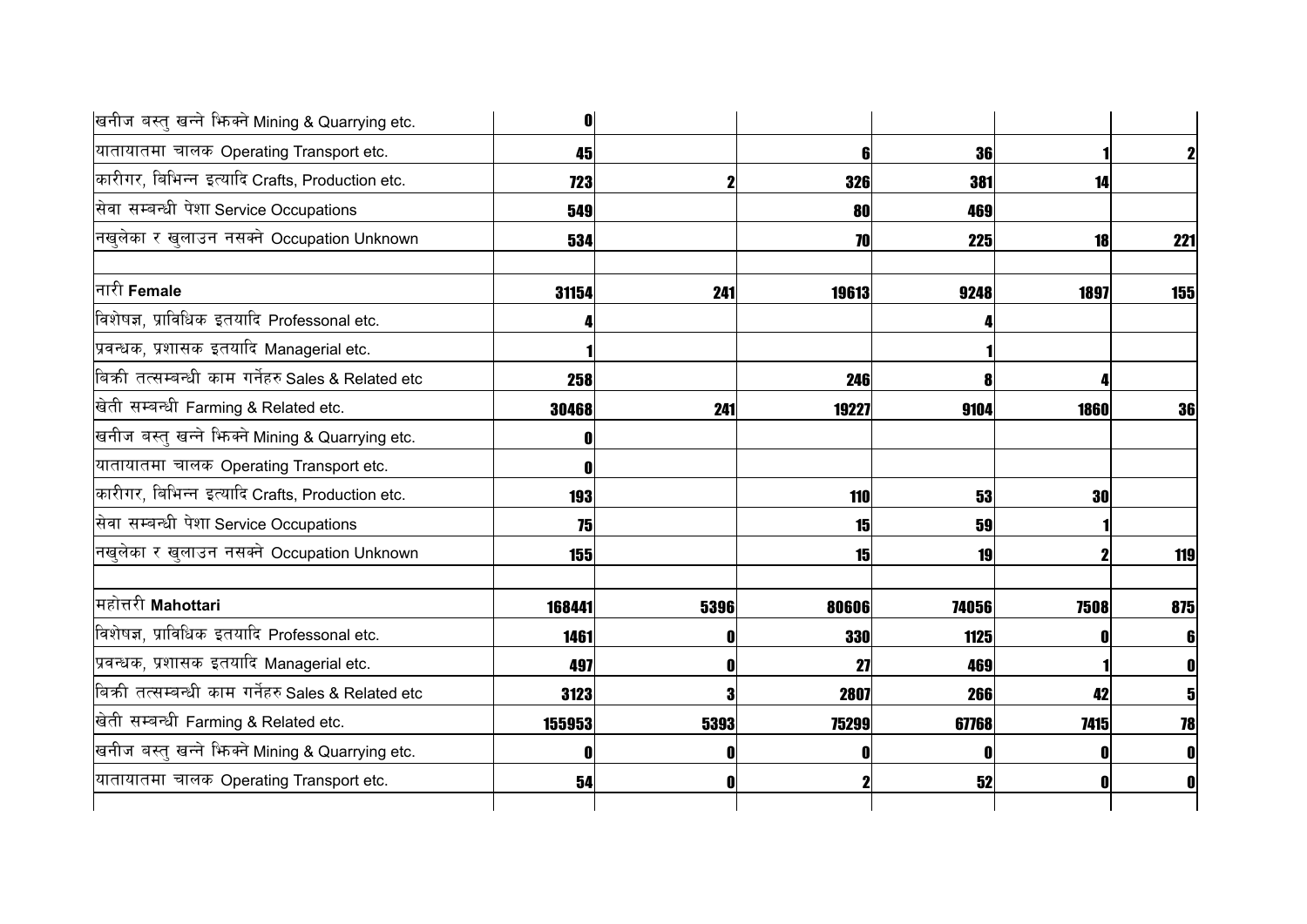| | | | | | |
|---|---|---|---|---|---|
| खनीज बस्तु खन्ने भिक्ने Mining & Quarrying etc. | 0 | | | | |
| यातायातमा चालक Operating Transport etc. | 45 | | 6 | 36 | 1 | 2 |
| कारीगर, बिभिन्न इत्यादि Crafts, Production etc. | 723 | 2 | 326 | 381 | 14 | |
| सेवा सम्बन्धी पेशा Service Occupations | 549 | | 80 | 469 | | |
| नखुलेका र खुलाउन नसक्ने Occupation Unknown | 534 | | 70 | 225 | 18 | 221 |
| | | | | | | |
| नारी **Female** | 31154 | 241 | 19613 | 9248 | 1897 | 155 |
| विशेषज्ञ, प्राविधिक इतयादि Professonal etc. | 4 | | | 4 | | |
| प्रवन्धक, प्रशासक इतयादि Managerial etc. | 1 | | | 1 | | |
| बिक्री तत्सम्बन्धी काम गर्नेहरु Sales & Related etc | 258 | | 246 | 8 | 4 | |
| खेती सम्बन्धी Farming & Related etc. | 30468 | 241 | 19227 | 9104 | 1860 | 36 |
| खनीज बस्तु खन्ने भिक्ने Mining & Quarrying etc. | 0 | | | | | |
| यातायातमा चालक Operating Transport etc. | 0 | | | | | |
| कारीगर, बिभिन्न इत्यादि Crafts, Production etc. | 193 | | 110 | 53 | 30 | |
| सेवा सम्बन्धी पेशा Service Occupations | 75 | | 15 | 59 | 1 | |
| नखुलेका र खुलाउन नसक्ने Occupation Unknown | 155 | | 15 | 19 | 2 | 119 |
| | | | | | | |
| महोत्तरी **Mahottari** | 168441 | 5396 | 80606 | 74056 | 7508 | 875 |
| विशेषज्ञ, प्राविधिक इतयादि Professonal etc. | 1461 | 0 | 330 | 1125 | 0 | 6 |
| प्रवन्धक, प्रशासक इतयादि Managerial etc. | 497 | 0 | 27 | 469 | 1 | 0 |
| बिक्री तत्सम्बन्धी काम गर्नेहरु Sales & Related etc | 3123 | 3 | 2807 | 266 | 42 | 5 |
| खेती सम्बन्धी Farming & Related etc. | 155953 | 5393 | 75299 | 67768 | 7415 | 78 |
| खनीज बस्तु खन्ने भिक्ने Mining & Quarrying etc. | 0 | 0 | 0 | 0 | 0 | 0 |
| यातायातमा चालक Operating Transport etc. | 54 | 0 | 2 | 52 | 0 | 0 |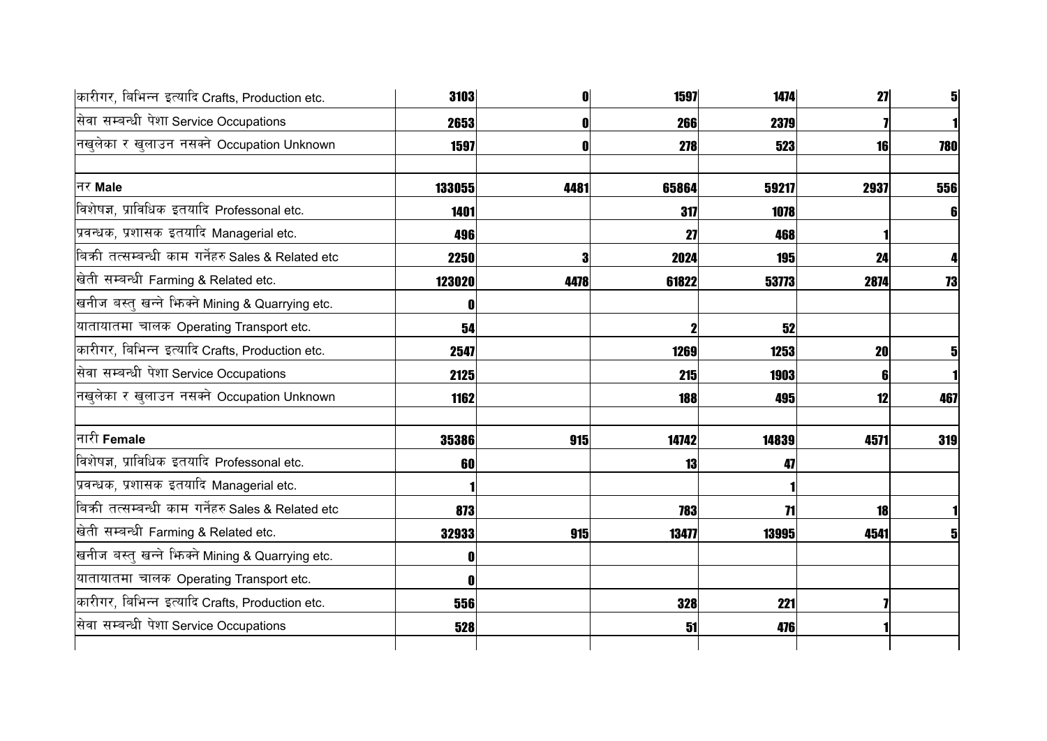| | | | | | | |
|---|---|---|---|---|---|---|
| कारीगर, बिभिन्न इत्यादि Crafts, Production etc. | 3103 | 0 | 1597 | 1474 | 27 | 5 |
| सेवा सम्बन्धी पेशा Service Occupations | 2653 | 0 | 266 | 2379 | 7 | 1 |
| नखुलेका र खुलाउन नसक्ने Occupation Unknown | 1597 | 0 | 278 | 523 | 16 | 780 |
| | | | | | | |
| नर **Male** | 133055 | 4481 | 65864 | 59217 | 2937 | 556 |
| विशेषज्ञ, प्राविधिक इतयादि Professonal etc. | 1401 | | 317 | 1078 | | 6 |
| प्रवन्धक, प्रशासक इतयादि Managerial etc. | 496 | | 27 | 468 | 1 | |
| बिक्री तत्सम्बन्धी काम गर्नेहरु Sales & Related etc | 2250 | 3 | 2024 | 195 | 24 | 4 |
| खेती सम्बन्धी Farming & Related etc. | 123020 | 4478 | 61822 | 53773 | 2874 | 73 |
| खनीज बस्तु खन्ने भिक्ने Mining & Quarrying etc. | 0 | | | | | |
| यातायातमा चालक Operating Transport etc. | 54 | | 2 | 52 | | |
| कारीगर, बिभिन्न इत्यादि Crafts, Production etc. | 2547 | | 1269 | 1253 | 20 | 5 |
| सेवा सम्बन्धी पेशा Service Occupations | 2125 | | 215 | 1903 | 6 | 1 |
| नखुलेका र खुलाउन नसक्ने Occupation Unknown | 1162 | | 188 | 495 | 12 | 467 |
| | | | | | | |
| नारी **Female** | 35386 | 915 | 14742 | 14839 | 4571 | 319 |
| विशेषज्ञ, प्राविधिक इतयादि Professonal etc. | 60 | | 13 | 47 | | |
| प्रवन्धक, प्रशासक इतयादि Managerial etc. | 1 | | | 1 | | |
| बिक्री तत्सम्बन्धी काम गर्नेहरु Sales & Related etc | 873 | | 783 | 71 | 18 | 1 |
| खेती सम्बन्धी Farming & Related etc. | 32933 | 915 | 13477 | 13995 | 4541 | 5 |
| खनीज बस्तु खन्ने भिक्ने Mining & Quarrying etc. | 0 | | | | | |
| यातायातमा चालक Operating Transport etc. | 0 | | | | | |
| कारीगर, बिभिन्न इत्यादि Crafts, Production etc. | 556 | | 328 | 221 | 7 | |
| सेवा सम्बन्धी पेशा Service Occupations | 528 | | 51 | 476 | 1 | |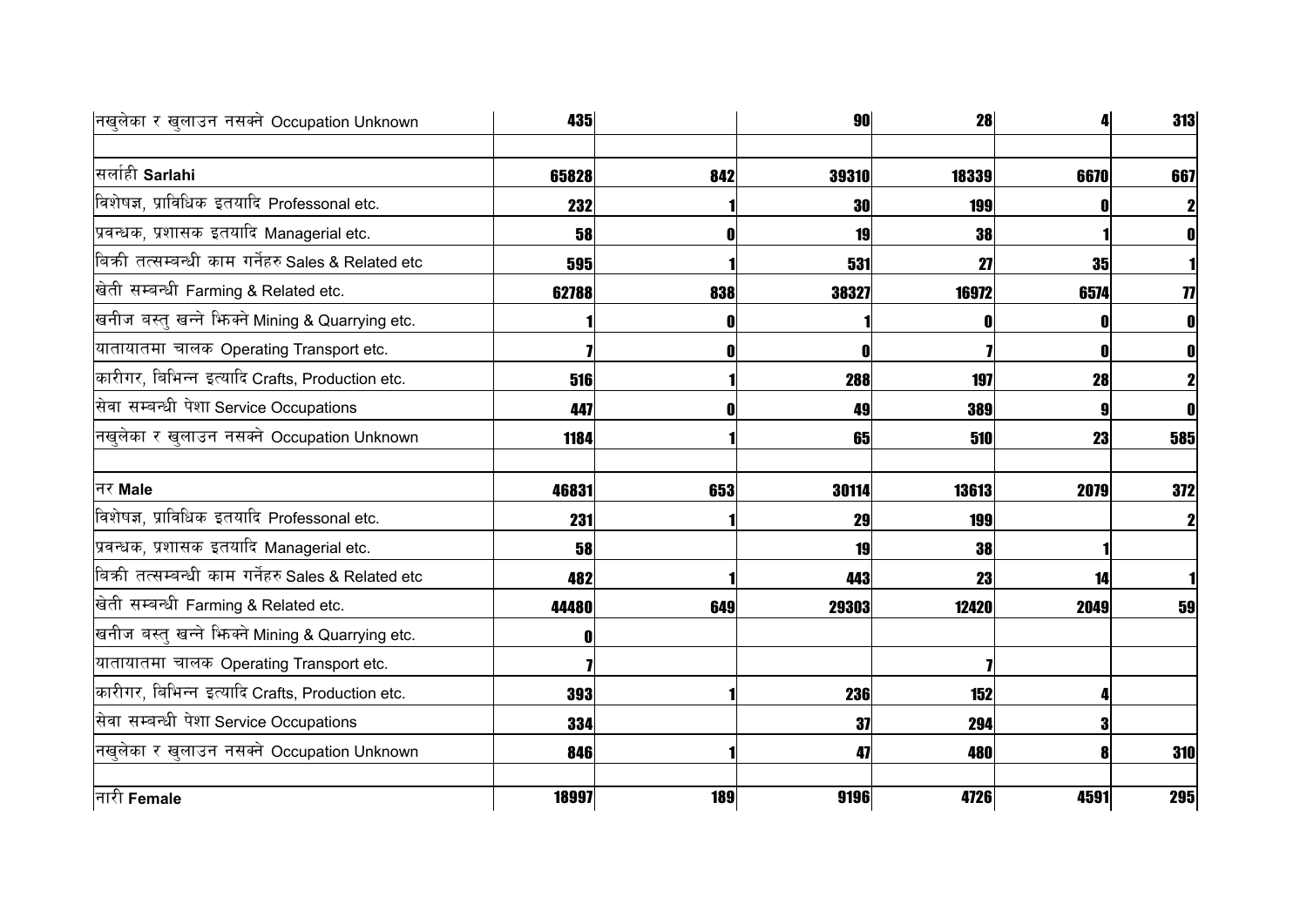| | | | | | | |
|---|---|---|---|---|---|---|
| नखुलेका र खुलाउन नसक्ने Occupation Unknown | 435 | | 90 | 28 | 4 | 313 |
| | | | | | | |
| सर्लाही **Sarlahi** | 65828 | 842 | 39310 | 18339 | 6670 | 667 |
| विशेषज्ञ, प्राविधिक इतयादि Professonal etc. | 232 | 1 | 30 | 199 | 0 | 2 |
| प्रवन्धक, प्रशासक इतयादि Managerial etc. | 58 | 0 | 19 | 38 | 1 | 0 |
| बिक्री तत्सम्बन्धी काम गर्नेहरु Sales & Related etc | 595 | 1 | 531 | 27 | 35 | 1 |
| खेती सम्बन्धी Farming & Related etc. | 62788 | 838 | 38327 | 16972 | 6574 | 77 |
| खनीज बस्तु खन्ने झिक्ने Mining & Quarrying etc. | 1 | 0 | 1 | 0 | 0 | 0 |
| यातायातमा चालक Operating Transport etc. | 7 | 0 | 0 | 7 | 0 | 0 |
| कारीगर, बिभिन्न इत्यादि Crafts, Production etc. | 516 | 1 | 288 | 197 | 28 | 2 |
| सेवा सम्बन्धी पेशा Service Occupations | 447 | 0 | 49 | 389 | 9 | 0 |
| नखुलेका र खुलाउन नसक्ने Occupation Unknown | 1184 | 1 | 65 | 510 | 23 | 585 |
| | | | | | | |
| नर **Male** | 46831 | 653 | 30114 | 13613 | 2079 | 372 |
| विशेषज्ञ, प्राविधिक इतयादि Professonal etc. | 231 | 1 | 29 | 199 | | 2 |
| प्रवन्धक, प्रशासक इतयादि Managerial etc. | 58 | | 19 | 38 | 1 | |
| बिक्री तत्सम्बन्धी काम गर्नेहरु Sales & Related etc | 482 | 1 | 443 | 23 | 14 | 1 |
| खेती सम्बन्धी Farming & Related etc. | 44480 | 649 | 29303 | 12420 | 2049 | 59 |
| खनीज बस्तु खन्ने झिक्ने Mining & Quarrying etc. | 0 | | | | | |
| यातायातमा चालक Operating Transport etc. | 7 | | | 7 | | |
| कारीगर, बिभिन्न इत्यादि Crafts, Production etc. | 393 | 1 | 236 | 152 | 4 | |
| सेवा सम्बन्धी पेशा Service Occupations | 334 | | 37 | 294 | 3 | |
| नखुलेका र खुलाउन नसक्ने Occupation Unknown | 846 | 1 | 47 | 480 | 8 | 310 |
| | | | | | | |
| नारी **Female** | 18997 | 189 | 9196 | 4726 | 4591 | 295 |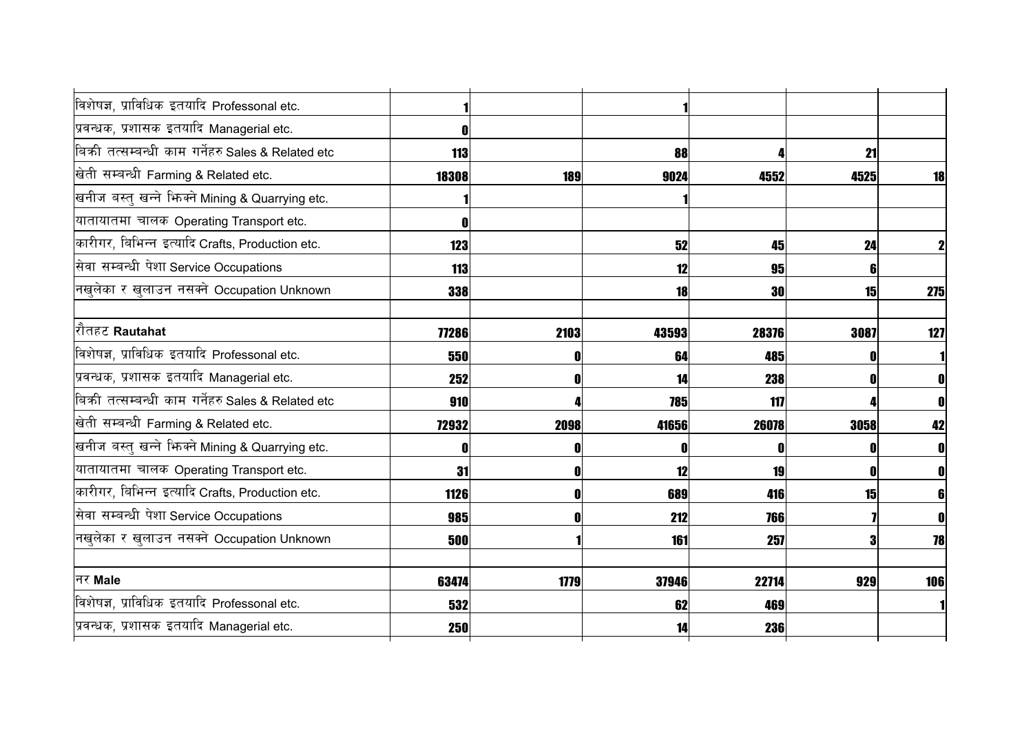| | | | | | | |
|---|---|---|---|---|---|---|
| विशेषज्ञ, प्राविधिक इतयादि Professonal etc. | 1 | | 1 | | | |
| प्रवन्धक, प्रशासक इतयादि Managerial etc. | 0 | | | | | |
| बिक्री तत्सम्बन्धी काम गर्नेहरु Sales & Related etc | 113 | | 88 | 4 | 21 | |
| खेती सम्बन्धी Farming & Related etc. | 18308 | 189 | 9024 | 4552 | 4525 | 18 |
| खनीज बस्तु खन्ने भिक्ने Mining & Quarrying etc. | 1 | | 1 | | | |
| यातायातमा चालक Operating Transport etc. | 0 | | | | | |
| कारीगर, बिभिन्न इत्यादि Crafts, Production etc. | 123 | | 52 | 45 | 24 | 2 |
| सेवा सम्बन्धी पेशा Service Occupations | 113 | | 12 | 95 | 6 | |
| नखुलेका र खुलाउन नसक्ने Occupation Unknown | 338 | | 18 | 30 | 15 | 275 |
| | | | | | | |
| रौतहट **Rautahat** | 77286 | 2103 | 43593 | 28376 | 3087 | 127 |
| विशेषज्ञ, प्राविधिक इतयादि Professonal etc. | 550 | 0 | 64 | 485 | 0 | 1 |
| प्रवन्धक, प्रशासक इतयादि Managerial etc. | 252 | 0 | 14 | 238 | 0 | 0 |
| बिक्री तत्सम्बन्धी काम गर्नेहरु Sales & Related etc | 910 | 4 | 785 | 117 | 4 | 0 |
| खेती सम्बन्धी Farming & Related etc. | 72932 | 2098 | 41656 | 26078 | 3058 | 42 |
| खनीज बस्तु खन्ने भिक्ने Mining & Quarrying etc. | 0 | 0 | 0 | 0 | 0 | 0 |
| यातायातमा चालक Operating Transport etc. | 31 | 0 | 12 | 19 | 0 | 0 |
| कारीगर, बिभिन्न इत्यादि Crafts, Production etc. | 1126 | 0 | 689 | 416 | 15 | 6 |
| सेवा सम्बन्धी पेशा Service Occupations | 985 | 0 | 212 | 766 | 7 | 0 |
| नखुलेका र खुलाउन नसक्ने Occupation Unknown | 500 | 1 | 161 | 257 | 3 | 78 |
| | | | | | | |
| नर **Male** | 63474 | 1779 | 37946 | 22714 | 929 | 106 |
| विशेषज्ञ, प्राविधिक इतयादि Professonal etc. | 532 | | 62 | 469 | | 1 |
| प्रवन्धक, प्रशासक इतयादि Managerial etc. | 250 | | 14 | 236 | | |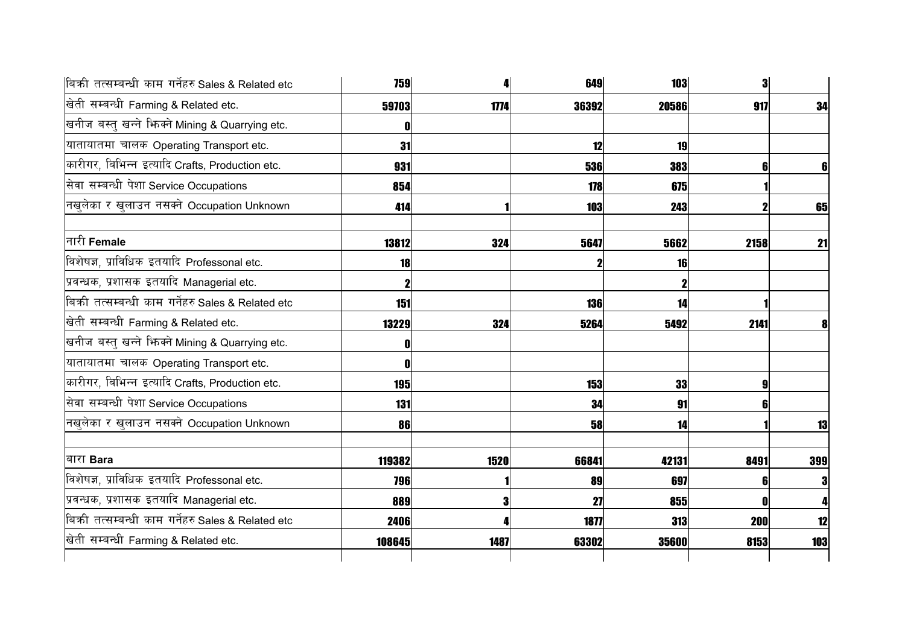| | | | | | | |
|---|---|---|---|---|---|---|
| बिक्री तत्सम्बन्धी काम गर्नेहरु Sales & Related etc | 759 | 4 | 649 | 103 | 3 | |
| खेती सम्बन्धी Farming & Related etc. | 59703 | 1774 | 36392 | 20586 | 917 | 34 |
| खनीज बस्तु खन्ने भिक्ने Mining & Quarrying etc. | 0 | | | | | |
| यातायातमा चालक Operating Transport etc. | 31 | | 12 | 19 | | |
| कारीगर, बिभिन्न इत्यादि Crafts, Production etc. | 931 | | 536 | 383 | 6 | 6 |
| सेवा सम्बन्धी पेशा Service Occupations | 854 | | 178 | 675 | 1 | |
| नखुलेका र खुलाउन नसक्ने Occupation Unknown | 414 | 1 | 103 | 243 | 2 | 65 |
| | | | | | | |
| नारी **Female** | 13812 | 324 | 5647 | 5662 | 2158 | 21 |
| विशेषज्ञ, प्राविधिक इतयादि Professonal etc. | 18 | | 2 | 16 | | |
| प्रवन्धक, प्रशासक इतयादि Managerial etc. | 2 | | | 2 | | |
| बिक्री तत्सम्बन्धी काम गर्नेहरु Sales & Related etc | 151 | | 136 | 14 | 1 | |
| खेती सम्बन्धी Farming & Related etc. | 13229 | 324 | 5264 | 5492 | 2141 | 8 |
| खनीज बस्तु खन्ने भिक्ने Mining & Quarrying etc. | 0 | | | | | |
| यातायातमा चालक Operating Transport etc. | 0 | | | | | |
| कारीगर, बिभिन्न इत्यादि Crafts, Production etc. | 195 | | 153 | 33 | 9 | |
| सेवा सम्बन्धी पेशा Service Occupations | 131 | | 34 | 91 | 6 | |
| नखुलेका र खुलाउन नसक्ने Occupation Unknown | 86 | | 58 | 14 | 1 | 13 |
| | | | | | | |
| बारा **Bara** | 119382 | 1520 | 66841 | 42131 | 8491 | 399 |
| विशेषज्ञ, प्राविधिक इतयादि Professonal etc. | 796 | 1 | 89 | 697 | 6 | 3 |
| प्रवन्धक, प्रशासक इतयादि Managerial etc. | 889 | 3 | 27 | 855 | 0 | 4 |
| बिक्री तत्सम्बन्धी काम गर्नेहरु Sales & Related etc | 2406 | 4 | 1877 | 313 | 200 | 12 |
| खेती सम्बन्धी Farming & Related etc. | 108645 | 1487 | 63302 | 35600 | 8153 | 103 |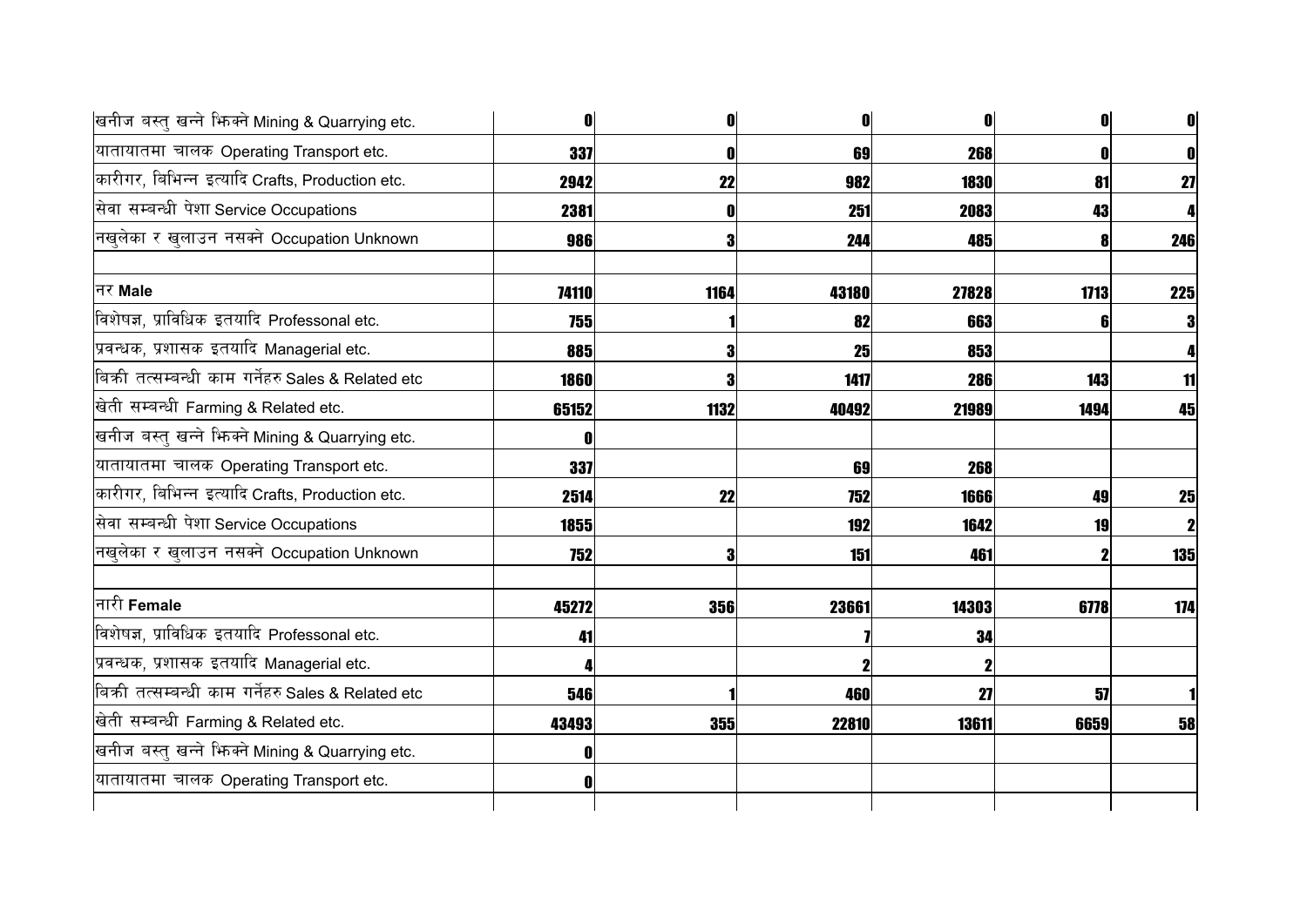| | | | | | | |
|---|---|---|---|---|---|---|
| खनीज बस्तु खन्ने भिक्ने Mining & Quarrying etc. | 0 | 0 | 0 | 0 | 0 | 0 |
| यातायातमा चालक Operating Transport etc. | 337 | 0 | 69 | 268 | 0 | 0 |
| कारीगर, बिभिन्न इत्यादि Crafts, Production etc. | 2942 | 22 | 982 | 1830 | 81 | 27 |
| सेवा सम्बन्धी पेशा Service Occupations | 2381 | 0 | 251 | 2083 | 43 | 4 |
| नखुलेका र खुलाउन नसक्ने Occupation Unknown | 986 | 3 | 244 | 485 | 8 | 246 |
| | | | | | | |
| नर **Male** | 74110 | 1164 | 43180 | 27828 | 1713 | 225 |
| विशेषज्ञ, प्राविधिक इतयादि Professonal etc. | 755 | 1 | 82 | 663 | 6 | 3 |
| प्रवन्धक, प्रशासक इतयादि Managerial etc. | 885 | 3 | 25 | 853 | | 4 |
| बिक्री तत्सम्बन्धी काम गर्नेहरु Sales & Related etc | 1860 | 3 | 1417 | 286 | 143 | 11 |
| खेती सम्बन्धी Farming & Related etc. | 65152 | 1132 | 40492 | 21989 | 1494 | 45 |
| खनीज बस्तु खन्ने भिक्ने Mining & Quarrying etc. | 0 | | | | | |
| यातायातमा चालक Operating Transport etc. | 337 | | 69 | 268 | | |
| कारीगर, बिभिन्न इत्यादि Crafts, Production etc. | 2514 | 22 | 752 | 1666 | 49 | 25 |
| सेवा सम्बन्धी पेशा Service Occupations | 1855 | | 192 | 1642 | 19 | 2 |
| नखुलेका र खुलाउन नसक्ने Occupation Unknown | 752 | 3 | 151 | 461 | 2 | 135 |
| | | | | | | |
| नारी **Female** | 45272 | 356 | 23661 | 14303 | 6778 | 174 |
| विशेषज्ञ, प्राविधिक इतयादि Professonal etc. | 41 | | 7 | 34 | | |
| प्रवन्धक, प्रशासक इतयादि Managerial etc. | 4 | | 2 | 2 | | |
| बिक्री तत्सम्बन्धी काम गर्नेहरु Sales & Related etc | 546 | 1 | 460 | 27 | 57 | 1 |
| खेती सम्बन्धी Farming & Related etc. | 43493 | 355 | 22810 | 13611 | 6659 | 58 |
| खनीज बस्तु खन्ने भिक्ने Mining & Quarrying etc. | 0 | | | | | |
| यातायातमा चालक Operating Transport etc. | 0 | | | | | |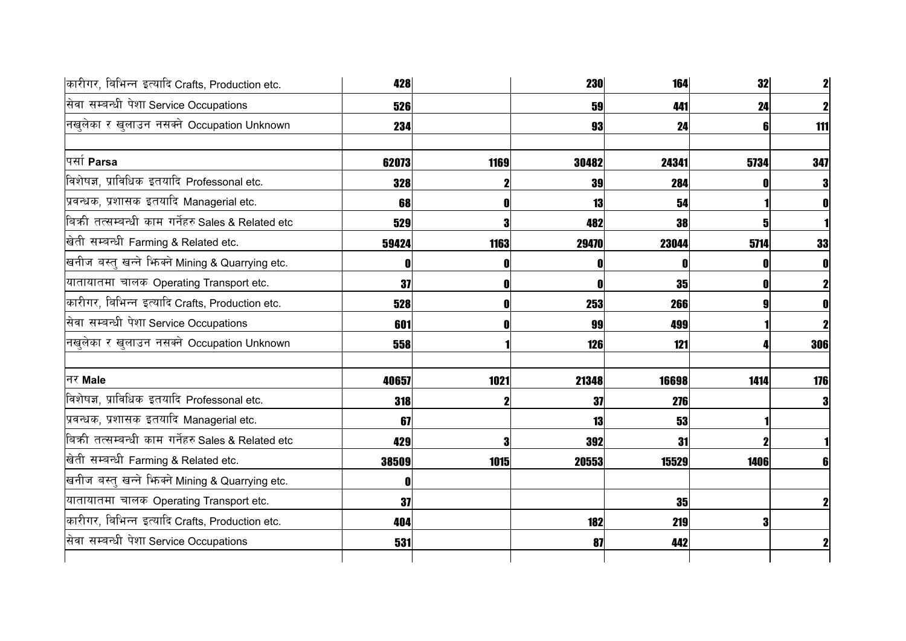| | | | | | | |
|---|---|---|---|---|---|---|
| कारीगर, बिभिन्न इत्यादि Crafts, Production etc. | 428 | | 230 | 164 | 32 | 2 |
| सेवा सम्बन्धी पेशा Service Occupations | 526 | | 59 | 441 | 24 | 2 |
| नखुलेका र खुलाउन नसक्ने Occupation Unknown | 234 | | 93 | 24 | 6 | 111 |
| | | | | | | |
| पर्सा **Parsa** | 62073 | 1169 | 30482 | 24341 | 5734 | 347 |
| विशेषज्ञ, प्राविधिक इतयादि Professonal etc. | 328 | 2 | 39 | 284 | 0 | 3 |
| प्रवन्धक, प्रशासक इतयादि Managerial etc. | 68 | 0 | 13 | 54 | 1 | 0 |
| बिक्री तत्सम्बन्धी काम गर्नेहरु Sales & Related etc | 529 | 3 | 482 | 38 | 5 | 1 |
| खेती सम्बन्धी Farming & Related etc. | 59424 | 1163 | 29470 | 23044 | 5714 | 33 |
| खनीज बस्तु खन्ने झिक्ने Mining & Quarrying etc. | 0 | 0 | 0 | 0 | 0 | 0 |
| यातायातमा चालक Operating Transport etc. | 37 | 0 | 0 | 35 | 0 | 2 |
| कारीगर, बिभिन्न इत्यादि Crafts, Production etc. | 528 | 0 | 253 | 266 | 9 | 0 |
| सेवा सम्बन्धी पेशा Service Occupations | 601 | 0 | 99 | 499 | 1 | 2 |
| नखुलेका र खुलाउन नसक्ने Occupation Unknown | 558 | 1 | 126 | 121 | 4 | 306 |
| | | | | | | |
| नर **Male** | 40657 | 1021 | 21348 | 16698 | 1414 | 176 |
| विशेषज्ञ, प्राविधिक इतयादि Professonal etc. | 318 | 2 | 37 | 276 | | 3 |
| प्रवन्धक, प्रशासक इतयादि Managerial etc. | 67 | | 13 | 53 | 1 | |
| बिक्री तत्सम्बन्धी काम गर्नेहरु Sales & Related etc | 429 | 3 | 392 | 31 | 2 | 1 |
| खेती सम्बन्धी Farming & Related etc. | 38509 | 1015 | 20553 | 15529 | 1406 | 6 |
| खनीज बस्तु खन्ने झिक्ने Mining & Quarrying etc. | 0 | | | | | |
| यातायातमा चालक Operating Transport etc. | 37 | | | 35 | | 2 |
| कारीगर, बिभिन्न इत्यादि Crafts, Production etc. | 404 | | 182 | 219 | 3 | |
| सेवा सम्बन्धी पेशा Service Occupations | 531 | | 87 | 442 | | 2 |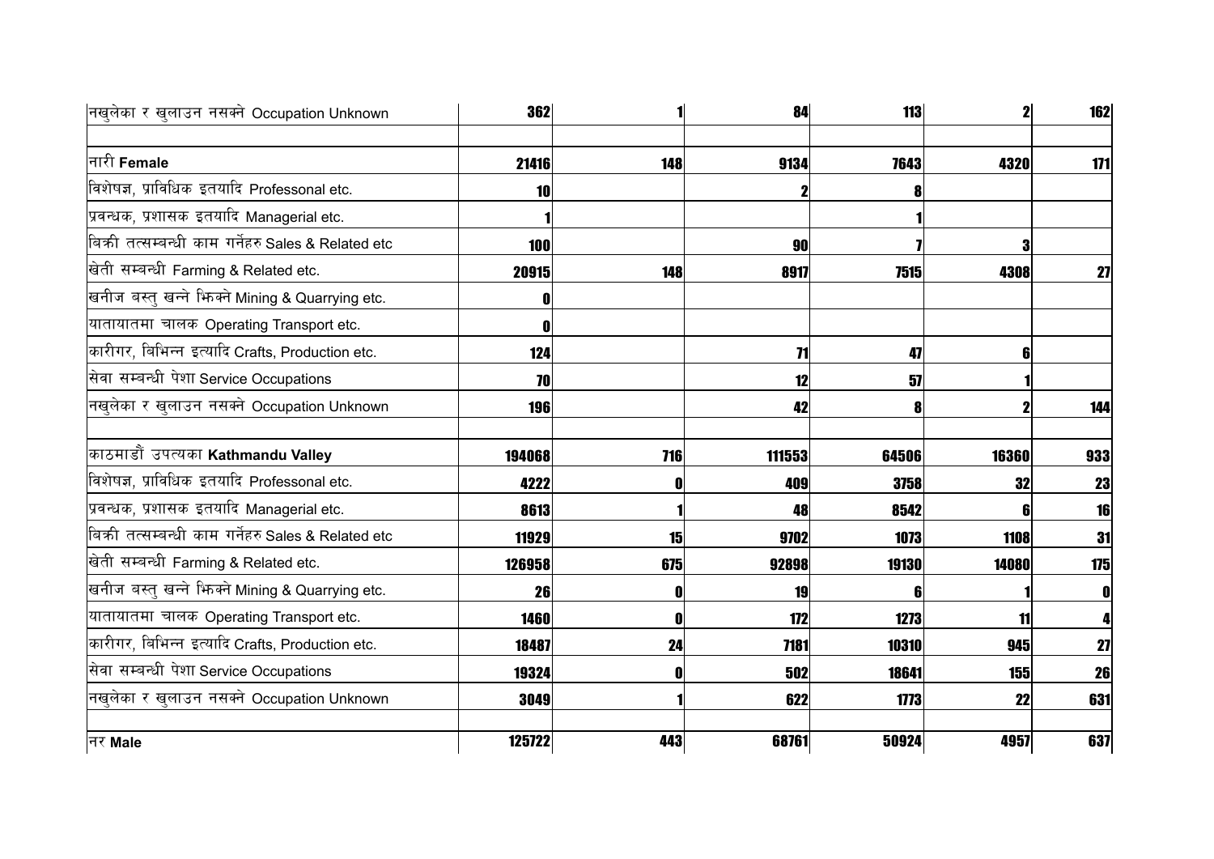| | | | | | | |
|---|---|---|---|---|---|---|
| नखुलेका र खुलाउन नसक्ने Occupation Unknown | 362 | 1 | 84 | 113 | 2 | 162 |
| | | | | | | |
| नारी **Female** | 21416 | 148 | 9134 | 7643 | 4320 | 171 |
| विशेषज्ञ, प्राविधिक इतयादि Professonal etc. | 10 | | 2 | 8 | | |
| प्रवन्धक, प्रशासक इतयादि Managerial etc. | 1 | | | 1 | | |
| बिक्री तत्सम्बन्धी काम गर्नेहरु Sales & Related etc | 100 | | 90 | 7 | 3 | |
| खेती सम्बन्धी Farming & Related etc. | 20915 | 148 | 8917 | 7515 | 4308 | 27 |
| खनीज बस्तु खन्ने झिक्ने Mining & Quarrying etc. | 0 | | | | | |
| यातायातमा चालक Operating Transport etc. | 0 | | | | | |
| कारीगर, बिभिन्न इत्यादि Crafts, Production etc. | 124 | | 71 | 47 | 6 | |
| सेवा सम्बन्धी पेशा Service Occupations | 70 | | 12 | 57 | 1 | |
| नखुलेका र खुलाउन नसक्ने Occupation Unknown | 196 | | 42 | 8 | 2 | 144 |
| | | | | | | |
| काठमाडौं उपत्यका **Kathmandu Valley** | 194068 | 716 | 111553 | 64506 | 16360 | 933 |
| विशेषज्ञ, प्राविधिक इतयादि Professonal etc. | 4222 | 0 | 409 | 3758 | 32 | 23 |
| प्रवन्धक, प्रशासक इतयादि Managerial etc. | 8613 | 1 | 48 | 8542 | 6 | 16 |
| बिक्री तत्सम्बन्धी काम गर्नेहरु Sales & Related etc | 11929 | 15 | 9702 | 1073 | 1108 | 31 |
| खेती सम्बन्धी Farming & Related etc. | 126958 | 675 | 92898 | 19130 | 14080 | 175 |
| खनीज बस्तु खन्ने झिक्ने Mining & Quarrying etc. | 26 | 0 | 19 | 6 | 1 | 0 |
| यातायातमा चालक Operating Transport etc. | 1460 | 0 | 172 | 1273 | 11 | 4 |
| कारीगर, बिभिन्न इत्यादि Crafts, Production etc. | 18487 | 24 | 7181 | 10310 | 945 | 27 |
| सेवा सम्बन्धी पेशा Service Occupations | 19324 | 0 | 502 | 18641 | 155 | 26 |
| नखुलेका र खुलाउन नसक्ने Occupation Unknown | 3049 | 1 | 622 | 1773 | 22 | 631 |
| | | | | | | |
| नर **Male** | 125722 | 443 | 68761 | 50924 | 4957 | 637 |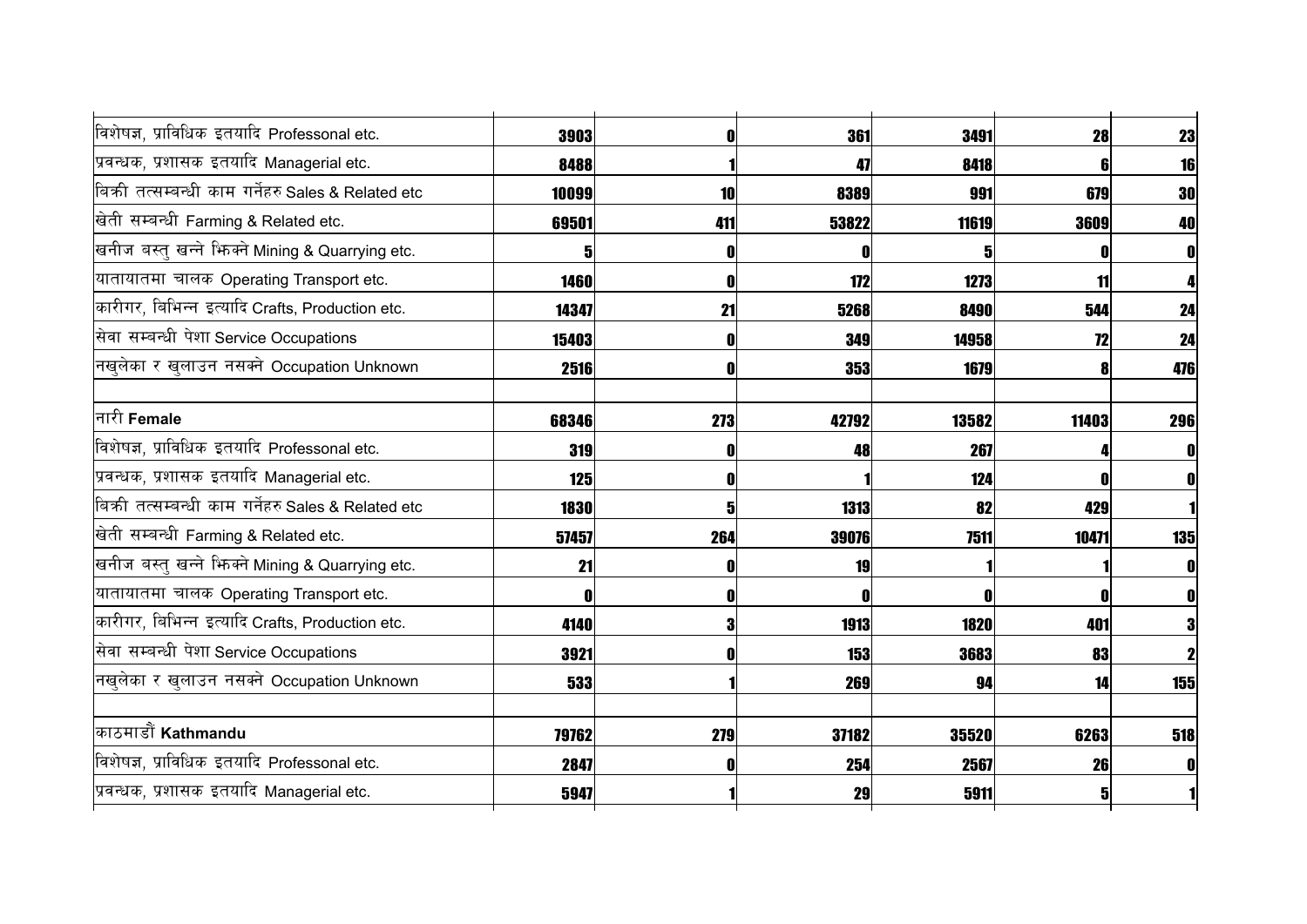| | | | | | | |
|---|---|---|---|---|---|---|
| विशेषज्ञ, प्राविधिक इतयादि Professonal etc. | 3903 | 0 | 361 | 3491 | 28 | 23 |
| प्रवन्धक, प्रशासक इतयादि Managerial etc. | 8488 | 1 | 47 | 8418 | 6 | 16 |
| बिक्री तत्सम्बन्धी काम गर्नेहरु Sales & Related etc | 10099 | 10 | 8389 | 991 | 679 | 30 |
| खेती सम्बन्धी Farming & Related etc. | 69501 | 411 | 53822 | 11619 | 3609 | 40 |
| खनीज बस्तु खन्ने झिक्ने Mining & Quarrying etc. | 5 | 0 | 0 | 5 | 0 | 0 |
| यातायातमा चालक Operating Transport etc. | 1460 | 0 | 172 | 1273 | 11 | 4 |
| कारीगर, बिभिन्न इत्यादि Crafts, Production etc. | 14347 | 21 | 5268 | 8490 | 544 | 24 |
| सेवा सम्बन्धी पेशा Service Occupations | 15403 | 0 | 349 | 14958 | 72 | 24 |
| नखुलेका र खुलाउन नसक्ने Occupation Unknown | 2516 | 0 | 353 | 1679 | 8 | 476 |
| | | | | | | |
| नारी **Female** | 68346 | 273 | 42792 | 13582 | 11403 | 296 |
| विशेषज्ञ, प्राविधिक इतयादि Professonal etc. | 319 | 0 | 48 | 267 | 4 | 0 |
| प्रवन्धक, प्रशासक इतयादि Managerial etc. | 125 | 0 | 1 | 124 | 0 | 0 |
| बिक्री तत्सम्बन्धी काम गर्नेहरु Sales & Related etc | 1830 | 5 | 1313 | 82 | 429 | 1 |
| खेती सम्बन्धी Farming & Related etc. | 57457 | 264 | 39076 | 7511 | 10471 | 135 |
| खनीज बस्तु खन्ने झिक्ने Mining & Quarrying etc. | 21 | 0 | 19 | 1 | 1 | 0 |
| यातायातमा चालक Operating Transport etc. | 0 | 0 | 0 | 0 | 0 | 0 |
| कारीगर, बिभिन्न इत्यादि Crafts, Production etc. | 4140 | 3 | 1913 | 1820 | 401 | 3 |
| सेवा सम्बन्धी पेशा Service Occupations | 3921 | 0 | 153 | 3683 | 83 | 2 |
| नखुलेका र खुलाउन नसक्ने Occupation Unknown | 533 | 1 | 269 | 94 | 14 | 155 |
| | | | | | | |
| काठमाडौं **Kathmandu** | 79762 | 279 | 37182 | 35520 | 6263 | 518 |
| विशेषज्ञ, प्राविधिक इतयादि Professonal etc. | 2847 | 0 | 254 | 2567 | 26 | 0 |
| प्रवन्धक, प्रशासक इतयादि Managerial etc. | 5947 | 1 | 29 | 5911 | 5 | 1 |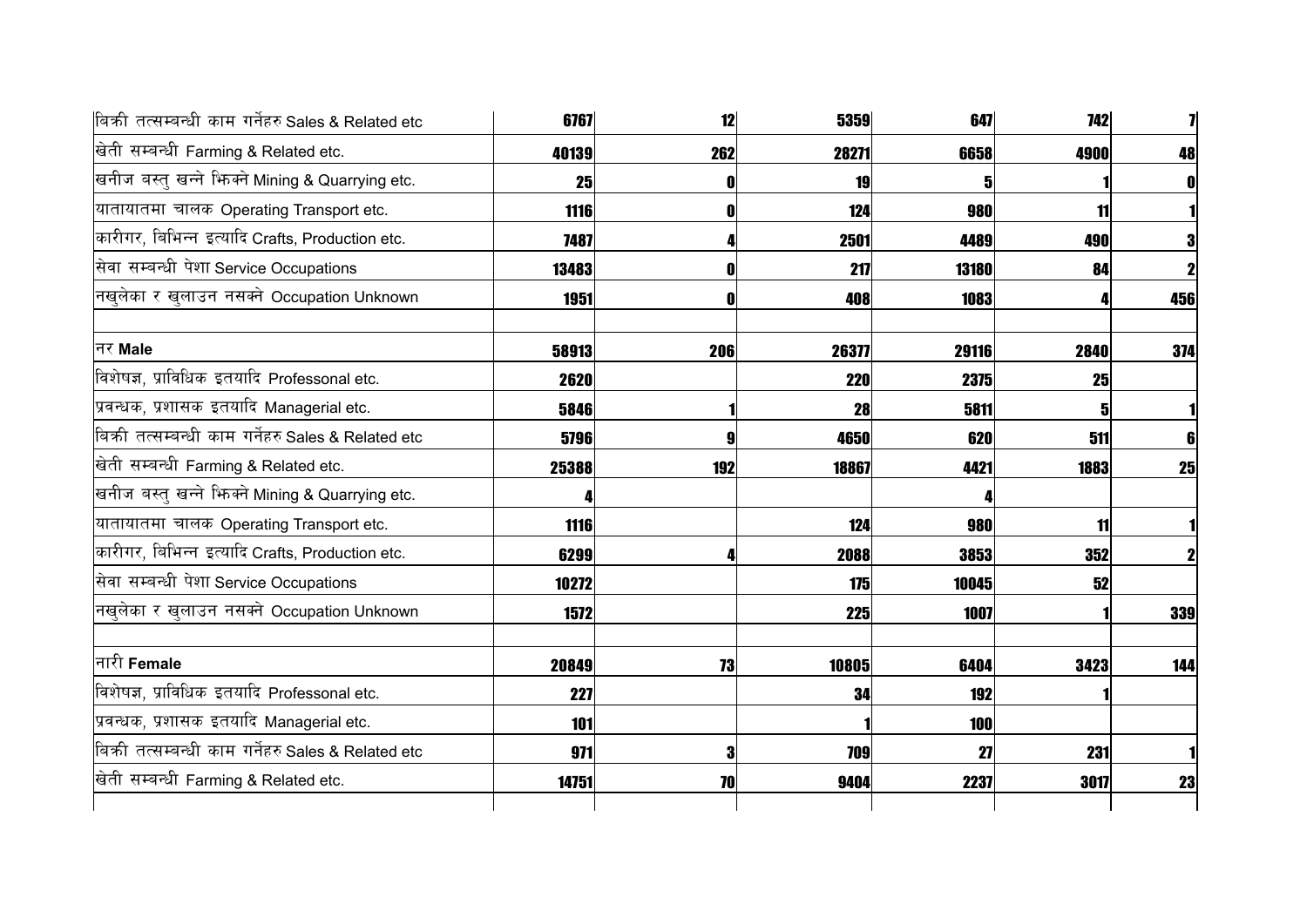| | | | | | | |
|---|---|---|---|---|---|---|
| बिक्री तत्सम्बन्धी काम गर्नेहरु Sales & Related etc | 6767 | 12 | 5359 | 647 | 742 | 7 |
| खेती सम्बन्धी Farming & Related etc. | 40139 | 262 | 28271 | 6658 | 4900 | 48 |
| खनीज बस्तु खन्ने झिक्ने Mining & Quarrying etc. | 25 | 0 | 19 | 5 | 1 | 0 |
| यातायातमा चालक Operating Transport etc. | 1116 | 0 | 124 | 980 | 11 | 1 |
| कारीगर, बिभिन्न इत्यादि Crafts, Production etc. | 7487 | 4 | 2501 | 4489 | 490 | 3 |
| सेवा सम्बन्धी पेशा Service Occupations | 13483 | 0 | 217 | 13180 | 84 | 2 |
| नखुलेका र खुलाउन नसक्ने Occupation Unknown | 1951 | 0 | 408 | 1083 | 4 | 456 |
| | | | | | | |
| नर **Male** | 58913 | 206 | 26377 | 29116 | 2840 | 374 |
| विशेषज्ञ, प्राविधिक इतयादि Professonal etc. | 2620 | | 220 | 2375 | 25 | |
| प्रवन्धक, प्रशासक इतयादि Managerial etc. | 5846 | 1 | 28 | 5811 | 5 | 1 |
| बिक्री तत्सम्बन्धी काम गर्नेहरु Sales & Related etc | 5796 | 9 | 4650 | 620 | 511 | 6 |
| खेती सम्बन्धी Farming & Related etc. | 25388 | 192 | 18867 | 4421 | 1883 | 25 |
| खनीज बस्तु खन्ने झिक्ने Mining & Quarrying etc. | 4 | | | 4 | | |
| यातायातमा चालक Operating Transport etc. | 1116 | | 124 | 980 | 11 | 1 |
| कारीगर, बिभिन्न इत्यादि Crafts, Production etc. | 6299 | 4 | 2088 | 3853 | 352 | 2 |
| सेवा सम्बन्धी पेशा Service Occupations | 10272 | | 175 | 10045 | 52 | |
| नखुलेका र खुलाउन नसक्ने Occupation Unknown | 1572 | | 225 | 1007 | 1 | 339 |
| | | | | | | |
| नारी **Female** | 20849 | 73 | 10805 | 6404 | 3423 | 144 |
| विशेषज्ञ, प्राविधिक इतयादि Professonal etc. | 227 | | 34 | 192 | 1 | |
| प्रवन्धक, प्रशासक इतयादि Managerial etc. | 101 | | 1 | 100 | | |
| बिक्री तत्सम्बन्धी काम गर्नेहरु Sales & Related etc | 971 | 3 | 709 | 27 | 231 | 1 |
| खेती सम्बन्धी Farming & Related etc. | 14751 | 70 | 9404 | 2237 | 3017 | 23 |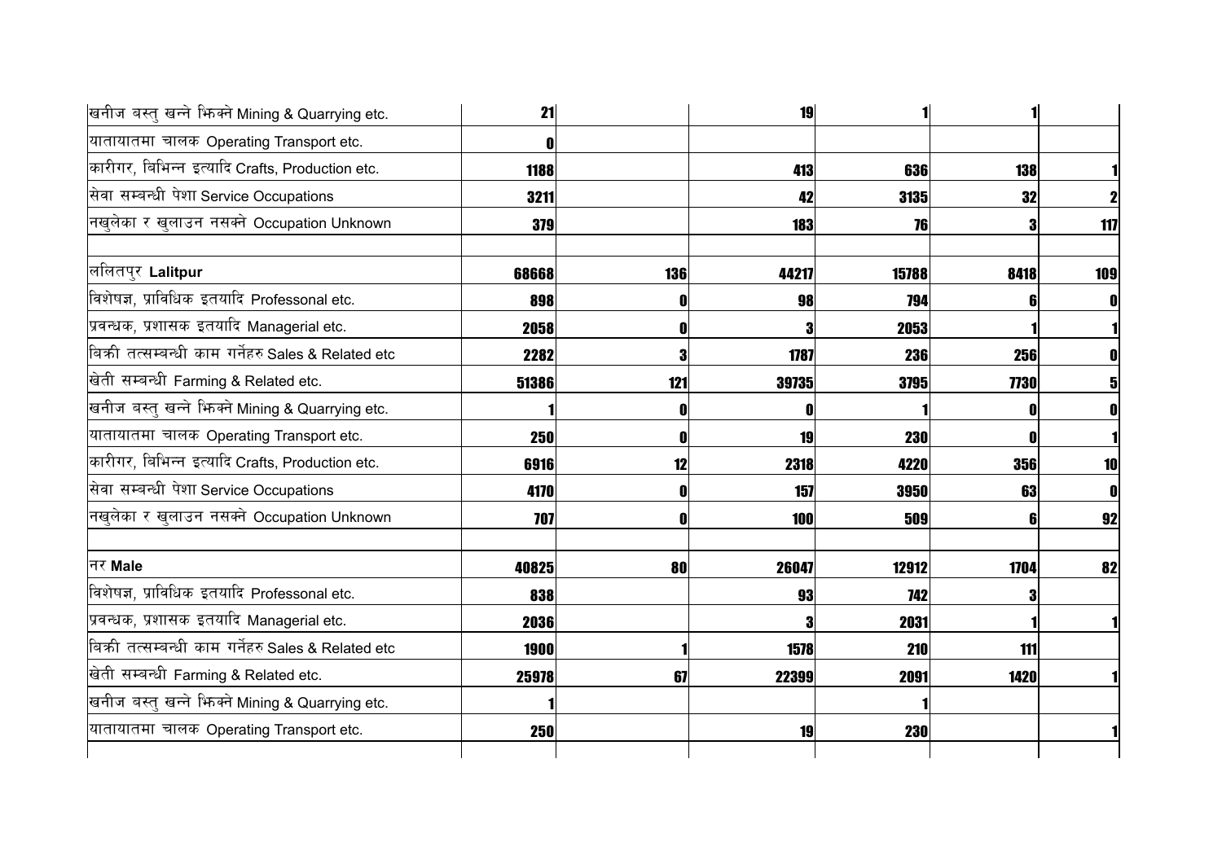| | | | | | | |
|---|---|---|---|---|---|---|
| खनीज बस्तु खन्ने झिक्ने Mining & Quarrying etc. | 21 | | 19 | 1 | 1 | |
| यातायातमा चालक Operating Transport etc. | 0 | | | | | |
| कारीगर, बिभिन्न इत्यादि Crafts, Production etc. | 1188 | | 413 | 636 | 138 | 1 |
| सेवा सम्बन्धी पेशा Service Occupations | 3211 | | 42 | 3135 | 32 | 2 |
| नखुलेका र खुलाउन नसक्ने Occupation Unknown | 379 | | 183 | 76 | 3 | 117 |
| | | | | | | |
| ललितपुर **Lalitpur** | 68668 | 136 | 44217 | 15788 | 8418 | 109 |
| विशेषज्ञ, प्राविधिक इतयादि Professonal etc. | 898 | 0 | 98 | 794 | 6 | 0 |
| प्रवन्धक, प्रशासक इतयादि Managerial etc. | 2058 | 0 | 3 | 2053 | 1 | 1 |
| बिक्री तत्सम्बन्धी काम गर्नेहरु Sales & Related etc | 2282 | 3 | 1787 | 236 | 256 | 0 |
| खेती सम्बन्धी Farming & Related etc. | 51386 | 121 | 39735 | 3795 | 7730 | 5 |
| खनीज बस्तु खन्ने झिक्ने Mining & Quarrying etc. | 1 | 0 | 0 | 1 | 0 | 0 |
| यातायातमा चालक Operating Transport etc. | 250 | 0 | 19 | 230 | 0 | 1 |
| कारीगर, बिभिन्न इत्यादि Crafts, Production etc. | 6916 | 12 | 2318 | 4220 | 356 | 10 |
| सेवा सम्बन्धी पेशा Service Occupations | 4170 | 0 | 157 | 3950 | 63 | 0 |
| नखुलेका र खुलाउन नसक्ने Occupation Unknown | 707 | 0 | 100 | 509 | 6 | 92 |
| | | | | | | |
| नर **Male** | 40825 | 80 | 26047 | 12912 | 1704 | 82 |
| विशेषज्ञ, प्राविधिक इतयादि Professonal etc. | 838 | | 93 | 742 | 3 | |
| प्रवन्धक, प्रशासक इतयादि Managerial etc. | 2036 | | 3 | 2031 | 1 | 1 |
| बिक्री तत्सम्बन्धी काम गर्नेहरु Sales & Related etc | 1900 | 1 | 1578 | 210 | 111 | |
| खेती सम्बन्धी Farming & Related etc. | 25978 | 67 | 22399 | 2091 | 1420 | 1 |
| खनीज बस्तु खन्ने झिक्ने Mining & Quarrying etc. | 1 | | | 1 | | |
| यातायातमा चालक Operating Transport etc. | 250 | | 19 | 230 | | 1 |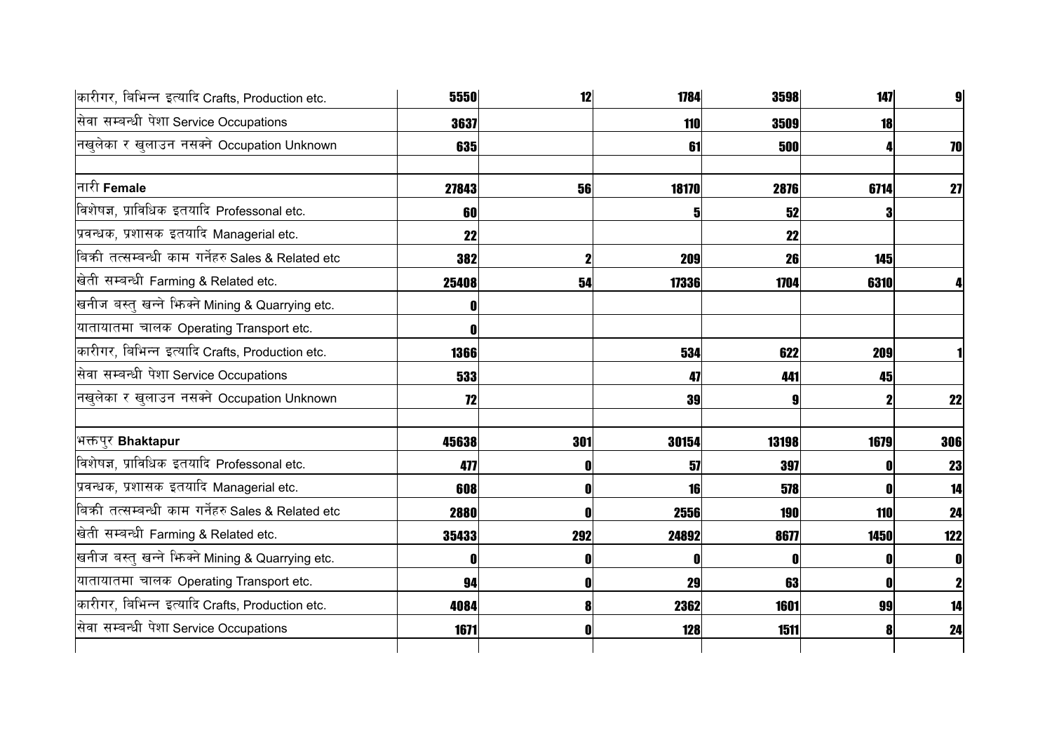| | | | | | | |
|---|---|---|---|---|---|---|
| कारीगर, बिभिन्न इत्यादि Crafts, Production etc. | 5550 | 12 | 1784 | 3598 | 147 | 9 |
| सेवा सम्बन्धी पेशा Service Occupations | 3637 | | 110 | 3509 | 18 | |
| नखुलेका र खुलाउन नसक्ने Occupation Unknown | 635 | | 61 | 500 | 4 | 70 |
| | | | | | | |
| नारी **Female** | 27843 | 56 | 18170 | 2876 | 6714 | 27 |
| विशेषज्ञ, प्राविधिक इतयादि Professonal etc. | 60 | | 5 | 52 | 3 | |
| प्रवन्धक, प्रशासक इतयादि Managerial etc. | 22 | | | 22 | | |
| बिक्री तत्सम्बन्धी काम गर्नेहरु Sales & Related etc | 382 | 2 | 209 | 26 | 145 | |
| खेती सम्बन्धी Farming & Related etc. | 25408 | 54 | 17336 | 1704 | 6310 | 4 |
| खनीज बस्तु खन्ने झिक्ने Mining & Quarrying etc. | 0 | | | | | |
| यातायातमा चालक Operating Transport etc. | 0 | | | | | |
| कारीगर, बिभिन्न इत्यादि Crafts, Production etc. | 1366 | | 534 | 622 | 209 | 1 |
| सेवा सम्बन्धी पेशा Service Occupations | 533 | | 47 | 441 | 45 | |
| नखुलेका र खुलाउन नसक्ने Occupation Unknown | 72 | | 39 | 9 | 2 | 22 |
| | | | | | | |
| भक्तपुर **Bhaktapur** | 45638 | 301 | 30154 | 13198 | 1679 | 306 |
| विशेषज्ञ, प्राविधिक इतयादि Professonal etc. | 477 | 0 | 57 | 397 | 0 | 23 |
| प्रवन्धक, प्रशासक इतयादि Managerial etc. | 608 | 0 | 16 | 578 | 0 | 14 |
| बिक्री तत्सम्बन्धी काम गर्नेहरु Sales & Related etc | 2880 | 0 | 2556 | 190 | 110 | 24 |
| खेती सम्बन्धी Farming & Related etc. | 35433 | 292 | 24892 | 8677 | 1450 | 122 |
| खनीज बस्तु खन्ने झिक्ने Mining & Quarrying etc. | 0 | 0 | 0 | 0 | 0 | 0 |
| यातायातमा चालक Operating Transport etc. | 94 | 0 | 29 | 63 | 0 | 2 |
| कारीगर, बिभिन्न इत्यादि Crafts, Production etc. | 4084 | 8 | 2362 | 1601 | 99 | 14 |
| सेवा सम्बन्धी पेशा Service Occupations | 1671 | 0 | 128 | 1511 | 8 | 24 |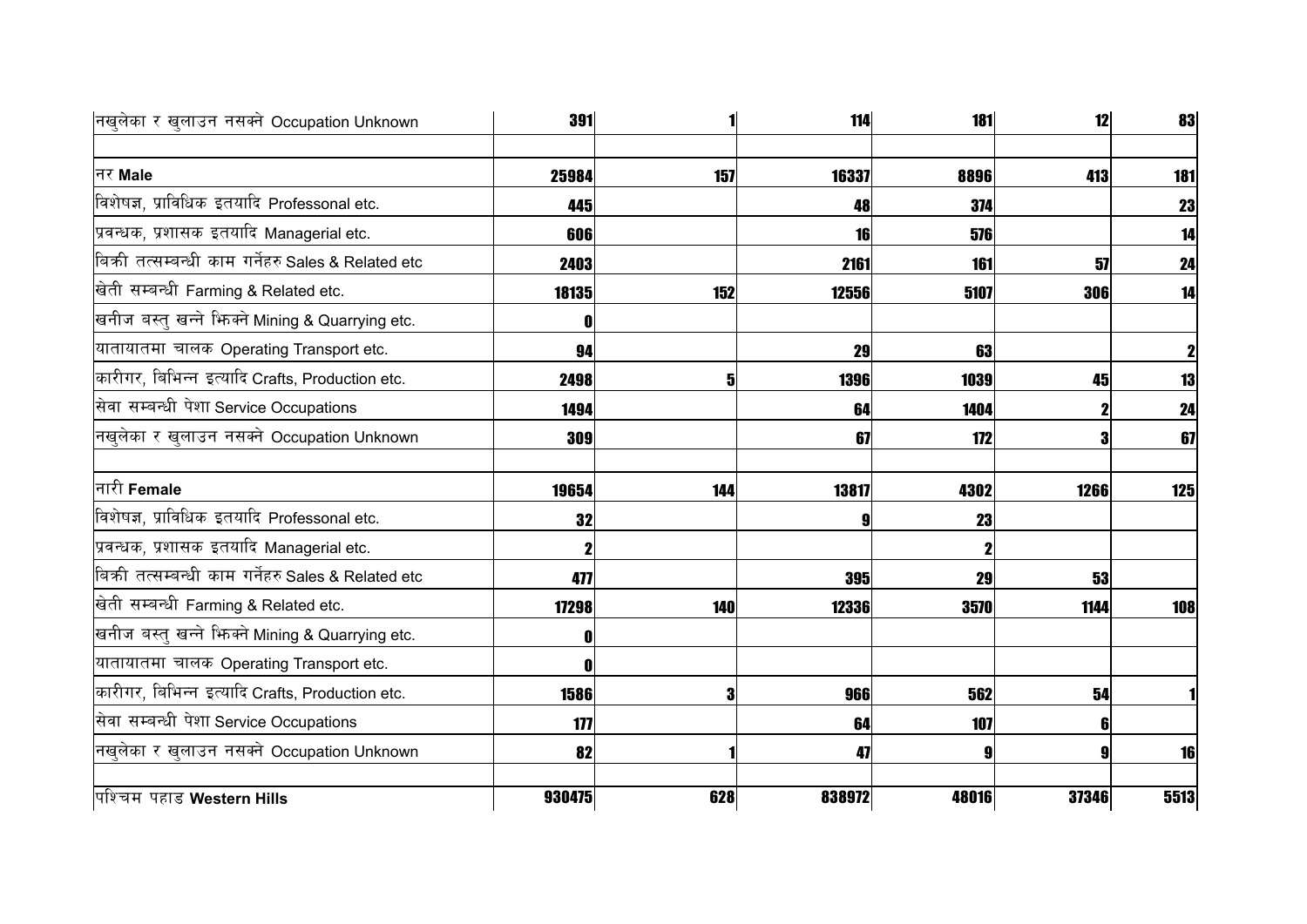| | | | | | | |
|---|---|---|---|---|---|---|
| नखुलेका र खुलाउन नसक्ने Occupation Unknown | 391 | 1 | 114 | 181 | 12 | 83 |
| | | | | | | |
| नर **Male** | 25984 | 157 | 16337 | 8896 | 413 | 181 |
| विशेषज्ञ, प्राविधिक इतयादि Professonal etc. | 445 | | 48 | 374 | | 23 |
| प्रवन्धक, प्रशासक इतयादि Managerial etc. | 606 | | 16 | 576 | | 14 |
| बिक्री तत्सम्बन्धी काम गर्नेहरु Sales & Related etc | 2403 | | 2161 | 161 | 57 | 24 |
| खेती सम्बन्धी Farming & Related etc. | 18135 | 152 | 12556 | 5107 | 306 | 14 |
| खनीज बस्तु खन्ने भिक्ने Mining & Quarrying etc. | 0 | | | | | |
| यातायातमा चालक Operating Transport etc. | 94 | | 29 | 63 | | 2 |
| कारीगर, विभिन्न इत्यादि Crafts, Production etc. | 2498 | 5 | 1396 | 1039 | 45 | 13 |
| सेवा सम्बन्धी पेशा Service Occupations | 1494 | | 64 | 1404 | 2 | 24 |
| नखुलेका र खुलाउन नसक्ने Occupation Unknown | 309 | | 67 | 172 | 3 | 67 |
| | | | | | | |
| नारी **Female** | 19654 | 144 | 13817 | 4302 | 1266 | 125 |
| विशेषज्ञ, प्राविधिक इतयादि Professonal etc. | 32 | | 9 | 23 | | |
| प्रवन्धक, प्रशासक इतयादि Managerial etc. | 2 | | | 2 | | |
| बिक्री तत्सम्बन्धी काम गर्नेहरु Sales & Related etc | 477 | | 395 | 29 | 53 | |
| खेती सम्बन्धी Farming & Related etc. | 17298 | 140 | 12336 | 3570 | 1144 | 108 |
| खनीज बस्तु खन्ने भिक्ने Mining & Quarrying etc. | 0 | | | | | |
| यातायातमा चालक Operating Transport etc. | 0 | | | | | |
| कारीगर, विभिन्न इत्यादि Crafts, Production etc. | 1586 | 3 | 966 | 562 | 54 | 1 |
| सेवा सम्बन्धी पेशा Service Occupations | 177 | | 64 | 107 | 6 | |
| नखुलेका र खुलाउन नसक्ने Occupation Unknown | 82 | 1 | 47 | 9 | 9 | 16 |
| | | | | | | |
| पश्चिम पहाड **Western Hills** | 930475 | 628 | 838972 | 48016 | 37346 | 5513 |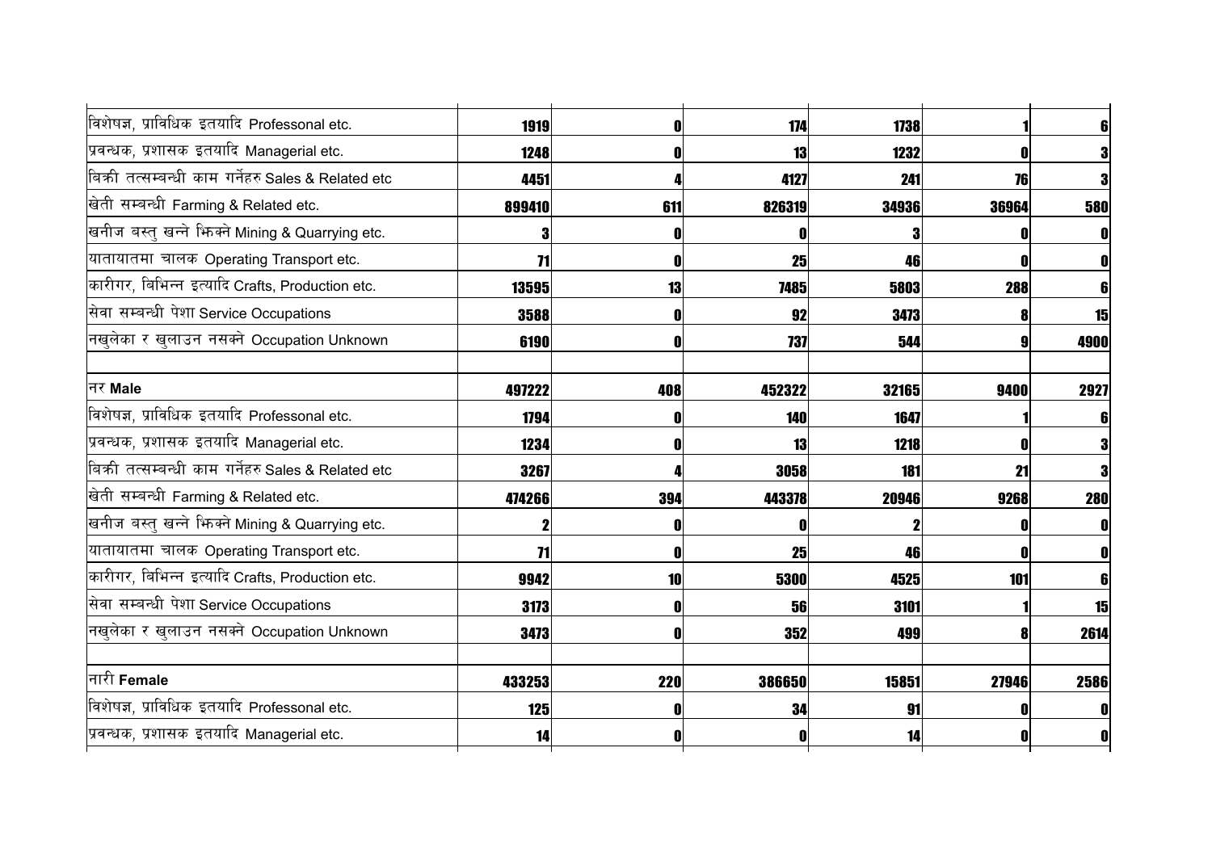| | | | | | | |
|---|---|---|---|---|---|---|
| विशेषज्ञ, प्राविधिक इतयादि Professonal etc. | 1919 | 0 | 174 | 1738 | 1 | 6 |
| प्रवन्धक, प्रशासक इतयादि Managerial etc. | 1248 | 0 | 13 | 1232 | 0 | 3 |
| बिक्री तत्सम्बन्धी काम गर्नेहरु Sales & Related etc | 4451 | 4 | 4127 | 241 | 76 | 3 |
| खेती सम्बन्धी Farming & Related etc. | 899410 | 611 | 826319 | 34936 | 36964 | 580 |
| खनीज बस्तु खन्ने झिक्ने Mining & Quarrying etc. | 3 | 0 | 0 | 3 | 0 | 0 |
| यातायातमा चालक Operating Transport etc. | 71 | 0 | 25 | 46 | 0 | 0 |
| कारीगर, बिभिन्न इत्यादि Crafts, Production etc. | 13595 | 13 | 7485 | 5803 | 288 | 6 |
| सेवा सम्बन्धी पेशा Service Occupations | 3588 | 0 | 92 | 3473 | 8 | 15 |
| नखुलेका र खुलाउन नसक्ने Occupation Unknown | 6190 | 0 | 737 | 544 | 9 | 4900 |
| | | | | | | |
| नर **Male** | 497222 | 408 | 452322 | 32165 | 9400 | 2927 |
| विशेषज्ञ, प्राविधिक इतयादि Professonal etc. | 1794 | 0 | 140 | 1647 | 1 | 6 |
| प्रवन्धक, प्रशासक इतयादि Managerial etc. | 1234 | 0 | 13 | 1218 | 0 | 3 |
| बिक्री तत्सम्बन्धी काम गर्नेहरु Sales & Related etc | 3267 | 4 | 3058 | 181 | 21 | 3 |
| खेती सम्बन्धी Farming & Related etc. | 474266 | 394 | 443378 | 20946 | 9268 | 280 |
| खनीज बस्तु खन्ने झिक्ने Mining & Quarrying etc. | 2 | 0 | 0 | 2 | 0 | 0 |
| यातायातमा चालक Operating Transport etc. | 71 | 0 | 25 | 46 | 0 | 0 |
| कारीगर, बिभिन्न इत्यादि Crafts, Production etc. | 9942 | 10 | 5300 | 4525 | 101 | 6 |
| सेवा सम्बन्धी पेशा Service Occupations | 3173 | 0 | 56 | 3101 | 1 | 15 |
| नखुलेका र खुलाउन नसक्ने Occupation Unknown | 3473 | 0 | 352 | 499 | 8 | 2614 |
| | | | | | | |
| नारी **Female** | 433253 | 220 | 386650 | 15851 | 27946 | 2586 |
| विशेषज्ञ, प्राविधिक इतयादि Professonal etc. | 125 | 0 | 34 | 91 | 0 | 0 |
| प्रवन्धक, प्रशासक इतयादि Managerial etc. | 14 | 0 | 0 | 14 | 0 | 0 |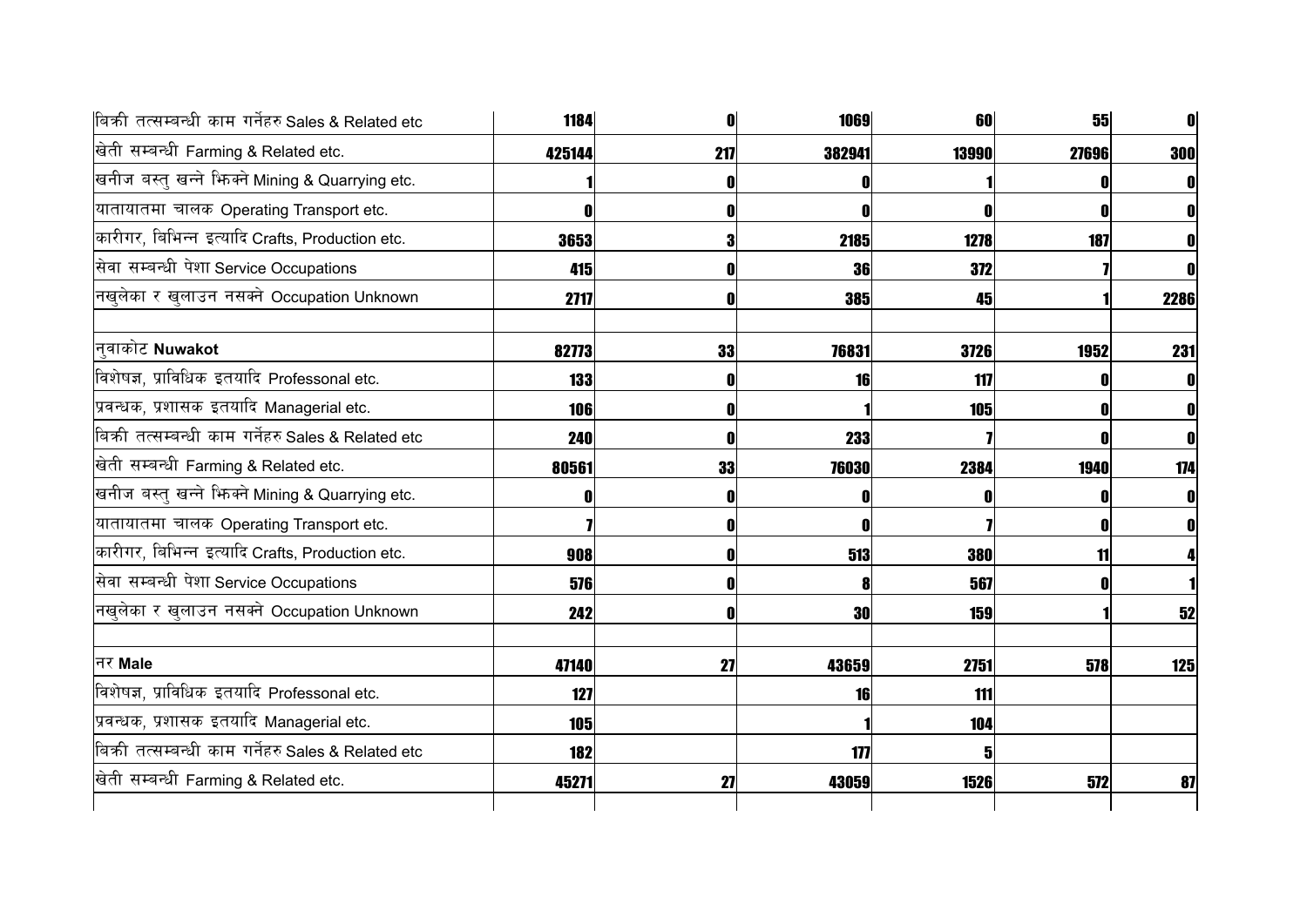| | | | | | | |
|---|---|---|---|---|---|---|
| बिक्री तत्सम्बन्धी काम गर्नेहरु Sales & Related etc | 1184 | 0 | 1069 | 60 | 55 | 0 |
| खेती सम्बन्धी Farming & Related etc. | 425144 | 217 | 382941 | 13990 | 27696 | 300 |
| खनीज बस्तु खन्ने झिक्ने Mining & Quarrying etc. | 1 | 0 | 0 | 1 | 0 | 0 |
| यातायातमा चालक Operating Transport etc. | 0 | 0 | 0 | 0 | 0 | 0 |
| कारीगर, बिभिन्न इत्यादि Crafts, Production etc. | 3653 | 3 | 2185 | 1278 | 187 | 0 |
| सेवा सम्बन्धी पेशा Service Occupations | 415 | 0 | 36 | 372 | 7 | 0 |
| नखुलेका र खुलाउन नसक्ने Occupation Unknown | 2717 | 0 | 385 | 45 | 1 | 2286 |
| | | | | | | |
| नुवाकोट **Nuwakot** | 82773 | 33 | 76831 | 3726 | 1952 | 231 |
| विशेषज्ञ, प्राविधिक इतयादि Professonal etc. | 133 | 0 | 16 | 117 | 0 | 0 |
| प्रवन्धक, प्रशासक इतयादि Managerial etc. | 106 | 0 | 1 | 105 | 0 | 0 |
| बिक्री तत्सम्बन्धी काम गर्नेहरु Sales & Related etc | 240 | 0 | 233 | 7 | 0 | 0 |
| खेती सम्बन्धी Farming & Related etc. | 80561 | 33 | 76030 | 2384 | 1940 | 174 |
| खनीज बस्तु खन्ने झिक्ने Mining & Quarrying etc. | 0 | 0 | 0 | 0 | 0 | 0 |
| यातायातमा चालक Operating Transport etc. | 7 | 0 | 0 | 7 | 0 | 0 |
| कारीगर, बिभिन्न इत्यादि Crafts, Production etc. | 908 | 0 | 513 | 380 | 11 | 4 |
| सेवा सम्बन्धी पेशा Service Occupations | 576 | 0 | 8 | 567 | 0 | 1 |
| नखुलेका र खुलाउन नसक्ने Occupation Unknown | 242 | 0 | 30 | 159 | 1 | 52 |
| | | | | | | |
| नर **Male** | 47140 | 27 | 43659 | 2751 | 578 | 125 |
| विशेषज्ञ, प्राविधिक इतयादि Professonal etc. | 127 | | 16 | 111 | | |
| प्रवन्धक, प्रशासक इतयादि Managerial etc. | 105 | | 1 | 104 | | |
| बिक्री तत्सम्बन्धी काम गर्नेहरु Sales & Related etc | 182 | | 177 | 5 | | |
| खेती सम्बन्धी Farming & Related etc. | 45271 | 27 | 43059 | 1526 | 572 | 87 |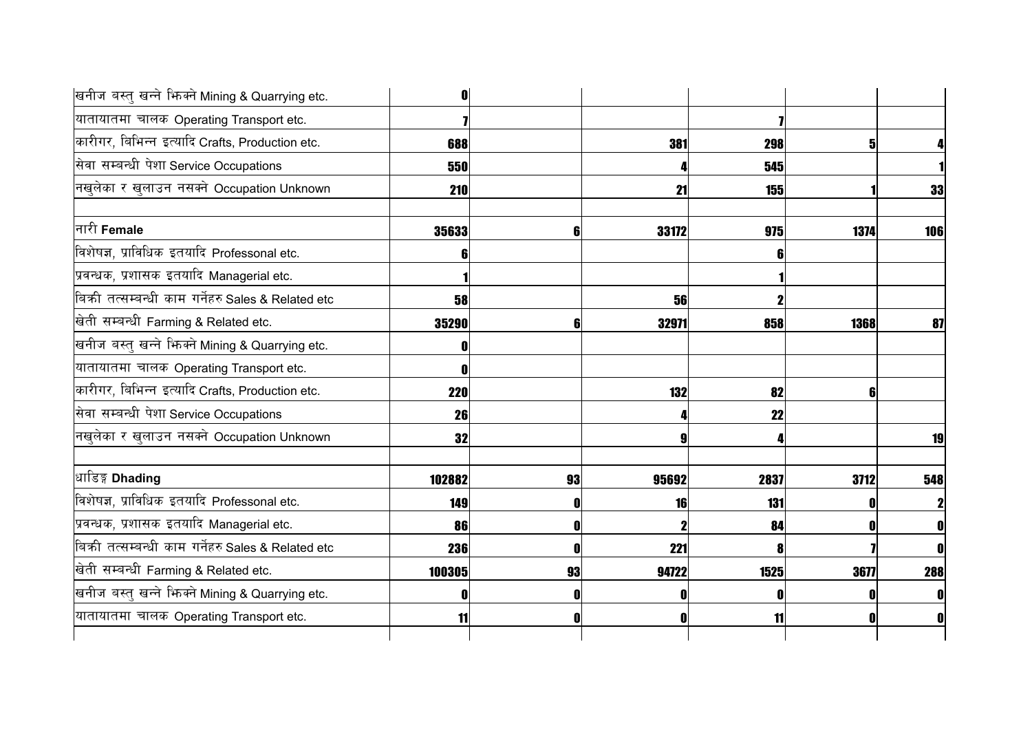| | | | | | | |
|---|---|---|---|---|---|---|
| खनीज बस्तु खन्ने झिक्ने Mining & Quarrying etc. | 0 | | | | | |
| यातायातमा चालक Operating Transport etc. | 7 | | | 7 | | |
| कारीगर, बिभिन्न इत्यादि Crafts, Production etc. | 688 | | 381 | 298 | 5 | 4 |
| सेवा सम्बन्धी पेशा Service Occupations | 550 | | 4 | 545 | | 1 |
| नखुलेका र खुलाउन नसक्ने Occupation Unknown | 210 | | 21 | 155 | 1 | 33 |
| | | | | | | |
| नारी **Female** | 35633 | 6 | 33172 | 975 | 1374 | 106 |
| विशेषज्ञ, प्राविधिक इतयादि Professonal etc. | 6 | | | 6 | | |
| प्रवन्धक, प्रशासक इतयादि Managerial etc. | 1 | | | 1 | | |
| बिक्री तत्सम्बन्धी काम गर्नेहरु Sales & Related etc | 58 | | 56 | 2 | | |
| खेती सम्बन्धी Farming & Related etc. | 35290 | 6 | 32971 | 858 | 1368 | 87 |
| खनीज बस्तु खन्ने झिक्ने Mining & Quarrying etc. | 0 | | | | | |
| यातायातमा चालक Operating Transport etc. | 0 | | | | | |
| कारीगर, बिभिन्न इत्यादि Crafts, Production etc. | 220 | | 132 | 82 | 6 | |
| सेवा सम्बन्धी पेशा Service Occupations | 26 | | 4 | 22 | | |
| नखुलेका र खुलाउन नसक्ने Occupation Unknown | 32 | | 9 | 4 | | 19 |
| | | | | | | |
| धाडिङ्ग **Dhading** | 102882 | 93 | 95692 | 2837 | 3712 | 548 |
| विशेषज्ञ, प्राविधिक इतयादि Professonal etc. | 149 | 0 | 16 | 131 | 0 | 2 |
| प्रवन्धक, प्रशासक इतयादि Managerial etc. | 86 | 0 | 2 | 84 | 0 | 0 |
| बिक्री तत्सम्बन्धी काम गर्नेहरु Sales & Related etc | 236 | 0 | 221 | 8 | 7 | 0 |
| खेती सम्बन्धी Farming & Related etc. | 100305 | 93 | 94722 | 1525 | 3677 | 288 |
| खनीज बस्तु खन्ने झिक्ने Mining & Quarrying etc. | 0 | 0 | 0 | 0 | 0 | 0 |
| यातायातमा चालक Operating Transport etc. | 11 | 0 | 0 | 11 | 0 | 0 |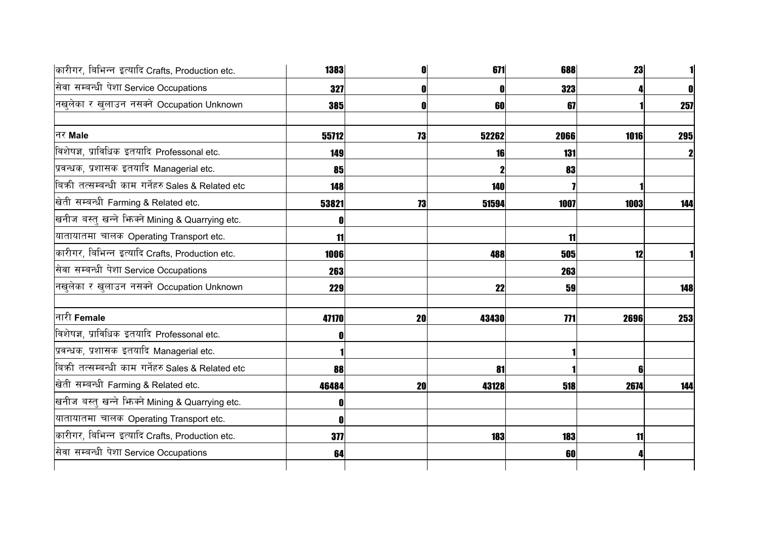| | | | | | | |
|---|---|---|---|---|---|---|
| कारीगर, बिभिन्न इत्यादि Crafts, Production etc. | **1383** | **0** | **671** | **688** | **23** | **1** |
| सेवा सम्बन्धी पेशा Service Occupations | **327** | **0** | **0** | **323** | **4** | **0** |
| नखुलेका र खुलाउन नसक्ने Occupation Unknown | **385** | **0** | **60** | **67** | **1** | **257** |
| | | | | | | |
| नर **Male** | **55712** | **73** | **52262** | **2066** | **1016** | **295** |
| विशेषज्ञ, प्राविधिक इतयादि Professonal etc. | **149** | | **16** | **131** | | **2** |
| प्रवन्धक, प्रशासक इतयादि Managerial etc. | **85** | | **2** | **83** | | |
| बिक्री तत्सम्बन्धी काम गर्नेहरु Sales & Related etc | **148** | | **140** | **7** | **1** | |
| खेती सम्बन्धी Farming & Related etc. | **53821** | **73** | **51594** | **1007** | **1003** | **144** |
| खनीज बस्तु खन्ने झिक्ने Mining & Quarrying etc. | **0** | | | | | |
| यातायातमा चालक Operating Transport etc. | **11** | | | **11** | | |
| कारीगर, बिभिन्न इत्यादि Crafts, Production etc. | **1006** | | **488** | **505** | **12** | **1** |
| सेवा सम्बन्धी पेशा Service Occupations | **263** | | | **263** | | |
| नखुलेका र खुलाउन नसक्ने Occupation Unknown | **229** | | **22** | **59** | | **148** |
| | | | | | | |
| नारी **Female** | **47170** | **20** | **43430** | **771** | **2696** | **253** |
| विशेषज्ञ, प्राविधिक इतयादि Professonal etc. | **0** | | | | | |
| प्रवन्धक, प्रशासक इतयादि Managerial etc. | **1** | | | **1** | | |
| बिक्री तत्सम्बन्धी काम गर्नेहरु Sales & Related etc | **88** | | **81** | **1** | **6** | |
| खेती सम्बन्धी Farming & Related etc. | **46484** | **20** | **43128** | **518** | **2674** | **144** |
| खनीज बस्तु खन्ने झिक्ने Mining & Quarrying etc. | **0** | | | | | |
| यातायातमा चालक Operating Transport etc. | **0** | | | | | |
| कारीगर, बिभिन्न इत्यादि Crafts, Production etc. | **377** | | **183** | **183** | **11** | |
| सेवा सम्बन्धी पेशा Service Occupations | **64** | | | **60** | **4** | |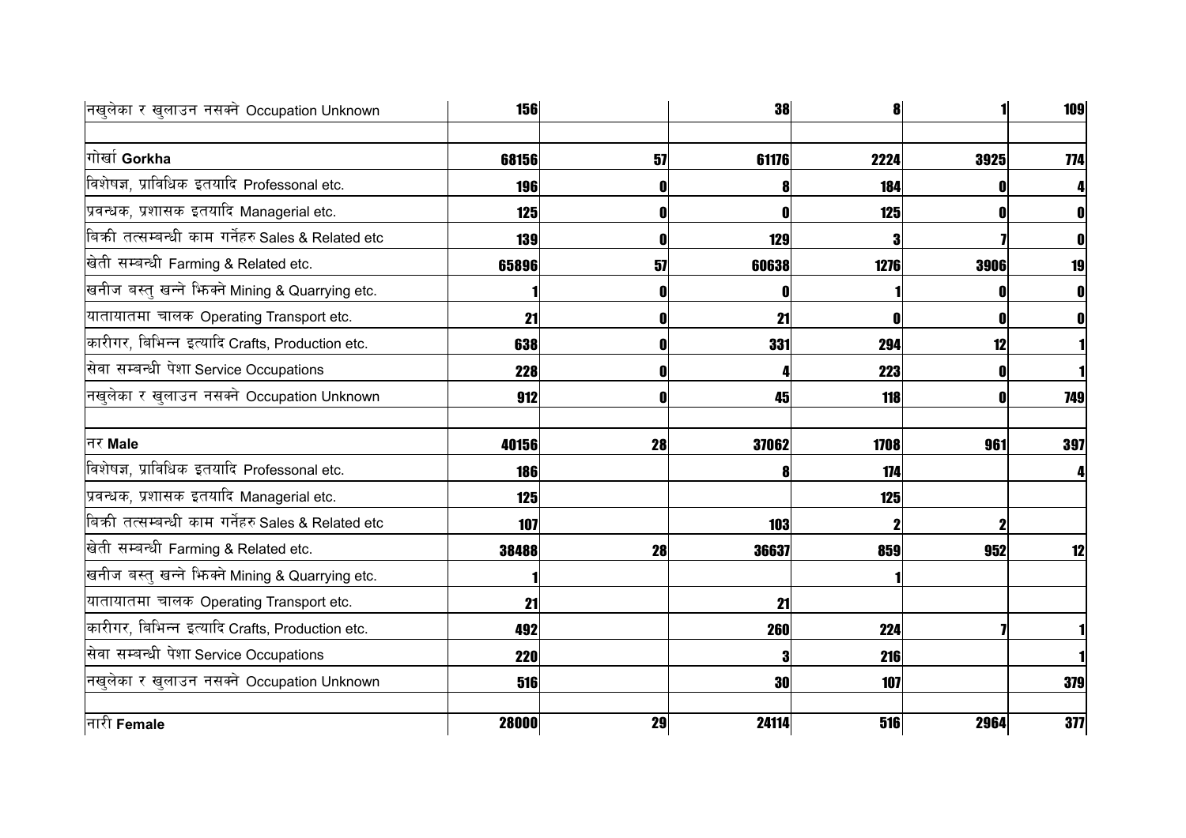| | | | | | | |
|---|---|---|---|---|---|---|
| नखुलेका र खुलाउन नसक्ने Occupation Unknown | 156 | | 38 | 8 | 1 | 109 |
| | | | | | | |
| गोर्खा **Gorkha** | 68156 | 57 | 61176 | 2224 | 3925 | 774 |
| विशेषज्ञ, प्राविधिक इतयादि Professonal etc. | 196 | 0 | 8 | 184 | 0 | 4 |
| प्रवन्धक, प्रशासक इतयादि Managerial etc. | 125 | 0 | 0 | 125 | 0 | 0 |
| बिक्री तत्सम्बन्धी काम गर्नेहरु Sales & Related etc | 139 | 0 | 129 | 3 | 7 | 0 |
| खेती सम्बन्धी Farming & Related etc. | 65896 | 57 | 60638 | 1276 | 3906 | 19 |
| खनीज बस्तु खन्ने भिक्ने Mining & Quarrying etc. | 1 | 0 | 0 | 1 | 0 | 0 |
| यातायातमा चालक Operating Transport etc. | 21 | 0 | 21 | 0 | 0 | 0 |
| कारीगर, बिभिन्न इत्यादि Crafts, Production etc. | 638 | 0 | 331 | 294 | 12 | 1 |
| सेवा सम्बन्धी पेशा Service Occupations | 228 | 0 | 4 | 223 | 0 | 1 |
| नखुलेका र खुलाउन नसक्ने Occupation Unknown | 912 | 0 | 45 | 118 | 0 | 749 |
| | | | | | | |
| नर **Male** | 40156 | 28 | 37062 | 1708 | 961 | 397 |
| विशेषज्ञ, प्राविधिक इतयादि Professonal etc. | 186 | | 8 | 174 | | 4 |
| प्रवन्धक, प्रशासक इतयादि Managerial etc. | 125 | | | 125 | | |
| बिक्री तत्सम्बन्धी काम गर्नेहरु Sales & Related etc | 107 | | 103 | 2 | 2 | |
| खेती सम्बन्धी Farming & Related etc. | 38488 | 28 | 36637 | 859 | 952 | 12 |
| खनीज बस्तु खन्ने भिक्ने Mining & Quarrying etc. | 1 | | | 1 | | |
| यातायातमा चालक Operating Transport etc. | 21 | | 21 | | | |
| कारीगर, बिभिन्न इत्यादि Crafts, Production etc. | 492 | | 260 | 224 | 7 | 1 |
| सेवा सम्बन्धी पेशा Service Occupations | 220 | | 3 | 216 | | 1 |
| नखुलेका र खुलाउन नसक्ने Occupation Unknown | 516 | | 30 | 107 | | 379 |
| | | | | | | |
| नारी **Female** | 28000 | 29 | 24114 | 516 | 2964 | 377 |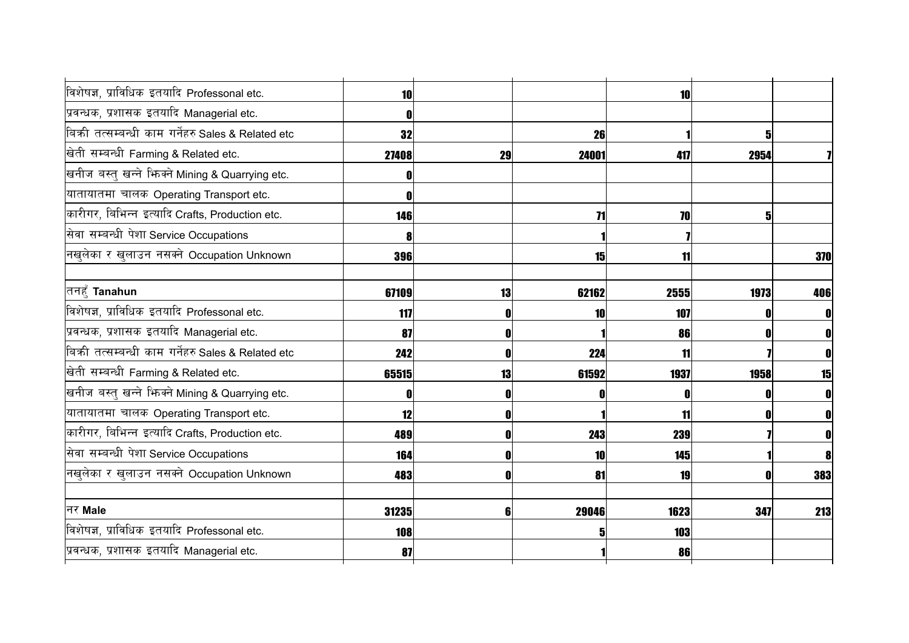| | | | | | | |
|---|---|---|---|---|---|---|
| विशेषज्ञ, प्राविधिक इतयादि Professonal etc. | 10 | | | 10 | | |
| प्रवन्धक, प्रशासक इतयादि Managerial etc. | 0 | | | | | |
| बिक्री तत्सम्बन्धी काम गर्नेहरु Sales & Related etc | 32 | | 26 | 1 | 5 | |
| खेती सम्बन्धी Farming & Related etc. | 27408 | 29 | 24001 | 417 | 2954 | 7 |
| खनीज बस्तु खन्ने झिक्ने Mining & Quarrying etc. | 0 | | | | | |
| यातायातमा चालक Operating Transport etc. | 0 | | | | | |
| कारीगर, बिभिन्न इत्यादि Crafts, Production etc. | 146 | | 71 | 70 | 5 | |
| सेवा सम्बन्धी पेशा Service Occupations | 8 | | 1 | 7 | | |
| नखुलेका र खुलाउन नसक्ने Occupation Unknown | 396 | | 15 | 11 | | 370 |
| | | | | | | |
| तनहुँ **Tanahun** | 67109 | 13 | 62162 | 2555 | 1973 | 406 |
| विशेषज्ञ, प्राविधिक इतयादि Professonal etc. | 117 | 0 | 10 | 107 | 0 | 0 |
| प्रवन्धक, प्रशासक इतयादि Managerial etc. | 87 | 0 | 1 | 86 | 0 | 0 |
| बिक्री तत्सम्बन्धी काम गर्नेहरु Sales & Related etc | 242 | 0 | 224 | 11 | 7 | 0 |
| खेती सम्बन्धी Farming & Related etc. | 65515 | 13 | 61592 | 1937 | 1958 | 15 |
| खनीज बस्तु खन्ने झिक्ने Mining & Quarrying etc. | 0 | 0 | 0 | 0 | 0 | 0 |
| यातायातमा चालक Operating Transport etc. | 12 | 0 | 1 | 11 | 0 | 0 |
| कारीगर, बिभिन्न इत्यादि Crafts, Production etc. | 489 | 0 | 243 | 239 | 7 | 0 |
| सेवा सम्बन्धी पेशा Service Occupations | 164 | 0 | 10 | 145 | 1 | 8 |
| नखुलेका र खुलाउन नसक्ने Occupation Unknown | 483 | 0 | 81 | 19 | 0 | 383 |
| | | | | | | |
| नर **Male** | 31235 | 6 | 29046 | 1623 | 347 | 213 |
| विशेषज्ञ, प्राविधिक इतयादि Professonal etc. | 108 | | 5 | 103 | | |
| प्रवन्धक, प्रशासक इतयादि Managerial etc. | 87 | | 1 | 86 | | |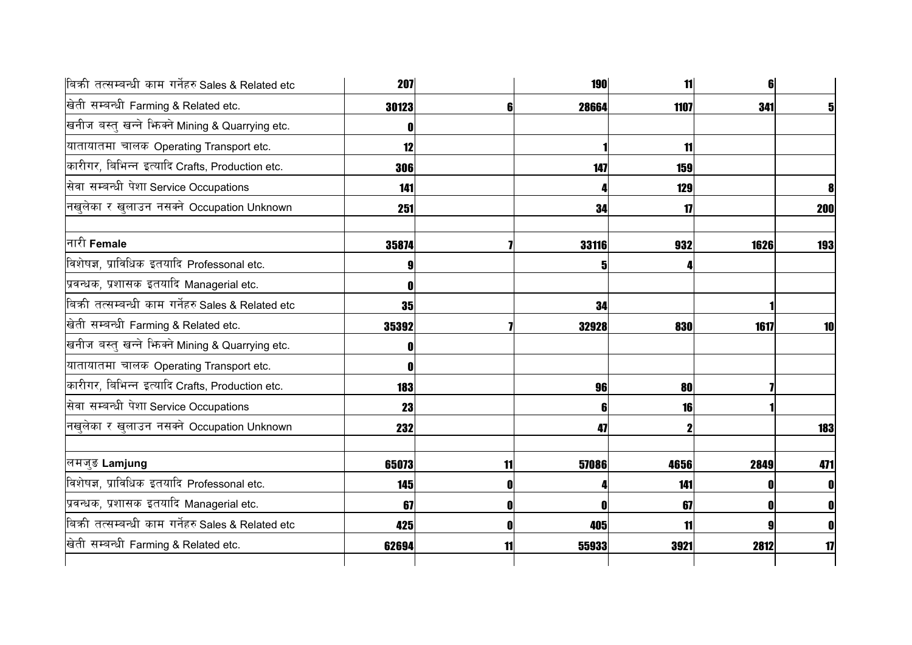| | | | | | | |
|---|---|---|---|---|---|---|
| बिक्री तत्सम्बन्धी काम गर्नेहरु Sales & Related etc | **207** | | **190** | **11** | **6** | |
| खेती सम्बन्धी Farming & Related etc. | **30123** | **6** | **28664** | **1107** | **341** | **5** |
| खनीज बस्तु खन्ने भिक्ने Mining & Quarrying etc. | **0** | | | | | |
| यातायातमा चालक Operating Transport etc. | **12** | | **1** | **11** | | |
| कारीगर, बिभिन्न इत्यादि Crafts, Production etc. | **306** | | **147** | **159** | | |
| सेवा सम्बन्धी पेशा Service Occupations | **141** | | **4** | **129** | | **8** |
| नखुलेका र खुलाउन नसक्ने Occupation Unknown | **251** | | **34** | **17** | | **200** |
| | | | | | | |
| नारी **Female** | **35874** | **7** | **33116** | **932** | **1626** | **193** |
| विशेषज्ञ, प्राविधिक इतयादि Professonal etc. | **9** | | **5** | **4** | | |
| प्रवन्धक, प्रशासक इतयादि Managerial etc. | **0** | | | | | |
| बिक्री तत्सम्बन्धी काम गर्नेहरु Sales & Related etc | **35** | | **34** | | **1** | |
| खेती सम्बन्धी Farming & Related etc. | **35392** | **7** | **32928** | **830** | **1617** | **10** |
| खनीज बस्तु खन्ने भिक्ने Mining & Quarrying etc. | **0** | | | | | |
| यातायातमा चालक Operating Transport etc. | **0** | | | | | |
| कारीगर, बिभिन्न इत्यादि Crafts, Production etc. | **183** | | **96** | **80** | **7** | |
| सेवा सम्बन्धी पेशा Service Occupations | **23** | | **6** | **16** | **1** | |
| नखुलेका र खुलाउन नसक्ने Occupation Unknown | **232** | | **47** | **2** | | **183** |
| | | | | | | |
| लमजुङ **Lamjung** | **65073** | **11** | **57086** | **4656** | **2849** | **471** |
| विशेषज्ञ, प्राविधिक इतयादि Professonal etc. | **145** | **0** | **4** | **141** | **0** | **0** |
| प्रवन्धक, प्रशासक इतयादि Managerial etc. | **67** | **0** | **0** | **67** | **0** | **0** |
| बिक्री तत्सम्बन्धी काम गर्नेहरु Sales & Related etc | **425** | **0** | **405** | **11** | **9** | **0** |
| खेती सम्बन्धी Farming & Related etc. | **62694** | **11** | **55933** | **3921** | **2812** | **17** |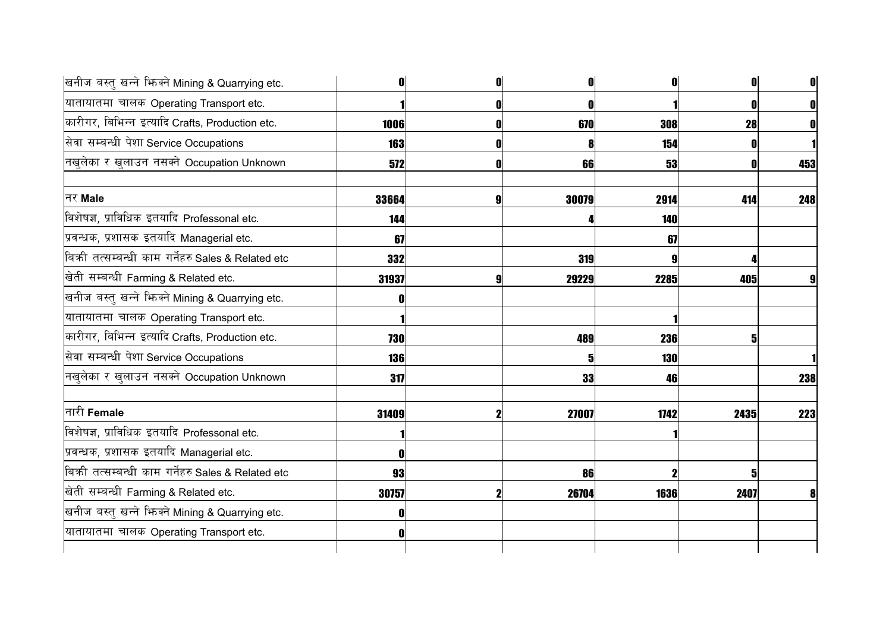| | | | | | | |
|---|---|---|---|---|---|---|
| खनीज बस्तु खन्ने भिक्ने Mining & Quarrying etc. | 0 | 0 | 0 | 0 | 0 | 0 |
| यातायातमा चालक Operating Transport etc. | 1 | 0 | 0 | 1 | 0 | 0 |
| कारीगर, बिभिन्न इत्यादि Crafts, Production etc. | 1006 | 0 | 670 | 308 | 28 | 0 |
| सेवा सम्बन्धी पेशा Service Occupations | 163 | 0 | 8 | 154 | 0 | 1 |
| नखुलेका र खुलाउन नसक्ने Occupation Unknown | 572 | 0 | 66 | 53 | 0 | 453 |
| | | | | | | |
| नर **Male** | 33664 | 9 | 30079 | 2914 | 414 | 248 |
| विशेषज्ञ, प्राविधिक इतयादि Professonal etc. | 144 | | 4 | 140 | | |
| प्रवन्धक, प्रशासक इतयादि Managerial etc. | 67 | | | 67 | | |
| बिक्री तत्सम्बन्धी काम गर्नेहरु Sales & Related etc | 332 | | 319 | 9 | 4 | |
| खेती सम्बन्धी Farming & Related etc. | 31937 | 9 | 29229 | 2285 | 405 | 9 |
| खनीज बस्तु खन्ने भिक्ने Mining & Quarrying etc. | 0 | | | | | |
| यातायातमा चालक Operating Transport etc. | 1 | | | 1 | | |
| कारीगर, बिभिन्न इत्यादि Crafts, Production etc. | 730 | | 489 | 236 | 5 | |
| सेवा सम्बन्धी पेशा Service Occupations | 136 | | 5 | 130 | | 1 |
| नखुलेका र खुलाउन नसक्ने Occupation Unknown | 317 | | 33 | 46 | | 238 |
| | | | | | | |
| नारी **Female** | 31409 | 2 | 27007 | 1742 | 2435 | 223 |
| विशेषज्ञ, प्राविधिक इतयादि Professonal etc. | 1 | | | 1 | | |
| प्रवन्धक, प्रशासक इतयादि Managerial etc. | 0 | | | | | |
| बिक्री तत्सम्बन्धी काम गर्नेहरु Sales & Related etc | 93 | | 86 | 2 | 5 | |
| खेती सम्बन्धी Farming & Related etc. | 30757 | 2 | 26704 | 1636 | 2407 | 8 |
| खनीज बस्तु खन्ने भिक्ने Mining & Quarrying etc. | 0 | | | | | |
| यातायातमा चालक Operating Transport etc. | 0 | | | | | |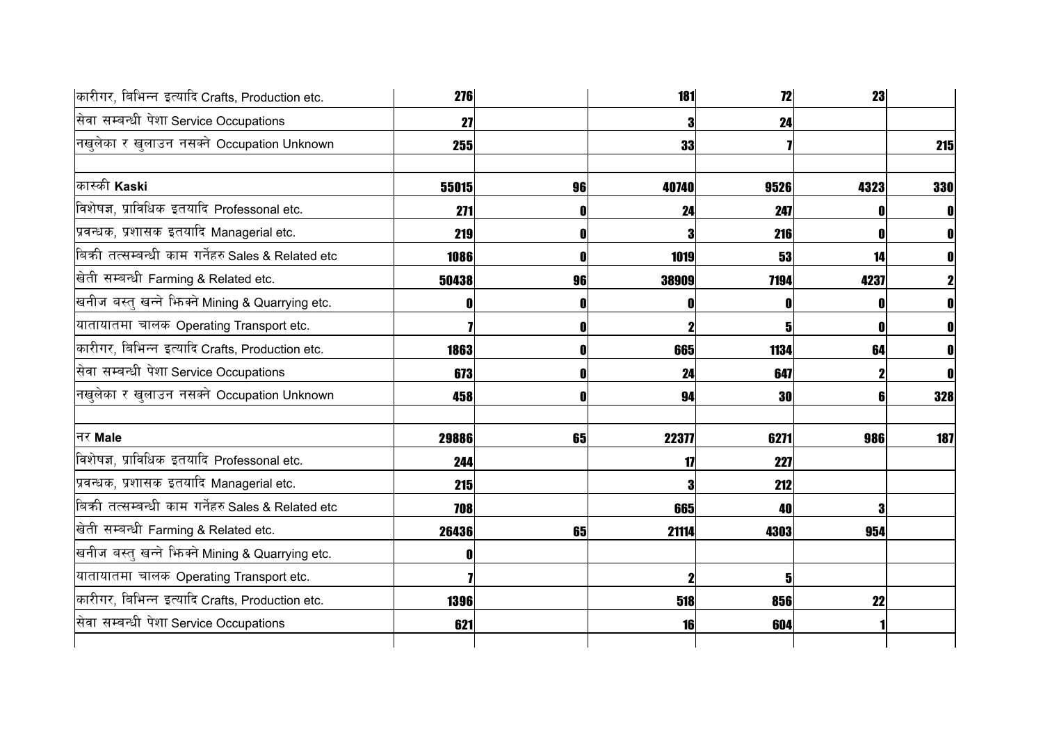| | | | | | | |
|---|---|---|---|---|---|---|
| कारीगर, बिभिन्न इत्यादि Crafts, Production etc. | **276** | | **181** | **72** | **23** | |
| सेवा सम्बन्धी पेशा Service Occupations | **27** | | **3** | **24** | | |
| नखुलेका र खुलाउन नसक्ने Occupation Unknown | **255** | | **33** | **7** | | **215** |
| | | | | | | |
| कास्की **Kaski** | **55015** | **96** | **40740** | **9526** | **4323** | **330** |
| विशेषज्ञ, प्राविधिक इतयादि Professonal etc. | **271** | **0** | **24** | **247** | **0** | **0** |
| प्रवन्धक, प्रशासक इतयादि Managerial etc. | **219** | **0** | **3** | **216** | **0** | **0** |
| बिक्री तत्सम्बन्धी काम गर्नेहरु Sales & Related etc | **1086** | **0** | **1019** | **53** | **14** | **0** |
| खेती सम्बन्धी Farming & Related etc. | **50438** | **96** | **38909** | **7194** | **4237** | **2** |
| खनीज बस्तु खन्ने झिक्ने Mining & Quarrying etc. | **0** | **0** | **0** | **0** | **0** | **0** |
| यातायातमा चालक Operating Transport etc. | **7** | **0** | **2** | **5** | **0** | **0** |
| कारीगर, बिभिन्न इत्यादि Crafts, Production etc. | **1863** | **0** | **665** | **1134** | **64** | **0** |
| सेवा सम्बन्धी पेशा Service Occupations | **673** | **0** | **24** | **647** | **2** | **0** |
| नखुलेका र खुलाउन नसक्ने Occupation Unknown | **458** | **0** | **94** | **30** | **6** | **328** |
| | | | | | | |
| नर **Male** | **29886** | **65** | **22377** | **6271** | **986** | **187** |
| विशेषज्ञ, प्राविधिक इतयादि Professonal etc. | **244** | | **17** | **227** | | |
| प्रवन्धक, प्रशासक इतयादि Managerial etc. | **215** | | **3** | **212** | | |
| बिक्री तत्सम्बन्धी काम गर्नेहरु Sales & Related etc | **708** | | **665** | **40** | **3** | |
| खेती सम्बन्धी Farming & Related etc. | **26436** | **65** | **21114** | **4303** | **954** | |
| खनीज बस्तु खन्ने झिक्ने Mining & Quarrying etc. | **0** | | | | | |
| यातायातमा चालक Operating Transport etc. | **7** | | **2** | **5** | | |
| कारीगर, बिभिन्न इत्यादि Crafts, Production etc. | **1396** | | **518** | **856** | **22** | |
| सेवा सम्बन्धी पेशा Service Occupations | **621** | | **16** | **604** | **1** | |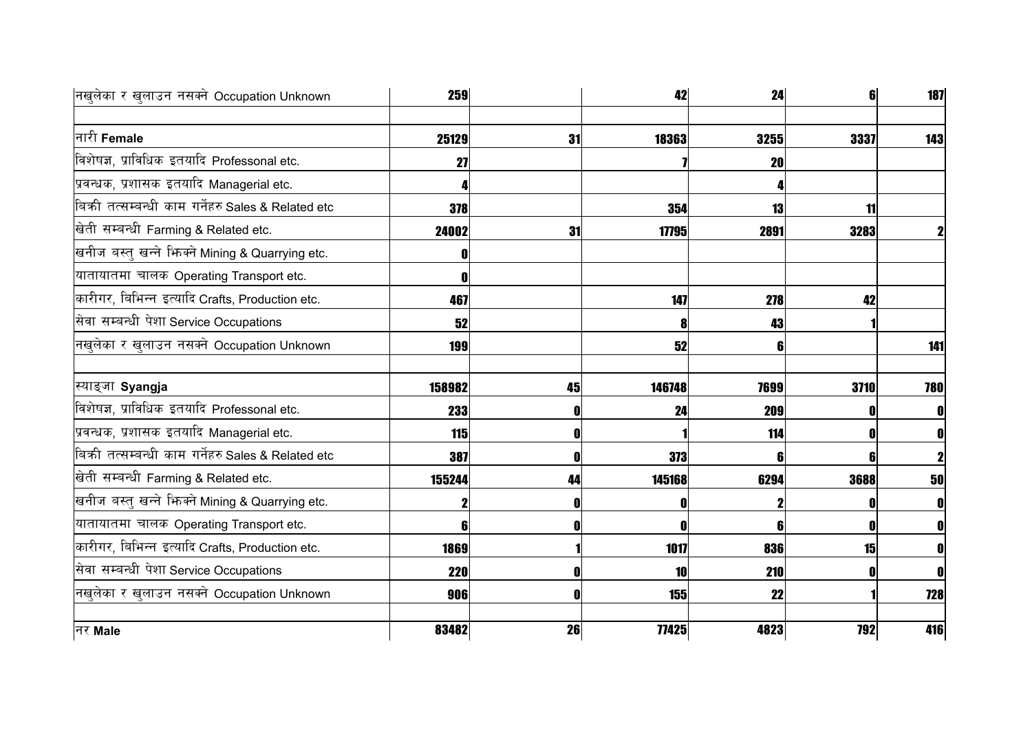| | | | | | | |
|---|---|---|---|---|---|---|
| नखुलेका र खुलाउन नसक्ने Occupation Unknown | 259 | | 42 | 24 | 6 | 187 |
| | | | | | | |
| नारी **Female** | 25129 | 31 | 18363 | 3255 | 3337 | 143 |
| विशेषज्ञ, प्राविधिक इतयादि Professonal etc. | 27 | | 7 | 20 | | |
| प्रवन्धक, प्रशासक इतयादि Managerial etc. | 4 | | | 4 | | |
| बिक्री तत्सम्बन्धी काम गर्नेहरु Sales & Related etc | 378 | | 354 | 13 | 11 | |
| खेती सम्बन्धी Farming & Related etc. | 24002 | 31 | 17795 | 2891 | 3283 | 2 |
| खनीज बस्तु खन्ने झिक्ने Mining & Quarrying etc. | 0 | | | | | |
| यातायातमा चालक Operating Transport etc. | 0 | | | | | |
| कारीगर, बिभिन्न इत्यादि Crafts, Production etc. | 467 | | 147 | 278 | 42 | |
| सेवा सम्बन्धी पेशा Service Occupations | 52 | | 8 | 43 | 1 | |
| नखुलेका र खुलाउन नसक्ने Occupation Unknown | 199 | | 52 | 6 | | 141 |
| | | | | | | |
| स्याङ्जा **Syangja** | 158982 | 45 | 146748 | 7699 | 3710 | 780 |
| विशेषज्ञ, प्राविधिक इतयादि Professonal etc. | 233 | 0 | 24 | 209 | 0 | 0 |
| प्रवन्धक, प्रशासक इतयादि Managerial etc. | 115 | 0 | 1 | 114 | 0 | 0 |
| बिक्री तत्सम्बन्धी काम गर्नेहरु Sales & Related etc | 387 | 0 | 373 | 6 | 6 | 2 |
| खेती सम्बन्धी Farming & Related etc. | 155244 | 44 | 145168 | 6294 | 3688 | 50 |
| खनीज बस्तु खन्ने झिक्ने Mining & Quarrying etc. | 2 | 0 | 0 | 2 | 0 | 0 |
| यातायातमा चालक Operating Transport etc. | 6 | 0 | 0 | 6 | 0 | 0 |
| कारीगर, बिभिन्न इत्यादि Crafts, Production etc. | 1869 | 1 | 1017 | 836 | 15 | 0 |
| सेवा सम्बन्धी पेशा Service Occupations | 220 | 0 | 10 | 210 | 0 | 0 |
| नखुलेका र खुलाउन नसक्ने Occupation Unknown | 906 | 0 | 155 | 22 | 1 | 728 |
| | | | | | | |
| नर **Male** | 83482 | 26 | 77425 | 4823 | 792 | 416 |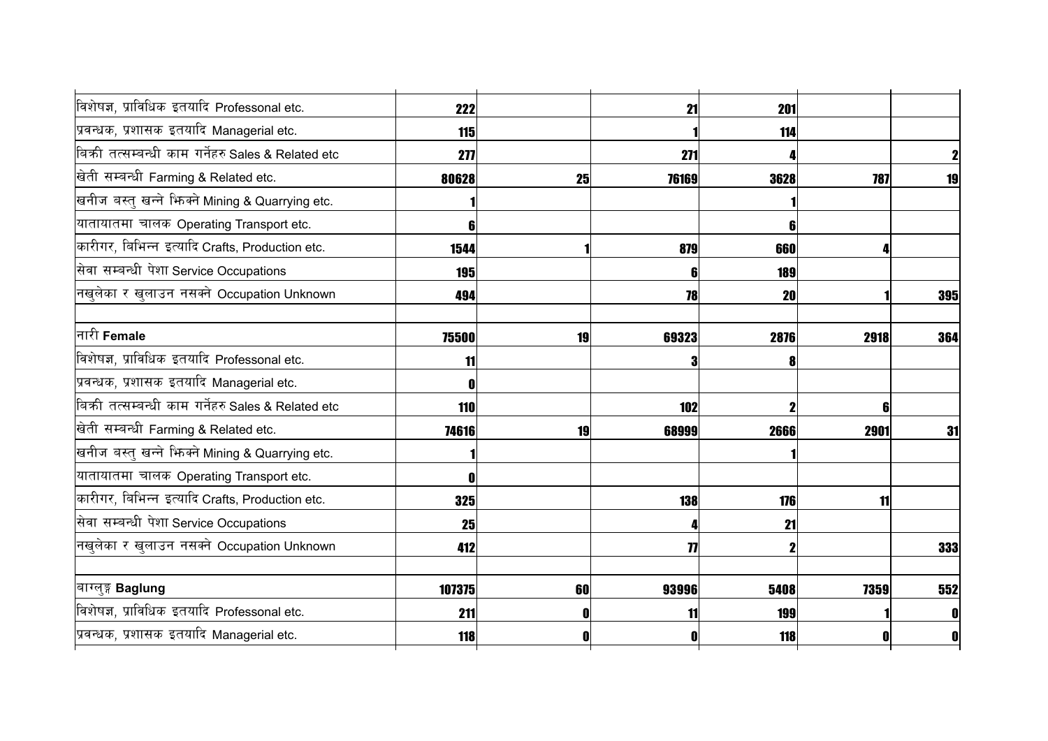| | | | | | | |
|---|---|---|---|---|---|---|
| विशेषज्ञ, प्राविधिक इतयादि Professonal etc. | 222 | | 21 | 201 | | |
| प्रवन्धक, प्रशासक इतयादि Managerial etc. | 115 | | 1 | 114 | | |
| बिक्री तत्सम्बन्धी काम गर्नेहरु Sales & Related etc | 277 | | 271 | 4 | | 2 |
| खेती सम्बन्धी Farming & Related etc. | 80628 | 25 | 76169 | 3628 | 787 | 19 |
| खनीज बस्तु खन्ने भिक्ने Mining & Quarrying etc. | 1 | | | 1 | | |
| यातायातमा चालक Operating Transport etc. | 6 | | | 6 | | |
| कारीगर, बिभिन्न इत्यादि Crafts, Production etc. | 1544 | 1 | 879 | 660 | 4 | |
| सेवा सम्बन्धी पेशा Service Occupations | 195 | | 6 | 189 | | |
| नखुलेका र खुलाउन नसक्ने Occupation Unknown | 494 | | 78 | 20 | 1 | 395 |
| | | | | | | |
| नारी **Female** | 75500 | 19 | 69323 | 2876 | 2918 | 364 |
| विशेषज्ञ, प्राविधिक इतयादि Professonal etc. | 11 | | 3 | 8 | | |
| प्रवन्धक, प्रशासक इतयादि Managerial etc. | 0 | | | | | |
| बिक्री तत्सम्बन्धी काम गर्नेहरु Sales & Related etc | 110 | | 102 | 2 | 6 | |
| खेती सम्बन्धी Farming & Related etc. | 74616 | 19 | 68999 | 2666 | 2901 | 31 |
| खनीज बस्तु खन्ने भिक्ने Mining & Quarrying etc. | 1 | | | 1 | | |
| यातायातमा चालक Operating Transport etc. | 0 | | | | | |
| कारीगर, बिभिन्न इत्यादि Crafts, Production etc. | 325 | | 138 | 176 | 11 | |
| सेवा सम्बन्धी पेशा Service Occupations | 25 | | 4 | 21 | | |
| नखुलेका र खुलाउन नसक्ने Occupation Unknown | 412 | | 77 | 2 | | 333 |
| | | | | | | |
| बाग्लुङ्ग **Baglung** | 107375 | 60 | 93996 | 5408 | 7359 | 552 |
| विशेषज्ञ, प्राविधिक इतयादि Professonal etc. | 211 | 0 | 11 | 199 | 1 | 0 |
| प्रवन्धक, प्रशासक इतयादि Managerial etc. | 118 | 0 | 0 | 118 | 0 | 0 |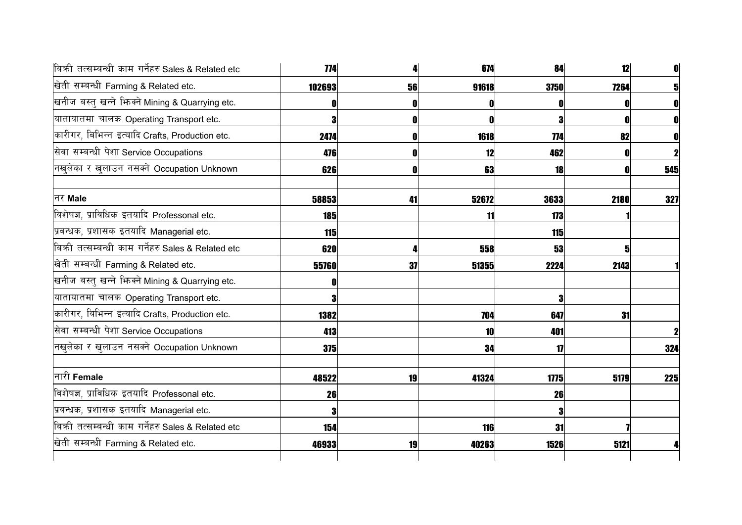| | | | | | | |
|---|---|---|---|---|---|---|
| बिक्री तत्सम्बन्धी काम गर्नेहरु Sales & Related etc | 774 | 4 | 674 | 84 | 12 | 0 |
| खेती सम्बन्धी Farming & Related etc. | 102693 | 56 | 91618 | 3750 | 7264 | 5 |
| खनीज बस्तु खन्ने झिक्ने Mining & Quarrying etc. | 0 | 0 | 0 | 0 | 0 | 0 |
| यातायातमा चालक Operating Transport etc. | 3 | 0 | 0 | 3 | 0 | 0 |
| कारीगर, बिभिन्न इत्यादि Crafts, Production etc. | 2474 | 0 | 1618 | 774 | 82 | 0 |
| सेवा सम्बन्धी पेशा Service Occupations | 476 | 0 | 12 | 462 | 0 | 2 |
| नखुलेका र खुलाउन नसक्ने Occupation Unknown | 626 | 0 | 63 | 18 | 0 | 545 |
| | | | | | | |
| नर **Male** | 58853 | 41 | 52672 | 3633 | 2180 | 327 |
| विशेषज्ञ, प्राविधिक इतयादि Professonal etc. | 185 | | 11 | 173 | 1 | |
| प्रवन्धक, प्रशासक इतयादि Managerial etc. | 115 | | | 115 | | |
| बिक्री तत्सम्बन्धी काम गर्नेहरु Sales & Related etc | 620 | 4 | 558 | 53 | 5 | |
| खेती सम्बन्धी Farming & Related etc. | 55760 | 37 | 51355 | 2224 | 2143 | 1 |
| खनीज बस्तु खन्ने झिक्ने Mining & Quarrying etc. | 0 | | | | | |
| यातायातमा चालक Operating Transport etc. | 3 | | | 3 | | |
| कारीगर, बिभिन्न इत्यादि Crafts, Production etc. | 1382 | | 704 | 647 | 31 | |
| सेवा सम्बन्धी पेशा Service Occupations | 413 | | 10 | 401 | | 2 |
| नखुलेका र खुलाउन नसक्ने Occupation Unknown | 375 | | 34 | 17 | | 324 |
| | | | | | | |
| नारी **Female** | 48522 | 19 | 41324 | 1775 | 5179 | 225 |
| विशेषज्ञ, प्राविधिक इतयादि Professonal etc. | 26 | | | 26 | | |
| प्रवन्धक, प्रशासक इतयादि Managerial etc. | 3 | | | 3 | | |
| बिक्री तत्सम्बन्धी काम गर्नेहरु Sales & Related etc | 154 | | 116 | 31 | 7 | |
| खेती सम्बन्धी Farming & Related etc. | 46933 | 19 | 40263 | 1526 | 5121 | 4 |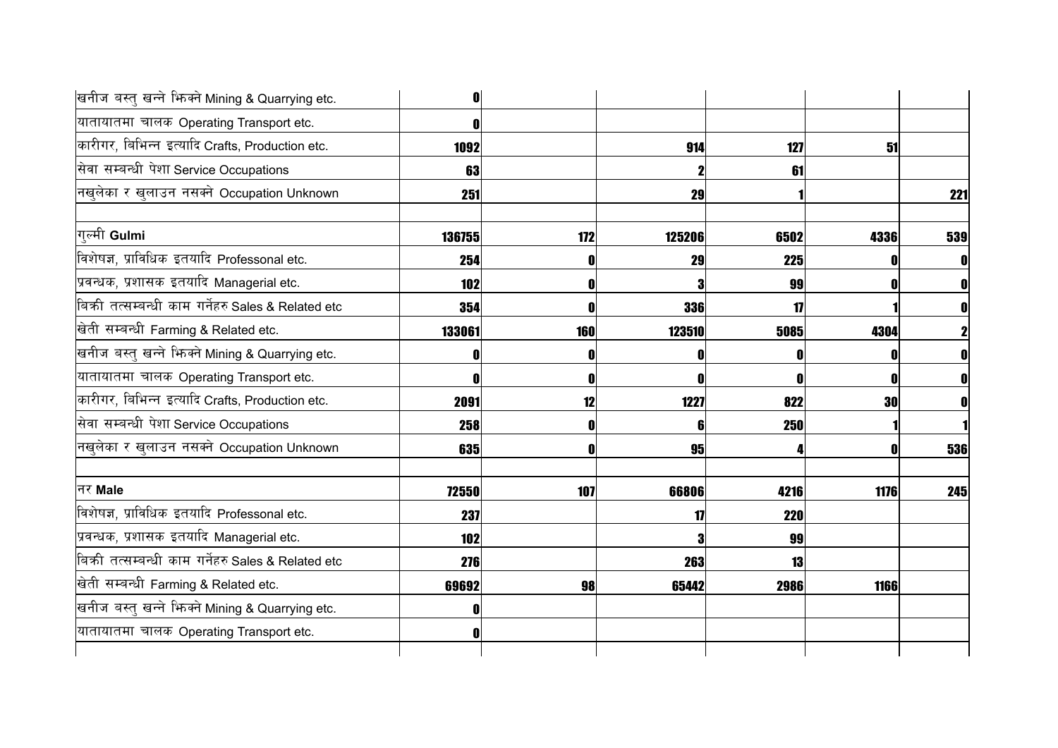| | | | | | | |
|---|---|---|---|---|---|---|
| खनीज बस्तु खन्ने झिक्ने Mining & Quarrying etc. | 0 | | | | | |
| यातायातमा चालक Operating Transport etc. | 0 | | | | | |
| कारीगर, बिभिन्न इत्यादि Crafts, Production etc. | 1092 | | 914 | 127 | 51 | |
| सेवा सम्बन्धी पेशा Service Occupations | 63 | | 2 | 61 | | |
| नखुलेका र खुलाउन नसक्ने Occupation Unknown | 251 | | 29 | 1 | | 221 |
| | | | | | | |
| गुल्मी **Gulmi** | 136755 | 172 | 125206 | 6502 | 4336 | 539 |
| विशेषज्ञ, प्राविधिक इतयादि Professonal etc. | 254 | 0 | 29 | 225 | 0 | 0 |
| प्रवन्धक, प्रशासक इतयादि Managerial etc. | 102 | 0 | 3 | 99 | 0 | 0 |
| बिक्री तत्सम्बन्धी काम गर्नेहरु Sales & Related etc | 354 | 0 | 336 | 17 | 1 | 0 |
| खेती सम्बन्धी Farming & Related etc. | 133061 | 160 | 123510 | 5085 | 4304 | 2 |
| खनीज बस्तु खन्ने झिक्ने Mining & Quarrying etc. | 0 | 0 | 0 | 0 | 0 | 0 |
| यातायातमा चालक Operating Transport etc. | 0 | 0 | 0 | 0 | 0 | 0 |
| कारीगर, बिभिन्न इत्यादि Crafts, Production etc. | 2091 | 12 | 1227 | 822 | 30 | 0 |
| सेवा सम्बन्धी पेशा Service Occupations | 258 | 0 | 6 | 250 | 1 | 1 |
| नखुलेका र खुलाउन नसक्ने Occupation Unknown | 635 | 0 | 95 | 4 | 0 | 536 |
| | | | | | | |
| नर **Male** | 72550 | 107 | 66806 | 4216 | 1176 | 245 |
| विशेषज्ञ, प्राविधिक इतयादि Professonal etc. | 237 | | 17 | 220 | | |
| प्रवन्धक, प्रशासक इतयादि Managerial etc. | 102 | | 3 | 99 | | |
| बिक्री तत्सम्बन्धी काम गर्नेहरु Sales & Related etc | 276 | | 263 | 13 | | |
| खेती सम्बन्धी Farming & Related etc. | 69692 | 98 | 65442 | 2986 | 1166 | |
| खनीज बस्तु खन्ने झिक्ने Mining & Quarrying etc. | 0 | | | | | |
| यातायातमा चालक Operating Transport etc. | 0 | | | | | |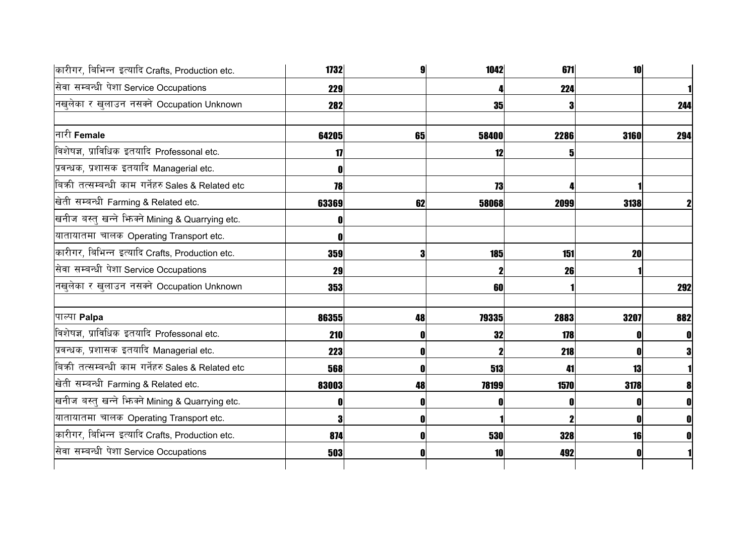| | | | | | | |
|---|---|---|---|---|---|---|
| कारीगर, विभिन्न इत्यादि Crafts, Production etc. | 1732 | 9 | 1042 | 671 | 10 | |
| सेवा सम्बन्धी पेशा Service Occupations | 229 | | 4 | 224 | | 1 |
| नखुलेका र खुलाउन नसक्ने Occupation Unknown | 282 | | 35 | 3 | | 244 |
| | | | | | | |
| नारी **Female** | 64205 | 65 | 58400 | 2286 | 3160 | 294 |
| विशेषज्ञ, प्राविधिक इतयादि Professonal etc. | 17 | | 12 | 5 | | |
| प्रवन्धक, प्रशासक इतयादि Managerial etc. | 0 | | | | | |
| बिक्री तत्सम्बन्धी काम गर्नेहरु Sales & Related etc | 78 | | 73 | 4 | 1 | |
| खेती सम्बन्धी Farming & Related etc. | 63369 | 62 | 58068 | 2099 | 3138 | 2 |
| खनीज बस्तु खन्ने भिक्ने Mining & Quarrying etc. | 0 | | | | | |
| यातायातमा चालक Operating Transport etc. | 0 | | | | | |
| कारीगर, विभिन्न इत्यादि Crafts, Production etc. | 359 | 3 | 185 | 151 | 20 | |
| सेवा सम्बन्धी पेशा Service Occupations | 29 | | 2 | 26 | 1 | |
| नखुलेका र खुलाउन नसक्ने Occupation Unknown | 353 | | 60 | 1 | | 292 |
| | | | | | | |
| पाल्पा **Palpa** | 86355 | 48 | 79335 | 2883 | 3207 | 882 |
| विशेषज्ञ, प्राविधिक इतयादि Professonal etc. | 210 | 0 | 32 | 178 | 0 | 0 |
| प्रवन्धक, प्रशासक इतयादि Managerial etc. | 223 | 0 | 2 | 218 | 0 | 3 |
| बिक्री तत्सम्बन्धी काम गर्नेहरु Sales & Related etc | 568 | 0 | 513 | 41 | 13 | 1 |
| खेती सम्बन्धी Farming & Related etc. | 83003 | 48 | 78199 | 1570 | 3178 | 8 |
| खनीज बस्तु खन्ने भिक्ने Mining & Quarrying etc. | 0 | 0 | 0 | 0 | 0 | 0 |
| यातायातमा चालक Operating Transport etc. | 3 | 0 | 1 | 2 | 0 | 0 |
| कारीगर, विभिन्न इत्यादि Crafts, Production etc. | 874 | 0 | 530 | 328 | 16 | 0 |
| सेवा सम्बन्धी पेशा Service Occupations | 503 | 0 | 10 | 492 | 0 | 1 |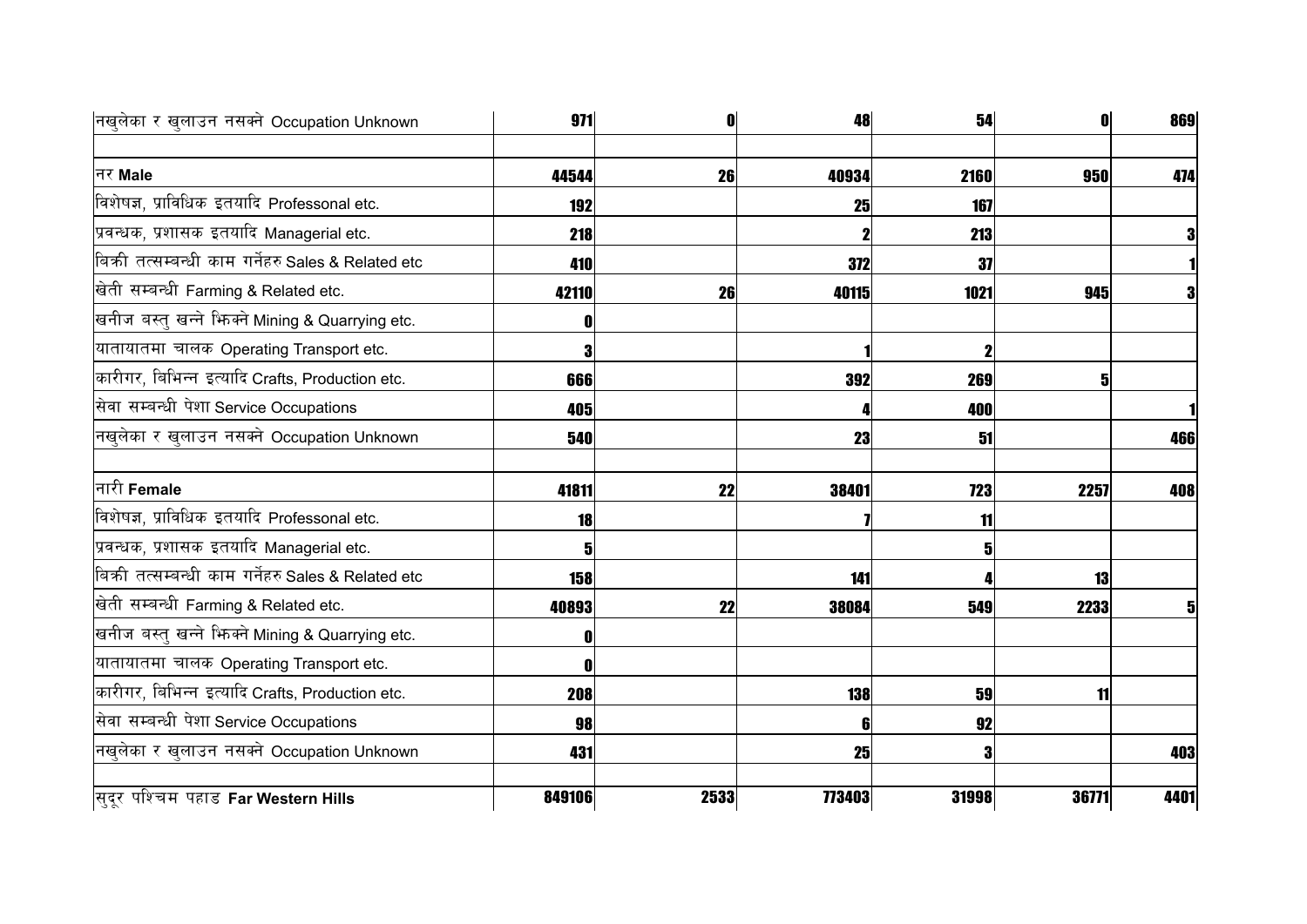| | | | | | | |
|---|---|---|---|---|---|---|
| नखुलेका र खुलाउन नसक्ने Occupation Unknown | 971 | 0 | 48 | 54 | 0 | 869 |
| | | | | | | |
| नर **Male** | 44544 | 26 | 40934 | 2160 | 950 | 474 |
| विशेषज्ञ, प्राविधिक इतयादि Professonal etc. | 192 | | 25 | 167 | | |
| प्रवन्धक, प्रशासक इतयादि Managerial etc. | 218 | | 2 | 213 | | 3 |
| बिक्री तत्सम्बन्धी काम गर्नेहरु Sales & Related etc | 410 | | 372 | 37 | | 1 |
| खेती सम्बन्धी Farming & Related etc. | 42110 | 26 | 40115 | 1021 | 945 | 3 |
| खनीज बस्तु खन्ने झिक्ने Mining & Quarrying etc. | 0 | | | | | |
| यातायातमा चालक Operating Transport etc. | 3 | | 1 | 2 | | |
| कारीगर, बिभिन्न इत्यादि Crafts, Production etc. | 666 | | 392 | 269 | 5 | |
| सेवा सम्बन्धी पेशा Service Occupations | 405 | | 4 | 400 | | 1 |
| नखुलेका र खुलाउन नसक्ने Occupation Unknown | 540 | | 23 | 51 | | 466 |
| | | | | | | |
| नारी **Female** | 41811 | 22 | 38401 | 723 | 2257 | 408 |
| विशेषज्ञ, प्राविधिक इतयादि Professonal etc. | 18 | | 7 | 11 | | |
| प्रवन्धक, प्रशासक इतयादि Managerial etc. | 5 | | | 5 | | |
| बिक्री तत्सम्बन्धी काम गर्नेहरु Sales & Related etc | 158 | | 141 | 4 | 13 | |
| खेती सम्बन्धी Farming & Related etc. | 40893 | 22 | 38084 | 549 | 2233 | 5 |
| खनीज बस्तु खन्ने झिक्ने Mining & Quarrying etc. | 0 | | | | | |
| यातायातमा चालक Operating Transport etc. | 0 | | | | | |
| कारीगर, बिभिन्न इत्यादि Crafts, Production etc. | 208 | | 138 | 59 | 11 | |
| सेवा सम्बन्धी पेशा Service Occupations | 98 | | 6 | 92 | | |
| नखुलेका र खुलाउन नसक्ने Occupation Unknown | 431 | | 25 | 3 | | 403 |
| | | | | | | |
| सुदूर पश्चिम पहाड **Far Western Hills** | 849106 | 2533 | 773403 | 31998 | 36771 | 4401 |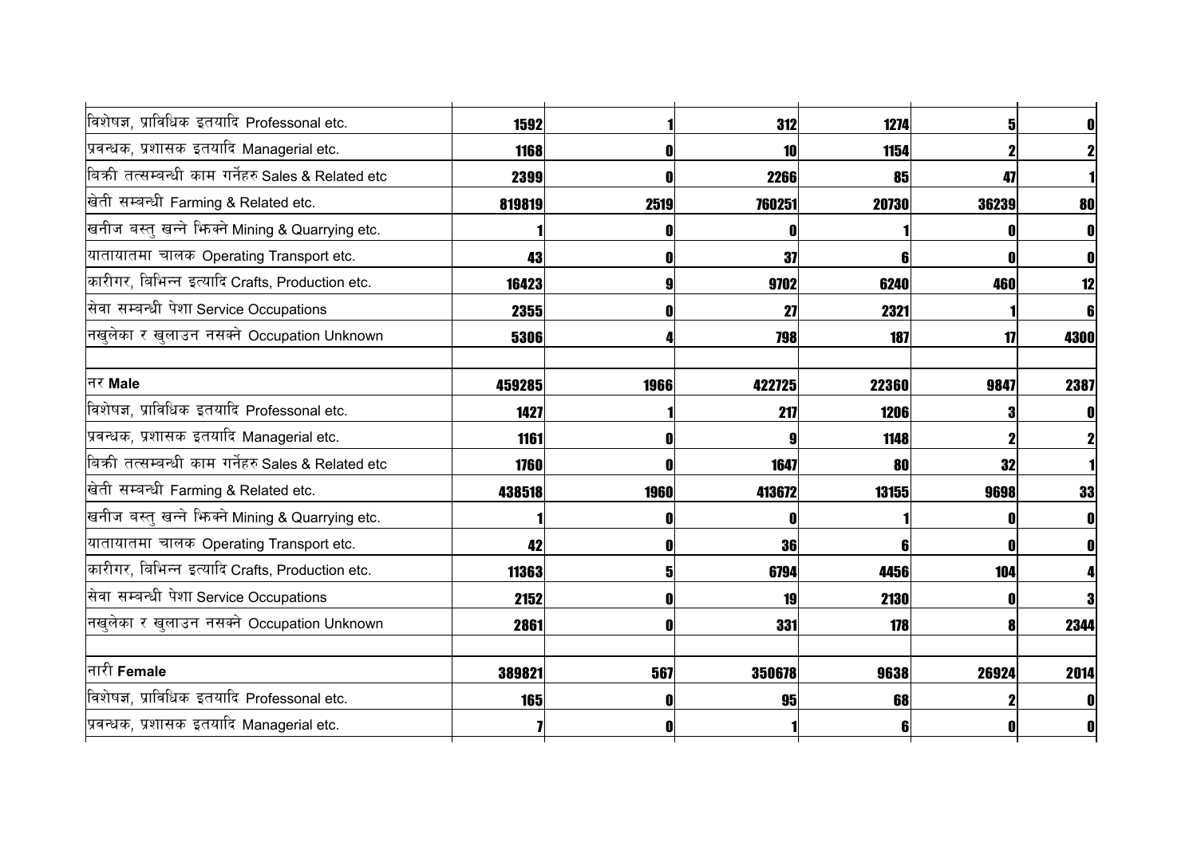| | | | | | | |
|---|---|---|---|---|---|---|
| विशेषज्ञ, प्राविधिक इतयादि Professonal etc. | **1592** | **1** | **312** | **1274** | **5** | **0** |
| प्रवन्धक, प्रशासक इतयादि Managerial etc. | **1168** | **0** | **10** | **1154** | **2** | **2** |
| बिक्री तत्सम्बन्धी काम गर्नेहरु Sales & Related etc | **2399** | **0** | **2266** | **85** | **47** | **1** |
| खेती सम्बन्धी Farming & Related etc. | **819819** | **2519** | **760251** | **20730** | **36239** | **80** |
| खनीज बस्तु खन्ने झिक्ने Mining & Quarrying etc. | **1** | **0** | **0** | **1** | **0** | **0** |
| यातायातमा चालक Operating Transport etc. | **43** | **0** | **37** | **6** | **0** | **0** |
| कारीगर, बिभिन्न इत्यादि Crafts, Production etc. | **16423** | **9** | **9702** | **6240** | **460** | **12** |
| सेवा सम्बन्धी पेशा Service Occupations | **2355** | **0** | **27** | **2321** | **1** | **6** |
| नखुलेका र खुलाउन नसक्ने Occupation Unknown | **5306** | **4** | **798** | **187** | **17** | **4300** |
| | | | | | | |
| नर **Male** | **459285** | **1966** | **422725** | **22360** | **9847** | **2387** |
| विशेषज्ञ, प्राविधिक इतयादि Professonal etc. | **1427** | **1** | **217** | **1206** | **3** | **0** |
| प्रवन्धक, प्रशासक इतयादि Managerial etc. | **1161** | **0** | **9** | **1148** | **2** | **2** |
| बिक्री तत्सम्बन्धी काम गर्नेहरु Sales & Related etc | **1760** | **0** | **1647** | **80** | **32** | **1** |
| खेती सम्बन्धी Farming & Related etc. | **438518** | **1960** | **413672** | **13155** | **9698** | **33** |
| खनीज बस्तु खन्ने झिक्ने Mining & Quarrying etc. | **1** | **0** | **0** | **1** | **0** | **0** |
| यातायातमा चालक Operating Transport etc. | **42** | **0** | **36** | **6** | **0** | **0** |
| कारीगर, बिभिन्न इत्यादि Crafts, Production etc. | **11363** | **5** | **6794** | **4456** | **104** | **4** |
| सेवा सम्बन्धी पेशा Service Occupations | **2152** | **0** | **19** | **2130** | **0** | **3** |
| नखुलेका र खुलाउन नसक्ने Occupation Unknown | **2861** | **0** | **331** | **178** | **8** | **2344** |
| | | | | | | |
| नारी **Female** | **389821** | **567** | **350678** | **9638** | **26924** | **2014** |
| विशेषज्ञ, प्राविधिक इतयादि Professonal etc. | **165** | **0** | **95** | **68** | **2** | **0** |
| प्रवन्धक, प्रशासक इतयादि Managerial etc. | **7** | **0** | **1** | **6** | **0** | **0** |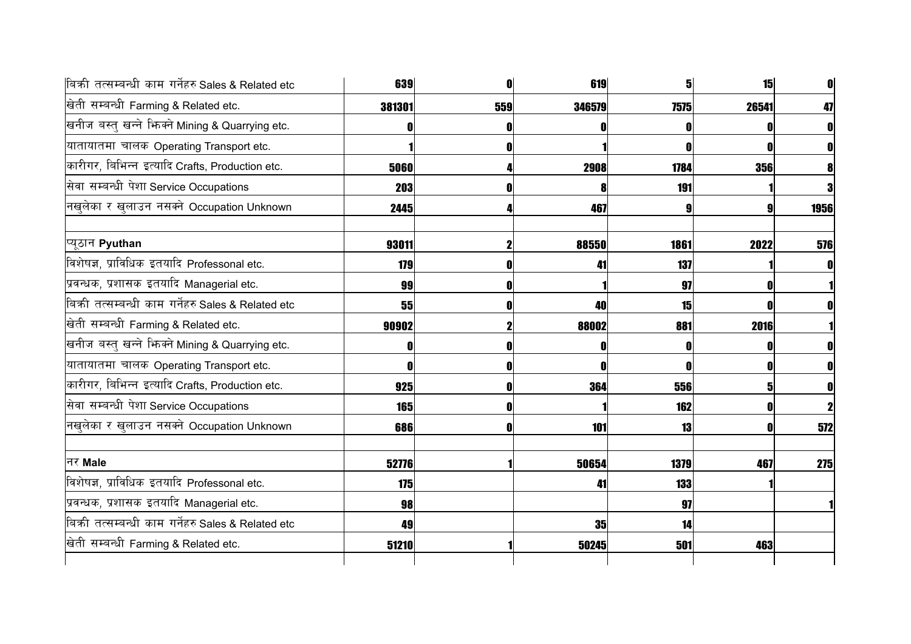| | | | | | | |
|---|---|---|---|---|---|---|
| बिक्री तत्सम्बन्धी काम गर्नेहरु Sales & Related etc | 639 | 0 | 619 | 5 | 15 | 0 |
| खेती सम्बन्धी Farming & Related etc. | 381301 | 559 | 346579 | 7575 | 26541 | 47 |
| खनीज बस्तु खन्ने झिक्ने Mining & Quarrying etc. | 0 | 0 | 0 | 0 | 0 | 0 |
| यातायातमा चालक Operating Transport etc. | 1 | 0 | 1 | 0 | 0 | 0 |
| कारीगर, बिभिन्न इत्यादि Crafts, Production etc. | 5060 | 4 | 2908 | 1784 | 356 | 8 |
| सेवा सम्बन्धी पेशा Service Occupations | 203 | 0 | 8 | 191 | 1 | 3 |
| नखुलेका र खुलाउन नसक्ने Occupation Unknown | 2445 | 4 | 467 | 9 | 9 | 1956 |
| | | | | | | |
| प्यूठान **Pyuthan** | 93011 | 2 | 88550 | 1861 | 2022 | 576 |
| विशेषज्ञ, प्राविधिक इतयादि Professonal etc. | 179 | 0 | 41 | 137 | 1 | 0 |
| प्रवन्धक, प्रशासक इतयादि Managerial etc. | 99 | 0 | 1 | 97 | 0 | 1 |
| बिक्री तत्सम्बन्धी काम गर्नेहरु Sales & Related etc | 55 | 0 | 40 | 15 | 0 | 0 |
| खेती सम्बन्धी Farming & Related etc. | 90902 | 2 | 88002 | 881 | 2016 | 1 |
| खनीज बस्तु खन्ने झिक्ने Mining & Quarrying etc. | 0 | 0 | 0 | 0 | 0 | 0 |
| यातायातमा चालक Operating Transport etc. | 0 | 0 | 0 | 0 | 0 | 0 |
| कारीगर, बिभिन्न इत्यादि Crafts, Production etc. | 925 | 0 | 364 | 556 | 5 | 0 |
| सेवा सम्बन्धी पेशा Service Occupations | 165 | 0 | 1 | 162 | 0 | 2 |
| नखुलेका र खुलाउन नसक्ने Occupation Unknown | 686 | 0 | 101 | 13 | 0 | 572 |
| | | | | | | |
| नर **Male** | 52776 | 1 | 50654 | 1379 | 467 | 275 |
| विशेषज्ञ, प्राविधिक इतयादि Professonal etc. | 175 | | 41 | 133 | 1 | |
| प्रवन्धक, प्रशासक इतयादि Managerial etc. | 98 | | | 97 | | 1 |
| बिक्री तत्सम्बन्धी काम गर्नेहरु Sales & Related etc | 49 | | 35 | 14 | | |
| खेती सम्बन्धी Farming & Related etc. | 51210 | 1 | 50245 | 501 | 463 | |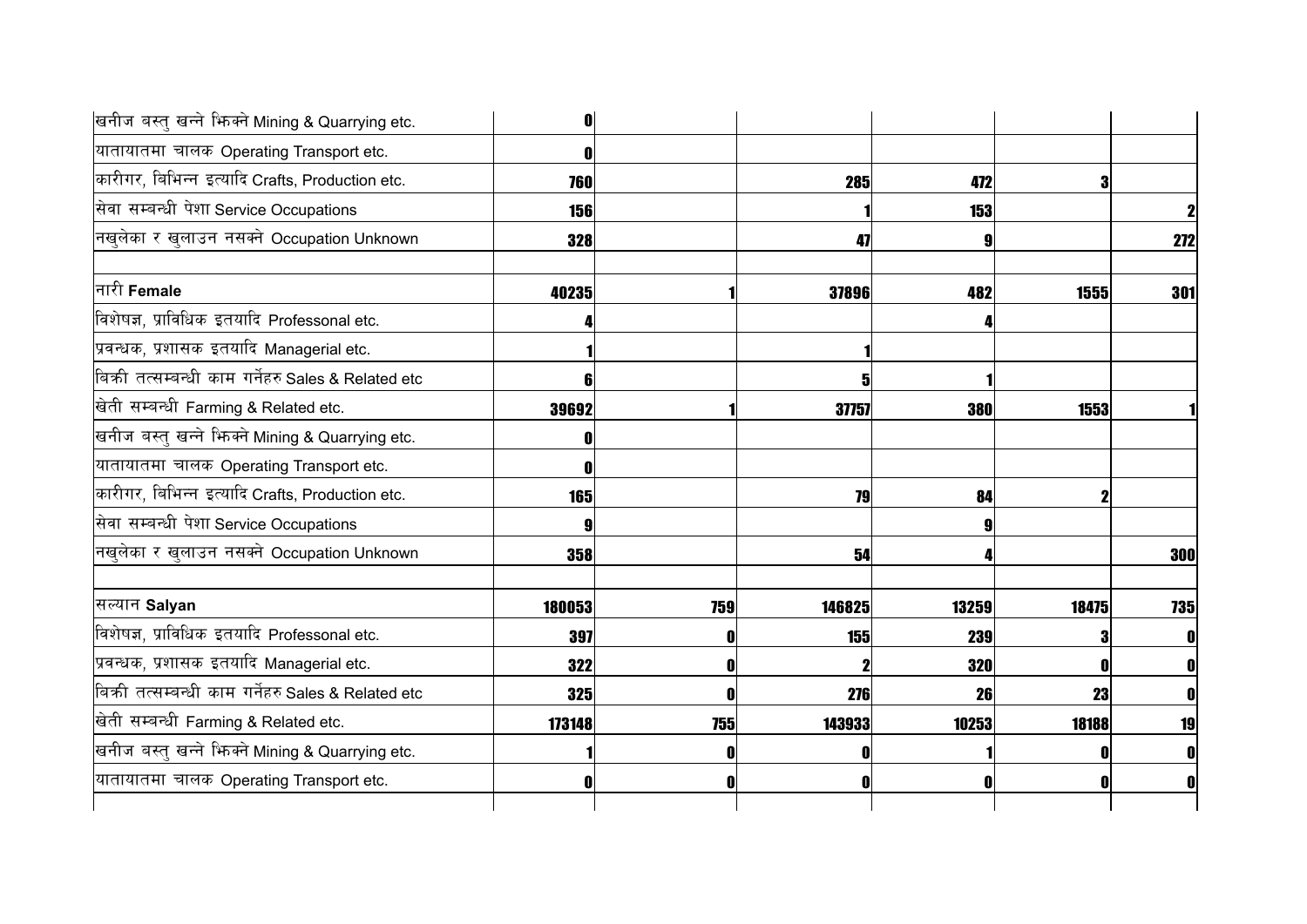| | | | | | | |
|---|---|---|---|---|---|---|
| खनीज बस्तु खन्ने झिक्ने Mining & Quarrying etc. | 0 | | | | | |
| यातायातमा चालक Operating Transport etc. | 0 | | | | | |
| कारीगर, बिभिन्न इत्यादि Crafts, Production etc. | 760 | | 285 | 472 | 3 | |
| सेवा सम्बन्धी पेशा Service Occupations | 156 | | 1 | 153 | | 2 |
| नखुलेका र खुलाउन नसक्ने Occupation Unknown | 328 | | 47 | 9 | | 272 |
| | | | | | | |
| नारी **Female** | 40235 | 1 | 37896 | 482 | 1555 | 301 |
| विशेषज्ञ, प्राविधिक इतयादि Professonal etc. | 4 | | | 4 | | |
| प्रवन्धक, प्रशासक इतयादि Managerial etc. | 1 | | 1 | | | |
| बिक्री तत्सम्बन्धी काम गर्नेहरु Sales & Related etc | 6 | | 5 | 1 | | |
| खेती सम्बन्धी Farming & Related etc. | 39692 | 1 | 37757 | 380 | 1553 | 1 |
| खनीज बस्तु खन्ने झिक्ने Mining & Quarrying etc. | 0 | | | | | |
| यातायातमा चालक Operating Transport etc. | 0 | | | | | |
| कारीगर, बिभिन्न इत्यादि Crafts, Production etc. | 165 | | 79 | 84 | 2 | |
| सेवा सम्बन्धी पेशा Service Occupations | 9 | | | 9 | | |
| नखुलेका र खुलाउन नसक्ने Occupation Unknown | 358 | | 54 | 4 | | 300 |
| | | | | | | |
| सल्यान **Salyan** | 180053 | 759 | 146825 | 13259 | 18475 | 735 |
| विशेषज्ञ, प्राविधिक इतयादि Professonal etc. | 397 | 0 | 155 | 239 | 3 | 0 |
| प्रवन्धक, प्रशासक इतयादि Managerial etc. | 322 | 0 | 2 | 320 | 0 | 0 |
| बिक्री तत्सम्बन्धी काम गर्नेहरु Sales & Related etc | 325 | 0 | 276 | 26 | 23 | 0 |
| खेती सम्बन्धी Farming & Related etc. | 173148 | 755 | 143933 | 10253 | 18188 | 19 |
| खनीज बस्तु खन्ने झिक्ने Mining & Quarrying etc. | 1 | 0 | 0 | 1 | 0 | 0 |
| यातायातमा चालक Operating Transport etc. | 0 | 0 | 0 | 0 | 0 | 0 |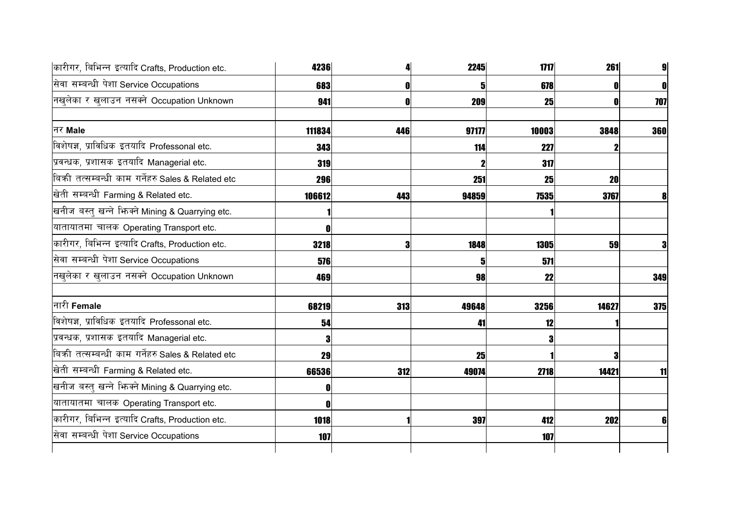| | | | | | | |
|---|---|---|---|---|---|---|
| कारीगर, बिभिन्न इत्यादि Crafts, Production etc. | 4236 | 4 | 2245 | 1717 | 261 | 9 |
| सेवा सम्बन्धी पेशा Service Occupations | 683 | 0 | 5 | 678 | 0 | 0 |
| नखुलेका र खुलाउन नसक्ने Occupation Unknown | 941 | 0 | 209 | 25 | 0 | 707 |
| | | | | | | |
| नर **Male** | 111834 | 446 | 97177 | 10003 | 3848 | 360 |
| विशेषज्ञ, प्राविधिक इतयादि Professonal etc. | 343 | | 114 | 227 | 2 | |
| प्रवन्धक, प्रशासक इतयादि Managerial etc. | 319 | | 2 | 317 | | |
| बिक्री तत्सम्बन्धी काम गर्नेहरु Sales & Related etc | 296 | | 251 | 25 | 20 | |
| खेती सम्वन्धी Farming & Related etc. | 106612 | 443 | 94859 | 7535 | 3767 | 8 |
| खनीज बस्तु खन्ने झिक्ने Mining & Quarrying etc. | 1 | | | 1 | | |
| यातायातमा चालक Operating Transport etc. | 0 | | | | | |
| कारीगर, बिभिन्न इत्यादि Crafts, Production etc. | 3218 | 3 | 1848 | 1305 | 59 | 3 |
| सेवा सम्बन्धी पेशा Service Occupations | 576 | | 5 | 571 | | |
| नखुलेका र खुलाउन नसक्ने Occupation Unknown | 469 | | 98 | 22 | | 349 |
| | | | | | | |
| नारी **Female** | 68219 | 313 | 49648 | 3256 | 14627 | 375 |
| विशेषज्ञ, प्राविधिक इतयादि Professonal etc. | 54 | | 41 | 12 | 1 | |
| प्रवन्धक, प्रशासक इतयादि Managerial etc. | 3 | | | 3 | | |
| बिक्री तत्सम्बन्धी काम गर्नेहरु Sales & Related etc | 29 | | 25 | 1 | 3 | |
| खेती सम्वन्धी Farming & Related etc. | 66536 | 312 | 49074 | 2718 | 14421 | 11 |
| खनीज बस्तु खन्ने झिक्ने Mining & Quarrying etc. | 0 | | | | | |
| यातायातमा चालक Operating Transport etc. | 0 | | | | | |
| कारीगर, बिभिन्न इत्यादि Crafts, Production etc. | 1018 | 1 | 397 | 412 | 202 | 6 |
| सेवा सम्बन्धी पेशा Service Occupations | 107 | | | 107 | | |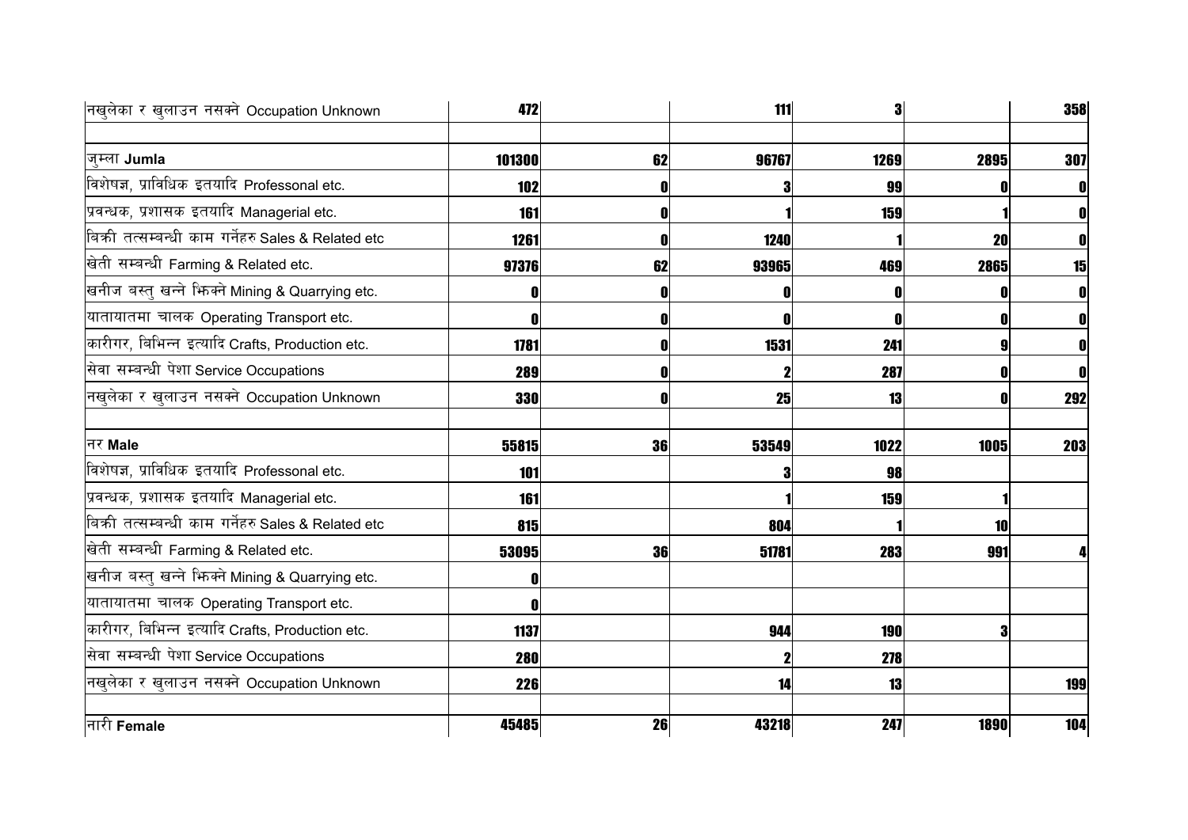| | | | | | | |
|---|---|---|---|---|---|---|
| नखुलेका र खुलाउन नसक्ने Occupation Unknown | 472 | | 111 | 3 | | 358 |
| | | | | | | |
| जुम्ला **Jumla** | 101300 | 62 | 96767 | 1269 | 2895 | 307 |
| विशेषज्ञ, प्राविधिक इतयादि Professonal etc. | 102 | 0 | 3 | 99 | 0 | 0 |
| प्रवन्धक, प्रशासक इतयादि Managerial etc. | 161 | 0 | 1 | 159 | 1 | 0 |
| बिक्री तत्सम्बन्धी काम गर्नेहरु Sales & Related etc | 1261 | 0 | 1240 | 1 | 20 | 0 |
| खेती सम्बन्धी Farming & Related etc. | 97376 | 62 | 93965 | 469 | 2865 | 15 |
| खनीज बस्तु खन्ने झिक्ने Mining & Quarrying etc. | 0 | 0 | 0 | 0 | 0 | 0 |
| यातायातमा चालक Operating Transport etc. | 0 | 0 | 0 | 0 | 0 | 0 |
| कारीगर, बिभिन्न इत्यादि Crafts, Production etc. | 1781 | 0 | 1531 | 241 | 9 | 0 |
| सेवा सम्बन्धी पेशा Service Occupations | 289 | 0 | 2 | 287 | 0 | 0 |
| नखुलेका र खुलाउन नसक्ने Occupation Unknown | 330 | 0 | 25 | 13 | 0 | 292 |
| | | | | | | |
| नर **Male** | 55815 | 36 | 53549 | 1022 | 1005 | 203 |
| विशेषज्ञ, प्राविधिक इतयादि Professonal etc. | 101 | | 3 | 98 | | |
| प्रवन्धक, प्रशासक इतयादि Managerial etc. | 161 | | 1 | 159 | 1 | |
| बिक्री तत्सम्बन्धी काम गर्नेहरु Sales & Related etc | 815 | | 804 | 1 | 10 | |
| खेती सम्बन्धी Farming & Related etc. | 53095 | 36 | 51781 | 283 | 991 | 4 |
| खनीज बस्तु खन्ने झिक्ने Mining & Quarrying etc. | 0 | | | | | |
| यातायातमा चालक Operating Transport etc. | 0 | | | | | |
| कारीगर, बिभिन्न इत्यादि Crafts, Production etc. | 1137 | | 944 | 190 | 3 | |
| सेवा सम्बन्धी पेशा Service Occupations | 280 | | 2 | 278 | | |
| नखुलेका र खुलाउन नसक्ने Occupation Unknown | 226 | | 14 | 13 | | 199 |
| | | | | | | |
| नारी **Female** | 45485 | 26 | 43218 | 247 | 1890 | 104 |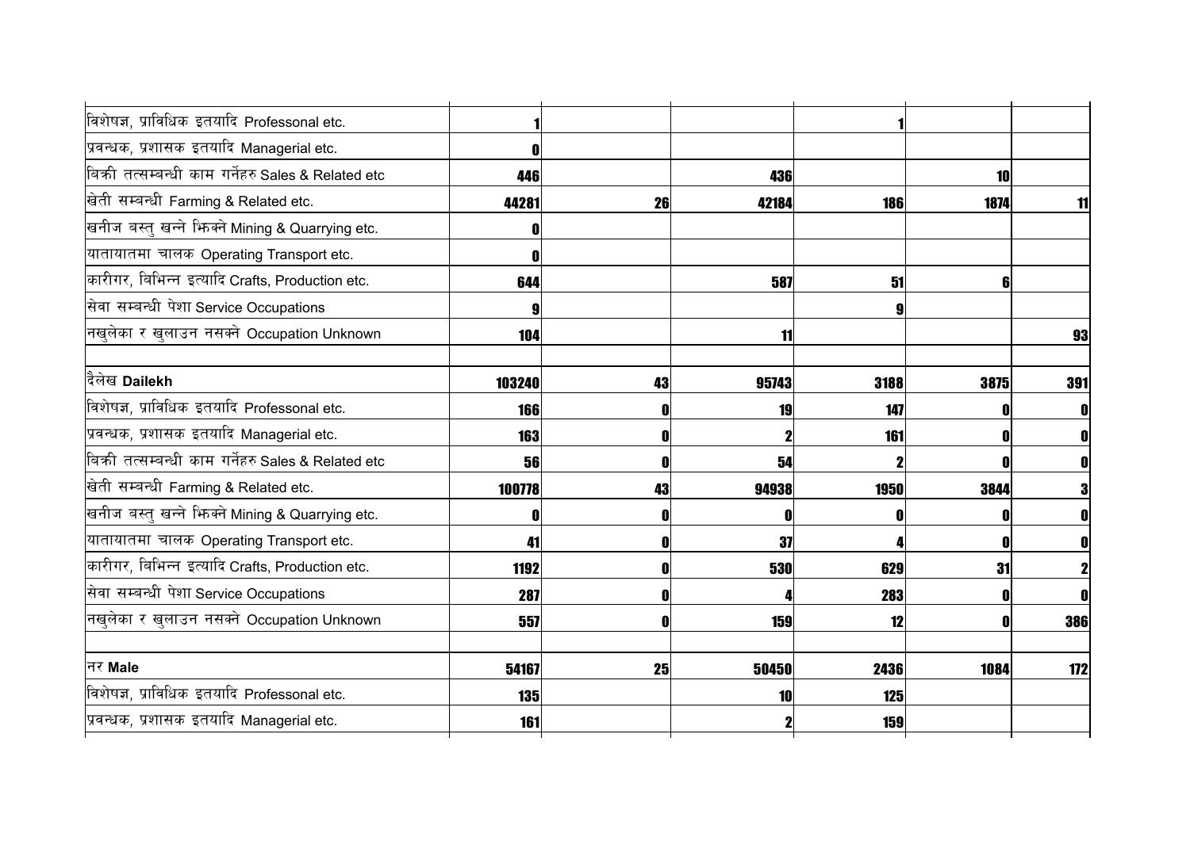| | | | | | | |
|---|---|---|---|---|---|---|
| विशेषज्ञ, प्राविधिक इतयादि Professonal etc. | 1 | | | 1 | | |
| प्रवन्धक, प्रशासक इतयादि Managerial etc. | 0 | | | | | |
| बिक्री तत्सम्बन्धी काम गर्नेहरु Sales & Related etc | 446 | | 436 | | 10 | |
| खेती सम्बन्धी Farming & Related etc. | 44281 | 26 | 42184 | 186 | 1874 | 11 |
| खनीज बस्तु खन्ने भिक्ने Mining & Quarrying etc. | 0 | | | | | |
| यातायातमा चालक Operating Transport etc. | 0 | | | | | |
| कारीगर, बिभिन्न इत्यादि Crafts, Production etc. | 644 | | 587 | 51 | 6 | |
| सेवा सम्बन्धी पेशा Service Occupations | 9 | | | 9 | | |
| नखुलेका र खुलाउन नसक्ने Occupation Unknown | 104 | | 11 | | | 93 |
| | | | | | | |
| दैलेख **Dailekh** | 103240 | 43 | 95743 | 3188 | 3875 | 391 |
| विशेषज्ञ, प्राविधिक इतयादि Professonal etc. | 166 | 0 | 19 | 147 | 0 | 0 |
| प्रवन्धक, प्रशासक इतयादि Managerial etc. | 163 | 0 | 2 | 161 | 0 | 0 |
| बिक्री तत्सम्बन्धी काम गर्नेहरु Sales & Related etc | 56 | 0 | 54 | 2 | 0 | 0 |
| खेती सम्बन्धी Farming & Related etc. | 100778 | 43 | 94938 | 1950 | 3844 | 3 |
| खनीज बस्तु खन्ने भिक्ने Mining & Quarrying etc. | 0 | 0 | 0 | 0 | 0 | 0 |
| यातायातमा चालक Operating Transport etc. | 41 | 0 | 37 | 4 | 0 | 0 |
| कारीगर, बिभिन्न इत्यादि Crafts, Production etc. | 1192 | 0 | 530 | 629 | 31 | 2 |
| सेवा सम्बन्धी पेशा Service Occupations | 287 | 0 | 4 | 283 | 0 | 0 |
| नखुलेका र खुलाउन नसक्ने Occupation Unknown | 557 | 0 | 159 | 12 | 0 | 386 |
| | | | | | | |
| नर **Male** | 54167 | 25 | 50450 | 2436 | 1084 | 172 |
| विशेषज्ञ, प्राविधिक इतयादि Professonal etc. | 135 | | 10 | 125 | | |
| प्रवन्धक, प्रशासक इतयादि Managerial etc. | 161 | | 2 | 159 | | |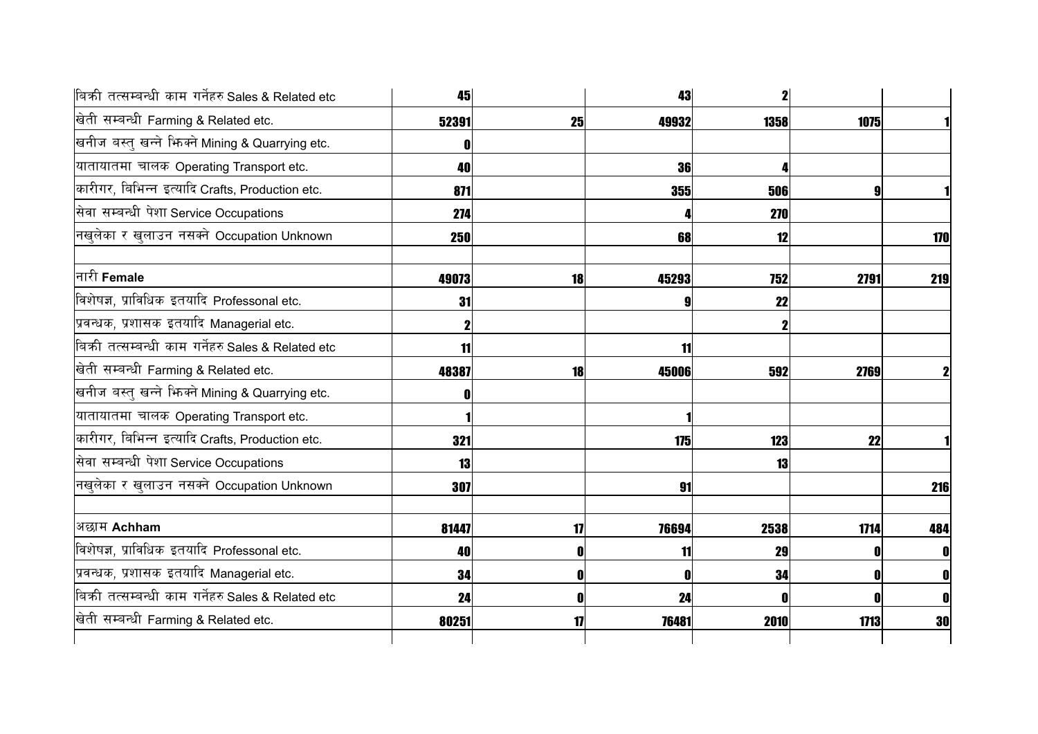| | | | | | | |
|---|---|---|---|---|---|---|
| बिक्री तत्सम्बन्धी काम गर्नेहरु Sales & Related etc | 45 | | 43 | 2 | | |
| खेती सम्बन्धी Farming & Related etc. | 52391 | 25 | 49932 | 1358 | 1075 | 1 |
| खनीज बस्तु खन्ने भिक्ने Mining & Quarrying etc. | 0 | | | | | |
| यातायातमा चालक Operating Transport etc. | 40 | | 36 | 4 | | |
| कारीगर, बिभिन्न इत्यादि Crafts, Production etc. | 871 | | 355 | 506 | 9 | 1 |
| सेवा सम्बन्धी पेशा Service Occupations | 274 | | 4 | 270 | | |
| नखुलेका र खुलाउन नसक्ने Occupation Unknown | 250 | | 68 | 12 | | 170 |
| | | | | | | |
| नारी **Female** | 49073 | 18 | 45293 | 752 | 2791 | 219 |
| विशेषज्ञ, प्राविधिक इतयादि Professonal etc. | 31 | | 9 | 22 | | |
| प्रवन्धक, प्रशासक इतयादि Managerial etc. | 2 | | | 2 | | |
| बिक्री तत्सम्बन्धी काम गर्नेहरु Sales & Related etc | 11 | | 11 | | | |
| खेती सम्बन्धी Farming & Related etc. | 48387 | 18 | 45006 | 592 | 2769 | 2 |
| खनीज बस्तु खन्ने भिक्ने Mining & Quarrying etc. | 0 | | | | | |
| यातायातमा चालक Operating Transport etc. | 1 | | 1 | | | |
| कारीगर, बिभिन्न इत्यादि Crafts, Production etc. | 321 | | 175 | 123 | 22 | 1 |
| सेवा सम्बन्धी पेशा Service Occupations | 13 | | | 13 | | |
| नखुलेका र खुलाउन नसक्ने Occupation Unknown | 307 | | 91 | | | 216 |
| | | | | | | |
| अछाम **Achham** | 81447 | 17 | 76694 | 2538 | 1714 | 484 |
| विशेषज्ञ, प्राविधिक इतयादि Professonal etc. | 40 | 0 | 11 | 29 | 0 | 0 |
| प्रवन्धक, प्रशासक इतयादि Managerial etc. | 34 | 0 | 0 | 34 | 0 | 0 |
| बिक्री तत्सम्बन्धी काम गर्नेहरु Sales & Related etc | 24 | 0 | 24 | 0 | 0 | 0 |
| खेती सम्बन्धी Farming & Related etc. | 80251 | 17 | 76481 | 2010 | 1713 | 30 |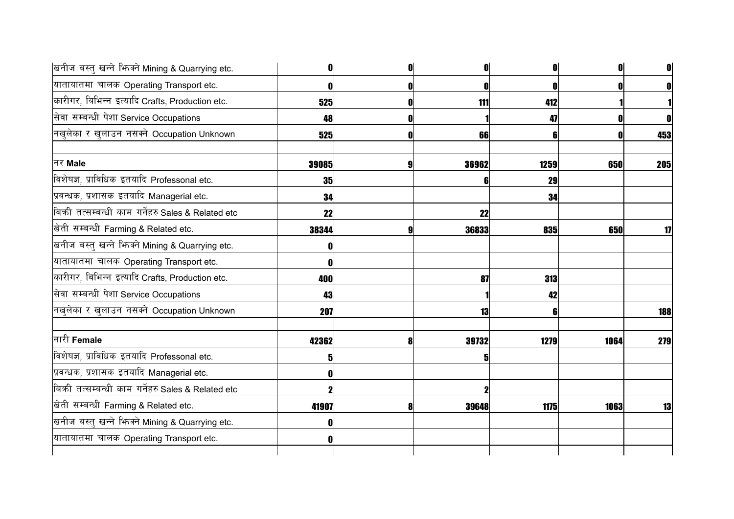| | | | | | | |
|---|---|---|---|---|---|---|
| खनीज बस्तु खन्ने भिक्ने Mining & Quarrying etc. | 0 | 0 | 0 | 0 | 0 | 0 |
| यातायातमा चालक Operating Transport etc. | 0 | 0 | 0 | 0 | 0 | 0 |
| कारीगर, बिभिन्न इत्यादि Crafts, Production etc. | 525 | 0 | 111 | 412 | 1 | 1 |
| सेवा सम्बन्धी पेशा Service Occupations | 48 | 0 | 1 | 47 | 0 | 0 |
| नखुलेका र खुलाउन नसक्ने Occupation Unknown | 525 | 0 | 66 | 6 | 0 | 453 |
| | | | | | | |
| नर **Male** | 39085 | 9 | 36962 | 1259 | 650 | 205 |
| विशेषज्ञ, प्राविधिक इतयादि Professonal etc. | 35 | | 6 | 29 | | |
| प्रवन्धक, प्रशासक इतयादि Managerial etc. | 34 | | | 34 | | |
| बिक्री तत्सम्बन्धी काम गर्नेहरु Sales & Related etc | 22 | | 22 | | | |
| खेती सम्बन्धी Farming & Related etc. | 38344 | 9 | 36833 | 835 | 650 | 17 |
| खनीज बस्तु खन्ने भिक्ने Mining & Quarrying etc. | 0 | | | | | |
| यातायातमा चालक Operating Transport etc. | 0 | | | | | |
| कारीगर, बिभिन्न इत्यादि Crafts, Production etc. | 400 | | 87 | 313 | | |
| सेवा सम्बन्धी पेशा Service Occupations | 43 | | 1 | 42 | | |
| नखुलेका र खुलाउन नसक्ने Occupation Unknown | 207 | | 13 | 6 | | 188 |
| | | | | | | |
| नारी **Female** | 42362 | 8 | 39732 | 1279 | 1064 | 279 |
| विशेषज्ञ, प्राविधिक इतयादि Professonal etc. | 5 | | 5 | | | |
| प्रवन्धक, प्रशासक इतयादि Managerial etc. | 0 | | | | | |
| बिक्री तत्सम्बन्धी काम गर्नेहरु Sales & Related etc | 2 | | 2 | | | |
| खेती सम्बन्धी Farming & Related etc. | 41907 | 8 | 39648 | 1175 | 1063 | 13 |
| खनीज बस्तु खन्ने भिक्ने Mining & Quarrying etc. | 0 | | | | | |
| यातायातमा चालक Operating Transport etc. | 0 | | | | | |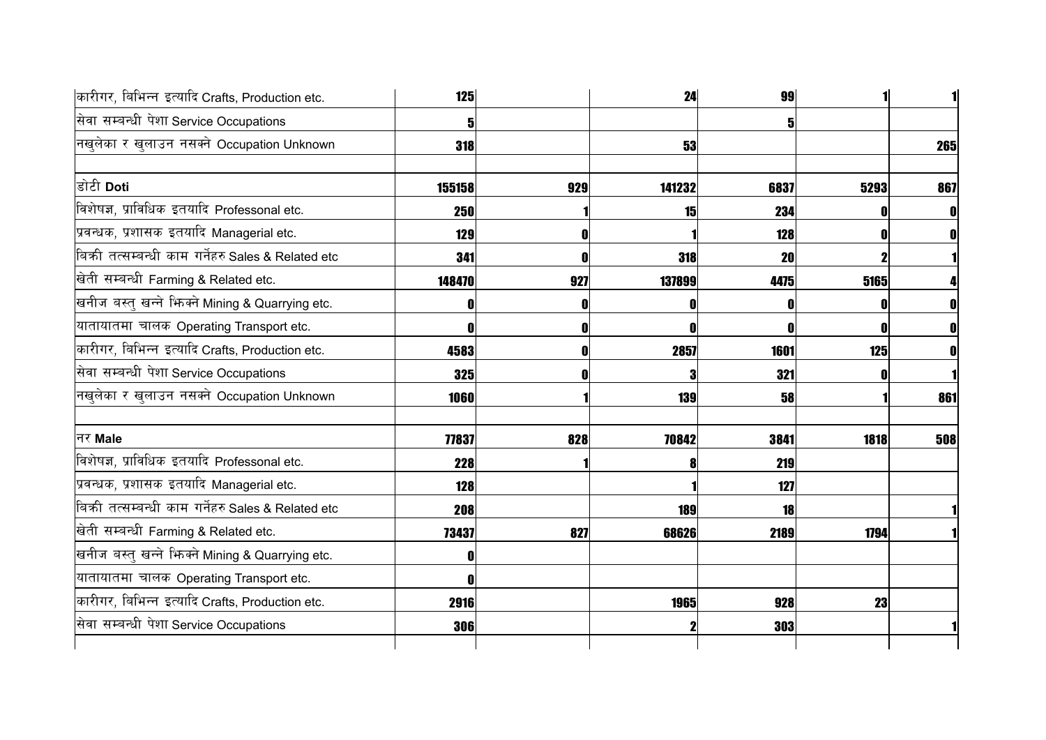| | | | | | | |
|---|---|---|---|---|---|---|
| कारीगर, बिभिन्न इत्यादि Crafts, Production etc. | **125** | | **24** | **99** | **1** | **1** |
| सेवा सम्बन्धी पेशा Service Occupations | **5** | | | **5** | | |
| नखुलेका र खुलाउन नसक्ने Occupation Unknown | **318** | | **53** | | | **265** |
| | | | | | | |
| डोटी **Doti** | **155158** | **929** | **141232** | **6837** | **5293** | **867** |
| विशेषज्ञ, प्राविधिक इतयादि Professonal etc. | **250** | **1** | **15** | **234** | **0** | **0** |
| प्रवन्धक, प्रशासक इतयादि Managerial etc. | **129** | **0** | **1** | **128** | **0** | **0** |
| बिक्री तत्सम्बन्धी काम गर्नेहरु Sales & Related etc | **341** | **0** | **318** | **20** | **2** | **1** |
| खेती सम्बन्धी Farming & Related etc. | **148470** | **927** | **137899** | **4475** | **5165** | **4** |
| खनीज बस्तु खन्ने भिक्ने Mining & Quarrying etc. | **0** | **0** | **0** | **0** | **0** | **0** |
| यातायातमा चालक Operating Transport etc. | **0** | **0** | **0** | **0** | **0** | **0** |
| कारीगर, बिभिन्न इत्यादि Crafts, Production etc. | **4583** | **0** | **2857** | **1601** | **125** | **0** |
| सेवा सम्बन्धी पेशा Service Occupations | **325** | **0** | **3** | **321** | **0** | **1** |
| नखुलेका र खुलाउन नसक्ने Occupation Unknown | **1060** | **1** | **139** | **58** | **1** | **861** |
| | | | | | | |
| नर **Male** | **77837** | **828** | **70842** | **3841** | **1818** | **508** |
| विशेषज्ञ, प्राविधिक इतयादि Professonal etc. | **228** | **1** | **8** | **219** | | |
| प्रवन्धक, प्रशासक इतयादि Managerial etc. | **128** | | **1** | **127** | | |
| बिक्री तत्सम्बन्धी काम गर्नेहरु Sales & Related etc | **208** | | **189** | **18** | | **1** |
| खेती सम्बन्धी Farming & Related etc. | **73437** | **827** | **68626** | **2189** | **1794** | **1** |
| खनीज बस्तु खन्ने भिक्ने Mining & Quarrying etc. | **0** | | | | | |
| यातायातमा चालक Operating Transport etc. | **0** | | | | | |
| कारीगर, बिभिन्न इत्यादि Crafts, Production etc. | **2916** | | **1965** | **928** | **23** | |
| सेवा सम्बन्धी पेशा Service Occupations | **306** | | **2** | **303** | | **1** |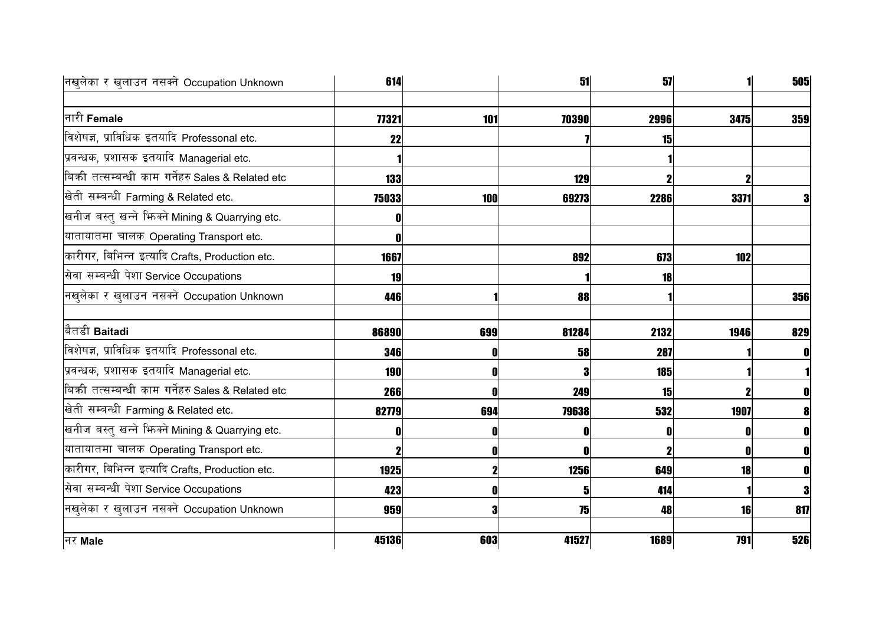| | | | | | | |
|---|---|---|---|---|---|---|
| नखुलेका र खुलाउन नसक्ने Occupation Unknown | 614 | | 51 | 57 | 1 | 505 |
| | | | | | | |
| नारी **Female** | 77321 | 101 | 70390 | 2996 | 3475 | 359 |
| विशेषज्ञ, प्राविधिक इतयादि Professonal etc. | 22 | | 7 | 15 | | |
| प्रवन्धक, प्रशासक इतयादि Managerial etc. | 1 | | | 1 | | |
| बिक्री तत्सम्बन्धी काम गर्नेहरु Sales & Related etc | 133 | | 129 | 2 | 2 | |
| खेती सम्बन्धी Farming & Related etc. | 75033 | 100 | 69273 | 2286 | 3371 | 3 |
| खनीज बस्तु खन्ने झिक्ने Mining & Quarrying etc. | 0 | | | | | |
| यातायातमा चालक Operating Transport etc. | 0 | | | | | |
| कारीगर, बिभिन्न इत्यादि Crafts, Production etc. | 1667 | | 892 | 673 | 102 | |
| सेवा सम्बन्धी पेशा Service Occupations | 19 | | 1 | 18 | | |
| नखुलेका र खुलाउन नसक्ने Occupation Unknown | 446 | 1 | 88 | 1 | | 356 |
| | | | | | | |
| बैतडी **Baitadi** | 86890 | 699 | 81284 | 2132 | 1946 | 829 |
| विशेषज्ञ, प्राविधिक इतयादि Professonal etc. | 346 | 0 | 58 | 287 | 1 | 0 |
| प्रवन्धक, प्रशासक इतयादि Managerial etc. | 190 | 0 | 3 | 185 | 1 | 1 |
| बिक्री तत्सम्बन्धी काम गर्नेहरु Sales & Related etc | 266 | 0 | 249 | 15 | 2 | 0 |
| खेती सम्बन्धी Farming & Related etc. | 82779 | 694 | 79638 | 532 | 1907 | 8 |
| खनीज बस्तु खन्ने झिक्ने Mining & Quarrying etc. | 0 | 0 | 0 | 0 | 0 | 0 |
| यातायातमा चालक Operating Transport etc. | 2 | 0 | 0 | 2 | 0 | 0 |
| कारीगर, बिभिन्न इत्यादि Crafts, Production etc. | 1925 | 2 | 1256 | 649 | 18 | 0 |
| सेवा सम्बन्धी पेशा Service Occupations | 423 | 0 | 5 | 414 | 1 | 3 |
| नखुलेका र खुलाउन नसक्ने Occupation Unknown | 959 | 3 | 75 | 48 | 16 | 817 |
| | | | | | | |
| नर **Male** | 45136 | 603 | 41527 | 1689 | 791 | 526 |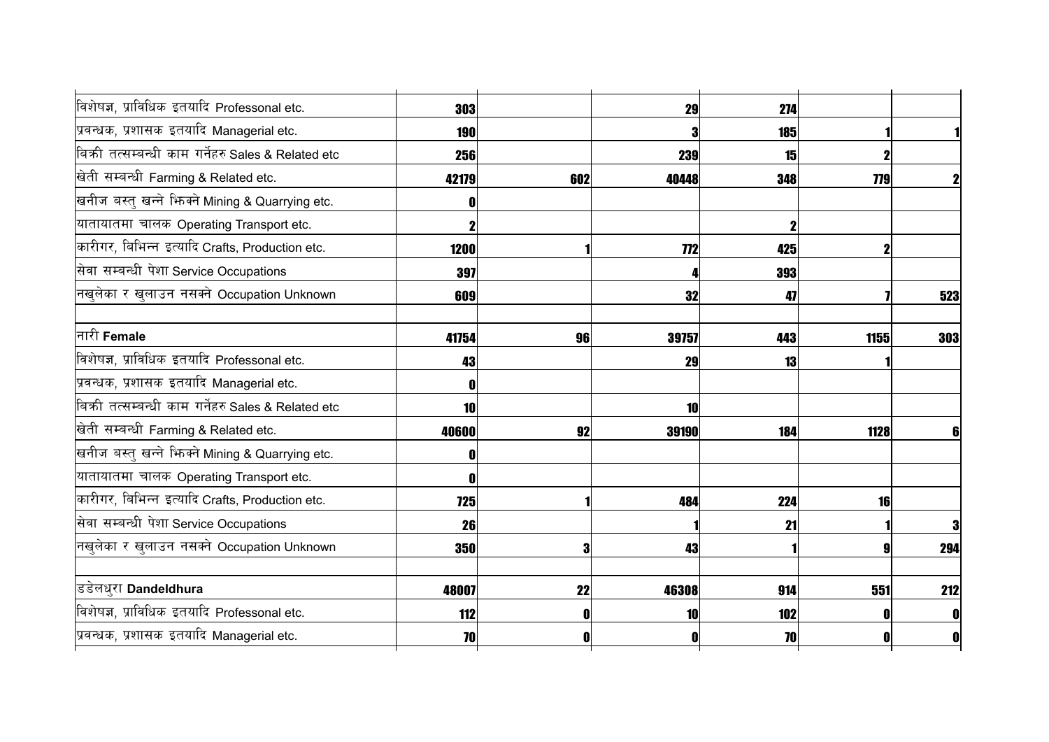| | | | | | | |
|---|---|---|---|---|---|---|
| विशेषज्ञ, प्राविधिक इतयादि Professonal etc. | 303 | | 29 | 274 | | |
| प्रवन्धक, प्रशासक इतयादि Managerial etc. | 190 | | 3 | 185 | 1 | 1 |
| बिक्री तत्सम्बन्धी काम गर्नेहरु Sales & Related etc | 256 | | 239 | 15 | 2 | |
| खेती सम्बन्धी Farming & Related etc. | 42179 | 602 | 40448 | 348 | 779 | 2 |
| खनीज बस्तु खन्ने भिक्ने Mining & Quarrying etc. | 0 | | | | | |
| यातायातमा चालक Operating Transport etc. | 2 | | | 2 | | |
| कारीगर, बिभिन्न इत्यादि Crafts, Production etc. | 1200 | 1 | 772 | 425 | 2 | |
| सेवा सम्बन्धी पेशा Service Occupations | 397 | | 4 | 393 | | |
| नखुलेका र खुलाउन नसक्ने Occupation Unknown | 609 | | 32 | 47 | 7 | 523 |
| | | | | | | |
| नारी **Female** | 41754 | 96 | 39757 | 443 | 1155 | 303 |
| विशेषज्ञ, प्राविधिक इतयादि Professonal etc. | 43 | | 29 | 13 | 1 | |
| प्रवन्धक, प्रशासक इतयादि Managerial etc. | 0 | | | | | |
| बिक्री तत्सम्बन्धी काम गर्नेहरु Sales & Related etc | 10 | | 10 | | | |
| खेती सम्बन्धी Farming & Related etc. | 40600 | 92 | 39190 | 184 | 1128 | 6 |
| खनीज बस्तु खन्ने भिक्ने Mining & Quarrying etc. | 0 | | | | | |
| यातायातमा चालक Operating Transport etc. | 0 | | | | | |
| कारीगर, बिभिन्न इत्यादि Crafts, Production etc. | 725 | 1 | 484 | 224 | 16 | |
| सेवा सम्बन्धी पेशा Service Occupations | 26 | | 1 | 21 | 1 | 3 |
| नखुलेका र खुलाउन नसक्ने Occupation Unknown | 350 | 3 | 43 | 1 | 9 | 294 |
| | | | | | | |
| डडेलधुरा **Dandeldhura** | 48007 | 22 | 46308 | 914 | 551 | 212 |
| विशेषज्ञ, प्राविधिक इतयादि Professonal etc. | 112 | 0 | 10 | 102 | 0 | 0 |
| प्रवन्धक, प्रशासक इतयादि Managerial etc. | 70 | 0 | 0 | 70 | 0 | 0 |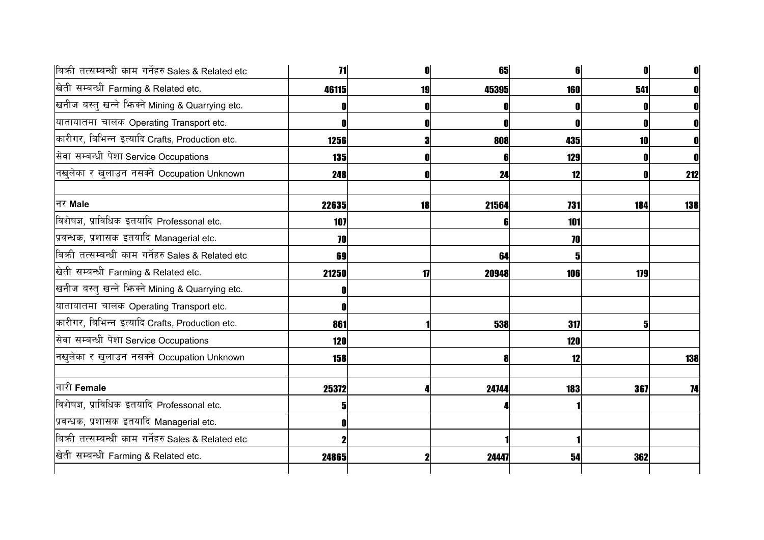| | | | | | | |
|---|---|---|---|---|---|---|
| बिक्री तत्सम्बन्धी काम गर्नेहरु Sales & Related etc | **71** | **0** | **65** | **6** | **0** | **0** |
| खेती सम्बन्धी Farming & Related etc. | **46115** | **19** | **45395** | **160** | **541** | **0** |
| खनीज बस्तु खन्ने झिक्ने Mining & Quarrying etc. | **0** | **0** | **0** | **0** | **0** | **0** |
| यातायातमा चालक Operating Transport etc. | **0** | **0** | **0** | **0** | **0** | **0** |
| कारीगर, बिभिन्न इत्यादि Crafts, Production etc. | **1256** | **3** | **808** | **435** | **10** | **0** |
| सेवा सम्बन्धी पेशा Service Occupations | **135** | **0** | **6** | **129** | **0** | **0** |
| नखुलेका र खुलाउन नसक्ने Occupation Unknown | **248** | **0** | **24** | **12** | **0** | **212** |
| | | | | | | |
| नर **Male** | **22635** | **18** | **21564** | **731** | **184** | **138** |
| विशेषज्ञ, प्राविधिक इतयादि Professonal etc. | **107** | | **6** | **101** | | |
| प्रवन्धक, प्रशासक इतयादि Managerial etc. | **70** | | | **70** | | |
| बिक्री तत्सम्बन्धी काम गर्नेहरु Sales & Related etc | **69** | | **64** | **5** | | |
| खेती सम्बन्धी Farming & Related etc. | **21250** | **17** | **20948** | **106** | **179** | |
| खनीज बस्तु खन्ने झिक्ने Mining & Quarrying etc. | **0** | | | | | |
| यातायातमा चालक Operating Transport etc. | **0** | | | | | |
| कारीगर, बिभिन्न इत्यादि Crafts, Production etc. | **861** | **1** | **538** | **317** | **5** | |
| सेवा सम्बन्धी पेशा Service Occupations | **120** | | | **120** | | |
| नखुलेका र खुलाउन नसक्ने Occupation Unknown | **158** | | **8** | **12** | | **138** |
| | | | | | | |
| नारी **Female** | **25372** | **4** | **24744** | **183** | **367** | **74** |
| विशेषज्ञ, प्राविधिक इतयादि Professonal etc. | **5** | | **4** | **1** | | |
| प्रवन्धक, प्रशासक इतयादि Managerial etc. | **0** | | | | | |
| बिक्री तत्सम्बन्धी काम गर्नेहरु Sales & Related etc | **2** | | **1** | **1** | | |
| खेती सम्बन्धी Farming & Related etc. | **24865** | **2** | **24447** | **54** | **362** | |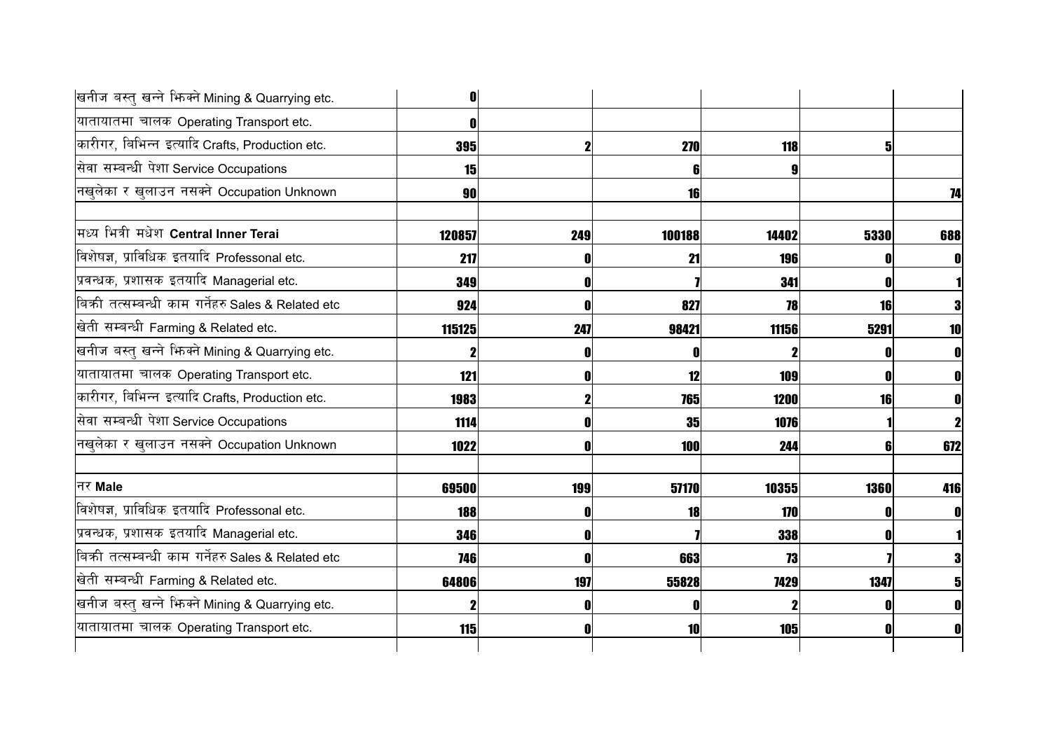| | | | | | | |
|---|---|---|---|---|---|---|
| खनीज बस्तु खन्ने झिक्ने Mining & Quarrying etc. | 0 | | | | | |
| यातायातमा चालक Operating Transport etc. | 0 | | | | | |
| कारीगर, बिभिन्न इत्यादि Crafts, Production etc. | 395 | 2 | 270 | 118 | 5 | |
| सेवा सम्बन्धी पेशा Service Occupations | 15 | | 6 | 9 | | |
| नखुलेका र खुलाउन नसक्ने Occupation Unknown | 90 | | 16 | | | 74 |
| | | | | | | |
| मध्य भित्री मधेश **Central Inner Terai** | 120857 | 249 | 100188 | 14402 | 5330 | 688 |
| विशेषज्ञ, प्राविधिक इतयादि Professonal etc. | 217 | 0 | 21 | 196 | 0 | 0 |
| प्रवन्धक, प्रशासक इतयादि Managerial etc. | 349 | 0 | 7 | 341 | 0 | 1 |
| बिक्री तत्सम्बन्धी काम गर्नेहरु Sales & Related etc | 924 | 0 | 827 | 78 | 16 | 3 |
| खेती सम्बन्धी Farming & Related etc. | 115125 | 247 | 98421 | 11156 | 5291 | 10 |
| खनीज बस्तु खन्ने झिक्ने Mining & Quarrying etc. | 2 | 0 | 0 | 2 | 0 | 0 |
| यातायातमा चालक Operating Transport etc. | 121 | 0 | 12 | 109 | 0 | 0 |
| कारीगर, बिभिन्न इत्यादि Crafts, Production etc. | 1983 | 2 | 765 | 1200 | 16 | 0 |
| सेवा सम्बन्धी पेशा Service Occupations | 1114 | 0 | 35 | 1076 | 1 | 2 |
| नखुलेका र खुलाउन नसक्ने Occupation Unknown | 1022 | 0 | 100 | 244 | 6 | 672 |
| | | | | | | |
| नर **Male** | 69500 | 199 | 57170 | 10355 | 1360 | 416 |
| विशेषज्ञ, प्राविधिक इतयादि Professonal etc. | 188 | 0 | 18 | 170 | 0 | 0 |
| प्रवन्धक, प्रशासक इतयादि Managerial etc. | 346 | 0 | 7 | 338 | 0 | 1 |
| बिक्री तत्सम्बन्धी काम गर्नेहरु Sales & Related etc | 746 | 0 | 663 | 73 | 7 | 3 |
| खेती सम्बन्धी Farming & Related etc. | 64806 | 197 | 55828 | 7429 | 1347 | 5 |
| खनीज बस्तु खन्ने झिक्ने Mining & Quarrying etc. | 2 | 0 | 0 | 2 | 0 | 0 |
| यातायातमा चालक Operating Transport etc. | 115 | 0 | 10 | 105 | 0 | 0 |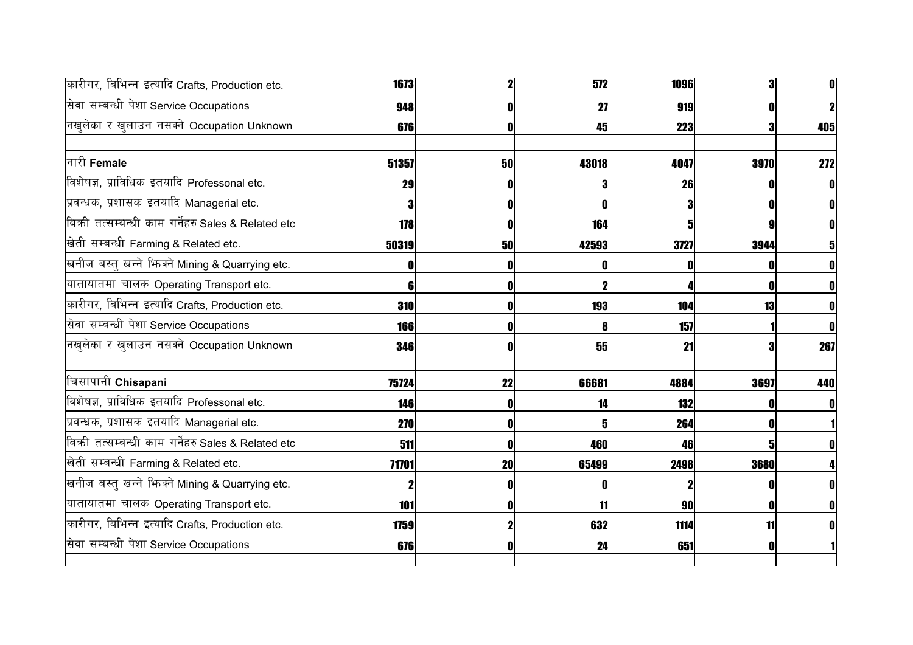| | | | | | | |
|---|---|---|---|---|---|---|
| कारीगर, बिभिन्न इत्यादि Crafts, Production etc. | **1673** | **2** | **572** | **1096** | **3** | **0** |
| सेवा सम्बन्धी पेशा Service Occupations | **948** | **0** | **27** | **919** | **0** | **2** |
| नखुलेका र खुलाउन नसक्ने Occupation Unknown | **676** | **0** | **45** | **223** | **3** | **405** |
| | | | | | | |
| नारी **Female** | **51357** | **50** | **43018** | **4047** | **3970** | **272** |
| विशेषज्ञ, प्राविधिक इतयादि Professonal etc. | **29** | **0** | **3** | **26** | **0** | **0** |
| प्रवन्धक, प्रशासक इतयादि Managerial etc. | **3** | **0** | **0** | **3** | **0** | **0** |
| बिक्री तत्सम्बन्धी काम गर्नेहरु Sales & Related etc | **178** | **0** | **164** | **5** | **9** | **0** |
| खेती सम्बन्धी Farming & Related etc. | **50319** | **50** | **42593** | **3727** | **3944** | **5** |
| खनीज बस्तु खन्ने झिक्ने Mining & Quarrying etc. | **0** | **0** | **0** | **0** | **0** | **0** |
| यातायातमा चालक Operating Transport etc. | **6** | **0** | **2** | **4** | **0** | **0** |
| कारीगर, बिभिन्न इत्यादि Crafts, Production etc. | **310** | **0** | **193** | **104** | **13** | **0** |
| सेवा सम्बन्धी पेशा Service Occupations | **166** | **0** | **8** | **157** | **1** | **0** |
| नखुलेका र खुलाउन नसक्ने Occupation Unknown | **346** | **0** | **55** | **21** | **3** | **267** |
| | | | | | | |
| चिसापानी **Chisapani** | **75724** | **22** | **66681** | **4884** | **3697** | **440** |
| विशेषज्ञ, प्राविधिक इतयादि Professonal etc. | **146** | **0** | **14** | **132** | **0** | **0** |
| प्रवन्धक, प्रशासक इतयादि Managerial etc. | **270** | **0** | **5** | **264** | **0** | **1** |
| बिक्री तत्सम्बन्धी काम गर्नेहरु Sales & Related etc | **511** | **0** | **460** | **46** | **5** | **0** |
| खेती सम्बन्धी Farming & Related etc. | **71701** | **20** | **65499** | **2498** | **3680** | **4** |
| खनीज बस्तु खन्ने झिक्ने Mining & Quarrying etc. | **2** | **0** | **0** | **2** | **0** | **0** |
| यातायातमा चालक Operating Transport etc. | **101** | **0** | **11** | **90** | **0** | **0** |
| कारीगर, बिभिन्न इत्यादि Crafts, Production etc. | **1759** | **2** | **632** | **1114** | **11** | **0** |
| सेवा सम्बन्धी पेशा Service Occupations | **676** | **0** | **24** | **651** | **0** | **1** |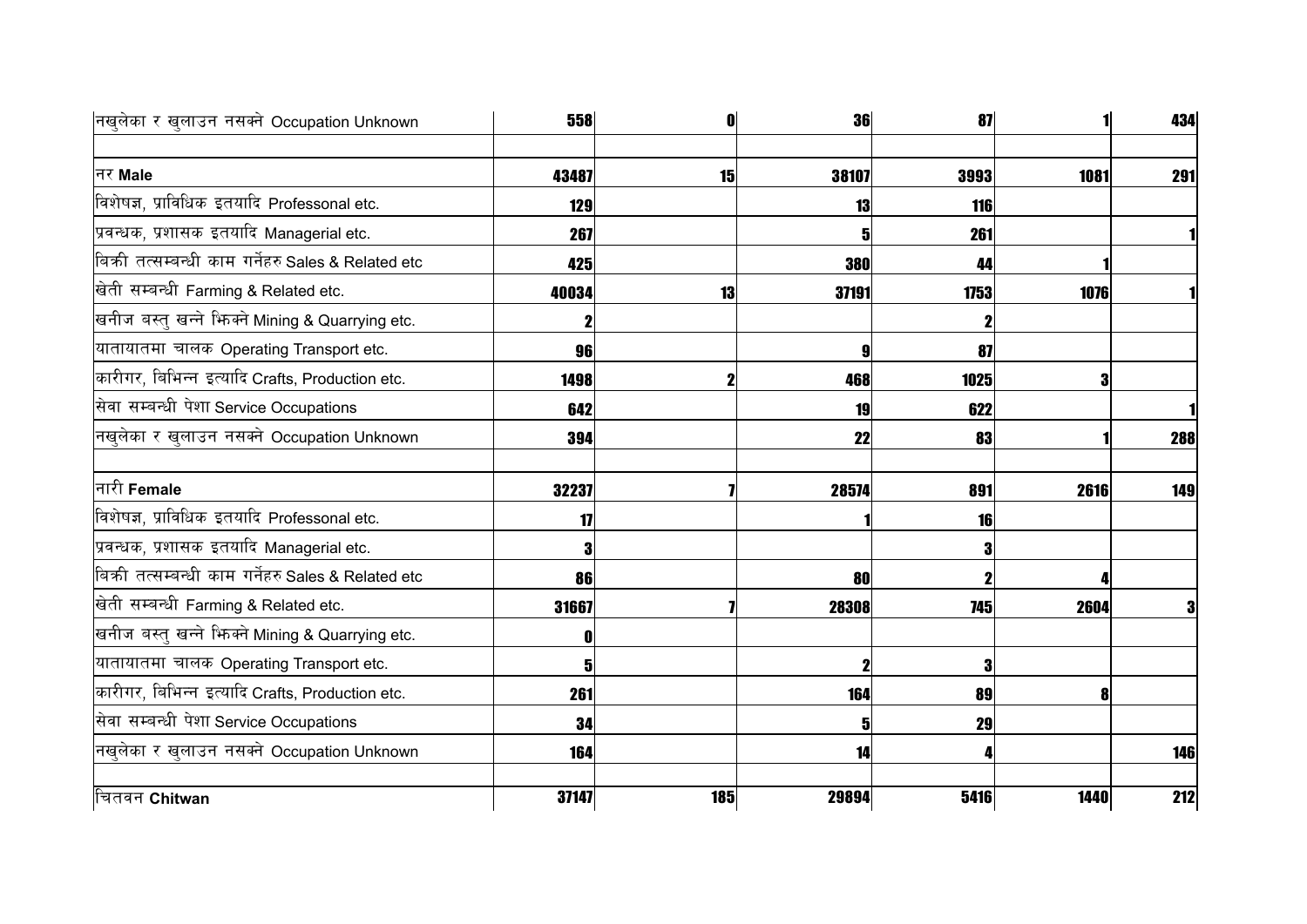| | | | | | | |
|---|---|---|---|---|---|---|
| नखुलेका र खुलाउन नसक्ने Occupation Unknown | 558 | 0 | 36 | 87 | 1 | 434 |
| | | | | | | |
| नर **Male** | 43487 | 15 | 38107 | 3993 | 1081 | 291 |
| विशेषज्ञ, प्राविधिक इतयादि Professonal etc. | 129 | | 13 | 116 | | |
| प्रवन्धक, प्रशासक इतयादि Managerial etc. | 267 | | 5 | 261 | | 1 |
| बिक्री तत्सम्बन्धी काम गर्नेहरु Sales & Related etc | 425 | | 380 | 44 | 1 | |
| खेती सम्बन्धी Farming & Related etc. | 40034 | 13 | 37191 | 1753 | 1076 | 1 |
| खनीज बस्तु खन्ने झिक्ने Mining & Quarrying etc. | 2 | | | 2 | | |
| यातायातमा चालक Operating Transport etc. | 96 | | 9 | 87 | | |
| कारीगर, बिभिन्न इत्यादि Crafts, Production etc. | 1498 | 2 | 468 | 1025 | 3 | |
| सेवा सम्बन्धी पेशा Service Occupations | 642 | | 19 | 622 | | 1 |
| नखुलेका र खुलाउन नसक्ने Occupation Unknown | 394 | | 22 | 83 | 1 | 288 |
| | | | | | | |
| नारी **Female** | 32237 | 7 | 28574 | 891 | 2616 | 149 |
| विशेषज्ञ, प्राविधिक इतयादि Professonal etc. | 17 | | 1 | 16 | | |
| प्रवन्धक, प्रशासक इतयादि Managerial etc. | 3 | | | 3 | | |
| बिक्री तत्सम्बन्धी काम गर्नेहरु Sales & Related etc | 86 | | 80 | 2 | 4 | |
| खेती सम्बन्धी Farming & Related etc. | 31667 | 7 | 28308 | 745 | 2604 | 3 |
| खनीज बस्तु खन्ने झिक्ने Mining & Quarrying etc. | 0 | | | | | |
| यातायातमा चालक Operating Transport etc. | 5 | | 2 | 3 | | |
| कारीगर, बिभिन्न इत्यादि Crafts, Production etc. | 261 | | 164 | 89 | 8 | |
| सेवा सम्बन्धी पेशा Service Occupations | 34 | | 5 | 29 | | |
| नखुलेका र खुलाउन नसक्ने Occupation Unknown | 164 | | 14 | 4 | | 146 |
| | | | | | | |
| चितवन **Chitwan** | 37147 | 185 | 29894 | 5416 | 1440 | 212 |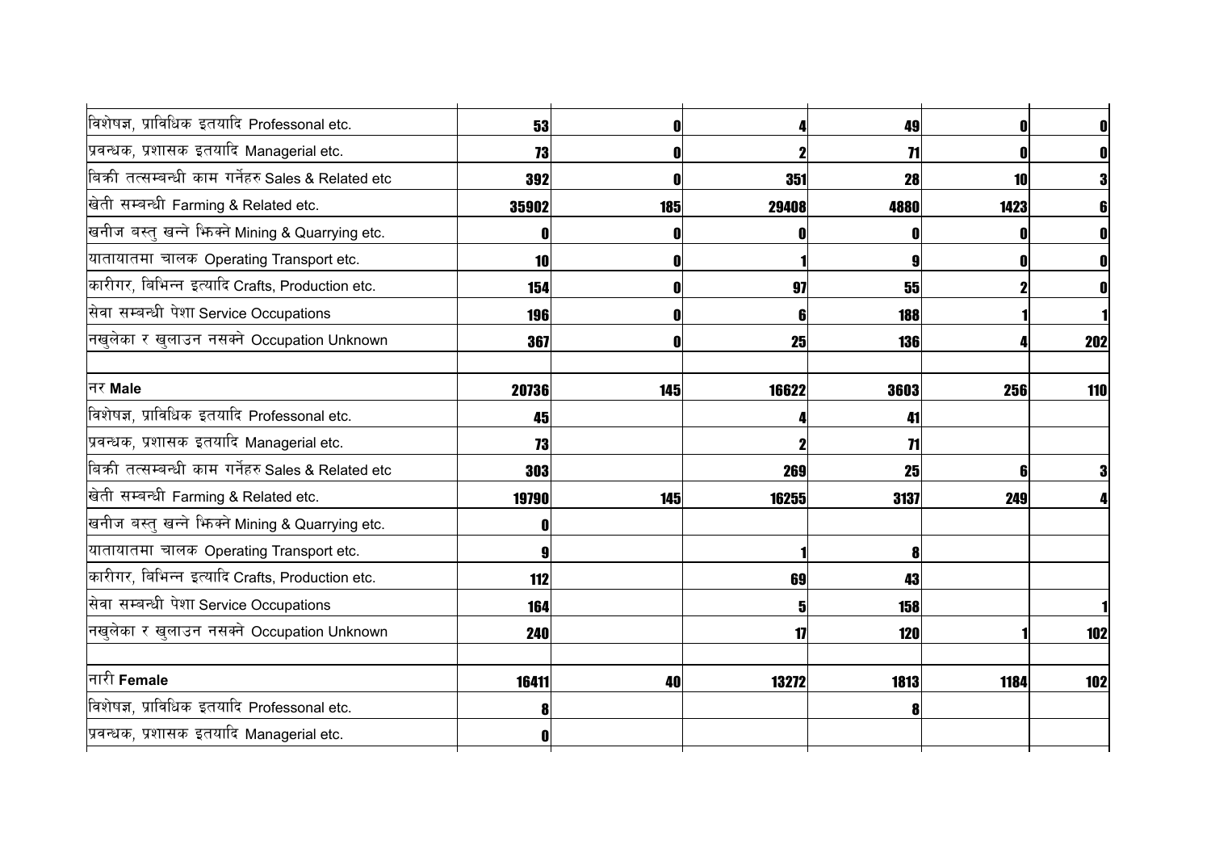| | | | | | | |
|---|---|---|---|---|---|---|
| विशेषज्ञ, प्राविधिक इतयादि Professonal etc. | **53** | **0** | **4** | **49** | **0** | **0** |
| प्रवन्धक, प्रशासक इतयादि Managerial etc. | **73** | **0** | **2** | **71** | **0** | **0** |
| बिक्री तत्सम्बन्धी काम गर्नेहरु Sales & Related etc | **392** | **0** | **351** | **28** | **10** | **3** |
| खेती सम्बन्धी Farming & Related etc. | **35902** | **185** | **29408** | **4880** | **1423** | **6** |
| खनीज बस्तु खन्ने भिक्ने Mining & Quarrying etc. | **0** | **0** | **0** | **0** | **0** | **0** |
| यातायातमा चालक Operating Transport etc. | **10** | **0** | **1** | **9** | **0** | **0** |
| कारीगर, बिभिन्न इत्यादि Crafts, Production etc. | **154** | **0** | **97** | **55** | **2** | **0** |
| सेवा सम्बन्धी पेशा Service Occupations | **196** | **0** | **6** | **188** | **1** | **1** |
| नखुलेका र खुलाउन नसक्ने Occupation Unknown | **367** | **0** | **25** | **136** | **4** | **202** |
| | | | | | | |
| नर **Male** | **20736** | **145** | **16622** | **3603** | **256** | **110** |
| विशेषज्ञ, प्राविधिक इतयादि Professonal etc. | **45** | | **4** | **41** | | |
| प्रवन्धक, प्रशासक इतयादि Managerial etc. | **73** | | **2** | **71** | | |
| बिक्री तत्सम्बन्धी काम गर्नेहरु Sales & Related etc | **303** | | **269** | **25** | **6** | **3** |
| खेती सम्बन्धी Farming & Related etc. | **19790** | **145** | **16255** | **3137** | **249** | **4** |
| खनीज बस्तु खन्ने भिक्ने Mining & Quarrying etc. | **0** | | | | | |
| यातायातमा चालक Operating Transport etc. | **9** | | **1** | **8** | | |
| कारीगर, बिभिन्न इत्यादि Crafts, Production etc. | **112** | | **69** | **43** | | |
| सेवा सम्बन्धी पेशा Service Occupations | **164** | | **5** | **158** | | **1** |
| नखुलेका र खुलाउन नसक्ने Occupation Unknown | **240** | | **17** | **120** | **1** | **102** |
| | | | | | | |
| नारी **Female** | **16411** | **40** | **13272** | **1813** | **1184** | **102** |
| विशेषज्ञ, प्राविधिक इतयादि Professonal etc. | **8** | | | **8** | | |
| प्रवन्धक, प्रशासक इतयादि Managerial etc. | **0** | | | | | |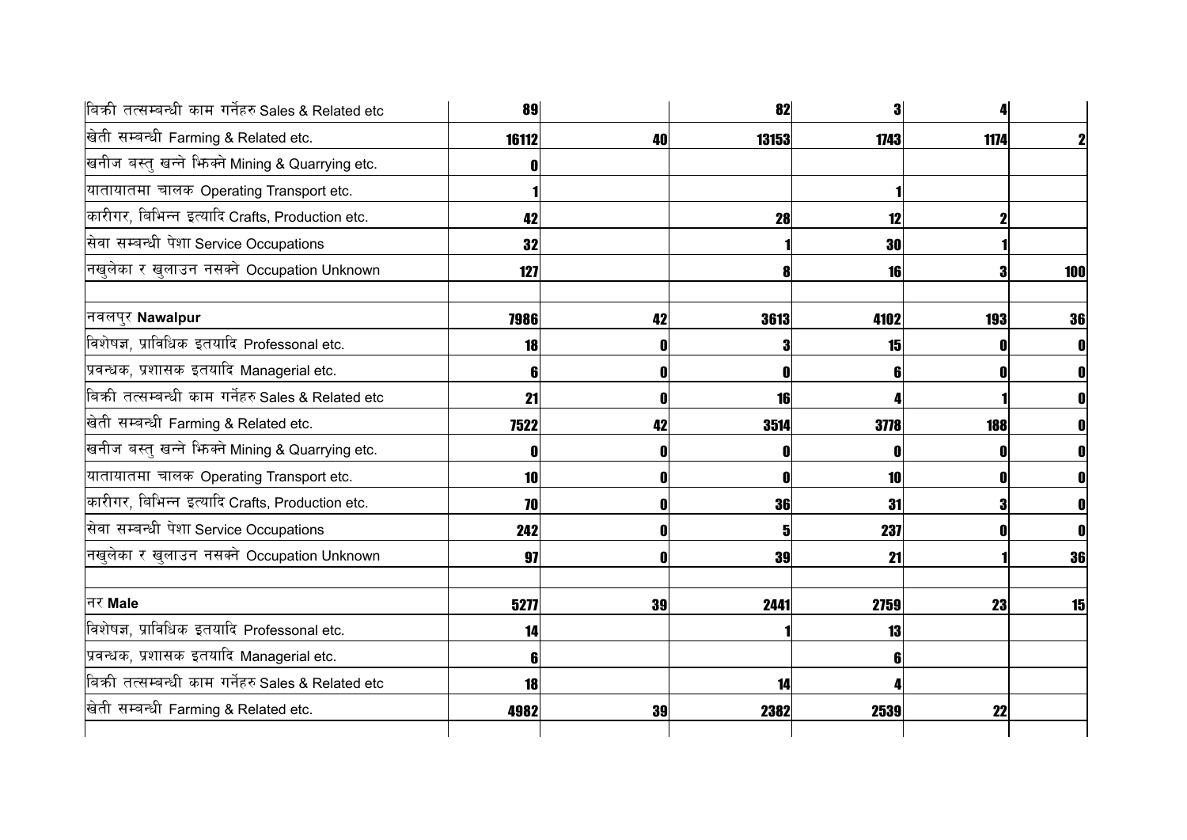| | | | | | | |
|---|---|---|---|---|---|---|
| बिक्री तत्सम्बन्धी काम गर्नेहरु Sales & Related etc | 89 | | 82 | 3 | 4 | |
| खेती सम्बन्धी Farming & Related etc. | 16112 | 40 | 13153 | 1743 | 1174 | 2 |
| खनीज बस्तु खन्ने भिक्ने Mining & Quarrying etc. | 0 | | | | | |
| यातायातमा चालक Operating Transport etc. | 1 | | | 1 | | |
| कारीगर, बिभिन्न इत्यादि Crafts, Production etc. | 42 | | 28 | 12 | 2 | |
| सेवा सम्बन्धी पेशा Service Occupations | 32 | | 1 | 30 | 1 | |
| नखुलेका र खुलाउन नसक्ने Occupation Unknown | 127 | | 8 | 16 | 3 | 100 |
| | | | | | | |
| नवलपुर **Nawalpur** | 7986 | 42 | 3613 | 4102 | 193 | 36 |
| विशेषज्ञ, प्राविधिक इतयादि Professonal etc. | 18 | 0 | 3 | 15 | 0 | 0 |
| प्रवन्धक, प्रशासक इतयादि Managerial etc. | 6 | 0 | 0 | 6 | 0 | 0 |
| बिक्री तत्सम्बन्धी काम गर्नेहरु Sales & Related etc | 21 | 0 | 16 | 4 | 1 | 0 |
| खेती सम्बन्धी Farming & Related etc. | 7522 | 42 | 3514 | 3778 | 188 | 0 |
| खनीज बस्तु खन्ने भिक्ने Mining & Quarrying etc. | 0 | 0 | 0 | 0 | 0 | 0 |
| यातायातमा चालक Operating Transport etc. | 10 | 0 | 0 | 10 | 0 | 0 |
| कारीगर, बिभिन्न इत्यादि Crafts, Production etc. | 70 | 0 | 36 | 31 | 3 | 0 |
| सेवा सम्बन्धी पेशा Service Occupations | 242 | 0 | 5 | 237 | 0 | 0 |
| नखुलेका र खुलाउन नसक्ने Occupation Unknown | 97 | 0 | 39 | 21 | 1 | 36 |
| | | | | | | |
| नर **Male** | 5277 | 39 | 2441 | 2759 | 23 | 15 |
| विशेषज्ञ, प्राविधिक इतयादि Professonal etc. | 14 | | 1 | 13 | | |
| प्रवन्धक, प्रशासक इतयादि Managerial etc. | 6 | | | 6 | | |
| बिक्री तत्सम्बन्धी काम गर्नेहरु Sales & Related etc | 18 | | 14 | 4 | | |
| खेती सम्बन्धी Farming & Related etc. | 4982 | 39 | 2382 | 2539 | 22 | |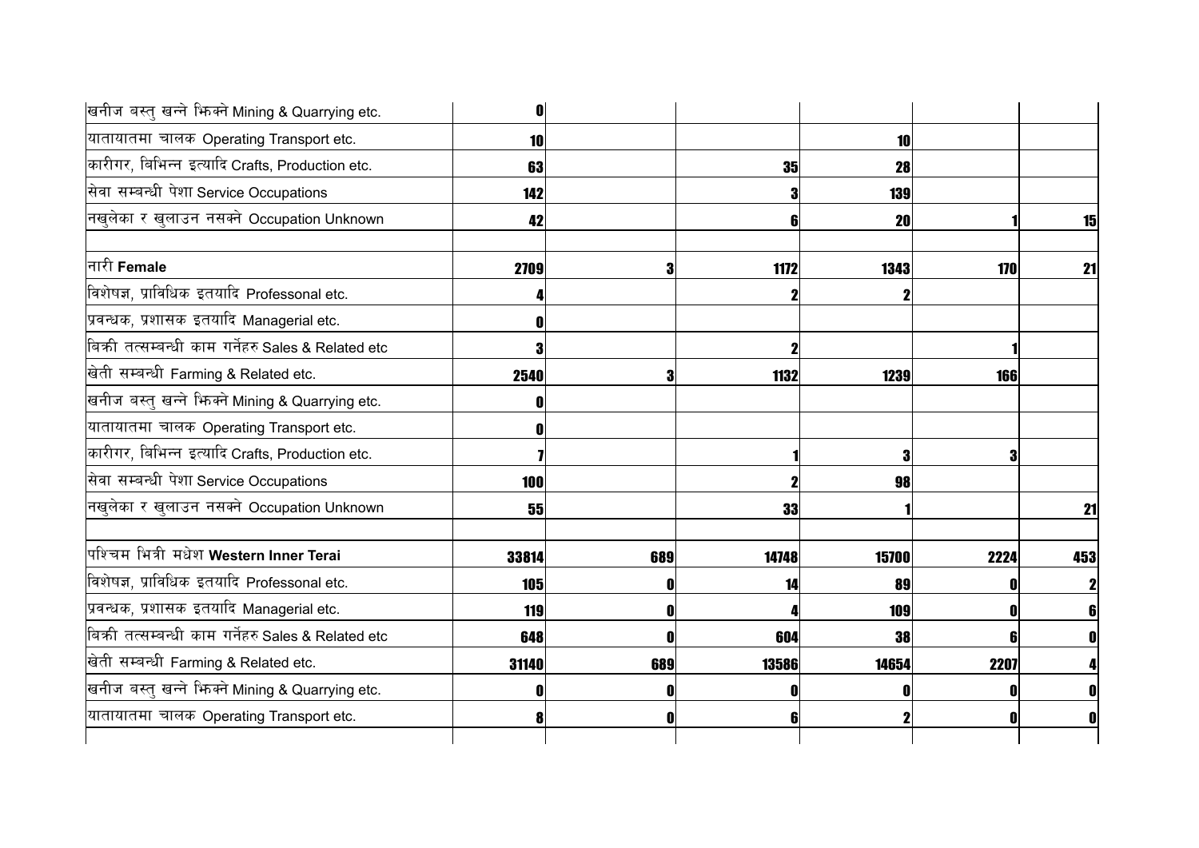| | | | | | | |
|---|---|---|---|---|---|---|
| खनीज बस्तु खन्ने भिक्ने Mining & Quarrying etc. | **0** | | | | | |
| यातायातमा चालक Operating Transport etc. | **10** | | | **10** | | |
| कारीगर, बिभिन्न इत्यादि Crafts, Production etc. | **63** | | **35** | **28** | | |
| सेवा सम्बन्धी पेशा Service Occupations | **142** | | **3** | **139** | | |
| नखुलेका र खुलाउन नसक्ने Occupation Unknown | **42** | | **6** | **20** | **1** | **15** |
| | | | | | | |
| नारी **Female** | **2709** | **3** | **1172** | **1343** | **170** | **21** |
| विशेषज्ञ, प्राविधिक इतयादि Professonal etc. | **4** | | **2** | **2** | | |
| प्रवन्धक, प्रशासक इतयादि Managerial etc. | **0** | | | | | |
| बिक्री तत्सम्बन्धी काम गर्नेहरु Sales & Related etc | **3** | | **2** | | **1** | |
| खेती सम्बन्धी Farming & Related etc. | **2540** | **3** | **1132** | **1239** | **166** | |
| खनीज बस्तु खन्ने भिक्ने Mining & Quarrying etc. | **0** | | | | | |
| यातायातमा चालक Operating Transport etc. | **0** | | | | | |
| कारीगर, बिभिन्न इत्यादि Crafts, Production etc. | **7** | | **1** | **3** | **3** | |
| सेवा सम्बन्धी पेशा Service Occupations | **100** | | **2** | **98** | | |
| नखुलेका र खुलाउन नसक्ने Occupation Unknown | **55** | | **33** | **1** | | **21** |
| | | | | | | |
| पश्चिम भित्री मधेश **Western Inner Terai** | **33814** | **689** | **14748** | **15700** | **2224** | **453** |
| विशेषज्ञ, प्राविधिक इतयादि Professonal etc. | **105** | **0** | **14** | **89** | **0** | **2** |
| प्रवन्धक, प्रशासक इतयादि Managerial etc. | **119** | **0** | **4** | **109** | **0** | **6** |
| बिक्री तत्सम्बन्धी काम गर्नेहरु Sales & Related etc | **648** | **0** | **604** | **38** | **6** | **0** |
| खेती सम्बन्धी Farming & Related etc. | **31140** | **689** | **13586** | **14654** | **2207** | **4** |
| खनीज बस्तु खन्ने भिक्ने Mining & Quarrying etc. | **0** | **0** | **0** | **0** | **0** | **0** |
| यातायातमा चालक Operating Transport etc. | **8** | **0** | **6** | **2** | **0** | **0** |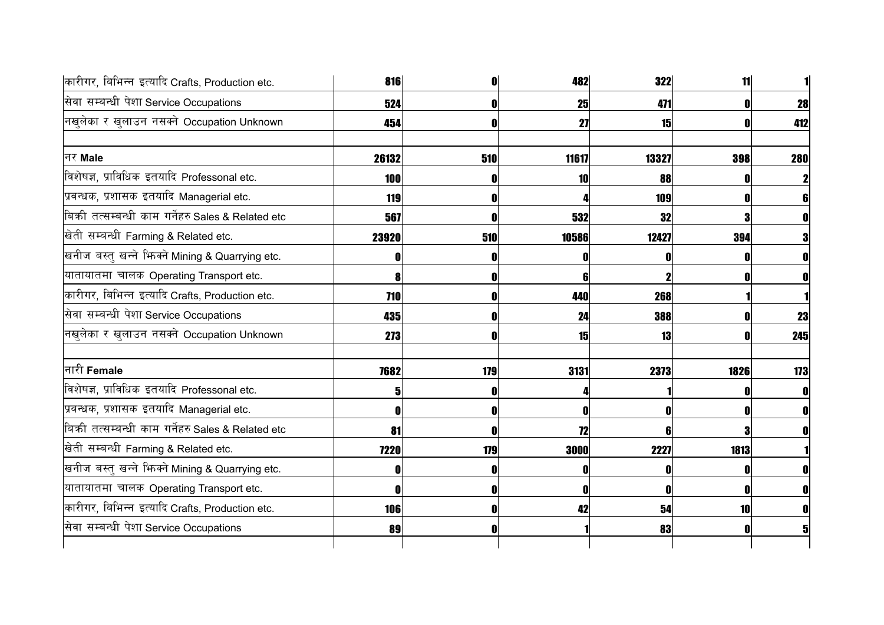| | | | | | | |
|---|---|---|---|---|---|---|
| कारीगर, बिभिन्न इत्यादि Crafts, Production etc. | **816** | **0** | **482** | **322** | **11** | **1** |
| सेवा सम्बन्धी पेशा Service Occupations | **524** | **0** | **25** | **471** | **0** | **28** |
| नखुलेका र खुलाउन नसक्ने Occupation Unknown | **454** | **0** | **27** | **15** | **0** | **412** |
| | | | | | | |
| नर **Male** | **26132** | **510** | **11617** | **13327** | **398** | **280** |
| विशेषज्ञ, प्राविधिक इतयादि Professonal etc. | **100** | **0** | **10** | **88** | **0** | **2** |
| प्रवन्धक, प्रशासक इतयादि Managerial etc. | **119** | **0** | **4** | **109** | **0** | **6** |
| बिक्री तत्सम्बन्धी काम गर्नेहरु Sales & Related etc | **567** | **0** | **532** | **32** | **3** | **0** |
| खेती सम्बन्धी Farming & Related etc. | **23920** | **510** | **10586** | **12427** | **394** | **3** |
| खनीज बस्तु खन्ने झिक्ने Mining & Quarrying etc. | **0** | **0** | **0** | **0** | **0** | **0** |
| यातायातमा चालक Operating Transport etc. | **8** | **0** | **6** | **2** | **0** | **0** |
| कारीगर, बिभिन्न इत्यादि Crafts, Production etc. | **710** | **0** | **440** | **268** | **1** | **1** |
| सेवा सम्बन्धी पेशा Service Occupations | **435** | **0** | **24** | **388** | **0** | **23** |
| नखुलेका र खुलाउन नसक्ने Occupation Unknown | **273** | **0** | **15** | **13** | **0** | **245** |
| | | | | | | |
| नारी **Female** | **7682** | **179** | **3131** | **2373** | **1826** | **173** |
| विशेषज्ञ, प्राविधिक इतयादि Professonal etc. | **5** | **0** | **4** | **1** | **0** | **0** |
| प्रवन्धक, प्रशासक इतयादि Managerial etc. | **0** | **0** | **0** | **0** | **0** | **0** |
| बिक्री तत्सम्बन्धी काम गर्नेहरु Sales & Related etc | **81** | **0** | **72** | **6** | **3** | **0** |
| खेती सम्बन्धी Farming & Related etc. | **7220** | **179** | **3000** | **2227** | **1813** | **1** |
| खनीज बस्तु खन्ने झिक्ने Mining & Quarrying etc. | **0** | **0** | **0** | **0** | **0** | **0** |
| यातायातमा चालक Operating Transport etc. | **0** | **0** | **0** | **0** | **0** | **0** |
| कारीगर, बिभिन्न इत्यादि Crafts, Production etc. | **106** | **0** | **42** | **54** | **10** | **0** |
| सेवा सम्बन्धी पेशा Service Occupations | **89** | **0** | **1** | **83** | **0** | **5** |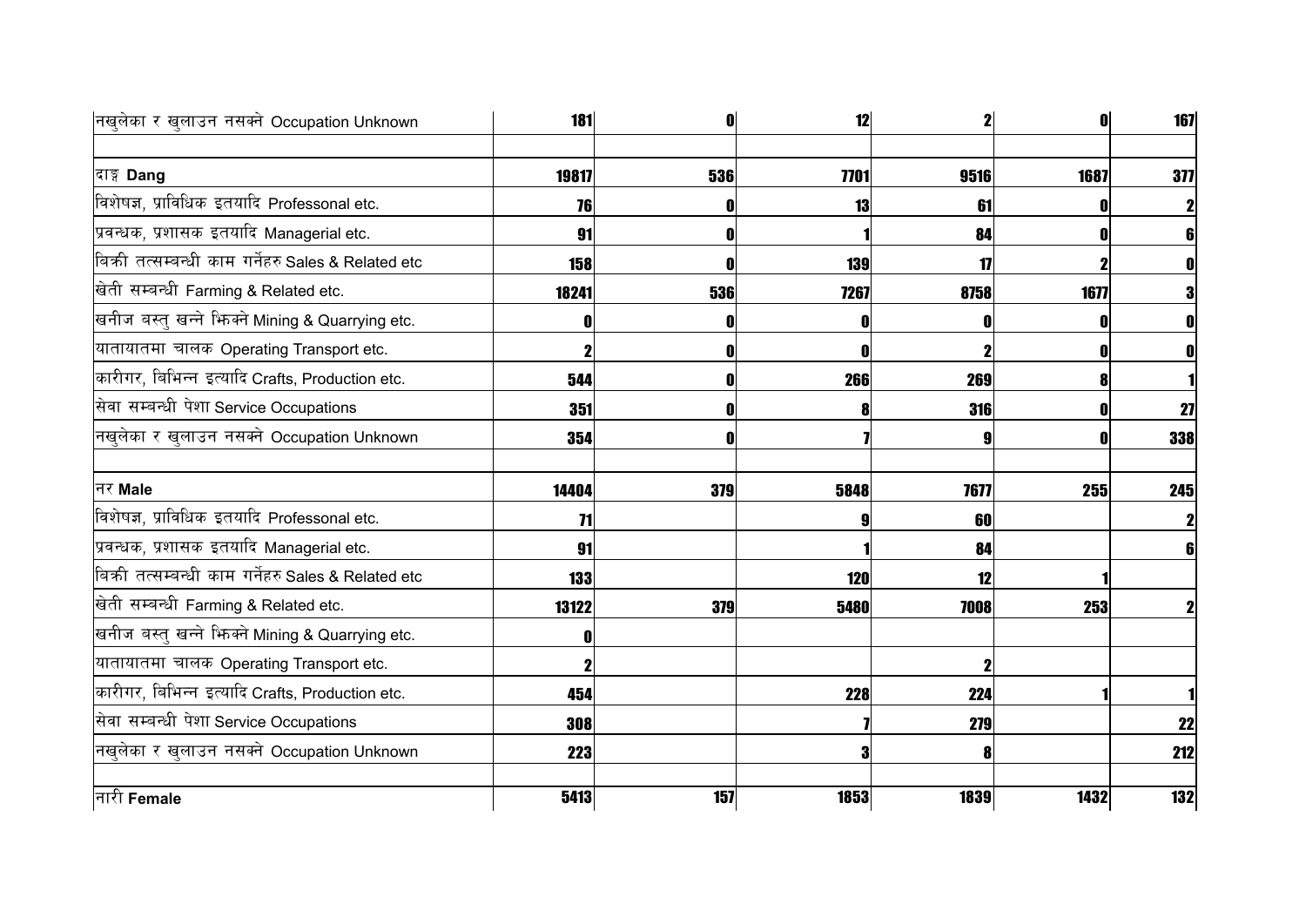| | | | | | | |
|---|---|---|---|---|---|---|
| नखुलेका र खुलाउन नसक्ने Occupation Unknown | 181 | 0 | 12 | 2 | 0 | 167 |
| | | | | | | |
| दाङ्ग **Dang** | 19817 | 536 | 7701 | 9516 | 1687 | 377 |
| विशेषज्ञ, प्राविधिक इतयादि Professonal etc. | 76 | 0 | 13 | 61 | 0 | 2 |
| प्रवन्धक, प्रशासक इतयादि Managerial etc. | 91 | 0 | 1 | 84 | 0 | 6 |
| बिक्री तत्सम्बन्धी काम गर्नेहरु Sales & Related etc | 158 | 0 | 139 | 17 | 2 | 0 |
| खेती सम्बन्धी Farming & Related etc. | 18241 | 536 | 7267 | 8758 | 1677 | 3 |
| खनीज बस्तु खन्ने भिक्ने Mining & Quarrying etc. | 0 | 0 | 0 | 0 | 0 | 0 |
| यातायातमा चालक Operating Transport etc. | 2 | 0 | 0 | 2 | 0 | 0 |
| कारीगर, बिभिन्न इत्यादि Crafts, Production etc. | 544 | 0 | 266 | 269 | 8 | 1 |
| सेवा सम्बन्धी पेशा Service Occupations | 351 | 0 | 8 | 316 | 0 | 27 |
| नखुलेका र खुलाउन नसक्ने Occupation Unknown | 354 | 0 | 7 | 9 | 0 | 338 |
| | | | | | | |
| नर **Male** | 14404 | 379 | 5848 | 7677 | 255 | 245 |
| विशेषज्ञ, प्राविधिक इतयादि Professonal etc. | 71 | | 9 | 60 | | 2 |
| प्रवन्धक, प्रशासक इतयादि Managerial etc. | 91 | | 1 | 84 | | 6 |
| बिक्री तत्सम्बन्धी काम गर्नेहरु Sales & Related etc | 133 | | 120 | 12 | 1 | |
| खेती सम्बन्धी Farming & Related etc. | 13122 | 379 | 5480 | 7008 | 253 | 2 |
| खनीज बस्तु खन्ने भिक्ने Mining & Quarrying etc. | 0 | | | | | |
| यातायातमा चालक Operating Transport etc. | 2 | | | 2 | | |
| कारीगर, बिभिन्न इत्यादि Crafts, Production etc. | 454 | | 228 | 224 | 1 | 1 |
| सेवा सम्बन्धी पेशा Service Occupations | 308 | | 7 | 279 | | 22 |
| नखुलेका र खुलाउन नसक्ने Occupation Unknown | 223 | | 3 | 8 | | 212 |
| | | | | | | |
| नारी **Female** | 5413 | 157 | 1853 | 1839 | 1432 | 132 |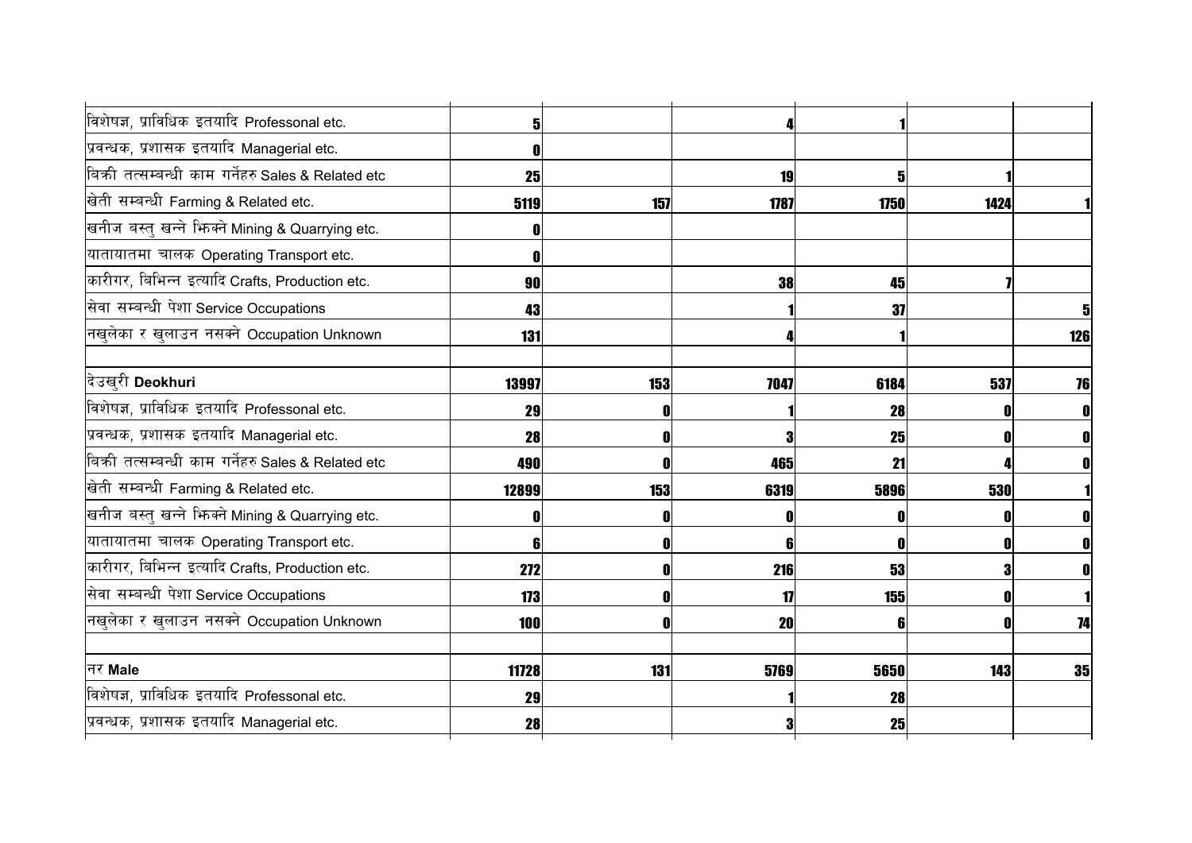| | | | | | | |
|---|---|---|---|---|---|---|
| विशेषज्ञ, प्राविधिक इतयादि Professonal etc. | 5 | | 4 | 1 | | |
| प्रवन्धक, प्रशासक इतयादि Managerial etc. | 0 | | | | | |
| बिक्री तत्सम्बन्धी काम गर्नेहरु Sales & Related etc | 25 | | 19 | 5 | 1 | |
| खेती सम्बन्धी Farming & Related etc. | 5119 | 157 | 1787 | 1750 | 1424 | 1 |
| खनीज बस्तु खन्ने भिक्ने Mining & Quarrying etc. | 0 | | | | | |
| यातायातमा चालक Operating Transport etc. | 0 | | | | | |
| कारीगर, बिभिन्न इत्यादि Crafts, Production etc. | 90 | | 38 | 45 | 7 | |
| सेवा सम्बन्धी पेशा Service Occupations | 43 | | 1 | 37 | | 5 |
| नखुलेका र खुलाउन नसक्ने Occupation Unknown | 131 | | 4 | 1 | | 126 |
| | | | | | | |
| देउखुरी **Deokhuri** | 13997 | 153 | 7047 | 6184 | 537 | 76 |
| विशेषज्ञ, प्राविधिक इतयादि Professonal etc. | 29 | 0 | 1 | 28 | 0 | 0 |
| प्रवन्धक, प्रशासक इतयादि Managerial etc. | 28 | 0 | 3 | 25 | 0 | 0 |
| बिक्री तत्सम्बन्धी काम गर्नेहरु Sales & Related etc | 490 | 0 | 465 | 21 | 4 | 0 |
| खेती सम्बन्धी Farming & Related etc. | 12899 | 153 | 6319 | 5896 | 530 | 1 |
| खनीज बस्तु खन्ने भिक्ने Mining & Quarrying etc. | 0 | 0 | 0 | 0 | 0 | 0 |
| यातायातमा चालक Operating Transport etc. | 6 | 0 | 6 | 0 | 0 | 0 |
| कारीगर, बिभिन्न इत्यादि Crafts, Production etc. | 272 | 0 | 216 | 53 | 3 | 0 |
| सेवा सम्बन्धी पेशा Service Occupations | 173 | 0 | 17 | 155 | 0 | 1 |
| नखुलेका र खुलाउन नसक्ने Occupation Unknown | 100 | 0 | 20 | 6 | 0 | 74 |
| | | | | | | |
| नर **Male** | 11728 | 131 | 5769 | 5650 | 143 | 35 |
| विशेषज्ञ, प्राविधिक इतयादि Professonal etc. | 29 | | 1 | 28 | | |
| प्रवन्धक, प्रशासक इतयादि Managerial etc. | 28 | | 3 | 25 | | |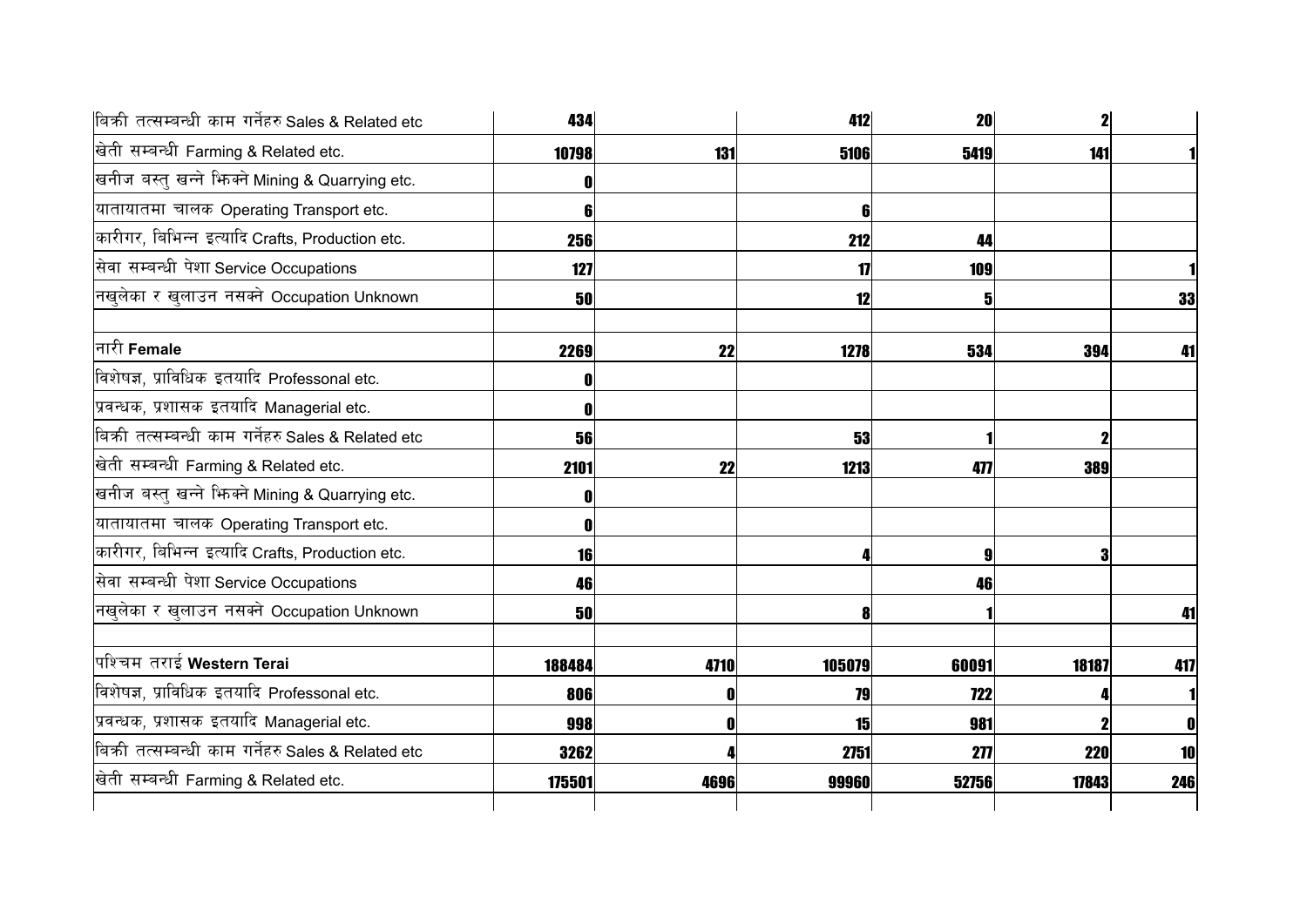| | | | | | | |
|---|---|---|---|---|---|---|
| बिक्री तत्सम्बन्धी काम गर्नेहरु Sales & Related etc | 434 | | 412 | 20 | 2 | |
| खेती सम्बन्धी Farming & Related etc. | 10798 | 131 | 5106 | 5419 | 141 | 1 |
| खनीज बस्तु खन्ने झिक्ने Mining & Quarrying etc. | 0 | | | | | |
| यातायातमा चालक Operating Transport etc. | 6 | | 6 | | | |
| कारीगर, बिभिन्न इत्यादि Crafts, Production etc. | 256 | | 212 | 44 | | |
| सेवा सम्बन्धी पेशा Service Occupations | 127 | | 17 | 109 | | 1 |
| नखुलेका र खुलाउन नसक्ने Occupation Unknown | 50 | | 12 | 5 | | 33 |
| | | | | | | |
| नारी **Female** | 2269 | 22 | 1278 | 534 | 394 | 41 |
| विशेषज्ञ, प्राविधिक इतयादि Professonal etc. | 0 | | | | | |
| प्रवन्धक, प्रशासक इतयादि Managerial etc. | 0 | | | | | |
| बिक्री तत्सम्बन्धी काम गर्नेहरु Sales & Related etc | 56 | | 53 | 1 | 2 | |
| खेती सम्बन्धी Farming & Related etc. | 2101 | 22 | 1213 | 477 | 389 | |
| खनीज बस्तु खन्ने झिक्ने Mining & Quarrying etc. | 0 | | | | | |
| यातायातमा चालक Operating Transport etc. | 0 | | | | | |
| कारीगर, बिभिन्न इत्यादि Crafts, Production etc. | 16 | | 4 | 9 | 3 | |
| सेवा सम्बन्धी पेशा Service Occupations | 46 | | | 46 | | |
| नखुलेका र खुलाउन नसक्ने Occupation Unknown | 50 | | 8 | 1 | | 41 |
| | | | | | | |
| पश्चिम तराई **Western Terai** | 188484 | 4710 | 105079 | 60091 | 18187 | 417 |
| विशेषज्ञ, प्राविधिक इतयादि Professonal etc. | 806 | 0 | 79 | 722 | 4 | 1 |
| प्रवन्धक, प्रशासक इतयादि Managerial etc. | 998 | 0 | 15 | 981 | 2 | 0 |
| बिक्री तत्सम्बन्धी काम गर्नेहरु Sales & Related etc | 3262 | 4 | 2751 | 277 | 220 | 10 |
| खेती सम्बन्धी Farming & Related etc. | 175501 | 4696 | 99960 | 52756 | 17843 | 246 |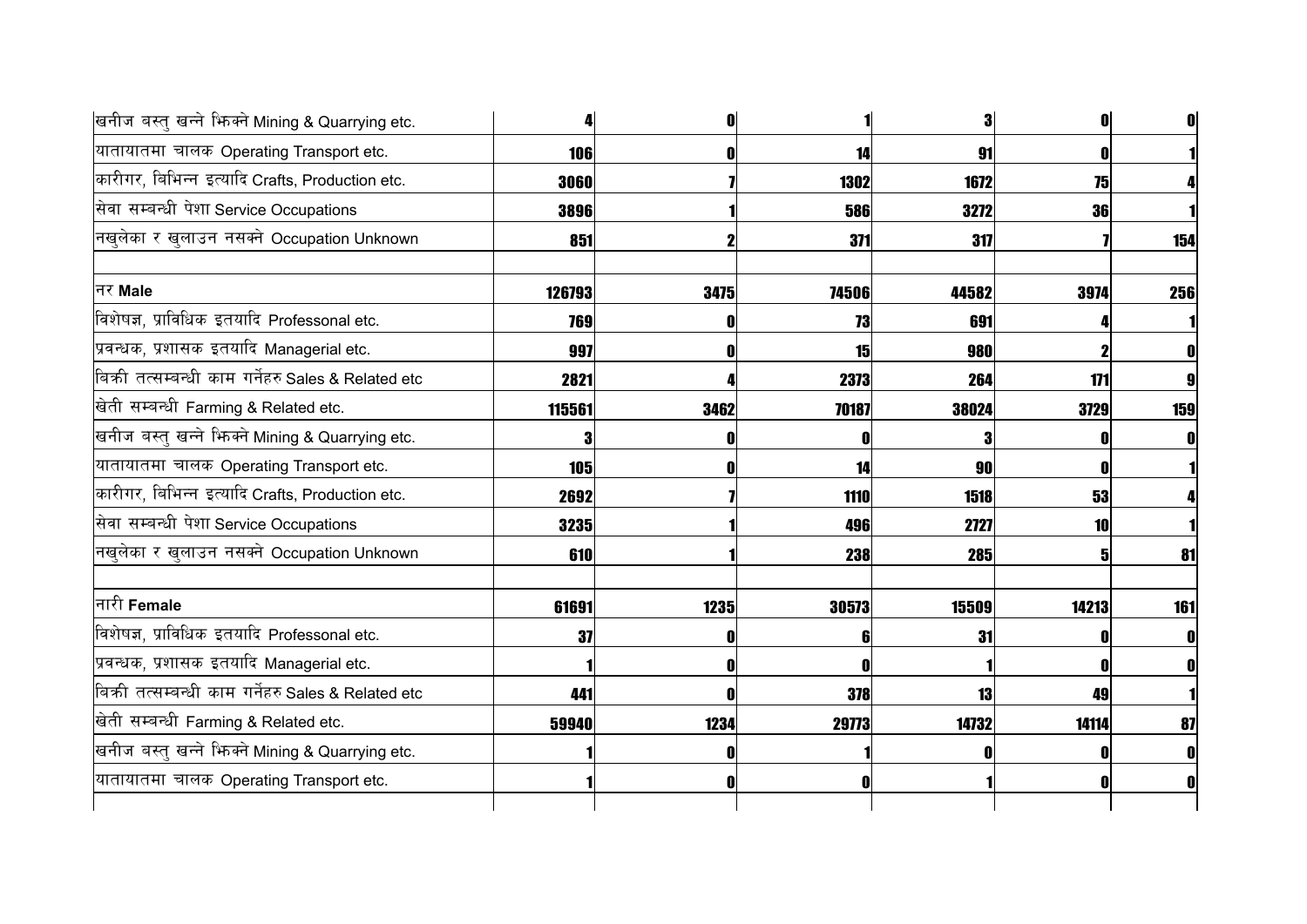| | | | | | | |
|---|---|---|---|---|---|---|
| खनीज बस्तु खन्ने भिक्ने Mining & Quarrying etc. | 4 | 0 | 1 | 3 | 0 | 0 |
| यातायातमा चालक Operating Transport etc. | 106 | 0 | 14 | 91 | 0 | 1 |
| कारीगर, बिभिन्न इत्यादि Crafts, Production etc. | 3060 | 7 | 1302 | 1672 | 75 | 4 |
| सेवा सम्बन्धी पेशा Service Occupations | 3896 | 1 | 586 | 3272 | 36 | 1 |
| नखुलेका र खुलाउन नसक्ने Occupation Unknown | 851 | 2 | 371 | 317 | 7 | 154 |
| | | | | | | |
| नर **Male** | 126793 | 3475 | 74506 | 44582 | 3974 | 256 |
| विशेषज्ञ, प्राविधिक इतयादि Professonal etc. | 769 | 0 | 73 | 691 | 4 | 1 |
| प्रवन्धक, प्रशासक इतयादि Managerial etc. | 997 | 0 | 15 | 980 | 2 | 0 |
| बिक्री तत्सम्बन्धी काम गर्नेहरु Sales & Related etc | 2821 | 4 | 2373 | 264 | 171 | 9 |
| खेती सम्बन्धी Farming & Related etc. | 115561 | 3462 | 70187 | 38024 | 3729 | 159 |
| खनीज बस्तु खन्ने भिक्ने Mining & Quarrying etc. | 3 | 0 | 0 | 3 | 0 | 0 |
| यातायातमा चालक Operating Transport etc. | 105 | 0 | 14 | 90 | 0 | 1 |
| कारीगर, बिभिन्न इत्यादि Crafts, Production etc. | 2692 | 7 | 1110 | 1518 | 53 | 4 |
| सेवा सम्बन्धी पेशा Service Occupations | 3235 | 1 | 496 | 2727 | 10 | 1 |
| नखुलेका र खुलाउन नसक्ने Occupation Unknown | 610 | 1 | 238 | 285 | 5 | 81 |
| | | | | | | |
| नारी **Female** | 61691 | 1235 | 30573 | 15509 | 14213 | 161 |
| विशेषज्ञ, प्राविधिक इतयादि Professonal etc. | 37 | 0 | 6 | 31 | 0 | 0 |
| प्रवन्धक, प्रशासक इतयादि Managerial etc. | 1 | 0 | 0 | 1 | 0 | 0 |
| बिक्री तत्सम्बन्धी काम गर्नेहरु Sales & Related etc | 441 | 0 | 378 | 13 | 49 | 1 |
| खेती सम्बन्धी Farming & Related etc. | 59940 | 1234 | 29773 | 14732 | 14114 | 87 |
| खनीज बस्तु खन्ने भिक्ने Mining & Quarrying etc. | 1 | 0 | 1 | 0 | 0 | 0 |
| यातायातमा चालक Operating Transport etc. | 1 | 0 | 0 | 1 | 0 | 0 |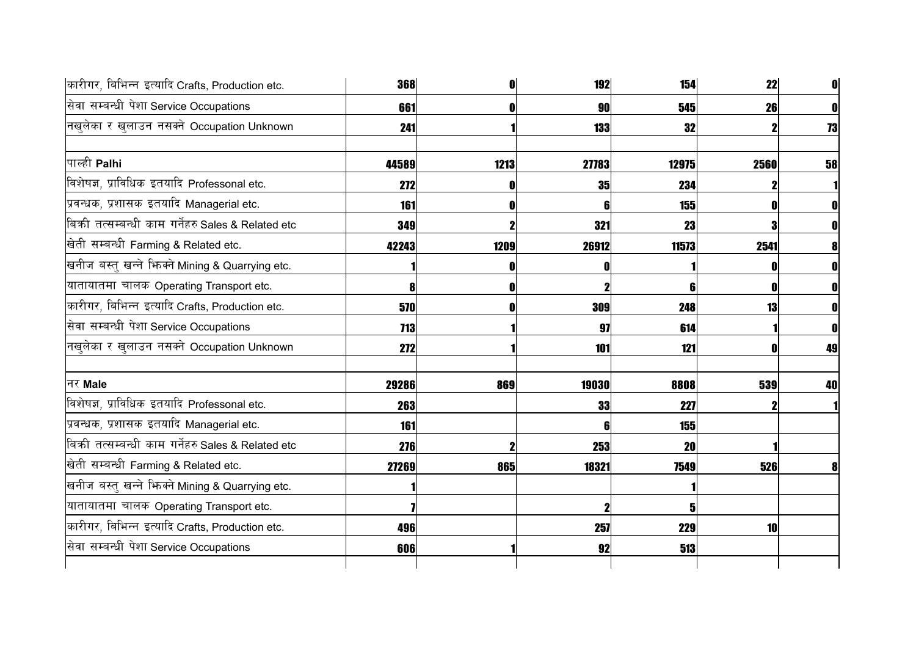| | | | | | | |
|---|---|---|---|---|---|---|
| कारीगर, विभिन्न इत्यादि Crafts, Production etc. | **368** | **0** | **192** | **154** | **22** | **0** |
| सेवा सम्बन्धी पेशा Service Occupations | **661** | **0** | **90** | **545** | **26** | **0** |
| नखुलेका र खुलाउन नसक्ने Occupation Unknown | **241** | **1** | **133** | **32** | **2** | **73** |
| | | | | | | |
| पाल्ही **Palhi** | **44589** | **1213** | **27783** | **12975** | **2560** | **58** |
| विशेषज्ञ, प्राविधिक इतयादि Professonal etc. | **272** | **0** | **35** | **234** | **2** | **1** |
| प्रवन्धक, प्रशासक इतयादि Managerial etc. | **161** | **0** | **6** | **155** | **0** | **0** |
| बिक्री तत्सम्बन्धी काम गर्नेहरु Sales & Related etc | **349** | **2** | **321** | **23** | **3** | **0** |
| खेती सम्बन्धी Farming & Related etc. | **42243** | **1209** | **26912** | **11573** | **2541** | **8** |
| खनीज बस्तु खन्ने झिक्ने Mining & Quarrying etc. | **1** | **0** | **0** | **1** | **0** | **0** |
| यातायातमा चालक Operating Transport etc. | **8** | **0** | **2** | **6** | **0** | **0** |
| कारीगर, विभिन्न इत्यादि Crafts, Production etc. | **570** | **0** | **309** | **248** | **13** | **0** |
| सेवा सम्बन्धी पेशा Service Occupations | **713** | **1** | **97** | **614** | **1** | **0** |
| नखुलेका र खुलाउन नसक्ने Occupation Unknown | **272** | **1** | **101** | **121** | **0** | **49** |
| | | | | | | |
| नर **Male** | **29286** | **869** | **19030** | **8808** | **539** | **40** |
| विशेषज्ञ, प्राविधिक इतयादि Professonal etc. | **263** | | **33** | **227** | **2** | **1** |
| प्रवन्धक, प्रशासक इतयादि Managerial etc. | **161** | | **6** | **155** | | |
| बिक्री तत्सम्बन्धी काम गर्नेहरु Sales & Related etc | **276** | **2** | **253** | **20** | **1** | |
| खेती सम्बन्धी Farming & Related etc. | **27269** | **865** | **18321** | **7549** | **526** | **8** |
| खनीज बस्तु खन्ने झिक्ने Mining & Quarrying etc. | **1** | | | **1** | | |
| यातायातमा चालक Operating Transport etc. | **7** | | **2** | **5** | | |
| कारीगर, विभिन्न इत्यादि Crafts, Production etc. | **496** | | **257** | **229** | **10** | |
| सेवा सम्बन्धी पेशा Service Occupations | **606** | **1** | **92** | **513** | | |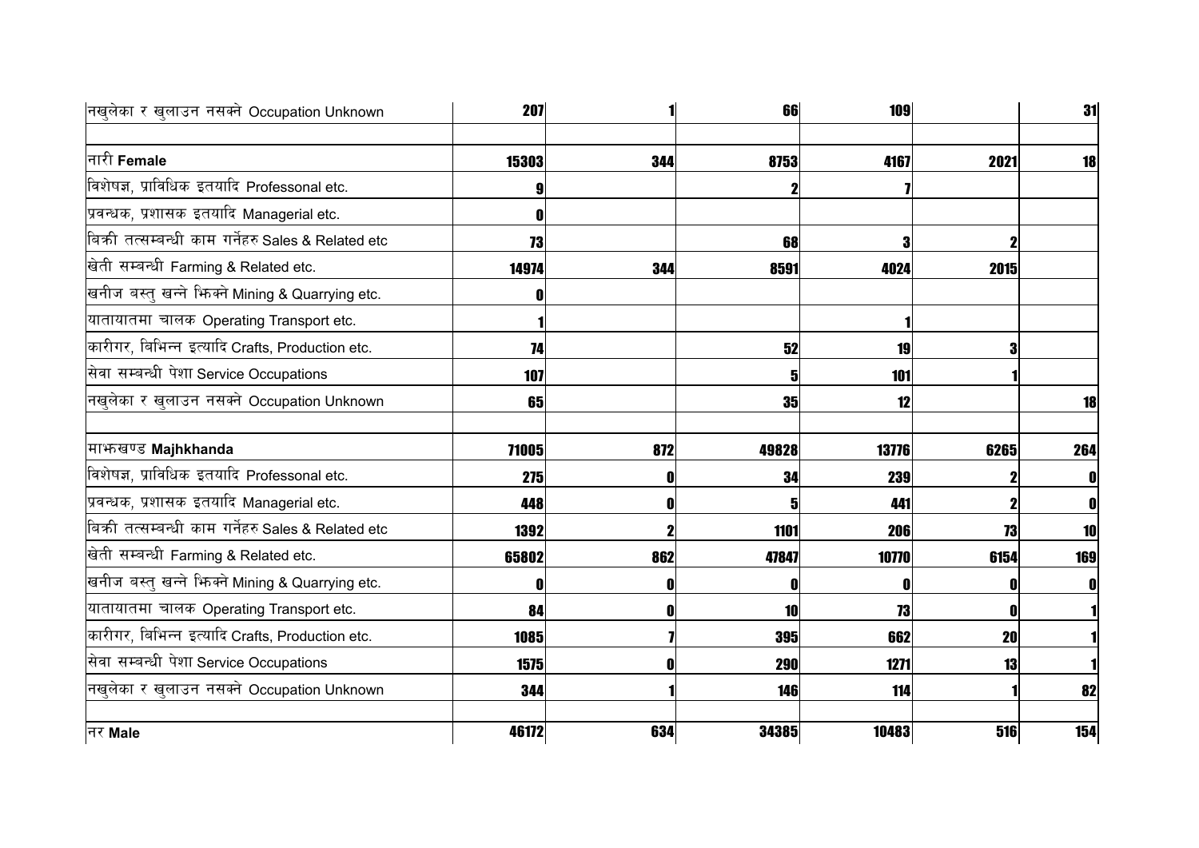| | | | | | | |
|---|---|---|---|---|---|---|
| नखुलेका र खुलाउन नसक्ने Occupation Unknown | 207 | 1 | 66 | 109 | | 31 |
| | | | | | | |
| नारी **Female** | 15303 | 344 | 8753 | 4167 | 2021 | 18 |
| विशेषज्ञ, प्राविधिक इतयादि Professonal etc. | 9 | | 2 | 7 | | |
| प्रवन्धक, प्रशासक इतयादि Managerial etc. | 0 | | | | | |
| बिक्री तत्सम्बन्धी काम गर्नेहरु Sales & Related etc | 73 | | 68 | 3 | 2 | |
| खेती सम्बन्धी Farming & Related etc. | 14974 | 344 | 8591 | 4024 | 2015 | |
| खनीज बस्तु खन्ने झिक्ने Mining & Quarrying etc. | 0 | | | | | |
| यातायातमा चालक Operating Transport etc. | 1 | | | 1 | | |
| कारीगर, बिभिन्न इत्यादि Crafts, Production etc. | 74 | | 52 | 19 | 3 | |
| सेवा सम्बन्धी पेशा Service Occupations | 107 | | 5 | 101 | 1 | |
| नखुलेका र खुलाउन नसक्ने Occupation Unknown | 65 | | 35 | 12 | | 18 |
| | | | | | | |
| माझखण्ड **Majhkhanda** | 71005 | 872 | 49828 | 13776 | 6265 | 264 |
| विशेषज्ञ, प्राविधिक इतयादि Professonal etc. | 275 | 0 | 34 | 239 | 2 | 0 |
| प्रवन्धक, प्रशासक इतयादि Managerial etc. | 448 | 0 | 5 | 441 | 2 | 0 |
| बिक्री तत्सम्बन्धी काम गर्नेहरु Sales & Related etc | 1392 | 2 | 1101 | 206 | 73 | 10 |
| खेती सम्बन्धी Farming & Related etc. | 65802 | 862 | 47847 | 10770 | 6154 | 169 |
| खनीज बस्तु खन्ने झिक्ने Mining & Quarrying etc. | 0 | 0 | 0 | 0 | 0 | 0 |
| यातायातमा चालक Operating Transport etc. | 84 | 0 | 10 | 73 | 0 | 1 |
| कारीगर, बिभिन्न इत्यादि Crafts, Production etc. | 1085 | 7 | 395 | 662 | 20 | 1 |
| सेवा सम्बन्धी पेशा Service Occupations | 1575 | 0 | 290 | 1271 | 13 | 1 |
| नखुलेका र खुलाउन नसक्ने Occupation Unknown | 344 | 1 | 146 | 114 | 1 | 82 |
| | | | | | | |
| नर **Male** | 46172 | 634 | 34385 | 10483 | 516 | 154 |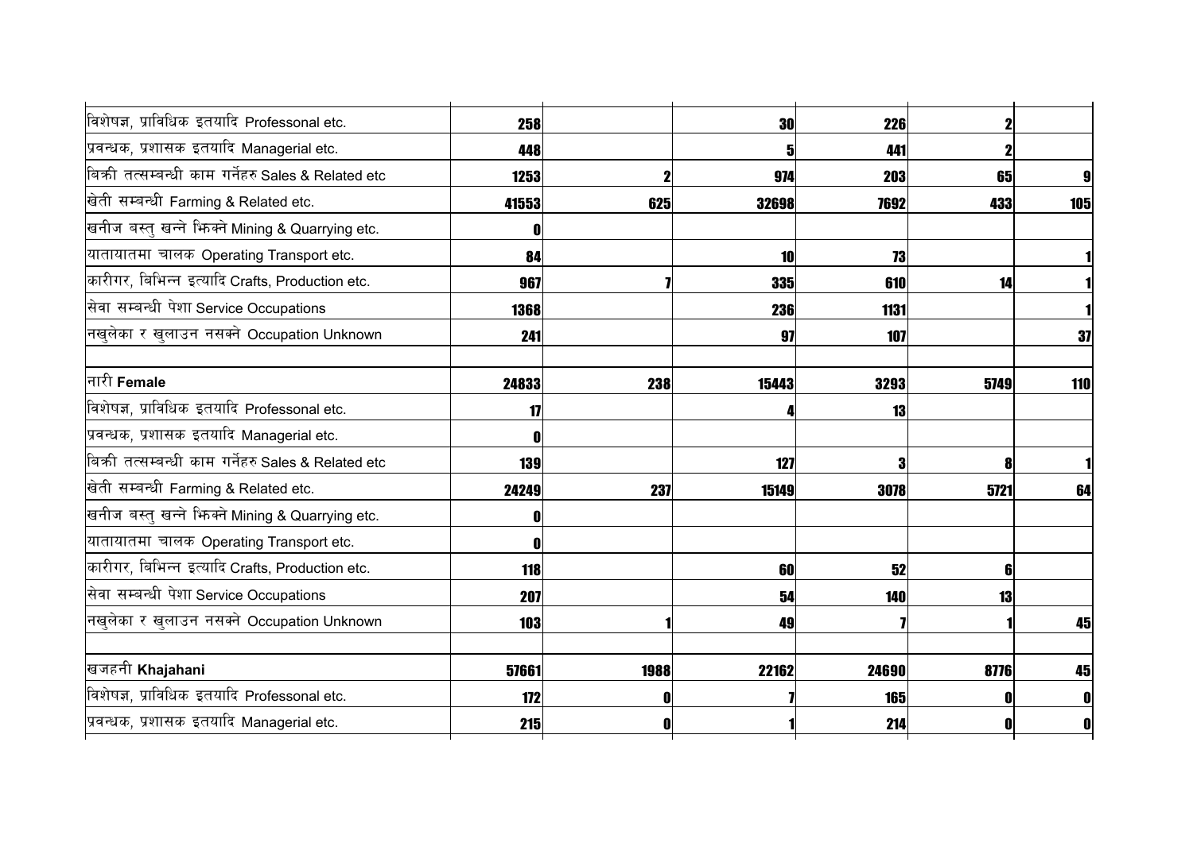| | | | | | | |
|---|---|---|---|---|---|---|
| विशेषज्ञ, प्राविधिक इतयादि Professonal etc. | 258 | | 30 | 226 | 2 | |
| प्रवन्धक, प्रशासक इतयादि Managerial etc. | 448 | | 5 | 441 | 2 | |
| बिक्री तत्सम्बन्धी काम गर्नेहरु Sales & Related etc | 1253 | 2 | 974 | 203 | 65 | 9 |
| खेती सम्बन्धी Farming & Related etc. | 41553 | 625 | 32698 | 7692 | 433 | 105 |
| खनीज बस्तु खन्ने झिक्ने Mining & Quarrying etc. | 0 | | | | | |
| यातायातमा चालक Operating Transport etc. | 84 | | 10 | 73 | | 1 |
| कारीगर, बिभिन्न इत्यादि Crafts, Production etc. | 967 | 7 | 335 | 610 | 14 | 1 |
| सेवा सम्बन्धी पेशा Service Occupations | 1368 | | 236 | 1131 | | 1 |
| नखुलेका र खुलाउन नसक्ने Occupation Unknown | 241 | | 97 | 107 | | 37 |
| | | | | | | |
| नारी **Female** | 24833 | 238 | 15443 | 3293 | 5749 | 110 |
| विशेषज्ञ, प्राविधिक इतयादि Professonal etc. | 17 | | 4 | 13 | | |
| प्रवन्धक, प्रशासक इतयादि Managerial etc. | 0 | | | | | |
| बिक्री तत्सम्बन्धी काम गर्नेहरु Sales & Related etc | 139 | | 127 | 3 | 8 | 1 |
| खेती सम्बन्धी Farming & Related etc. | 24249 | 237 | 15149 | 3078 | 5721 | 64 |
| खनीज बस्तु खन्ने झिक्ने Mining & Quarrying etc. | 0 | | | | | |
| यातायातमा चालक Operating Transport etc. | 0 | | | | | |
| कारीगर, बिभिन्न इत्यादि Crafts, Production etc. | 118 | | 60 | 52 | 6 | |
| सेवा सम्बन्धी पेशा Service Occupations | 207 | | 54 | 140 | 13 | |
| नखुलेका र खुलाउन नसक्ने Occupation Unknown | 103 | 1 | 49 | 7 | 1 | 45 |
| | | | | | | |
| खजहनी **Khajahani** | 57661 | 1988 | 22162 | 24690 | 8776 | 45 |
| विशेषज्ञ, प्राविधिक इतयादि Professonal etc. | 172 | 0 | 7 | 165 | 0 | 0 |
| प्रवन्धक, प्रशासक इतयादि Managerial etc. | 215 | 0 | 1 | 214 | 0 | 0 |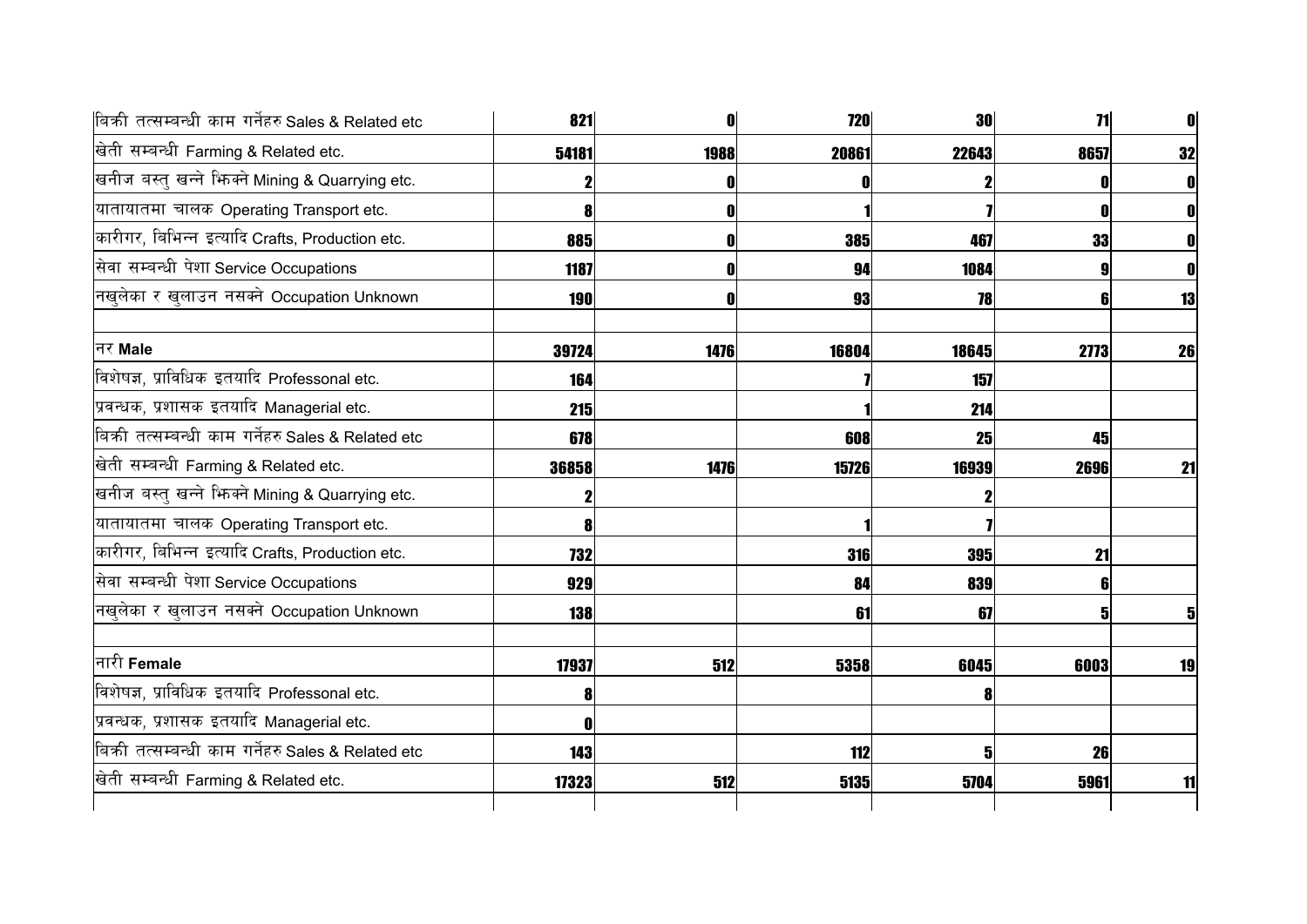| | | | | | | |
|---|---|---|---|---|---|---|
| बिक्री तत्सम्बन्धी काम गर्नेहरु Sales & Related etc | 821 | 0 | 720 | 30 | 71 | 0 |
| खेती सम्बन्धी Farming & Related etc. | 54181 | 1988 | 20861 | 22643 | 8657 | 32 |
| खनीज बस्तु खन्ने झिक्ने Mining & Quarrying etc. | 2 | 0 | 0 | 2 | 0 | 0 |
| यातायातमा चालक Operating Transport etc. | 8 | 0 | 1 | 7 | 0 | 0 |
| कारीगर, बिभिन्न इत्यादि Crafts, Production etc. | 885 | 0 | 385 | 467 | 33 | 0 |
| सेवा सम्बन्धी पेशा Service Occupations | 1187 | 0 | 94 | 1084 | 9 | 0 |
| नखुलेका र खुलाउन नसक्ने Occupation Unknown | 190 | 0 | 93 | 78 | 6 | 13 |
| | | | | | | |
| नर **Male** | 39724 | 1476 | 16804 | 18645 | 2773 | 26 |
| विशेषज्ञ, प्राविधिक इतयादि Professonal etc. | 164 | | 7 | 157 | | |
| प्रवन्धक, प्रशासक इतयादि Managerial etc. | 215 | | 1 | 214 | | |
| बिक्री तत्सम्बन्धी काम गर्नेहरु Sales & Related etc | 678 | | 608 | 25 | 45 | |
| खेती सम्बन्धी Farming & Related etc. | 36858 | 1476 | 15726 | 16939 | 2696 | 21 |
| खनीज बस्तु खन्ने झिक्ने Mining & Quarrying etc. | 2 | | | 2 | | |
| यातायातमा चालक Operating Transport etc. | 8 | | 1 | 7 | | |
| कारीगर, बिभिन्न इत्यादि Crafts, Production etc. | 732 | | 316 | 395 | 21 | |
| सेवा सम्बन्धी पेशा Service Occupations | 929 | | 84 | 839 | 6 | |
| नखुलेका र खुलाउन नसक्ने Occupation Unknown | 138 | | 61 | 67 | 5 | 5 |
| | | | | | | |
| नारी **Female** | 17937 | 512 | 5358 | 6045 | 6003 | 19 |
| विशेषज्ञ, प्राविधिक इतयादि Professonal etc. | 8 | | | 8 | | |
| प्रवन्धक, प्रशासक इतयादि Managerial etc. | 0 | | | | | |
| बिक्री तत्सम्बन्धी काम गर्नेहरु Sales & Related etc | 143 | | 112 | 5 | 26 | |
| खेती सम्बन्धी Farming & Related etc. | 17323 | 512 | 5135 | 5704 | 5961 | 11 |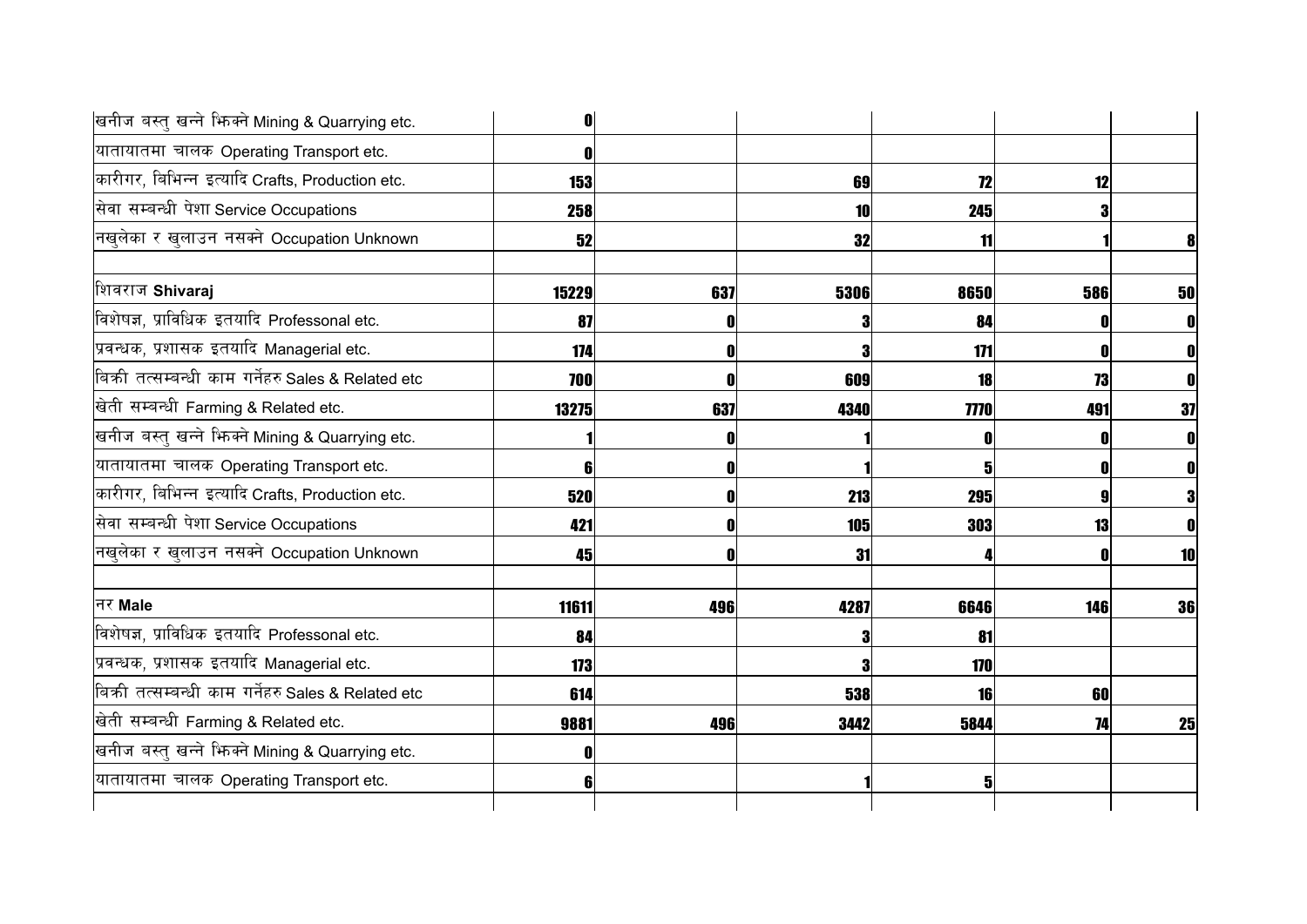| | | | | | | |
|---|---|---|---|---|---|---|
| खनीज बस्तु खन्ने झिक्ने Mining & Quarrying etc. | 0 | | | | | |
| यातायातमा चालक Operating Transport etc. | 0 | | | | | |
| कारीगर, बिभिन्न इत्यादि Crafts, Production etc. | 153 | | 69 | 72 | 12 | |
| सेवा सम्बन्धी पेशा Service Occupations | 258 | | 10 | 245 | 3 | |
| नखुलेका र खुलाउन नसक्ने Occupation Unknown | 52 | | 32 | 11 | 1 | 8 |
| | | | | | | |
| शिवराज **Shivaraj** | 15229 | 637 | 5306 | 8650 | 586 | 50 |
| विशेषज्ञ, प्राविधिक इतयादि Professonal etc. | 87 | 0 | 3 | 84 | 0 | 0 |
| प्रवन्धक, प्रशासक इतयादि Managerial etc. | 174 | 0 | 3 | 171 | 0 | 0 |
| बिक्री तत्सम्बन्धी काम गर्नेहरु Sales & Related etc | 700 | 0 | 609 | 18 | 73 | 0 |
| खेती सम्बन्धी Farming & Related etc. | 13275 | 637 | 4340 | 7770 | 491 | 37 |
| खनीज बस्तु खन्ने झिक्ने Mining & Quarrying etc. | 1 | 0 | 1 | 0 | 0 | 0 |
| यातायातमा चालक Operating Transport etc. | 6 | 0 | 1 | 5 | 0 | 0 |
| कारीगर, बिभिन्न इत्यादि Crafts, Production etc. | 520 | 0 | 213 | 295 | 9 | 3 |
| सेवा सम्बन्धी पेशा Service Occupations | 421 | 0 | 105 | 303 | 13 | 0 |
| नखुलेका र खुलाउन नसक्ने Occupation Unknown | 45 | 0 | 31 | 4 | 0 | 10 |
| | | | | | | |
| नर **Male** | 11611 | 496 | 4287 | 6646 | 146 | 36 |
| विशेषज्ञ, प्राविधिक इतयादि Professonal etc. | 84 | | 3 | 81 | | |
| प्रवन्धक, प्रशासक इतयादि Managerial etc. | 173 | | 3 | 170 | | |
| बिक्री तत्सम्बन्धी काम गर्नेहरु Sales & Related etc | 614 | | 538 | 16 | 60 | |
| खेती सम्बन्धी Farming & Related etc. | 9881 | 496 | 3442 | 5844 | 74 | 25 |
| खनीज बस्तु खन्ने झिक्ने Mining & Quarrying etc. | 0 | | | | | |
| यातायातमा चालक Operating Transport etc. | 6 | | 1 | 5 | | |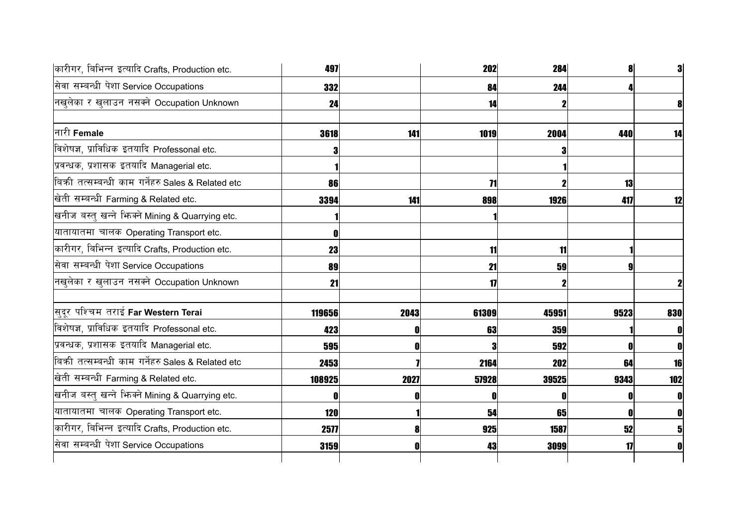| | | | | | | |
|---|---|---|---|---|---|---|
| कारीगर, विभिन्न इत्यादि Crafts, Production etc. | 497 | | 202 | 284 | 8 | 3 |
| सेवा सम्बन्धी पेशा Service Occupations | 332 | | 84 | 244 | 4 | |
| नखुलेका र खुलाउन नसक्ने Occupation Unknown | 24 | | 14 | 2 | | 8 |
| | | | | | | |
| नारी **Female** | 3618 | 141 | 1019 | 2004 | 440 | 14 |
| विशेषज्ञ, प्राविधिक इतयादि Professonal etc. | 3 | | | 3 | | |
| प्रवन्धक, प्रशासक इतयादि Managerial etc. | 1 | | | 1 | | |
| बिक्री तत्सम्बन्धी काम गर्नेहरु Sales & Related etc | 86 | | 71 | 2 | 13 | |
| खेती सम्बन्धी Farming & Related etc. | 3394 | 141 | 898 | 1926 | 417 | 12 |
| खनीज बस्तु खन्ने झिक्ने Mining & Quarrying etc. | 1 | | 1 | | | |
| यातायातमा चालक Operating Transport etc. | 0 | | | | | |
| कारीगर, विभिन्न इत्यादि Crafts, Production etc. | 23 | | 11 | 11 | 1 | |
| सेवा सम्बन्धी पेशा Service Occupations | 89 | | 21 | 59 | 9 | |
| नखुलेका र खुलाउन नसक्ने Occupation Unknown | 21 | | 17 | 2 | | 2 |
| | | | | | | |
| सुदूर पश्चिम तराई **Far Western Terai** | 119656 | 2043 | 61309 | 45951 | 9523 | 830 |
| विशेषज्ञ, प्राविधिक इतयादि Professonal etc. | 423 | 0 | 63 | 359 | 1 | 0 |
| प्रवन्धक, प्रशासक इतयादि Managerial etc. | 595 | 0 | 3 | 592 | 0 | 0 |
| बिक्री तत्सम्बन्धी काम गर्नेहरु Sales & Related etc | 2453 | 7 | 2164 | 202 | 64 | 16 |
| खेती सम्बन्धी Farming & Related etc. | 108925 | 2027 | 57928 | 39525 | 9343 | 102 |
| खनीज बस्तु खन्ने झिक्ने Mining & Quarrying etc. | 0 | 0 | 0 | 0 | 0 | 0 |
| यातायातमा चालक Operating Transport etc. | 120 | 1 | 54 | 65 | 0 | 0 |
| कारीगर, विभिन्न इत्यादि Crafts, Production etc. | 2577 | 8 | 925 | 1587 | 52 | 5 |
| सेवा सम्बन्धी पेशा Service Occupations | 3159 | 0 | 43 | 3099 | 17 | 0 |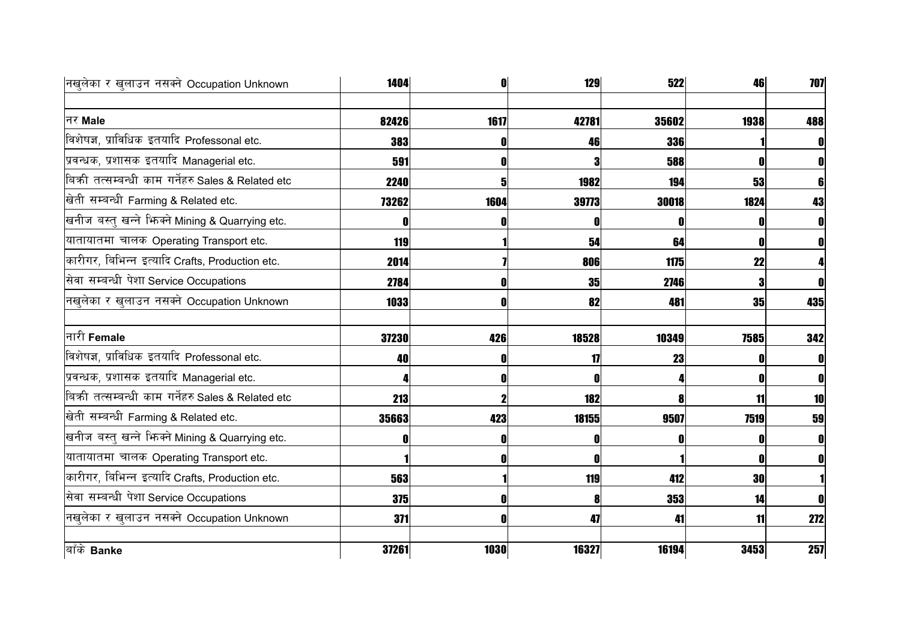| | | | | | | |
|---|---|---|---|---|---|---|
| नखुलेका र खुलाउन नसक्ने Occupation Unknown | 1404 | 0 | 129 | 522 | 46 | 707 |
| | | | | | | |
| नर **Male** | 82426 | 1617 | 42781 | 35602 | 1938 | 488 |
| विशेषज्ञ, प्राविधिक इतयादि Professonal etc. | 383 | 0 | 46 | 336 | 1 | 0 |
| प्रवन्धक, प्रशासक इतयादि Managerial etc. | 591 | 0 | 3 | 588 | 0 | 0 |
| बिक्री तत्सम्बन्धी काम गर्नेहरु Sales & Related etc | 2240 | 5 | 1982 | 194 | 53 | 6 |
| खेती सम्बन्धी Farming & Related etc. | 73262 | 1604 | 39773 | 30018 | 1824 | 43 |
| खनीज बस्तु खन्ने भिक्ने Mining & Quarrying etc. | 0 | 0 | 0 | 0 | 0 | 0 |
| यातायातमा चालक Operating Transport etc. | 119 | 1 | 54 | 64 | 0 | 0 |
| कारीगर, विभिन्न इत्यादि Crafts, Production etc. | 2014 | 7 | 806 | 1175 | 22 | 4 |
| सेवा सम्बन्धी पेशा Service Occupations | 2784 | 0 | 35 | 2746 | 3 | 0 |
| नखुलेका र खुलाउन नसक्ने Occupation Unknown | 1033 | 0 | 82 | 481 | 35 | 435 |
| | | | | | | |
| नारी **Female** | 37230 | 426 | 18528 | 10349 | 7585 | 342 |
| विशेषज्ञ, प्राविधिक इतयादि Professonal etc. | 40 | 0 | 17 | 23 | 0 | 0 |
| प्रवन्धक, प्रशासक इतयादि Managerial etc. | 4 | 0 | 0 | 4 | 0 | 0 |
| बिक्री तत्सम्बन्धी काम गर्नेहरु Sales & Related etc | 213 | 2 | 182 | 8 | 11 | 10 |
| खेती सम्बन्धी Farming & Related etc. | 35663 | 423 | 18155 | 9507 | 7519 | 59 |
| खनीज बस्तु खन्ने भिक्ने Mining & Quarrying etc. | 0 | 0 | 0 | 0 | 0 | 0 |
| यातायातमा चालक Operating Transport etc. | 1 | 0 | 0 | 1 | 0 | 0 |
| कारीगर, विभिन्न इत्यादि Crafts, Production etc. | 563 | 1 | 119 | 412 | 30 | 1 |
| सेवा सम्बन्धी पेशा Service Occupations | 375 | 0 | 8 | 353 | 14 | 0 |
| नखुलेका र खुलाउन नसक्ने Occupation Unknown | 371 | 0 | 47 | 41 | 11 | 272 |
| | | | | | | |
| बाँके **Banke** | 37261 | 1030 | 16327 | 16194 | 3453 | 257 |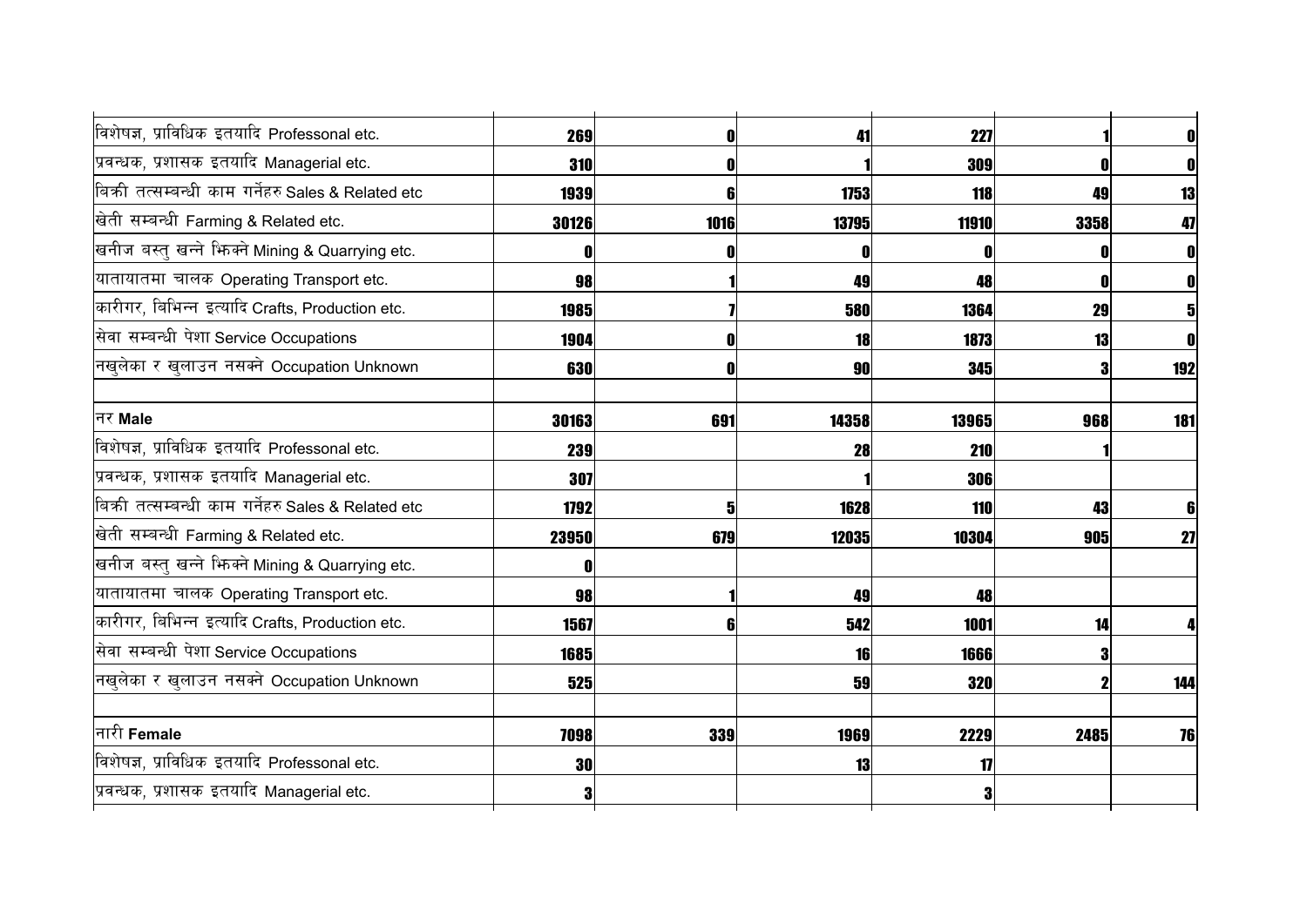| | | | | | | |
|---|---|---|---|---|---|---|
| विशेषज्ञ, प्राविधिक इतयादि Professonal etc. | 269 | 0 | 41 | 227 | 1 | 0 |
| प्रवन्धक, प्रशासक इतयादि Managerial etc. | 310 | 0 | 1 | 309 | 0 | 0 |
| बिक्री तत्सम्बन्धी काम गर्नेहरु Sales & Related etc | 1939 | 6 | 1753 | 118 | 49 | 13 |
| खेती सम्बन्धी Farming & Related etc. | 30126 | 1016 | 13795 | 11910 | 3358 | 47 |
| खनीज बस्तु खन्ने भिक्ने Mining & Quarrying etc. | 0 | 0 | 0 | 0 | 0 | 0 |
| यातायातमा चालक Operating Transport etc. | 98 | 1 | 49 | 48 | 0 | 0 |
| कारीगर, बिभिन्न इत्यादि Crafts, Production etc. | 1985 | 7 | 580 | 1364 | 29 | 5 |
| सेवा सम्बन्धी पेशा Service Occupations | 1904 | 0 | 18 | 1873 | 13 | 0 |
| नखुलेका र खुलाउन नसक्ने Occupation Unknown | 630 | 0 | 90 | 345 | 3 | 192 |
| | | | | | | |
| नर **Male** | 30163 | 691 | 14358 | 13965 | 968 | 181 |
| विशेषज्ञ, प्राविधिक इतयादि Professonal etc. | 239 | | 28 | 210 | 1 | |
| प्रवन्धक, प्रशासक इतयादि Managerial etc. | 307 | | 1 | 306 | | |
| बिक्री तत्सम्बन्धी काम गर्नेहरु Sales & Related etc | 1792 | 5 | 1628 | 110 | 43 | 6 |
| खेती सम्बन्धी Farming & Related etc. | 23950 | 679 | 12035 | 10304 | 905 | 27 |
| खनीज बस्तु खन्ने भिक्ने Mining & Quarrying etc. | 0 | | | | | |
| यातायातमा चालक Operating Transport etc. | 98 | 1 | 49 | 48 | | |
| कारीगर, बिभिन्न इत्यादि Crafts, Production etc. | 1567 | 6 | 542 | 1001 | 14 | 4 |
| सेवा सम्बन्धी पेशा Service Occupations | 1685 | | 16 | 1666 | 3 | |
| नखुलेका र खुलाउन नसक्ने Occupation Unknown | 525 | | 59 | 320 | 2 | 144 |
| | | | | | | |
| नारी **Female** | 7098 | 339 | 1969 | 2229 | 2485 | 76 |
| विशेषज्ञ, प्राविधिक इतयादि Professonal etc. | 30 | | 13 | 17 | | |
| प्रवन्धक, प्रशासक इतयादि Managerial etc. | 3 | | | 3 | | |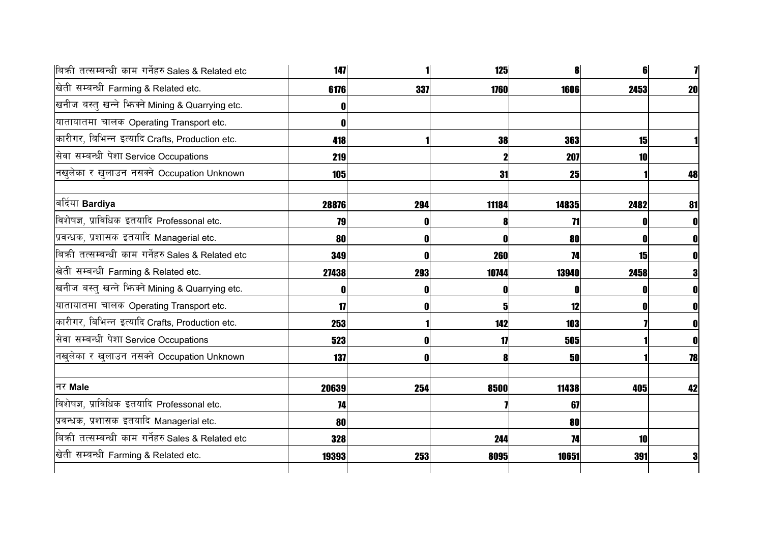| | | | | | | |
|---|---|---|---|---|---|---|
| बिक्री तत्सम्बन्धी काम गर्नेहरु Sales & Related etc | 147 | 1 | 125 | 8 | 6 | 7 |
| खेती सम्बन्धी Farming & Related etc. | 6176 | 337 | 1760 | 1606 | 2453 | 20 |
| खनीज बस्तु खन्ने झिक्ने Mining & Quarrying etc. | 0 | | | | | |
| यातायातमा चालक Operating Transport etc. | 0 | | | | | |
| कारीगर, बिभिन्न इत्यादि Crafts, Production etc. | 418 | 1 | 38 | 363 | 15 | 1 |
| सेवा सम्बन्धी पेशा Service Occupations | 219 | | 2 | 207 | 10 | |
| नखुलेका र खुलाउन नसक्ने Occupation Unknown | 105 | | 31 | 25 | 1 | 48 |
| | | | | | | |
| बर्दिया **Bardiya** | 28876 | 294 | 11184 | 14835 | 2482 | 81 |
| विशेषज्ञ, प्राविधिक इतयादि Professonal etc. | 79 | 0 | 8 | 71 | 0 | 0 |
| प्रवन्धक, प्रशासक इतयादि Managerial etc. | 80 | 0 | 0 | 80 | 0 | 0 |
| बिक्री तत्सम्बन्धी काम गर्नेहरु Sales & Related etc | 349 | 0 | 260 | 74 | 15 | 0 |
| खेती सम्बन्धी Farming & Related etc. | 27438 | 293 | 10744 | 13940 | 2458 | 3 |
| खनीज बस्तु खन्ने झिक्ने Mining & Quarrying etc. | 0 | 0 | 0 | 0 | 0 | 0 |
| यातायातमा चालक Operating Transport etc. | 17 | 0 | 5 | 12 | 0 | 0 |
| कारीगर, बिभिन्न इत्यादि Crafts, Production etc. | 253 | 1 | 142 | 103 | 7 | 0 |
| सेवा सम्बन्धी पेशा Service Occupations | 523 | 0 | 17 | 505 | 1 | 0 |
| नखुलेका र खुलाउन नसक्ने Occupation Unknown | 137 | 0 | 8 | 50 | 1 | 78 |
| | | | | | | |
| नर **Male** | 20639 | 254 | 8500 | 11438 | 405 | 42 |
| विशेषज्ञ, प्राविधिक इतयादि Professonal etc. | 74 | | 7 | 67 | | |
| प्रवन्धक, प्रशासक इतयादि Managerial etc. | 80 | | | 80 | | |
| बिक्री तत्सम्बन्धी काम गर्नेहरु Sales & Related etc | 328 | | 244 | 74 | 10 | |
| खेती सम्बन्धी Farming & Related etc. | 19393 | 253 | 8095 | 10651 | 391 | 3 |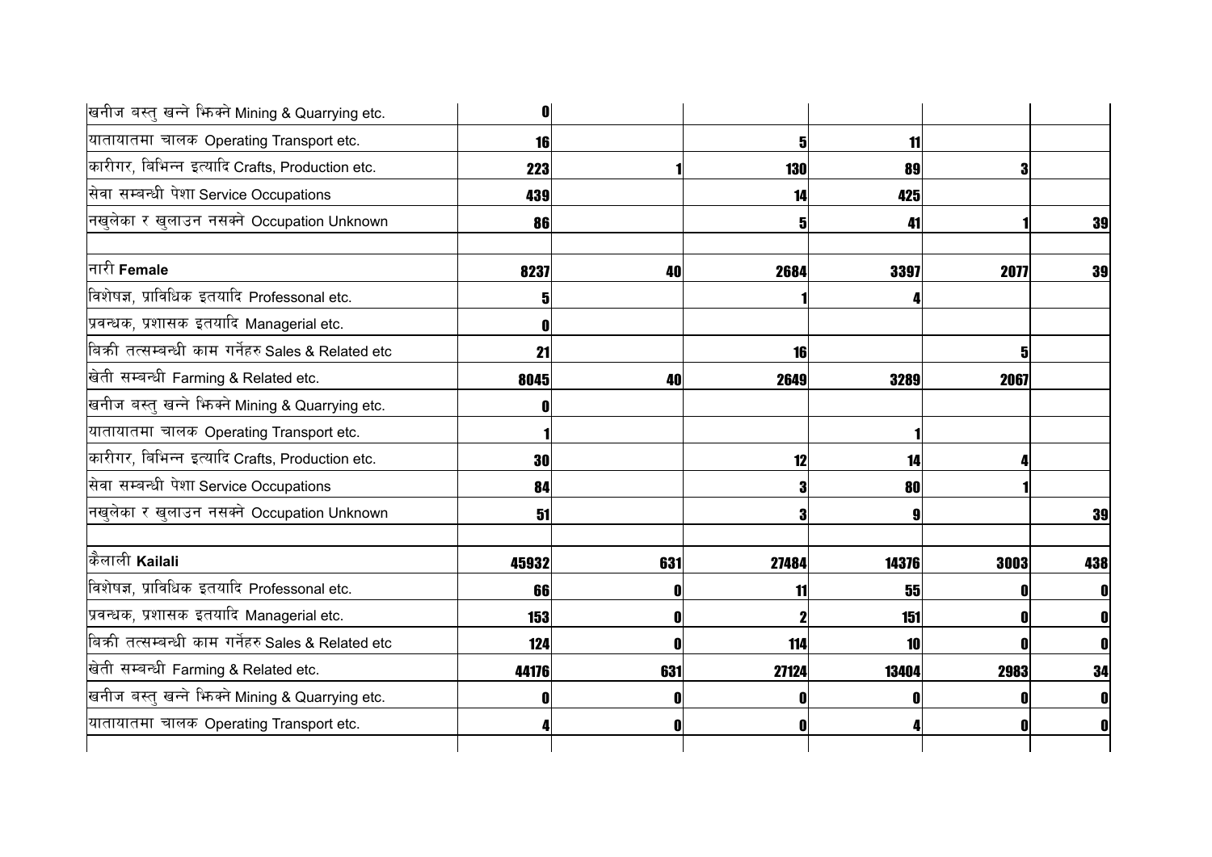| | | | | | | |
|---|---|---|---|---|---|---|
| खनीज बस्तु खन्ने भिक्ने Mining & Quarrying etc. | 0 | | | | | |
| यातायातमा चालक Operating Transport etc. | 16 | | 5 | 11 | | |
| कारीगर, बिभिन्न इत्यादि Crafts, Production etc. | 223 | 1 | 130 | 89 | 3 | |
| सेवा सम्बन्धी पेशा Service Occupations | 439 | | 14 | 425 | | |
| नखुलेका र खुलाउन नसक्ने Occupation Unknown | 86 | | 5 | 41 | 1 | 39 |
| | | | | | | |
| नारी **Female** | 8237 | 40 | 2684 | 3397 | 2077 | 39 |
| विशेषज्ञ, प्राविधिक इतयादि Professonal etc. | 5 | | 1 | 4 | | |
| प्रवन्धक, प्रशासक इतयादि Managerial etc. | 0 | | | | | |
| बिक्री तत्सम्बन्धी काम गर्नेहरु Sales & Related etc | 21 | | 16 | | 5 | |
| खेती सम्बन्धी Farming & Related etc. | 8045 | 40 | 2649 | 3289 | 2067 | |
| खनीज बस्तु खन्ने भिक्ने Mining & Quarrying etc. | 0 | | | | | |
| यातायातमा चालक Operating Transport etc. | 1 | | | 1 | | |
| कारीगर, बिभिन्न इत्यादि Crafts, Production etc. | 30 | | 12 | 14 | 4 | |
| सेवा सम्बन्धी पेशा Service Occupations | 84 | | 3 | 80 | 1 | |
| नखुलेका र खुलाउन नसक्ने Occupation Unknown | 51 | | 3 | 9 | | 39 |
| | | | | | | |
| कैलाली **Kailali** | 45932 | 631 | 27484 | 14376 | 3003 | 438 |
| विशेषज्ञ, प्राविधिक इतयादि Professonal etc. | 66 | 0 | 11 | 55 | 0 | 0 |
| प्रवन्धक, प्रशासक इतयादि Managerial etc. | 153 | 0 | 2 | 151 | 0 | 0 |
| बिक्री तत्सम्बन्धी काम गर्नेहरु Sales & Related etc | 124 | 0 | 114 | 10 | 0 | 0 |
| खेती सम्बन्धी Farming & Related etc. | 44176 | 631 | 27124 | 13404 | 2983 | 34 |
| खनीज बस्तु खन्ने भिक्ने Mining & Quarrying etc. | 0 | 0 | 0 | 0 | 0 | 0 |
| यातायातमा चालक Operating Transport etc. | 4 | 0 | 0 | 4 | 0 | 0 |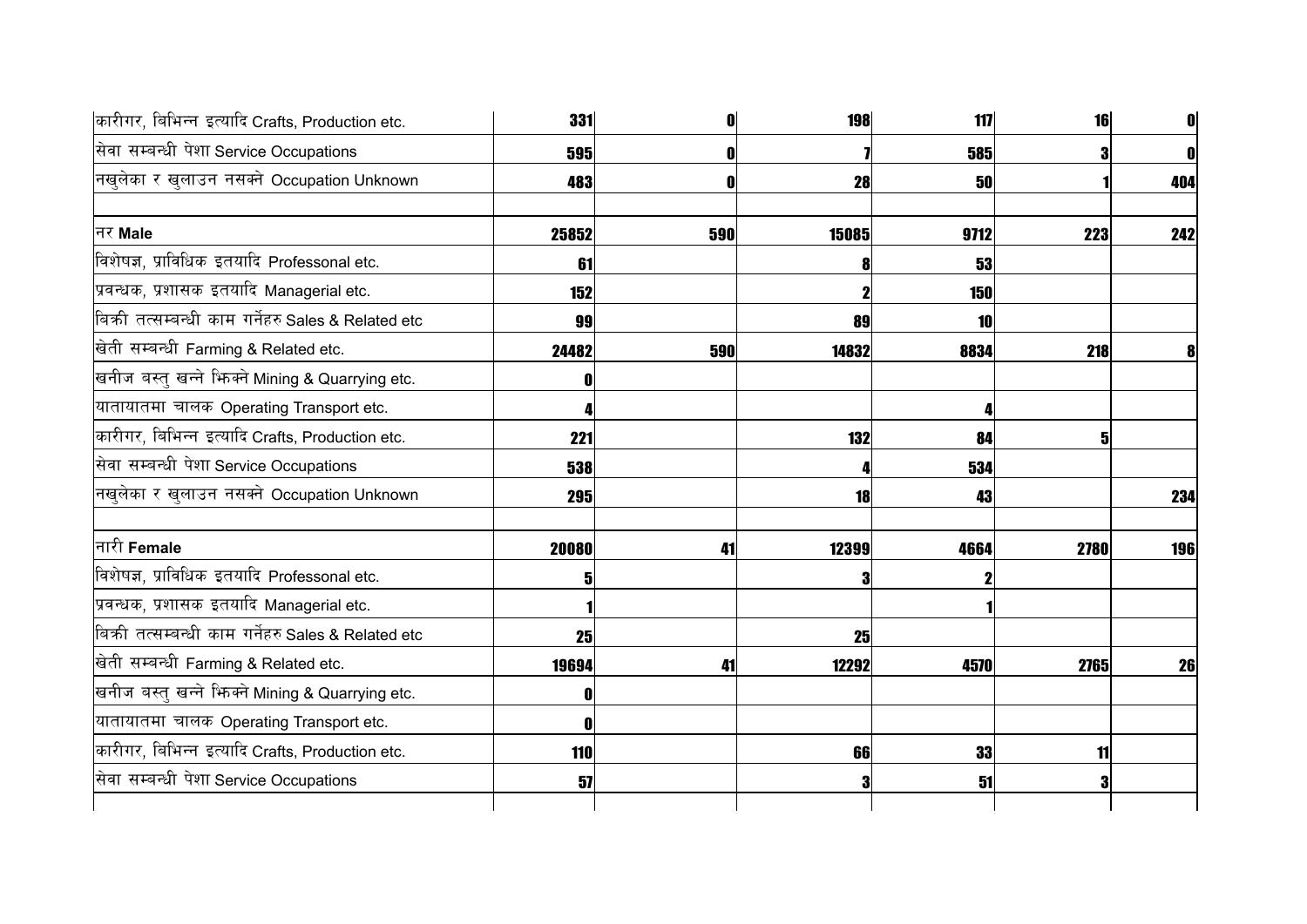| | | | | | | |
|---|---|---|---|---|---|---|
| कारीगर, बिभिन्न इत्यादि Crafts, Production etc. | **331** | **0** | **198** | **117** | **16** | **0** |
| सेवा सम्बन्धी पेशा Service Occupations | **595** | **0** | **7** | **585** | **3** | **0** |
| नखुलेका र खुलाउन नसक्ने Occupation Unknown | **483** | **0** | **28** | **50** | **1** | **404** |
| | | | | | | |
| नर **Male** | **25852** | **590** | **15085** | **9712** | **223** | **242** |
| विशेषज्ञ, प्राविधिक इतयादि Professonal etc. | **61** | | **8** | **53** | | |
| प्रवन्धक, प्रशासक इतयादि Managerial etc. | **152** | | **2** | **150** | | |
| बिक्री तत्सम्बन्धी काम गर्नेहरु Sales & Related etc | **99** | | **89** | **10** | | |
| खेती सम्बन्धी Farming & Related etc. | **24482** | **590** | **14832** | **8834** | **218** | **8** |
| खनीज बस्तु खन्ने झिक्ने Mining & Quarrying etc. | **0** | | | | | |
| यातायातमा चालक Operating Transport etc. | **4** | | | **4** | | |
| कारीगर, बिभिन्न इत्यादि Crafts, Production etc. | **221** | | **132** | **84** | **5** | |
| सेवा सम्बन्धी पेशा Service Occupations | **538** | | **4** | **534** | | |
| नखुलेका र खुलाउन नसक्ने Occupation Unknown | **295** | | **18** | **43** | | **234** |
| | | | | | | |
| नारी **Female** | **20080** | **41** | **12399** | **4664** | **2780** | **196** |
| विशेषज्ञ, प्राविधिक इतयादि Professonal etc. | **5** | | **3** | **2** | | |
| प्रवन्धक, प्रशासक इतयादि Managerial etc. | **1** | | | **1** | | |
| बिक्री तत्सम्बन्धी काम गर्नेहरु Sales & Related etc | **25** | | **25** | | | |
| खेती सम्बन्धी Farming & Related etc. | **19694** | **41** | **12292** | **4570** | **2765** | **26** |
| खनीज बस्तु खन्ने झिक्ने Mining & Quarrying etc. | **0** | | | | | |
| यातायातमा चालक Operating Transport etc. | **0** | | | | | |
| कारीगर, बिभिन्न इत्यादि Crafts, Production etc. | **110** | | **66** | **33** | **11** | |
| सेवा सम्बन्धी पेशा Service Occupations | **57** | | **3** | **51** | **3** | |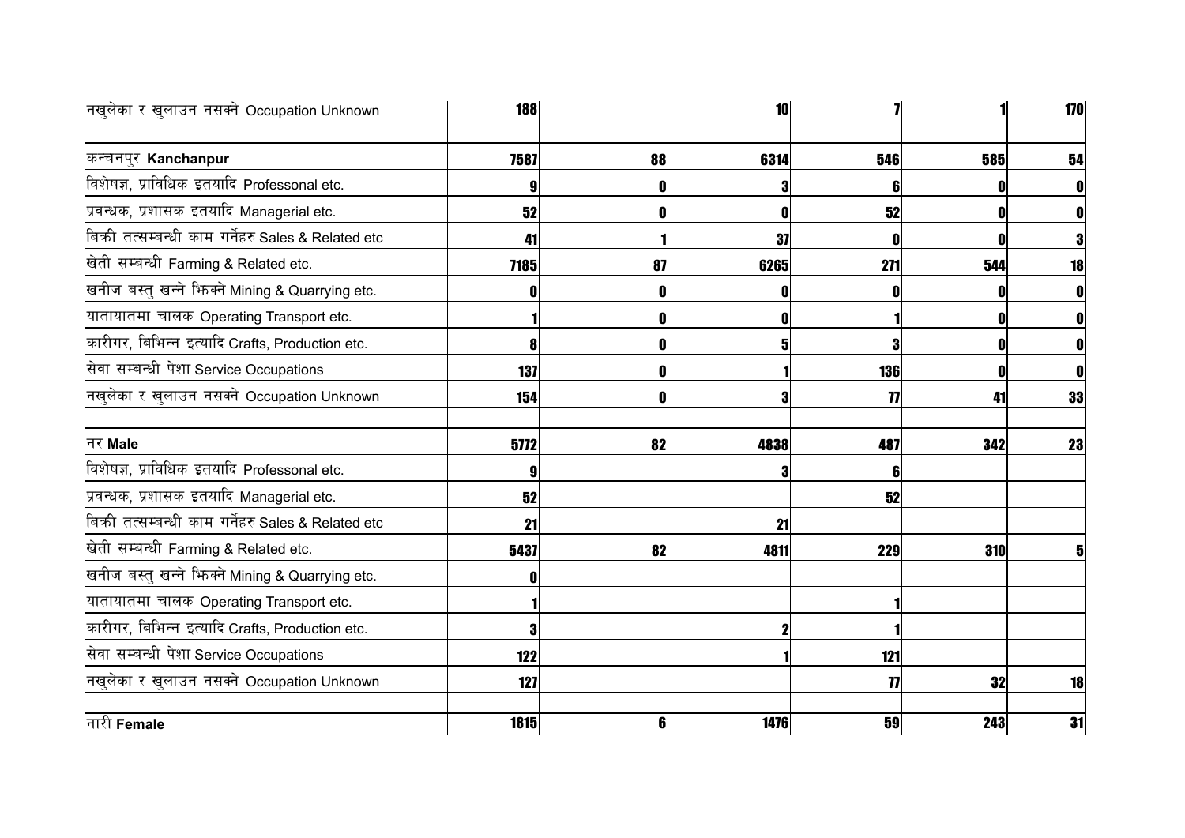| | | | | | | |
|---|---|---|---|---|---|---|
| नखुलेका र खुलाउन नसक्ने Occupation Unknown | **188** | | **10** | **7** | **1** | **170** |
| | | | | | | |
| कन्चनपुर **Kanchanpur** | **7587** | **88** | **6314** | **546** | **585** | **54** |
| विशेषज्ञ, प्राविधिक इतयादि Professonal etc. | **9** | **0** | **3** | **6** | **0** | **0** |
| प्रवन्धक, प्रशासक इतयादि Managerial etc. | **52** | **0** | **0** | **52** | **0** | **0** |
| बिक्री तत्सम्बन्धी काम गर्नेहरु Sales & Related etc | **41** | **1** | **37** | **0** | **0** | **3** |
| खेती सम्बन्धी Farming & Related etc. | **7185** | **87** | **6265** | **271** | **544** | **18** |
| खनीज बस्तु खन्ने झिक्ने Mining & Quarrying etc. | **0** | **0** | **0** | **0** | **0** | **0** |
| यातायातमा चालक Operating Transport etc. | **1** | **0** | **0** | **1** | **0** | **0** |
| कारीगर, बिभिन्न इत्यादि Crafts, Production etc. | **8** | **0** | **5** | **3** | **0** | **0** |
| सेवा सम्बन्धी पेशा Service Occupations | **137** | **0** | **1** | **136** | **0** | **0** |
| नखुलेका र खुलाउन नसक्ने Occupation Unknown | **154** | **0** | **3** | **77** | **41** | **33** |
| | | | | | | |
| नर **Male** | **5772** | **82** | **4838** | **487** | **342** | **23** |
| विशेषज्ञ, प्राविधिक इतयादि Professonal etc. | **9** | | **3** | **6** | | |
| प्रवन्धक, प्रशासक इतयादि Managerial etc. | **52** | | | **52** | | |
| बिक्री तत्सम्बन्धी काम गर्नेहरु Sales & Related etc | **21** | | **21** | | | |
| खेती सम्बन्धी Farming & Related etc. | **5437** | **82** | **4811** | **229** | **310** | **5** |
| खनीज बस्तु खन्ने झिक्ने Mining & Quarrying etc. | **0** | | | | | |
| यातायातमा चालक Operating Transport etc. | **1** | | | **1** | | |
| कारीगर, बिभिन्न इत्यादि Crafts, Production etc. | **3** | | **2** | **1** | | |
| सेवा सम्बन्धी पेशा Service Occupations | **122** | | **1** | **121** | | |
| नखुलेका र खुलाउन नसक्ने Occupation Unknown | **127** | | | **77** | **32** | **18** |
| | | | | | | |
| नारी **Female** | **1815** | **6** | **1476** | **59** | **243** | **31** |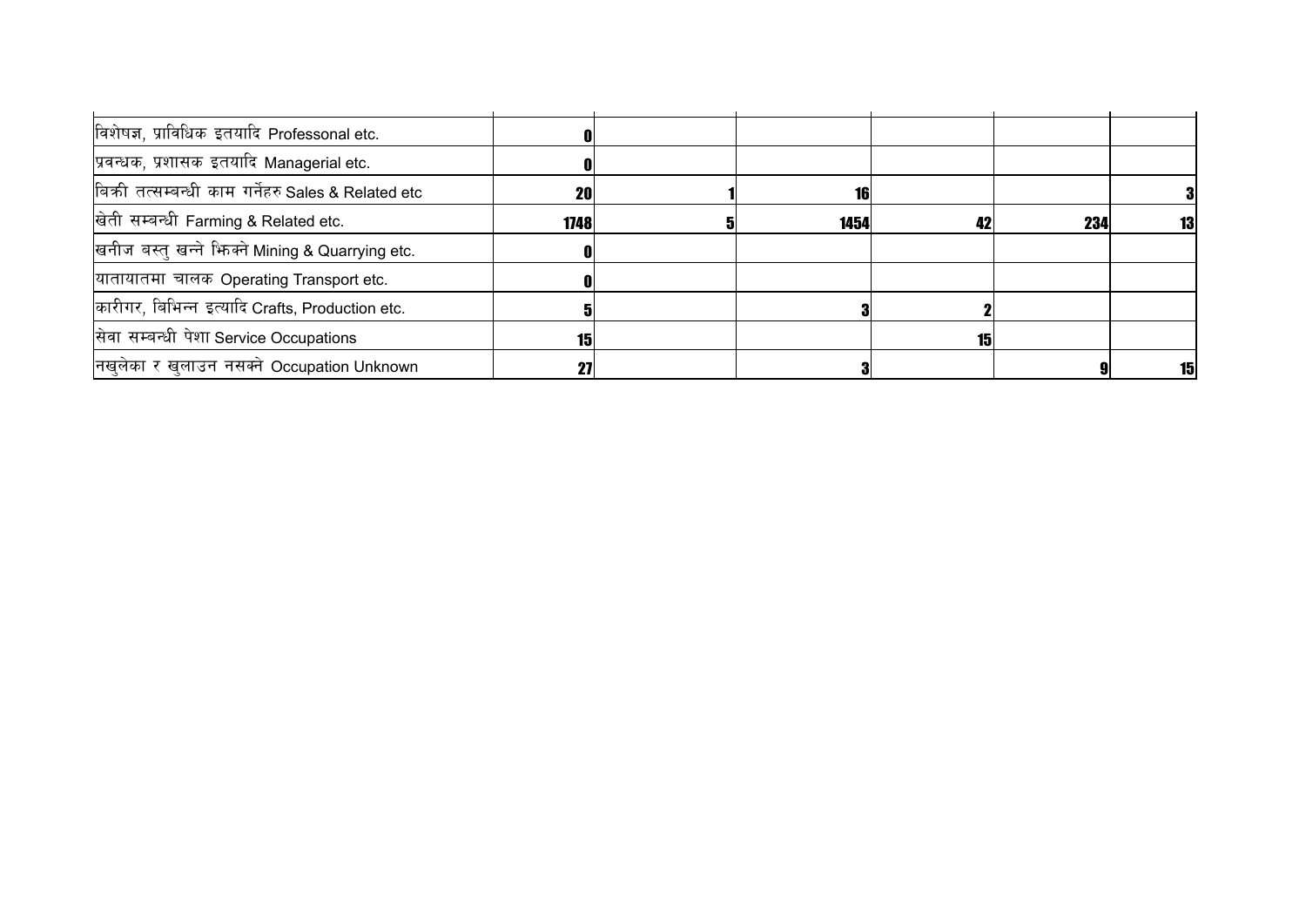| | | | | | | |
|---|---|---|---|---|---|---|
| विशेषज्ञ, प्राविधिक इतयादि Professonal etc. | 0 | | | | | |
| प्रवन्धक, प्रशासक इतयादि Managerial etc. | 0 | | | | | |
| बिक्री तत्सम्बन्धी काम गर्नेहरु Sales & Related etc | 20 | 1 | 16 | | | 3 |
| खेती सम्बन्धी Farming & Related etc. | 1748 | 5 | 1454 | 42 | 234 | 13 |
| खनीज बस्तु खन्ने झिक्ने Mining & Quarrying etc. | 0 | | | | | |
| यातायातमा चालक Operating Transport etc. | 0 | | | | | |
| कारीगर, बिभिन्न इत्यादि Crafts, Production etc. | 5 | | 3 | 2 | | |
| सेवा सम्बन्धी पेशा Service Occupations | 15 | | | 15 | | |
| नखुलेका र खुलाउन नसक्ने Occupation Unknown | 27 | | 3 | | 9 | 15 |